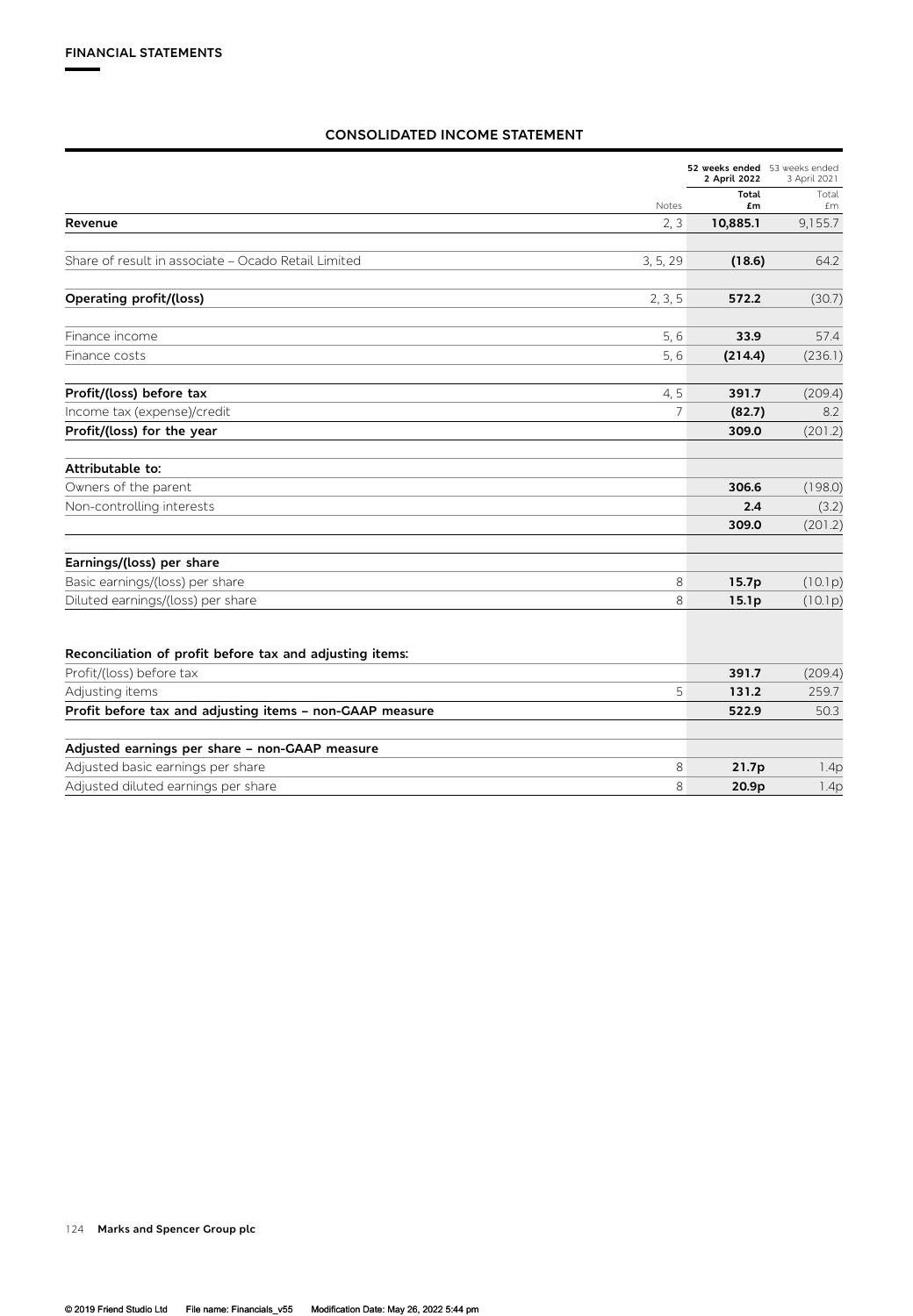## CONSOLIDATED INCOME STATEMENT

| | Notes | 52 weeks ended 2 April 2022 Total £m | 53 weeks ended 3 April 2021 Total £m |
|---|---|---|---|
| **Revenue** | 2, 3 | **10,885.1** | 9,155.7 |
| Share of result in associate – Ocado Retail Limited | 3, 5, 29 | **(18.6)** | 64.2 |
| **Operating profit/(loss)** | 2, 3, 5 | **572.2** | (30.7) |
| Finance income | 5, 6 | **33.9** | 57.4 |
| Finance costs | 5, 6 | **(214.4)** | (236.1) |
| **Profit/(loss) before tax** | 4, 5 | **391.7** | (209.4) |
| Income tax (expense)/credit | 7 | **(82.7)** | 8.2 |
| **Profit/(loss) for the year** | | **309.0** | (201.2) |
| **Attributable to:** | | | |
| Owners of the parent | | **306.6** | (198.0) |
| Non-controlling interests | | **2.4** | (3.2) |
| | | **309.0** | (201.2) |
| **Earnings/(loss) per share** | | | |
| Basic earnings/(loss) per share | 8 | **15.7p** | (10.1p) |
| Diluted earnings/(loss) per share | 8 | **15.1p** | (10.1p) |
| **Reconciliation of profit before tax and adjusting items:** | | | |
| Profit/(loss) before tax | | **391.7** | (209.4) |
| Adjusting items | 5 | **131.2** | 259.7 |
| **Profit before tax and adjusting items – non-GAAP measure** | | **522.9** | 50.3 |
| **Adjusted earnings per share – non-GAAP measure** | | | |
| Adjusted basic earnings per share | 8 | **21.7p** | 1.4p |
| Adjusted diluted earnings per share | 8 | **20.9p** | 1.4p |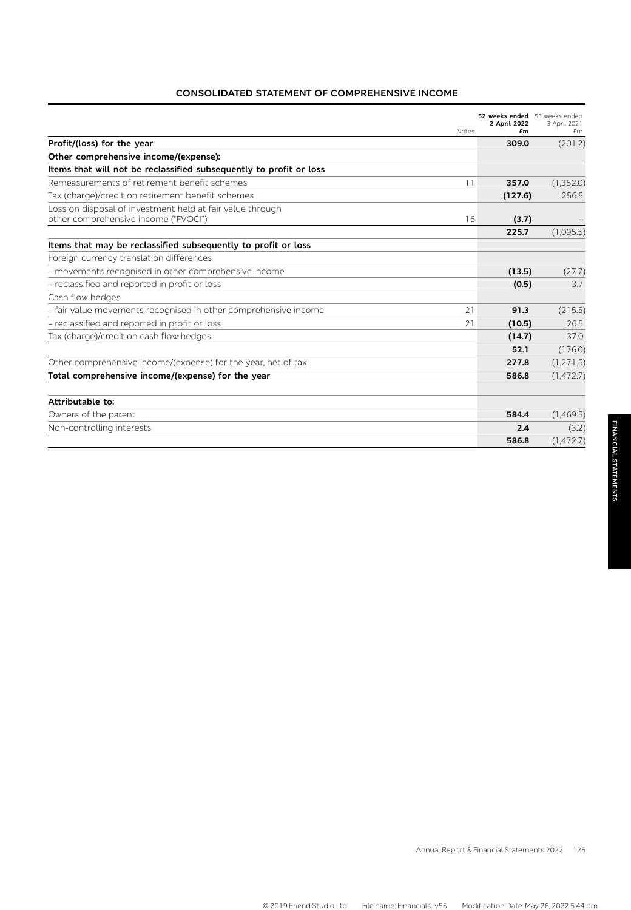# CONSOLIDATED STATEMENT OF COMPREHENSIVE INCOME

| | Notes | 52 weeks ended 2 April 2022 £m | 53 weeks ended 3 April 2021 £m |
|---|---|---|---|
| **Profit/(loss) for the year** | | **309.0** | (201.2) |
| **Other comprehensive income/(expense):** | | | |
| **Items that will not be reclassified subsequently to profit or loss** | | | |
| Remeasurements of retirement benefit schemes | 11 | **357.0** | (1,352.0) |
| Tax (charge)/credit on retirement benefit schemes | | **(127.6)** | 256.5 |
| Loss on disposal of investment held at fair value through other comprehensive income ("FVOCI") | 16 | **(3.7)** | – |
| | | **225.7** | (1,095.5) |
| **Items that may be reclassified subsequently to profit or loss** | | | |
| Foreign currency translation differences | | | |
| – movements recognised in other comprehensive income | | **(13.5)** | (27.7) |
| – reclassified and reported in profit or loss | | **(0.5)** | 3.7 |
| Cash flow hedges | | | |
| – fair value movements recognised in other comprehensive income | 21 | **91.3** | (215.5) |
| – reclassified and reported in profit or loss | 21 | **(10.5)** | 26.5 |
| Tax (charge)/credit on cash flow hedges | | **(14.7)** | 37.0 |
| | | **52.1** | (176.0) |
| Other comprehensive income/(expense) for the year, net of tax | | **277.8** | (1,271.5) |
| **Total comprehensive income/(expense) for the year** | | **586.8** | (1,472.7) |
| | | | |
| **Attributable to:** | | | |
| Owners of the parent | | **584.4** | (1,469.5) |
| Non-controlling interests | | **2.4** | (3.2) |
| | | **586.8** | (1,472.7) |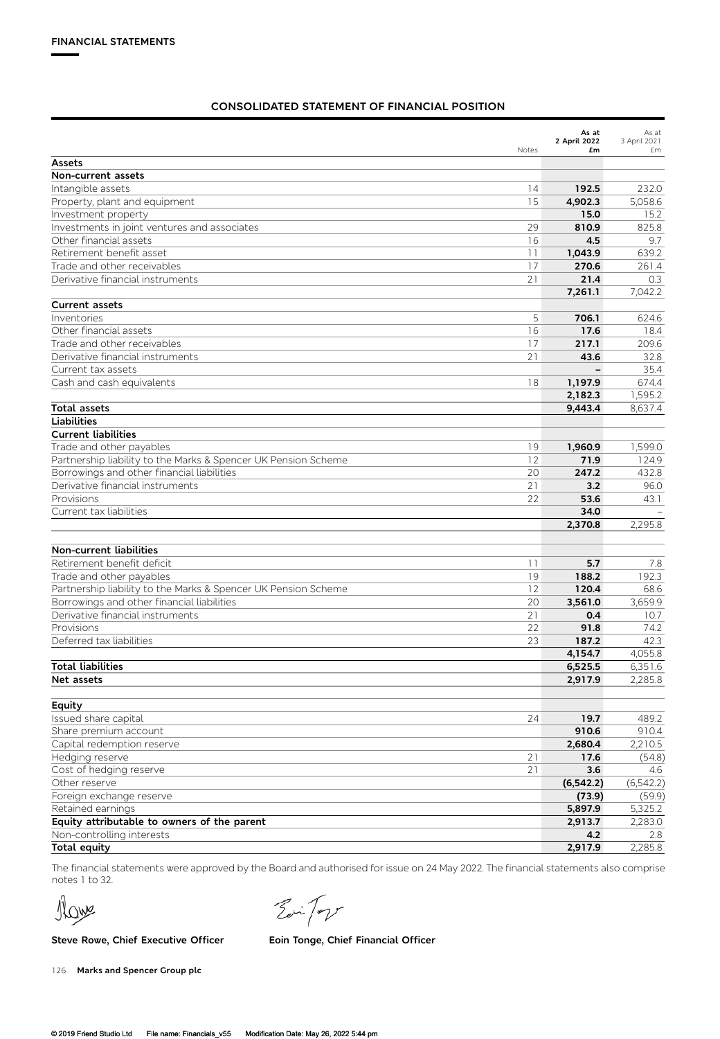FINANCIAL STATEMENTS

## CONSOLIDATED STATEMENT OF FINANCIAL POSITION

| | Notes | As at 2 April 2022 £m | As at 3 April 2021 £m |
|---|---|---|---|
| **Assets** | | | |
| **Non-current assets** | | | |
| Intangible assets | 14 | **192.5** | 232.0 |
| Property, plant and equipment | 15 | **4,902.3** | 5,058.6 |
| Investment property | | **15.0** | 15.2 |
| Investments in joint ventures and associates | 29 | **810.9** | 825.8 |
| Other financial assets | 16 | **4.5** | 9.7 |
| Retirement benefit asset | 11 | **1,043.9** | 639.2 |
| Trade and other receivables | 17 | **270.6** | 261.4 |
| Derivative financial instruments | 21 | **21.4** | 0.3 |
| | | **7,261.1** | 7,042.2 |
| **Current assets** | | | |
| Inventories | 5 | **706.1** | 624.6 |
| Other financial assets | 16 | **17.6** | 18.4 |
| Trade and other receivables | 17 | **217.1** | 209.6 |
| Derivative financial instruments | 21 | **43.6** | 32.8 |
| Current tax assets | | **–** | 35.4 |
| Cash and cash equivalents | 18 | **1,197.9** | 674.4 |
| | | **2,182.3** | 1,595.2 |
| **Total assets** | | **9,443.4** | 8,637.4 |
| **Liabilities** | | | |
| **Current liabilities** | | | |
| Trade and other payables | 19 | **1,960.9** | 1,599.0 |
| Partnership liability to the Marks & Spencer UK Pension Scheme | 12 | **71.9** | 124.9 |
| Borrowings and other financial liabilities | 20 | **247.2** | 432.8 |
| Derivative financial instruments | 21 | **3.2** | 96.0 |
| Provisions | 22 | **53.6** | 43.1 |
| Current tax liabilities | | **34.0** | – |
| | | **2,370.8** | 2,295.8 |
| **Non-current liabilities** | | | |
| Retirement benefit deficit | 11 | **5.7** | 7.8 |
| Trade and other payables | 19 | **188.2** | 192.3 |
| Partnership liability to the Marks & Spencer UK Pension Scheme | 12 | **120.4** | 68.6 |
| Borrowings and other financial liabilities | 20 | **3,561.0** | 3,659.9 |
| Derivative financial instruments | 21 | **0.4** | 10.7 |
| Provisions | 22 | **91.8** | 74.2 |
| Deferred tax liabilities | 23 | **187.2** | 42.3 |
| | | **4,154.7** | 4,055.8 |
| **Total liabilities** | | **6,525.5** | 6,351.6 |
| **Net assets** | | **2,917.9** | 2,285.8 |
| **Equity** | | | |
| Issued share capital | 24 | **19.7** | 489.2 |
| Share premium account | | **910.6** | 910.4 |
| Capital redemption reserve | | **2,680.4** | 2,210.5 |
| Hedging reserve | 21 | **17.6** | (54.8) |
| Cost of hedging reserve | 21 | **3.6** | 4.6 |
| Other reserve | | **(6,542.2)** | (6,542.2) |
| Foreign exchange reserve | | **(73.9)** | (59.9) |
| Retained earnings | | **5,897.9** | 5,325.2 |
| **Equity attributable to owners of the parent** | | **2,913.7** | 2,283.0 |
| Non-controlling interests | | **4.2** | 2.8 |
| **Total equity** | | **2,917.9** | 2,285.8 |

The financial statements were approved by the Board and authorised for issue on 24 May 2022. The financial statements also comprise notes 1 to 32.

**Steve Rowe, Chief Executive Officer**

**Eoin Tonge, Chief Financial Officer**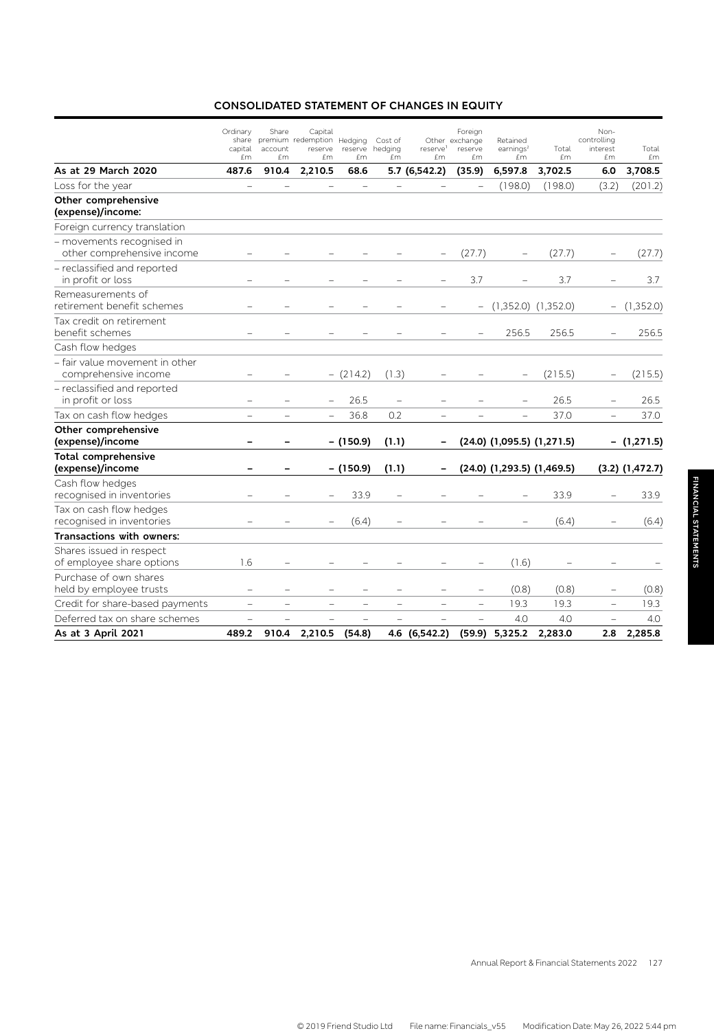## CONSOLIDATED STATEMENT OF CHANGES IN EQUITY

| | Ordinary share capital £m | Share premium account £m | Capital redemption reserve £m | Hedging reserve £m | Cost of hedging £m | Other reserve[1] £m | Foreign exchange reserve £m | Retained earnings[2] £m | Total £m | Non-controlling interest £m | Total £m |
|---|---|---|---|---|---|---|---|---|---|---|---|
| **As at 29 March 2020** | **487.6** | **910.4** | **2,210.5** | **68.6** | **5.7** | **(6,542.2)** | **(35.9)** | **6,597.8** | **3,702.5** | **6.0** | **3,708.5** |
| Loss for the year | – | – | – | – | – | – | – | (198.0) | (198.0) | (3.2) | (201.2) |
| **Other comprehensive (expense)/income:** | | | | | | | | | | | |
| Foreign currency translation | | | | | | | | | | | |
| – movements recognised in other comprehensive income | – | – | – | – | – | – | (27.7) | – | (27.7) | – | (27.7) |
| – reclassified and reported in profit or loss | – | – | – | – | – | – | 3.7 | – | 3.7 | – | 3.7 |
| Remeasurements of retirement benefit schemes | – | – | – | – | – | – | – | (1,352.0) | (1,352.0) | – | (1,352.0) |
| Tax credit on retirement benefit schemes | – | – | – | – | – | – | – | 256.5 | 256.5 | – | 256.5 |
| Cash flow hedges | | | | | | | | | | | |
| – fair value movement in other comprehensive income | – | – | – | (214.2) | (1.3) | – | – | – | (215.5) | – | (215.5) |
| – reclassified and reported in profit or loss | – | – | – | 26.5 | – | – | – | – | 26.5 | – | 26.5 |
| Tax on cash flow hedges | – | – | – | 36.8 | 0.2 | – | – | – | 37.0 | – | 37.0 |
| **Other comprehensive (expense)/income** | **–** | **–** | **–** | **(150.9)** | **(1.1)** | **–** | **(24.0)** | **(1,095.5)** | **(1,271.5)** | **–** | **(1,271.5)** |
| **Total comprehensive (expense)/income** | **–** | **–** | **–** | **(150.9)** | **(1.1)** | **–** | **(24.0)** | **(1,293.5)** | **(1,469.5)** | **(3.2)** | **(1,472.7)** |
| Cash flow hedges recognised in inventories | – | – | – | 33.9 | – | – | – | – | 33.9 | – | 33.9 |
| Tax on cash flow hedges recognised in inventories | – | – | – | (6.4) | – | – | – | – | (6.4) | – | (6.4) |
| **Transactions with owners:** | | | | | | | | | | | |
| Shares issued in respect of employee share options | 1.6 | – | – | – | – | – | – | (1.6) | – | – | – |
| Purchase of own shares held by employee trusts | – | – | – | – | – | – | – | (0.8) | (0.8) | – | (0.8) |
| Credit for share-based payments | – | – | – | – | – | – | – | 19.3 | 19.3 | – | 19.3 |
| Deferred tax on share schemes | – | – | – | – | – | – | – | 4.0 | 4.0 | – | 4.0 |
| **As at 3 April 2021** | **489.2** | **910.4** | **2,210.5** | **(54.8)** | **4.6** | **(6,542.2)** | **(59.9)** | **5,325.2** | **2,283.0** | **2.8** | **2,285.8** |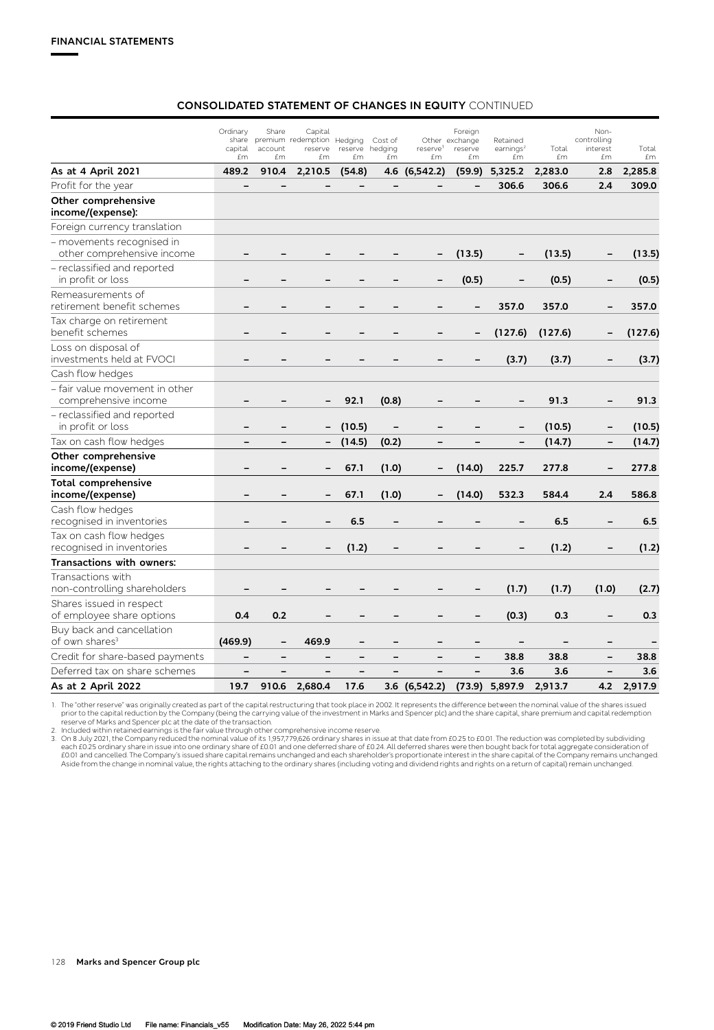## FINANCIAL STATEMENTS

### CONSOLIDATED STATEMENT OF CHANGES IN EQUITY CONTINUED

| | Ordinary share capital £m | Share premium account £m | Capital redemption reserve £m | Hedging reserve £m | Cost of hedging £m | Other reserve[1] £m | Foreign exchange reserve £m | Retained earnings[2] £m | Total £m | Non-controlling interest £m | Total £m |
|---|---|---|---|---|---|---|---|---|---|---|---|
| **As at 4 April 2021** | **489.2** | **910.4** | **2,210.5** | **(54.8)** | **4.6** | **(6,542.2)** | **(59.9)** | **5,325.2** | **2,283.0** | **2.8** | **2,285.8** |
| Profit for the year | – | – | – | – | – | – | – | 306.6 | 306.6 | 2.4 | 309.0 |
| **Other comprehensive income/(expense):** | | | | | | | | | | | |
| Foreign currency translation | | | | | | | | | | | |
| – movements recognised in other comprehensive income | – | – | – | – | – | – | (13.5) | – | (13.5) | – | (13.5) |
| – reclassified and reported in profit or loss | – | – | – | – | – | – | (0.5) | – | (0.5) | – | (0.5) |
| Remeasurements of retirement benefit schemes | – | – | – | – | – | – | – | 357.0 | 357.0 | – | 357.0 |
| Tax charge on retirement benefit schemes | – | – | – | – | – | – | – | (127.6) | (127.6) | – | (127.6) |
| Loss on disposal of investments held at FVOCI | – | – | – | – | – | – | – | (3.7) | (3.7) | – | (3.7) |
| Cash flow hedges | | | | | | | | | | | |
| – fair value movement in other comprehensive income | – | – | – | 92.1 | (0.8) | – | – | – | 91.3 | – | 91.3 |
| – reclassified and reported in profit or loss | – | – | – | (10.5) | – | – | – | – | (10.5) | – | (10.5) |
| Tax on cash flow hedges | – | – | – | (14.5) | (0.2) | – | – | – | (14.7) | – | (14.7) |
| **Other comprehensive income/(expense)** | – | – | – | 67.1 | (1.0) | – | (14.0) | 225.7 | 277.8 | – | 277.8 |
| **Total comprehensive income/(expense)** | – | – | – | 67.1 | (1.0) | – | (14.0) | 532.3 | 584.4 | 2.4 | 586.8 |
| Cash flow hedges recognised in inventories | – | – | – | 6.5 | – | – | – | – | 6.5 | – | 6.5 |
| Tax on cash flow hedges recognised in inventories | – | – | – | (1.2) | – | – | – | – | (1.2) | – | (1.2) |
| **Transactions with owners:** | | | | | | | | | | | |
| Transactions with non-controlling shareholders | – | – | – | – | – | – | – | (1.7) | (1.7) | (1.0) | (2.7) |
| Shares issued in respect of employee share options | 0.4 | 0.2 | – | – | – | – | – | (0.3) | 0.3 | – | 0.3 |
| Buy back and cancellation of own shares[3] | (469.9) | – | 469.9 | – | – | – | – | – | – | – | – |
| Credit for share-based payments | – | – | – | – | – | – | – | 38.8 | 38.8 | – | 38.8 |
| Deferred tax on share schemes | – | – | – | – | – | – | – | 3.6 | 3.6 | – | 3.6 |
| **As at 2 April 2022** | **19.7** | **910.6** | **2,680.4** | **17.6** | **3.6** | **(6,542.2)** | **(73.9)** | **5,897.9** | **2,913.7** | **4.2** | **2,917.9** |

1. The "other reserve" was originally created as part of the capital restructuring that took place in 2002. It represents the difference between the nominal value of the shares issued prior to the capital reduction by the Company (being the carrying value of the investment in Marks and Spencer plc) and the share capital, share premium and capital redemption reserve of Marks and Spencer plc at the date of the transaction.
2. Included within retained earnings is the fair value through other comprehensive income reserve.
3. On 8 July 2021, the Company reduced the nominal value of its 1,957,779,626 ordinary shares in issue at that date from £0.25 to £0.01. The reduction was completed by subdividing each £0.25 ordinary share in issue into one ordinary share of £0.01 and one deferred share of £0.24. All deferred shares were then bought back for total aggregate consideration of £0.01 and cancelled. The Company's issued share capital remains unchanged and each shareholder's proportionate interest in the share capital of the Company remains unchanged. Aside from the change in nominal value, the rights attaching to the ordinary shares (including voting and dividend rights and rights on a return of capital) remain unchanged.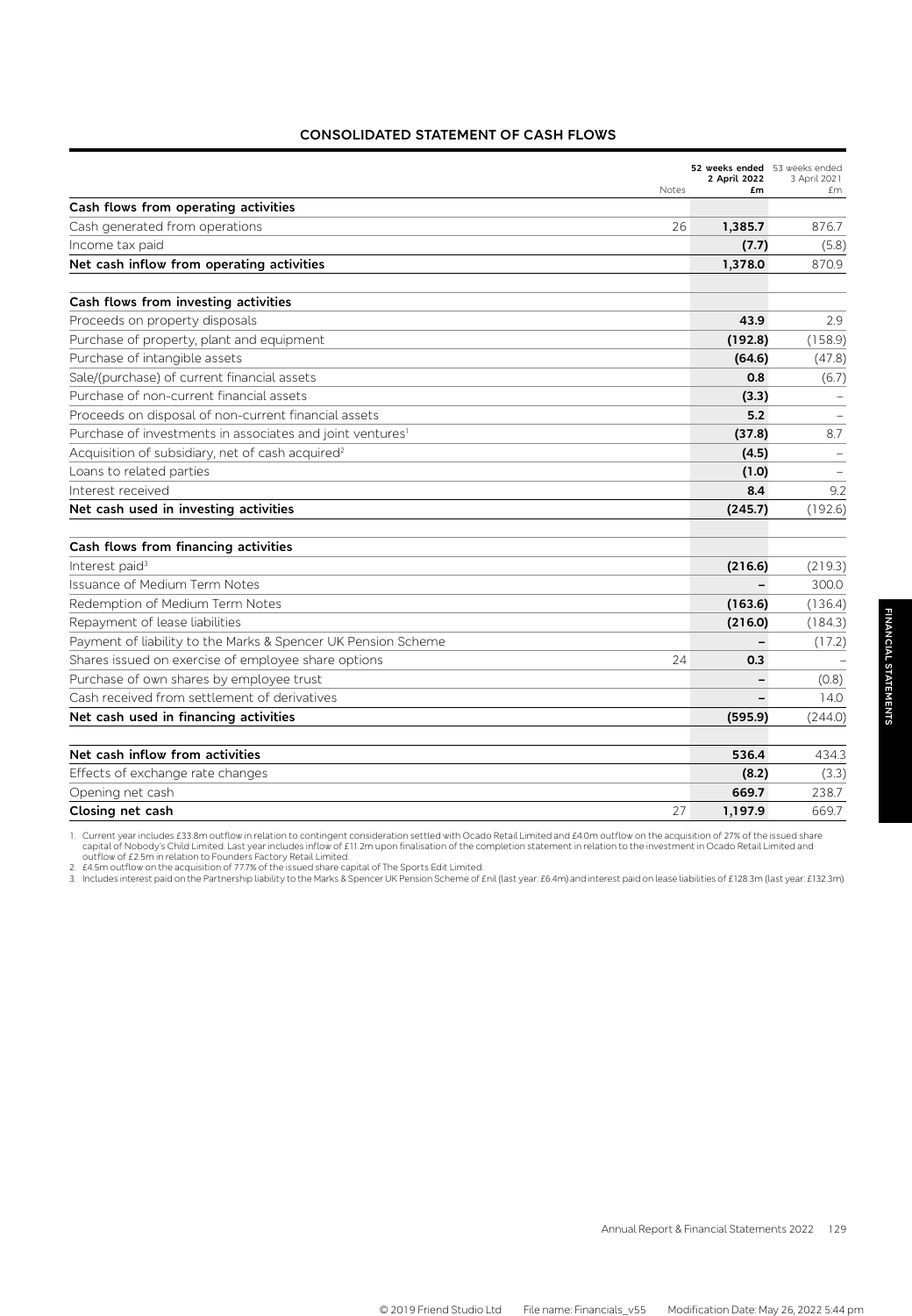## CONSOLIDATED STATEMENT OF CASH FLOWS

| | Notes | 52 weeks ended 2 April 2022 £m | 53 weeks ended 3 April 2021 £m |
|---|---|---|---|
| **Cash flows from operating activities** | | | |
| Cash generated from operations | 26 | **1,385.7** | 876.7 |
| Income tax paid | | **(7.7)** | (5.8) |
| **Net cash inflow from operating activities** | | **1,378.0** | 870.9 |
| | | | |
| **Cash flows from investing activities** | | | |
| Proceeds on property disposals | | **43.9** | 2.9 |
| Purchase of property, plant and equipment | | **(192.8)** | (158.9) |
| Purchase of intangible assets | | **(64.6)** | (47.8) |
| Sale/(purchase) of current financial assets | | **0.8** | (6.7) |
| Purchase of non-current financial assets | | **(3.3)** | – |
| Proceeds on disposal of non-current financial assets | | **5.2** | – |
| Purchase of investments in associates and joint ventures[1] | | **(37.8)** | 8.7 |
| Acquisition of subsidiary, net of cash acquired[2] | | **(4.5)** | – |
| Loans to related parties | | **(1.0)** | – |
| Interest received | | **8.4** | 9.2 |
| **Net cash used in investing activities** | | **(245.7)** | (192.6) |
| | | | |
| **Cash flows from financing activities** | | | |
| Interest paid[3] | | **(216.6)** | (219.3) |
| Issuance of Medium Term Notes | | **–** | 300.0 |
| Redemption of Medium Term Notes | | **(163.6)** | (136.4) |
| Repayment of lease liabilities | | **(216.0)** | (184.3) |
| Payment of liability to the Marks & Spencer UK Pension Scheme | | **–** | (17.2) |
| Shares issued on exercise of employee share options | 24 | **0.3** | – |
| Purchase of own shares by employee trust | | **–** | (0.8) |
| Cash received from settlement of derivatives | | **–** | 14.0 |
| **Net cash used in financing activities** | | **(595.9)** | (244.0) |
| | | | |
| **Net cash inflow from activities** | | **536.4** | 434.3 |
| Effects of exchange rate changes | | **(8.2)** | (3.3) |
| Opening net cash | | **669.7** | 238.7 |
| **Closing net cash** | 27 | **1,197.9** | 669.7 |

1. Current year includes £33.8m outflow in relation to contingent consideration settled with Ocado Retail Limited and £4.0m outflow on the acquisition of 27% of the issued share capital of Nobody's Child Limited. Last year includes inflow of £11.2m upon finalisation of the completion statement in relation to the investment in Ocado Retail Limited and outflow of £2.5m in relation to Founders Factory Retail Limited.
2. £4.5m outflow on the acquisition of 77.7% of the issued share capital of The Sports Edit Limited.
3. Includes interest paid on the Partnership liability to the Marks & Spencer UK Pension Scheme of £nil (last year: £6.4m) and interest paid on lease liabilities of £128.3m (last year: £132.3m).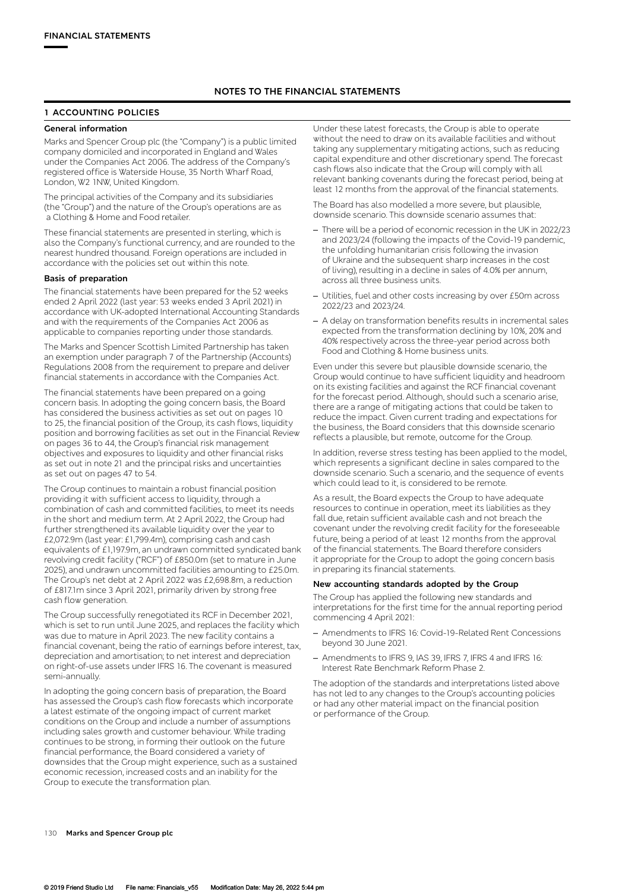# NOTES TO THE FINANCIAL STATEMENTS

## 1 ACCOUNTING POLICIES

### General information

Marks and Spencer Group plc (the "Company") is a public limited company domiciled and incorporated in England and Wales under the Companies Act 2006. The address of the Company's registered office is Waterside House, 35 North Wharf Road, London, W2 1NW, United Kingdom.

The principal activities of the Company and its subsidiaries (the "Group") and the nature of the Group's operations are as a Clothing & Home and Food retailer.

These financial statements are presented in sterling, which is also the Company's functional currency, and are rounded to the nearest hundred thousand. Foreign operations are included in accordance with the policies set out within this note.

### Basis of preparation

The financial statements have been prepared for the 52 weeks ended 2 April 2022 (last year: 53 weeks ended 3 April 2021) in accordance with UK-adopted International Accounting Standards and with the requirements of the Companies Act 2006 as applicable to companies reporting under those standards.

The Marks and Spencer Scottish Limited Partnership has taken an exemption under paragraph 7 of the Partnership (Accounts) Regulations 2008 from the requirement to prepare and deliver financial statements in accordance with the Companies Act.

The financial statements have been prepared on a going concern basis. In adopting the going concern basis, the Board has considered the business activities as set out on pages 10 to 25, the financial position of the Group, its cash flows, liquidity position and borrowing facilities as set out in the Financial Review on pages 36 to 44, the Group's financial risk management objectives and exposures to liquidity and other financial risks as set out in note 21 and the principal risks and uncertainties as set out on pages 47 to 54.

The Group continues to maintain a robust financial position providing it with sufficient access to liquidity, through a combination of cash and committed facilities, to meet its needs in the short and medium term. At 2 April 2022, the Group had further strengthened its available liquidity over the year to £2,072.9m (last year: £1,799.4m), comprising cash and cash equivalents of £1,197.9m, an undrawn committed syndicated bank revolving credit facility ("RCF") of £850.0m (set to mature in June 2025), and undrawn uncommitted facilities amounting to £25.0m. The Group's net debt at 2 April 2022 was £2,698.8m, a reduction of £817.1m since 3 April 2021, primarily driven by strong free cash flow generation.

The Group successfully renegotiated its RCF in December 2021, which is set to run until June 2025, and replaces the facility which was due to mature in April 2023. The new facility contains a financial covenant, being the ratio of earnings before interest, tax, depreciation and amortisation; to net interest and depreciation on right-of-use assets under IFRS 16. The covenant is measured semi-annually.

In adopting the going concern basis of preparation, the Board has assessed the Group's cash flow forecasts which incorporate a latest estimate of the ongoing impact of current market conditions on the Group and include a number of assumptions including sales growth and customer behaviour. While trading continues to be strong, in forming their outlook on the future financial performance, the Board considered a variety of downsides that the Group might experience, such as a sustained economic recession, increased costs and an inability for the Group to execute the transformation plan.

Under these latest forecasts, the Group is able to operate without the need to draw on its available facilities and without taking any supplementary mitigating actions, such as reducing capital expenditure and other discretionary spend. The forecast cash flows also indicate that the Group will comply with all relevant banking covenants during the forecast period, being at least 12 months from the approval of the financial statements.

The Board has also modelled a more severe, but plausible, downside scenario. This downside scenario assumes that:

- There will be a period of economic recession in the UK in 2022/23 and 2023/24 (following the impacts of the Covid-19 pandemic, the unfolding humanitarian crisis following the invasion of Ukraine and the subsequent sharp increases in the cost of living), resulting in a decline in sales of 4.0% per annum, across all three business units.
- Utilities, fuel and other costs increasing by over £50m across 2022/23 and 2023/24.
- A delay on transformation benefits results in incremental sales expected from the transformation declining by 10%, 20% and 40% respectively across the three-year period across both Food and Clothing & Home business units.

Even under this severe but plausible downside scenario, the Group would continue to have sufficient liquidity and headroom on its existing facilities and against the RCF financial covenant for the forecast period. Although, should such a scenario arise, there are a range of mitigating actions that could be taken to reduce the impact. Given current trading and expectations for the business, the Board considers that this downside scenario reflects a plausible, but remote, outcome for the Group.

In addition, reverse stress testing has been applied to the model, which represents a significant decline in sales compared to the downside scenario. Such a scenario, and the sequence of events which could lead to it, is considered to be remote.

As a result, the Board expects the Group to have adequate resources to continue in operation, meet its liabilities as they fall due, retain sufficient available cash and not breach the covenant under the revolving credit facility for the foreseeable future, being a period of at least 12 months from the approval of the financial statements. The Board therefore considers it appropriate for the Group to adopt the going concern basis in preparing its financial statements.

### New accounting standards adopted by the Group

The Group has applied the following new standards and interpretations for the first time for the annual reporting period commencing 4 April 2021:

- Amendments to IFRS 16: Covid-19-Related Rent Concessions beyond 30 June 2021.
- Amendments to IFRS 9, IAS 39, IFRS 7, IFRS 4 and IFRS 16: Interest Rate Benchmark Reform Phase 2.

The adoption of the standards and interpretations listed above has not led to any changes to the Group's accounting policies or had any other material impact on the financial position or performance of the Group.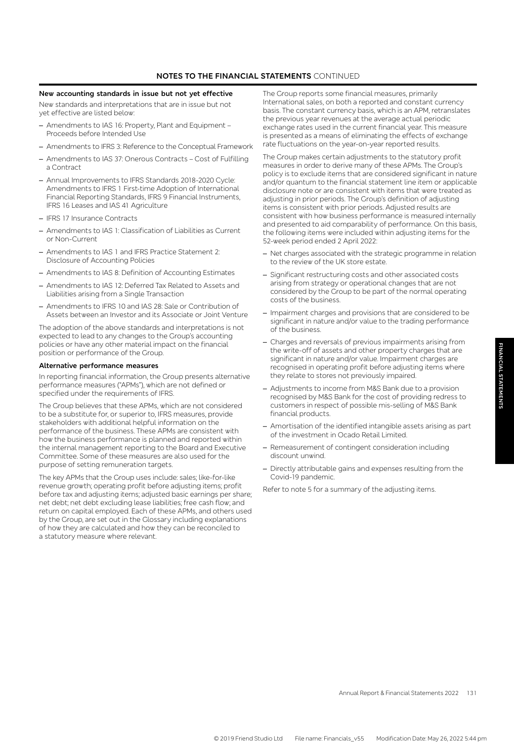### New accounting standards in issue but not yet effective

New standards and interpretations that are in issue but not yet effective are listed below:

- Amendments to IAS 16: Property, Plant and Equipment – Proceeds before Intended Use
- Amendments to IFRS 3: Reference to the Conceptual Framework
- Amendments to IAS 37: Onerous Contracts – Cost of Fulfilling a Contract
- Annual Improvements to IFRS Standards 2018-2020 Cycle: Amendments to IFRS 1 First-time Adoption of International Financial Reporting Standards, IFRS 9 Financial Instruments, IFRS 16 Leases and IAS 41 Agriculture
- IFRS 17 Insurance Contracts
- Amendments to IAS 1: Classification of Liabilities as Current or Non-Current
- Amendments to IAS 1 and IFRS Practice Statement 2: Disclosure of Accounting Policies
- Amendments to IAS 8: Definition of Accounting Estimates
- Amendments to IAS 12: Deferred Tax Related to Assets and Liabilities arising from a Single Transaction
- Amendments to IFRS 10 and IAS 28: Sale or Contribution of Assets between an Investor and its Associate or Joint Venture

The adoption of the above standards and interpretations is not expected to lead to any changes to the Group's accounting policies or have any other material impact on the financial position or performance of the Group.

### Alternative performance measures

In reporting financial information, the Group presents alternative performance measures ("APMs"), which are not defined or specified under the requirements of IFRS.

The Group believes that these APMs, which are not considered to be a substitute for, or superior to, IFRS measures, provide stakeholders with additional helpful information on the performance of the business. These APMs are consistent with how the business performance is planned and reported within the internal management reporting to the Board and Executive Committee. Some of these measures are also used for the purpose of setting remuneration targets.

The key APMs that the Group uses include: sales; like-for-like revenue growth; operating profit before adjusting items; profit before tax and adjusting items; adjusted basic earnings per share; net debt; net debt excluding lease liabilities; free cash flow; and return on capital employed. Each of these APMs, and others used by the Group, are set out in the Glossary including explanations of how they are calculated and how they can be reconciled to a statutory measure where relevant.

The Group reports some financial measures, primarily International sales, on both a reported and constant currency basis. The constant currency basis, which is an APM, retranslates the previous year revenues at the average actual periodic exchange rates used in the current financial year. This measure is presented as a means of eliminating the effects of exchange rate fluctuations on the year-on-year reported results.

The Group makes certain adjustments to the statutory profit measures in order to derive many of these APMs. The Group's policy is to exclude items that are considered significant in nature and/or quantum to the financial statement line item or applicable disclosure note or are consistent with items that were treated as adjusting in prior periods. The Group's definition of adjusting items is consistent with prior periods. Adjusted results are consistent with how business performance is measured internally and presented to aid comparability of performance. On this basis, the following items were included within adjusting items for the 52-week period ended 2 April 2022:

- Net charges associated with the strategic programme in relation to the review of the UK store estate.
- Significant restructuring costs and other associated costs arising from strategy or operational changes that are not considered by the Group to be part of the normal operating costs of the business.
- Impairment charges and provisions that are considered to be significant in nature and/or value to the trading performance of the business.
- Charges and reversals of previous impairments arising from the write-off of assets and other property charges that are significant in nature and/or value. Impairment charges are recognised in operating profit before adjusting items where they relate to stores not previously impaired.
- Adjustments to income from M&S Bank due to a provision recognised by M&S Bank for the cost of providing redress to customers in respect of possible mis-selling of M&S Bank financial products.
- Amortisation of the identified intangible assets arising as part of the investment in Ocado Retail Limited.
- Remeasurement of contingent consideration including discount unwind.
- Directly attributable gains and expenses resulting from the Covid-19 pandemic.

Refer to note 5 for a summary of the adjusting items.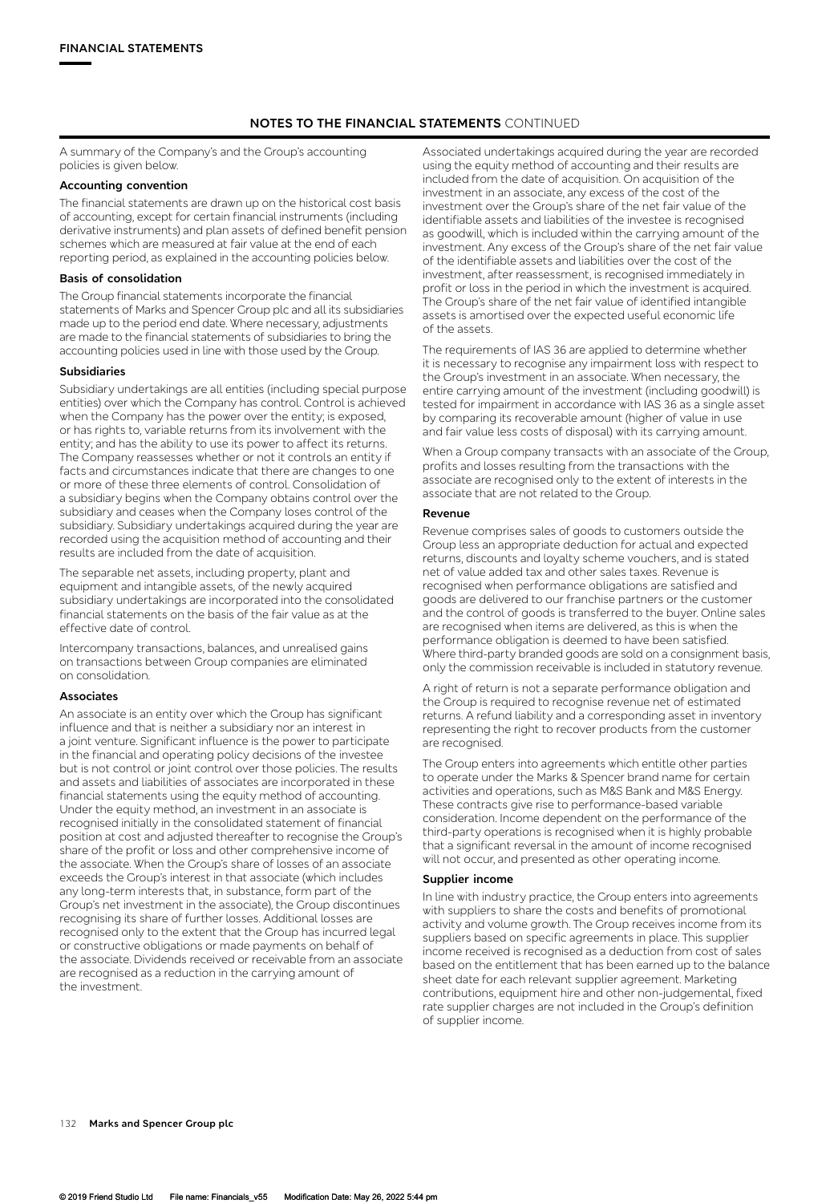A summary of the Company's and the Group's accounting policies is given below.

### Accounting convention

The financial statements are drawn up on the historical cost basis of accounting, except for certain financial instruments (including derivative instruments) and plan assets of defined benefit pension schemes which are measured at fair value at the end of each reporting period, as explained in the accounting policies below.

### Basis of consolidation

The Group financial statements incorporate the financial statements of Marks and Spencer Group plc and all its subsidiaries made up to the period end date. Where necessary, adjustments are made to the financial statements of subsidiaries to bring the accounting policies used in line with those used by the Group.

### Subsidiaries

Subsidiary undertakings are all entities (including special purpose entities) over which the Company has control. Control is achieved when the Company has the power over the entity; is exposed, or has rights to, variable returns from its involvement with the entity; and has the ability to use its power to affect its returns. The Company reassesses whether or not it controls an entity if facts and circumstances indicate that there are changes to one or more of these three elements of control. Consolidation of a subsidiary begins when the Company obtains control over the subsidiary and ceases when the Company loses control of the subsidiary. Subsidiary undertakings acquired during the year are recorded using the acquisition method of accounting and their results are included from the date of acquisition.

The separable net assets, including property, plant and equipment and intangible assets, of the newly acquired subsidiary undertakings are incorporated into the consolidated financial statements on the basis of the fair value as at the effective date of control.

Intercompany transactions, balances, and unrealised gains on transactions between Group companies are eliminated on consolidation.

### Associates

An associate is an entity over which the Group has significant influence and that is neither a subsidiary nor an interest in a joint venture. Significant influence is the power to participate in the financial and operating policy decisions of the investee but is not control or joint control over those policies. The results and assets and liabilities of associates are incorporated in these financial statements using the equity method of accounting. Under the equity method, an investment in an associate is recognised initially in the consolidated statement of financial position at cost and adjusted thereafter to recognise the Group's share of the profit or loss and other comprehensive income of the associate. When the Group's share of losses of an associate exceeds the Group's interest in that associate (which includes any long-term interests that, in substance, form part of the Group's net investment in the associate), the Group discontinues recognising its share of further losses. Additional losses are recognised only to the extent that the Group has incurred legal or constructive obligations or made payments on behalf of the associate. Dividends received or receivable from an associate are recognised as a reduction in the carrying amount of the investment.

Associated undertakings acquired during the year are recorded using the equity method of accounting and their results are included from the date of acquisition. On acquisition of the investment in an associate, any excess of the cost of the investment over the Group's share of the net fair value of the identifiable assets and liabilities of the investee is recognised as goodwill, which is included within the carrying amount of the investment. Any excess of the Group's share of the net fair value of the identifiable assets and liabilities over the cost of the investment, after reassessment, is recognised immediately in profit or loss in the period in which the investment is acquired. The Group's share of the net fair value of identified intangible assets is amortised over the expected useful economic life of the assets.

The requirements of IAS 36 are applied to determine whether it is necessary to recognise any impairment loss with respect to the Group's investment in an associate. When necessary, the entire carrying amount of the investment (including goodwill) is tested for impairment in accordance with IAS 36 as a single asset by comparing its recoverable amount (higher of value in use and fair value less costs of disposal) with its carrying amount.

When a Group company transacts with an associate of the Group, profits and losses resulting from the transactions with the associate are recognised only to the extent of interests in the associate that are not related to the Group.

### Revenue

Revenue comprises sales of goods to customers outside the Group less an appropriate deduction for actual and expected returns, discounts and loyalty scheme vouchers, and is stated net of value added tax and other sales taxes. Revenue is recognised when performance obligations are satisfied and goods are delivered to our franchise partners or the customer and the control of goods is transferred to the buyer. Online sales are recognised when items are delivered, as this is when the performance obligation is deemed to have been satisfied. Where third-party branded goods are sold on a consignment basis, only the commission receivable is included in statutory revenue.

A right of return is not a separate performance obligation and the Group is required to recognise revenue net of estimated returns. A refund liability and a corresponding asset in inventory representing the right to recover products from the customer are recognised.

The Group enters into agreements which entitle other parties to operate under the Marks & Spencer brand name for certain activities and operations, such as M&S Bank and M&S Energy. These contracts give rise to performance-based variable consideration. Income dependent on the performance of the third-party operations is recognised when it is highly probable that a significant reversal in the amount of income recognised will not occur, and presented as other operating income.

### Supplier income

In line with industry practice, the Group enters into agreements with suppliers to share the costs and benefits of promotional activity and volume growth. The Group receives income from its suppliers based on specific agreements in place. This supplier income received is recognised as a deduction from cost of sales based on the entitlement that has been earned up to the balance sheet date for each relevant supplier agreement. Marketing contributions, equipment hire and other non-judgemental, fixed rate supplier charges are not included in the Group's definition of supplier income.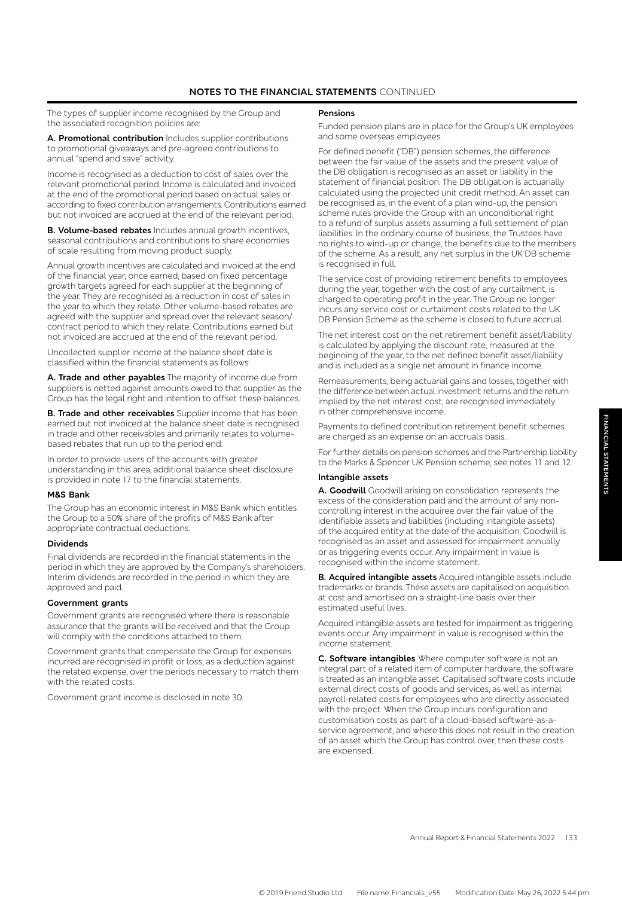The types of supplier income recognised by the Group and the associated recognition policies are:

**A. Promotional contribution** Includes supplier contributions to promotional giveaways and pre-agreed contributions to annual "spend and save" activity.

Income is recognised as a deduction to cost of sales over the relevant promotional period. Income is calculated and invoiced at the end of the promotional period based on actual sales or according to fixed contribution arrangements. Contributions earned but not invoiced are accrued at the end of the relevant period.

**B. Volume-based rebates** Includes annual growth incentives, seasonal contributions and contributions to share economies of scale resulting from moving product supply.

Annual growth incentives are calculated and invoiced at the end of the financial year, once earned, based on fixed percentage growth targets agreed for each supplier at the beginning of the year. They are recognised as a reduction in cost of sales in the year to which they relate. Other volume-based rebates are agreed with the supplier and spread over the relevant season/contract period to which they relate. Contributions earned but not invoiced are accrued at the end of the relevant period.

Uncollected supplier income at the balance sheet date is classified within the financial statements as follows:

**A. Trade and other payables** The majority of income due from suppliers is netted against amounts owed to that supplier as the Group has the legal right and intention to offset these balances.

**B. Trade and other receivables** Supplier income that has been earned but not invoiced at the balance sheet date is recognised in trade and other receivables and primarily relates to volume-based rebates that run up to the period end.

In order to provide users of the accounts with greater understanding in this area, additional balance sheet disclosure is provided in note 17 to the financial statements.

### M&S Bank

The Group has an economic interest in M&S Bank which entitles the Group to a 50% share of the profits of M&S Bank after appropriate contractual deductions.

### Dividends

Final dividends are recorded in the financial statements in the period in which they are approved by the Company's shareholders. Interim dividends are recorded in the period in which they are approved and paid.

### Government grants

Government grants are recognised where there is reasonable assurance that the grants will be received and that the Group will comply with the conditions attached to them.

Government grants that compensate the Group for expenses incurred are recognised in profit or loss, as a deduction against the related expense, over the periods necessary to match them with the related costs.

Government grant income is disclosed in note 30.

### Pensions

Funded pension plans are in place for the Group's UK employees and some overseas employees.

For defined benefit ("DB") pension schemes, the difference between the fair value of the assets and the present value of the DB obligation is recognised as an asset or liability in the statement of financial position. The DB obligation is actuarially calculated using the projected unit credit method. An asset can be recognised as, in the event of a plan wind-up, the pension scheme rules provide the Group with an unconditional right to a refund of surplus assets assuming a full settlement of plan liabilities. In the ordinary course of business, the Trustees have no rights to wind-up or change, the benefits due to the members of the scheme. As a result, any net surplus in the UK DB scheme is recognised in full.

The service cost of providing retirement benefits to employees during the year, together with the cost of any curtailment, is charged to operating profit in the year. The Group no longer incurs any service cost or curtailment costs related to the UK DB Pension Scheme as the scheme is closed to future accrual.

The net interest cost on the net retirement benefit asset/liability is calculated by applying the discount rate, measured at the beginning of the year, to the net defined benefit asset/liability and is included as a single net amount in finance income.

Remeasurements, being actuarial gains and losses, together with the difference between actual investment returns and the return implied by the net interest cost, are recognised immediately in other comprehensive income.

Payments to defined contribution retirement benefit schemes are charged as an expense on an accruals basis.

For further details on pension schemes and the Partnership liability to the Marks & Spencer UK Pension scheme, see notes 11 and 12.

### Intangible assets

**A. Goodwill** Goodwill arising on consolidation represents the excess of the consideration paid and the amount of any non-controlling interest in the acquiree over the fair value of the identifiable assets and liabilities (including intangible assets) of the acquired entity at the date of the acquisition. Goodwill is recognised as an asset and assessed for impairment annually or as triggering events occur. Any impairment in value is recognised within the income statement.

**B. Acquired intangible assets** Acquired intangible assets include trademarks or brands. These assets are capitalised on acquisition at cost and amortised on a straight-line basis over their estimated useful lives.

Acquired intangible assets are tested for impairment as triggering events occur. Any impairment in value is recognised within the income statement.

**C. Software intangibles** Where computer software is not an integral part of a related item of computer hardware, the software is treated as an intangible asset. Capitalised software costs include external direct costs of goods and services, as well as internal payroll-related costs for employees who are directly associated with the project. When the Group incurs configuration and customisation costs as part of a cloud-based software-as-a-service agreement, and where this does not result in the creation of an asset which the Group has control over, then these costs are expensed.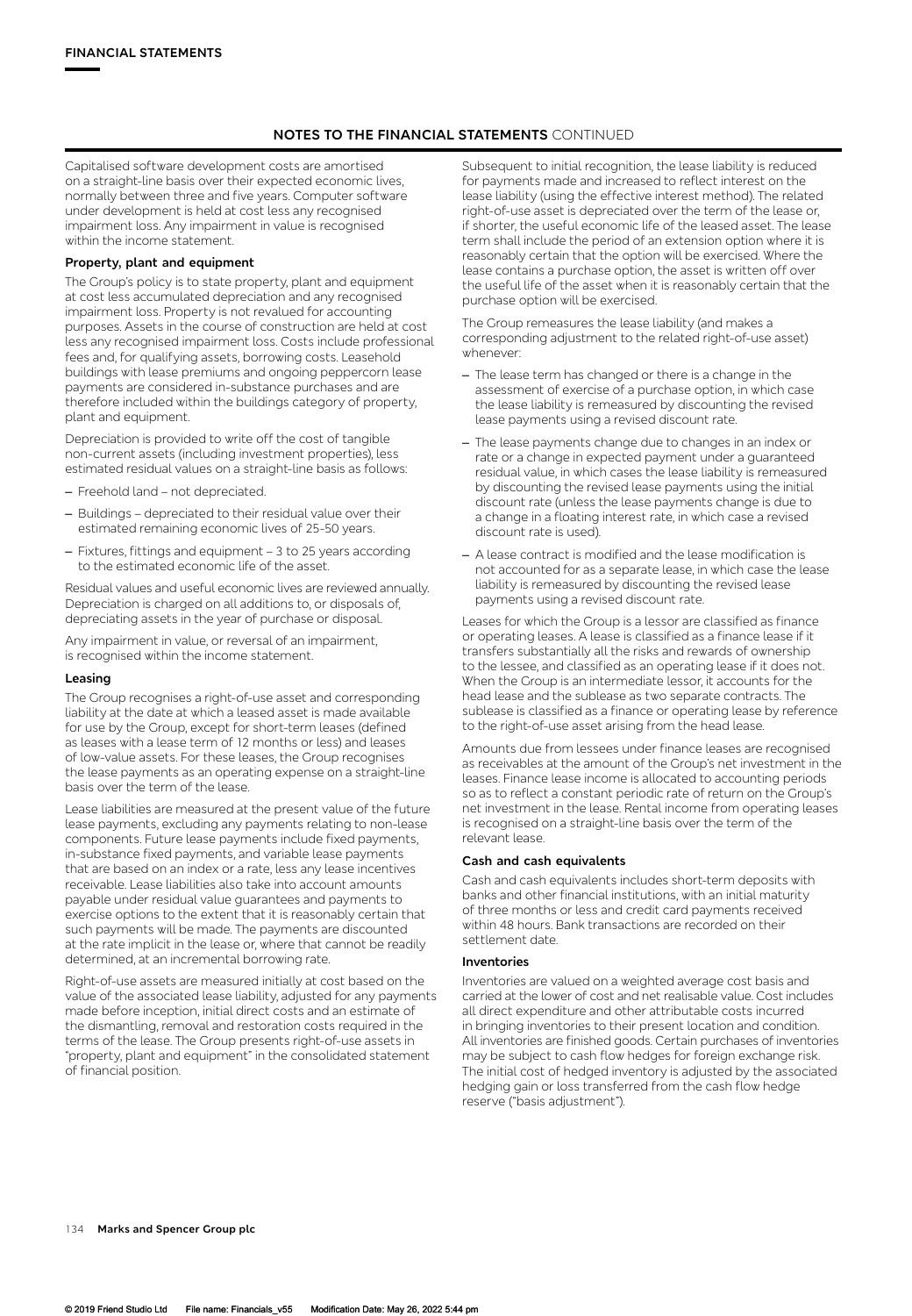Capitalised software development costs are amortised on a straight-line basis over their expected economic lives, normally between three and five years. Computer software under development is held at cost less any recognised impairment loss. Any impairment in value is recognised within the income statement.

**Property, plant and equipment**

The Group's policy is to state property, plant and equipment at cost less accumulated depreciation and any recognised impairment loss. Property is not revalued for accounting purposes. Assets in the course of construction are held at cost less any recognised impairment loss. Costs include professional fees and, for qualifying assets, borrowing costs. Leasehold buildings with lease premiums and ongoing peppercorn lease payments are considered in-substance purchases and are therefore included within the buildings category of property, plant and equipment.

Depreciation is provided to write off the cost of tangible non-current assets (including investment properties), less estimated residual values on a straight-line basis as follows:

- Freehold land – not depreciated.
- Buildings – depreciated to their residual value over their estimated remaining economic lives of 25-50 years.
- Fixtures, fittings and equipment – 3 to 25 years according to the estimated economic life of the asset.

Residual values and useful economic lives are reviewed annually. Depreciation is charged on all additions to, or disposals of, depreciating assets in the year of purchase or disposal.

Any impairment in value, or reversal of an impairment, is recognised within the income statement.

**Leasing**

The Group recognises a right-of-use asset and corresponding liability at the date at which a leased asset is made available for use by the Group, except for short-term leases (defined as leases with a lease term of 12 months or less) and leases of low-value assets. For these leases, the Group recognises the lease payments as an operating expense on a straight-line basis over the term of the lease.

Lease liabilities are measured at the present value of the future lease payments, excluding any payments relating to non-lease components. Future lease payments include fixed payments, in-substance fixed payments, and variable lease payments that are based on an index or a rate, less any lease incentives receivable. Lease liabilities also take into account amounts payable under residual value guarantees and payments to exercise options to the extent that it is reasonably certain that such payments will be made. The payments are discounted at the rate implicit in the lease or, where that cannot be readily determined, at an incremental borrowing rate.

Right-of-use assets are measured initially at cost based on the value of the associated lease liability, adjusted for any payments made before inception, initial direct costs and an estimate of the dismantling, removal and restoration costs required in the terms of the lease. The Group presents right-of-use assets in "property, plant and equipment" in the consolidated statement of financial position.

Subsequent to initial recognition, the lease liability is reduced for payments made and increased to reflect interest on the lease liability (using the effective interest method). The related right-of-use asset is depreciated over the term of the lease or, if shorter, the useful economic life of the leased asset. The lease term shall include the period of an extension option where it is reasonably certain that the option will be exercised. Where the lease contains a purchase option, the asset is written off over the useful life of the asset when it is reasonably certain that the purchase option will be exercised.

The Group remeasures the lease liability (and makes a corresponding adjustment to the related right-of-use asset) whenever:

- The lease term has changed or there is a change in the assessment of exercise of a purchase option, in which case the lease liability is remeasured by discounting the revised lease payments using a revised discount rate.
- The lease payments change due to changes in an index or rate or a change in expected payment under a guaranteed residual value, in which cases the lease liability is remeasured by discounting the revised lease payments using the initial discount rate (unless the lease payments change is due to a change in a floating interest rate, in which case a revised discount rate is used).
- A lease contract is modified and the lease modification is not accounted for as a separate lease, in which case the lease liability is remeasured by discounting the revised lease payments using a revised discount rate.

Leases for which the Group is a lessor are classified as finance or operating leases. A lease is classified as a finance lease if it transfers substantially all the risks and rewards of ownership to the lessee, and classified as an operating lease if it does not. When the Group is an intermediate lessor, it accounts for the head lease and the sublease as two separate contracts. The sublease is classified as a finance or operating lease by reference to the right-of-use asset arising from the head lease.

Amounts due from lessees under finance leases are recognised as receivables at the amount of the Group's net investment in the leases. Finance lease income is allocated to accounting periods so as to reflect a constant periodic rate of return on the Group's net investment in the lease. Rental income from operating leases is recognised on a straight-line basis over the term of the relevant lease.

**Cash and cash equivalents**

Cash and cash equivalents includes short-term deposits with banks and other financial institutions, with an initial maturity of three months or less and credit card payments received within 48 hours. Bank transactions are recorded on their settlement date.

**Inventories**

Inventories are valued on a weighted average cost basis and carried at the lower of cost and net realisable value. Cost includes all direct expenditure and other attributable costs incurred in bringing inventories to their present location and condition. All inventories are finished goods. Certain purchases of inventories may be subject to cash flow hedges for foreign exchange risk. The initial cost of hedged inventory is adjusted by the associated hedging gain or loss transferred from the cash flow hedge reserve ("basis adjustment").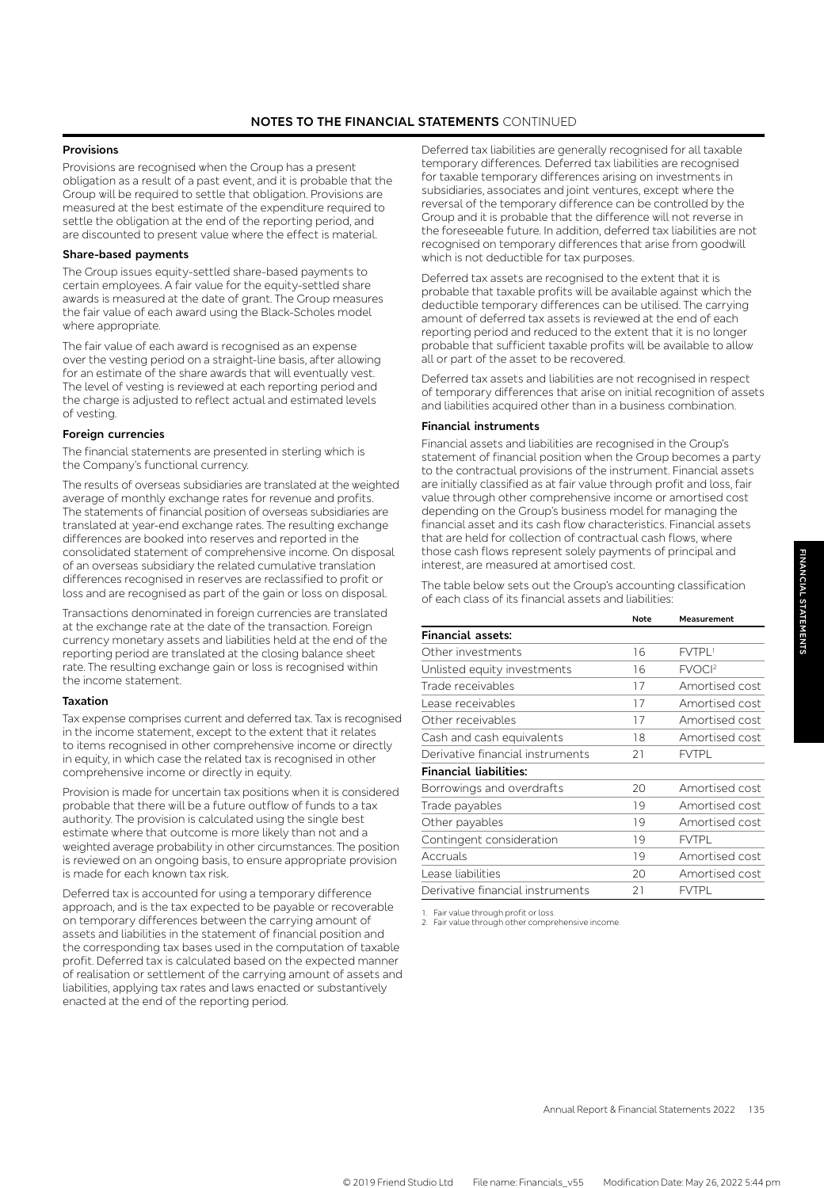### Provisions

Provisions are recognised when the Group has a present obligation as a result of a past event, and it is probable that the Group will be required to settle that obligation. Provisions are measured at the best estimate of the expenditure required to settle the obligation at the end of the reporting period, and are discounted to present value where the effect is material.

### Share-based payments

The Group issues equity-settled share-based payments to certain employees. A fair value for the equity-settled share awards is measured at the date of grant. The Group measures the fair value of each award using the Black-Scholes model where appropriate.

The fair value of each award is recognised as an expense over the vesting period on a straight-line basis, after allowing for an estimate of the share awards that will eventually vest. The level of vesting is reviewed at each reporting period and the charge is adjusted to reflect actual and estimated levels of vesting.

### Foreign currencies

The financial statements are presented in sterling which is the Company's functional currency.

The results of overseas subsidiaries are translated at the weighted average of monthly exchange rates for revenue and profits. The statements of financial position of overseas subsidiaries are translated at year-end exchange rates. The resulting exchange differences are booked into reserves and reported in the consolidated statement of comprehensive income. On disposal of an overseas subsidiary the related cumulative translation differences recognised in reserves are reclassified to profit or loss and are recognised as part of the gain or loss on disposal.

Transactions denominated in foreign currencies are translated at the exchange rate at the date of the transaction. Foreign currency monetary assets and liabilities held at the end of the reporting period are translated at the closing balance sheet rate. The resulting exchange gain or loss is recognised within the income statement.

### Taxation

Tax expense comprises current and deferred tax. Tax is recognised in the income statement, except to the extent that it relates to items recognised in other comprehensive income or directly in equity, in which case the related tax is recognised in other comprehensive income or directly in equity.

Provision is made for uncertain tax positions when it is considered probable that there will be a future outflow of funds to a tax authority. The provision is calculated using the single best estimate where that outcome is more likely than not and a weighted average probability in other circumstances. The position is reviewed on an ongoing basis, to ensure appropriate provision is made for each known tax risk.

Deferred tax is accounted for using a temporary difference approach, and is the tax expected to be payable or recoverable on temporary differences between the carrying amount of assets and liabilities in the statement of financial position and the corresponding tax bases used in the computation of taxable profit. Deferred tax is calculated based on the expected manner of realisation or settlement of the carrying amount of assets and liabilities, applying tax rates and laws enacted or substantively enacted at the end of the reporting period.

Deferred tax liabilities are generally recognised for all taxable temporary differences. Deferred tax liabilities are recognised for taxable temporary differences arising on investments in subsidiaries, associates and joint ventures, except where the reversal of the temporary difference can be controlled by the Group and it is probable that the difference will not reverse in the foreseeable future. In addition, deferred tax liabilities are not recognised on temporary differences that arise from goodwill which is not deductible for tax purposes.

Deferred tax assets are recognised to the extent that it is probable that taxable profits will be available against which the deductible temporary differences can be utilised. The carrying amount of deferred tax assets is reviewed at the end of each reporting period and reduced to the extent that it is no longer probable that sufficient taxable profits will be available to allow all or part of the asset to be recovered.

Deferred tax assets and liabilities are not recognised in respect of temporary differences that arise on initial recognition of assets and liabilities acquired other than in a business combination.

### Financial instruments

Financial assets and liabilities are recognised in the Group's statement of financial position when the Group becomes a party to the contractual provisions of the instrument. Financial assets are initially classified as at fair value through profit and loss, fair value through other comprehensive income or amortised cost depending on the Group's business model for managing the financial asset and its cash flow characteristics. Financial assets that are held for collection of contractual cash flows, where those cash flows represent solely payments of principal and interest, are measured at amortised cost.

The table below sets out the Group's accounting classification of each class of its financial assets and liabilities:

| | Note | Measurement |
|---|---|---|
| **Financial assets:** | | |
| Other investments | 16 | FVTPL[1] |
| Unlisted equity investments | 16 | FVOCI[2] |
| Trade receivables | 17 | Amortised cost |
| Lease receivables | 17 | Amortised cost |
| Other receivables | 17 | Amortised cost |
| Cash and cash equivalents | 18 | Amortised cost |
| Derivative financial instruments | 21 | FVTPL |
| **Financial liabilities:** | | |
| Borrowings and overdrafts | 20 | Amortised cost |
| Trade payables | 19 | Amortised cost |
| Other payables | 19 | Amortised cost |
| Contingent consideration | 19 | FVTPL |
| Accruals | 19 | Amortised cost |
| Lease liabilities | 20 | Amortised cost |
| Derivative financial instruments | 21 | FVTPL |

1. Fair value through profit or loss.
2. Fair value through other comprehensive income.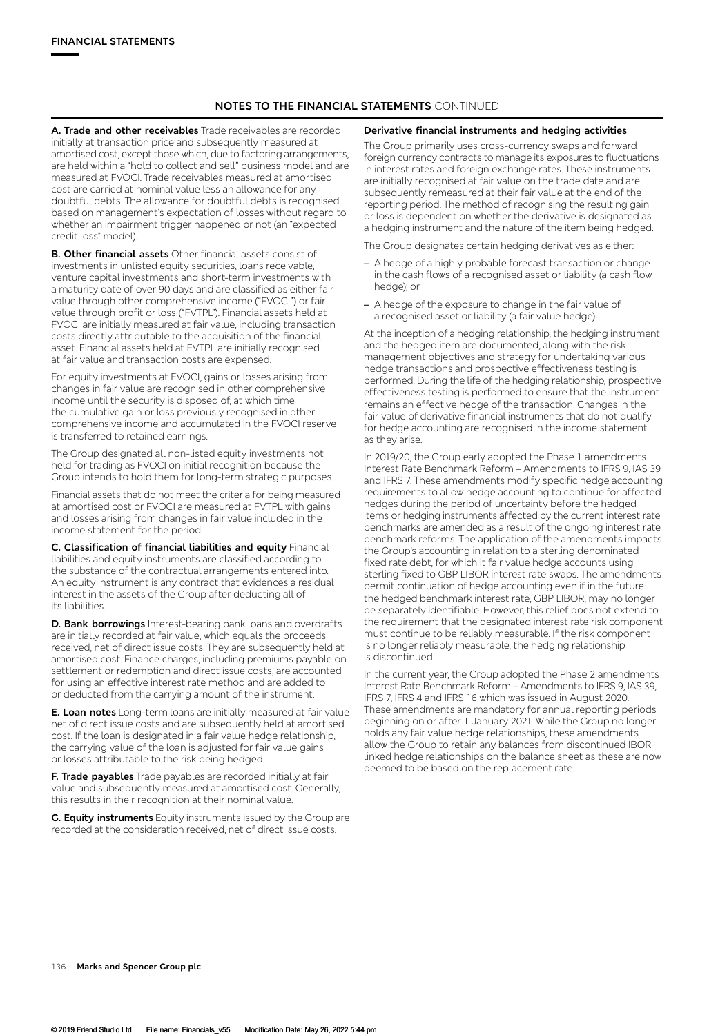**A. Trade and other receivables** Trade receivables are recorded initially at transaction price and subsequently measured at amortised cost, except those which, due to factoring arrangements, are held within a "hold to collect and sell" business model and are measured at FVOCI. Trade receivables measured at amortised cost are carried at nominal value less an allowance for any doubtful debts. The allowance for doubtful debts is recognised based on management's expectation of losses without regard to whether an impairment trigger happened or not (an "expected credit loss" model).

**B. Other financial assets** Other financial assets consist of investments in unlisted equity securities, loans receivable, venture capital investments and short-term investments with a maturity date of over 90 days and are classified as either fair value through other comprehensive income ("FVOCI") or fair value through profit or loss ("FVTPL"). Financial assets held at FVOCI are initially measured at fair value, including transaction costs directly attributable to the acquisition of the financial asset. Financial assets held at FVTPL are initially recognised at fair value and transaction costs are expensed.

For equity investments at FVOCI, gains or losses arising from changes in fair value are recognised in other comprehensive income until the security is disposed of, at which time the cumulative gain or loss previously recognised in other comprehensive income and accumulated in the FVOCI reserve is transferred to retained earnings.

The Group designated all non-listed equity investments not held for trading as FVOCI on initial recognition because the Group intends to hold them for long-term strategic purposes.

Financial assets that do not meet the criteria for being measured at amortised cost or FVOCI are measured at FVTPL with gains and losses arising from changes in fair value included in the income statement for the period.

**C. Classification of financial liabilities and equity** Financial liabilities and equity instruments are classified according to the substance of the contractual arrangements entered into. An equity instrument is any contract that evidences a residual interest in the assets of the Group after deducting all of its liabilities.

**D. Bank borrowings** Interest-bearing bank loans and overdrafts are initially recorded at fair value, which equals the proceeds received, net of direct issue costs. They are subsequently held at amortised cost. Finance charges, including premiums payable on settlement or redemption and direct issue costs, are accounted for using an effective interest rate method and are added to or deducted from the carrying amount of the instrument.

**E. Loan notes** Long-term loans are initially measured at fair value net of direct issue costs and are subsequently held at amortised cost. If the loan is designated in a fair value hedge relationship, the carrying value of the loan is adjusted for fair value gains or losses attributable to the risk being hedged.

**F. Trade payables** Trade payables are recorded initially at fair value and subsequently measured at amortised cost. Generally, this results in their recognition at their nominal value.

**G. Equity instruments** Equity instruments issued by the Group are recorded at the consideration received, net of direct issue costs.

**Derivative financial instruments and hedging activities**

The Group primarily uses cross-currency swaps and forward foreign currency contracts to manage its exposures to fluctuations in interest rates and foreign exchange rates. These instruments are initially recognised at fair value on the trade date and are subsequently remeasured at their fair value at the end of the reporting period. The method of recognising the resulting gain or loss is dependent on whether the derivative is designated as a hedging instrument and the nature of the item being hedged.

The Group designates certain hedging derivatives as either:

- A hedge of a highly probable forecast transaction or change in the cash flows of a recognised asset or liability (a cash flow hedge); or
- A hedge of the exposure to change in the fair value of a recognised asset or liability (a fair value hedge).

At the inception of a hedging relationship, the hedging instrument and the hedged item are documented, along with the risk management objectives and strategy for undertaking various hedge transactions and prospective effectiveness testing is performed. During the life of the hedging relationship, prospective effectiveness testing is performed to ensure that the instrument remains an effective hedge of the transaction. Changes in the fair value of derivative financial instruments that do not qualify for hedge accounting are recognised in the income statement as they arise.

In 2019/20, the Group early adopted the Phase 1 amendments Interest Rate Benchmark Reform – Amendments to IFRS 9, IAS 39 and IFRS 7. These amendments modify specific hedge accounting requirements to allow hedge accounting to continue for affected hedges during the period of uncertainty before the hedged items or hedging instruments affected by the current interest rate benchmarks are amended as a result of the ongoing interest rate benchmark reforms. The application of the amendments impacts the Group's accounting in relation to a sterling denominated fixed rate debt, for which it fair value hedge accounts using sterling fixed to GBP LIBOR interest rate swaps. The amendments permit continuation of hedge accounting even if in the future the hedged benchmark interest rate, GBP LIBOR, may no longer be separately identifiable. However, this relief does not extend to the requirement that the designated interest rate risk component must continue to be reliably measurable. If the risk component is no longer reliably measurable, the hedging relationship is discontinued.

In the current year, the Group adopted the Phase 2 amendments Interest Rate Benchmark Reform – Amendments to IFRS 9, IAS 39, IFRS 7, IFRS 4 and IFRS 16 which was issued in August 2020. These amendments are mandatory for annual reporting periods beginning on or after 1 January 2021. While the Group no longer holds any fair value hedge relationships, these amendments allow the Group to retain any balances from discontinued IBOR linked hedge relationships on the balance sheet as these are now deemed to be based on the replacement rate.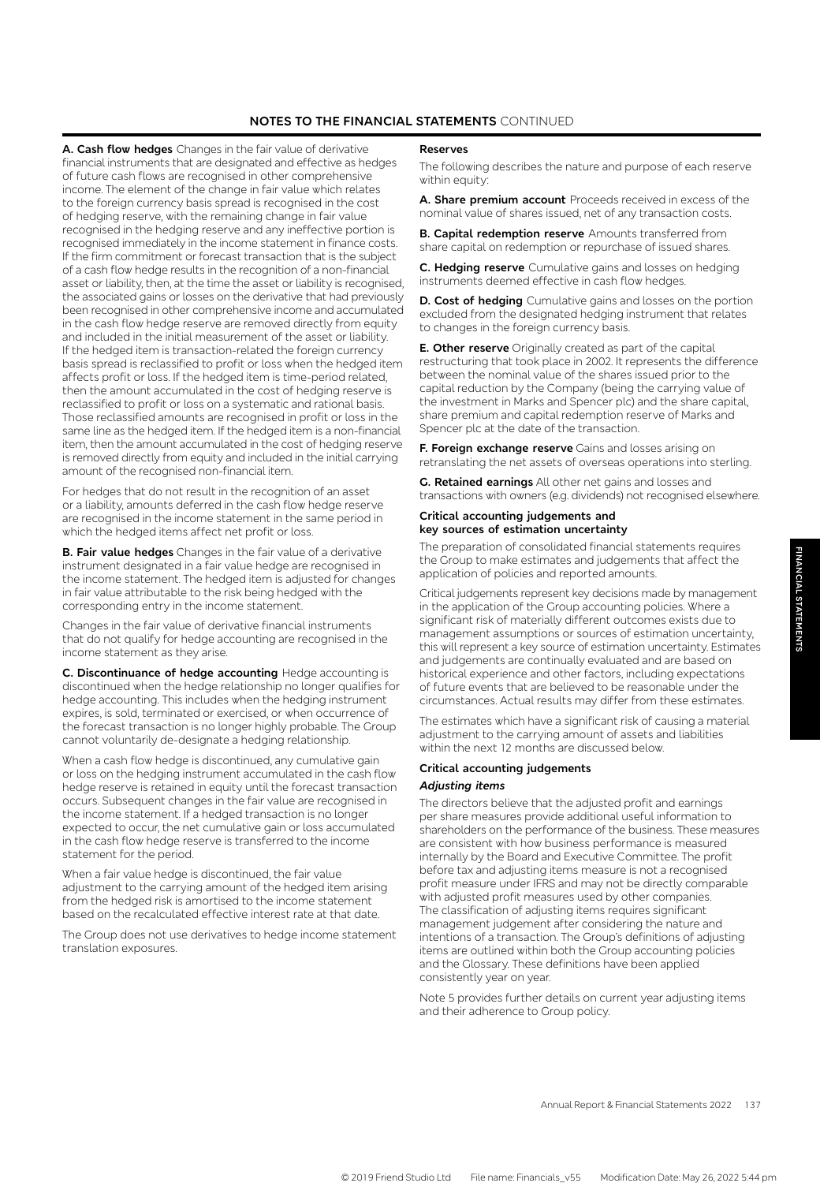**A. Cash flow hedges** Changes in the fair value of derivative financial instruments that are designated and effective as hedges of future cash flows are recognised in other comprehensive income. The element of the change in fair value which relates to the foreign currency basis spread is recognised in the cost of hedging reserve, with the remaining change in fair value recognised in the hedging reserve and any ineffective portion is recognised immediately in the income statement in finance costs. If the firm commitment or forecast transaction that is the subject of a cash flow hedge results in the recognition of a non-financial asset or liability, then, at the time the asset or liability is recognised, the associated gains or losses on the derivative that had previously been recognised in other comprehensive income and accumulated in the cash flow hedge reserve are removed directly from equity and included in the initial measurement of the asset or liability. If the hedged item is transaction-related the foreign currency basis spread is reclassified to profit or loss when the hedged item affects profit or loss. If the hedged item is time-period related, then the amount accumulated in the cost of hedging reserve is reclassified to profit or loss on a systematic and rational basis. Those reclassified amounts are recognised in profit or loss in the same line as the hedged item. If the hedged item is a non-financial item, then the amount accumulated in the cost of hedging reserve is removed directly from equity and included in the initial carrying amount of the recognised non-financial item.

For hedges that do not result in the recognition of an asset or a liability, amounts deferred in the cash flow hedge reserve are recognised in the income statement in the same period in which the hedged items affect net profit or loss.

**B. Fair value hedges** Changes in the fair value of a derivative instrument designated in a fair value hedge are recognised in the income statement. The hedged item is adjusted for changes in fair value attributable to the risk being hedged with the corresponding entry in the income statement.

Changes in the fair value of derivative financial instruments that do not qualify for hedge accounting are recognised in the income statement as they arise.

**C. Discontinuance of hedge accounting** Hedge accounting is discontinued when the hedge relationship no longer qualifies for hedge accounting. This includes when the hedging instrument expires, is sold, terminated or exercised, or when occurrence of the forecast transaction is no longer highly probable. The Group cannot voluntarily de-designate a hedging relationship.

When a cash flow hedge is discontinued, any cumulative gain or loss on the hedging instrument accumulated in the cash flow hedge reserve is retained in equity until the forecast transaction occurs. Subsequent changes in the fair value are recognised in the income statement. If a hedged transaction is no longer expected to occur, the net cumulative gain or loss accumulated in the cash flow hedge reserve is transferred to the income statement for the period.

When a fair value hedge is discontinued, the fair value adjustment to the carrying amount of the hedged item arising from the hedged risk is amortised to the income statement based on the recalculated effective interest rate at that date.

The Group does not use derivatives to hedge income statement translation exposures.

### Reserves

The following describes the nature and purpose of each reserve within equity:

**A. Share premium account** Proceeds received in excess of the nominal value of shares issued, net of any transaction costs.

**B. Capital redemption reserve** Amounts transferred from share capital on redemption or repurchase of issued shares.

**C. Hedging reserve** Cumulative gains and losses on hedging instruments deemed effective in cash flow hedges.

**D. Cost of hedging** Cumulative gains and losses on the portion excluded from the designated hedging instrument that relates to changes in the foreign currency basis.

**E. Other reserve** Originally created as part of the capital restructuring that took place in 2002. It represents the difference between the nominal value of the shares issued prior to the capital reduction by the Company (being the carrying value of the investment in Marks and Spencer plc) and the share capital, share premium and capital redemption reserve of Marks and Spencer plc at the date of the transaction.

**F. Foreign exchange reserve** Gains and losses arising on retranslating the net assets of overseas operations into sterling.

**G. Retained earnings** All other net gains and losses and transactions with owners (e.g. dividends) not recognised elsewhere.

### Critical accounting judgements and key sources of estimation uncertainty

The preparation of consolidated financial statements requires the Group to make estimates and judgements that affect the application of policies and reported amounts.

Critical judgements represent key decisions made by management in the application of the Group accounting policies. Where a significant risk of materially different outcomes exists due to management assumptions or sources of estimation uncertainty, this will represent a key source of estimation uncertainty. Estimates and judgements are continually evaluated and are based on historical experience and other factors, including expectations of future events that are believed to be reasonable under the circumstances. Actual results may differ from these estimates.

The estimates which have a significant risk of causing a material adjustment to the carrying amount of assets and liabilities within the next 12 months are discussed below.

### Critical accounting judgements

*Adjusting items*

The directors believe that the adjusted profit and earnings per share measures provide additional useful information to shareholders on the performance of the business. These measures are consistent with how business performance is measured internally by the Board and Executive Committee. The profit before tax and adjusting items measure is not a recognised profit measure under IFRS and may not be directly comparable with adjusted profit measures used by other companies. The classification of adjusting items requires significant management judgement after considering the nature and intentions of a transaction. The Group's definitions of adjusting items are outlined within both the Group accounting policies and the Glossary. These definitions have been applied consistently year on year.

Note 5 provides further details on current year adjusting items and their adherence to Group policy.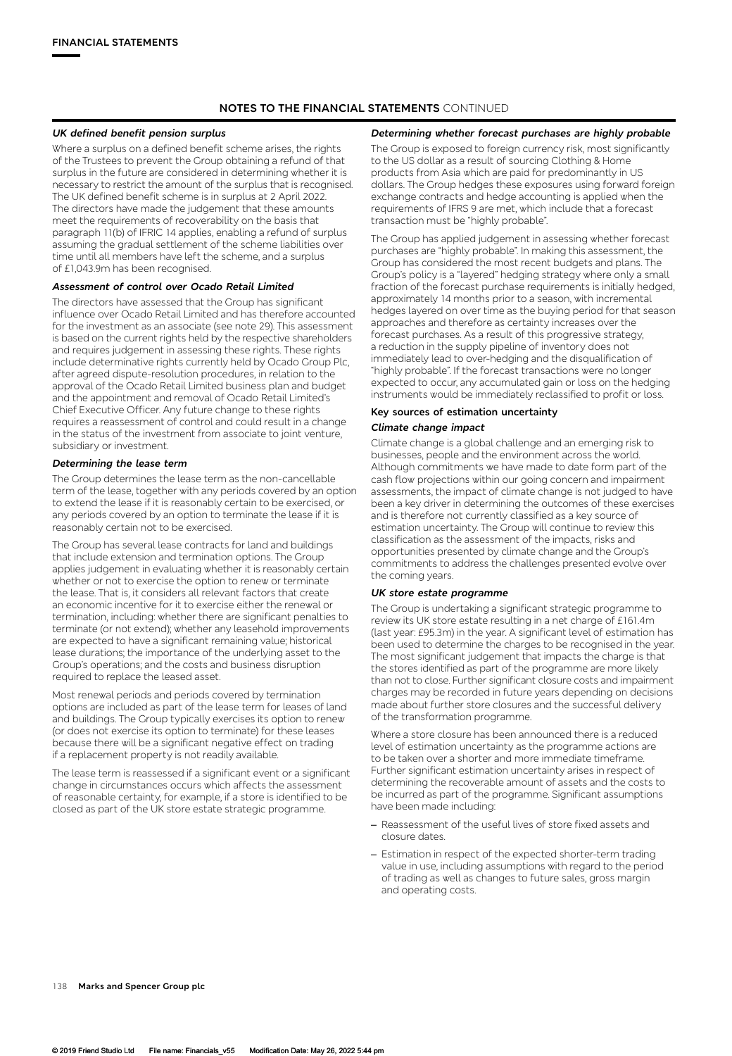#### *UK defined benefit pension surplus*

Where a surplus on a defined benefit scheme arises, the rights of the Trustees to prevent the Group obtaining a refund of that surplus in the future are considered in determining whether it is necessary to restrict the amount of the surplus that is recognised. The UK defined benefit scheme is in surplus at 2 April 2022. The directors have made the judgement that these amounts meet the requirements of recoverability on the basis that paragraph 11(b) of IFRIC 14 applies, enabling a refund of surplus assuming the gradual settlement of the scheme liabilities over time until all members have left the scheme, and a surplus of £1,043.9m has been recognised.

#### *Assessment of control over Ocado Retail Limited*

The directors have assessed that the Group has significant influence over Ocado Retail Limited and has therefore accounted for the investment as an associate (see note 29). This assessment is based on the current rights held by the respective shareholders and requires judgement in assessing these rights. These rights include determinative rights currently held by Ocado Group Plc, after agreed dispute-resolution procedures, in relation to the approval of the Ocado Retail Limited business plan and budget and the appointment and removal of Ocado Retail Limited's Chief Executive Officer. Any future change to these rights requires a reassessment of control and could result in a change in the status of the investment from associate to joint venture, subsidiary or investment.

#### *Determining the lease term*

The Group determines the lease term as the non-cancellable term of the lease, together with any periods covered by an option to extend the lease if it is reasonably certain to be exercised, or any periods covered by an option to terminate the lease if it is reasonably certain not to be exercised.

The Group has several lease contracts for land and buildings that include extension and termination options. The Group applies judgement in evaluating whether it is reasonably certain whether or not to exercise the option to renew or terminate the lease. That is, it considers all relevant factors that create an economic incentive for it to exercise either the renewal or termination, including: whether there are significant penalties to terminate (or not extend); whether any leasehold improvements are expected to have a significant remaining value; historical lease durations; the importance of the underlying asset to the Group's operations; and the costs and business disruption required to replace the leased asset.

Most renewal periods and periods covered by termination options are included as part of the lease term for leases of land and buildings. The Group typically exercises its option to renew (or does not exercise its option to terminate) for these leases because there will be a significant negative effect on trading if a replacement property is not readily available.

The lease term is reassessed if a significant event or a significant change in circumstances occurs which affects the assessment of reasonable certainty, for example, if a store is identified to be closed as part of the UK store estate strategic programme.

#### *Determining whether forecast purchases are highly probable*

The Group is exposed to foreign currency risk, most significantly to the US dollar as a result of sourcing Clothing & Home products from Asia which are paid for predominantly in US dollars. The Group hedges these exposures using forward foreign exchange contracts and hedge accounting is applied when the requirements of IFRS 9 are met, which include that a forecast transaction must be "highly probable".

The Group has applied judgement in assessing whether forecast purchases are "highly probable". In making this assessment, the Group has considered the most recent budgets and plans. The Group's policy is a "layered" hedging strategy where only a small fraction of the forecast purchase requirements is initially hedged, approximately 14 months prior to a season, with incremental hedges layered on over time as the buying period for that season approaches and therefore as certainty increases over the forecast purchases. As a result of this progressive strategy, a reduction in the supply pipeline of inventory does not immediately lead to over-hedging and the disqualification of "highly probable". If the forecast transactions were no longer expected to occur, any accumulated gain or loss on the hedging instruments would be immediately reclassified to profit or loss.

### Key sources of estimation uncertainty

#### *Climate change impact*

Climate change is a global challenge and an emerging risk to businesses, people and the environment across the world. Although commitments we have made to date form part of the cash flow projections within our going concern and impairment assessments, the impact of climate change is not judged to have been a key driver in determining the outcomes of these exercises and is therefore not currently classified as a key source of estimation uncertainty. The Group will continue to review this classification as the assessment of the impacts, risks and opportunities presented by climate change and the Group's commitments to address the challenges presented evolve over the coming years.

#### *UK store estate programme*

The Group is undertaking a significant strategic programme to review its UK store estate resulting in a net charge of £161.4m (last year: £95.3m) in the year. A significant level of estimation has been used to determine the charges to be recognised in the year. The most significant judgement that impacts the charge is that the stores identified as part of the programme are more likely than not to close. Further significant closure costs and impairment charges may be recorded in future years depending on decisions made about further store closures and the successful delivery of the transformation programme.

Where a store closure has been announced there is a reduced level of estimation uncertainty as the programme actions are to be taken over a shorter and more immediate timeframe. Further significant estimation uncertainty arises in respect of determining the recoverable amount of assets and the costs to be incurred as part of the programme. Significant assumptions have been made including:

- Reassessment of the useful lives of store fixed assets and closure dates.
- Estimation in respect of the expected shorter-term trading value in use, including assumptions with regard to the period of trading as well as changes to future sales, gross margin and operating costs.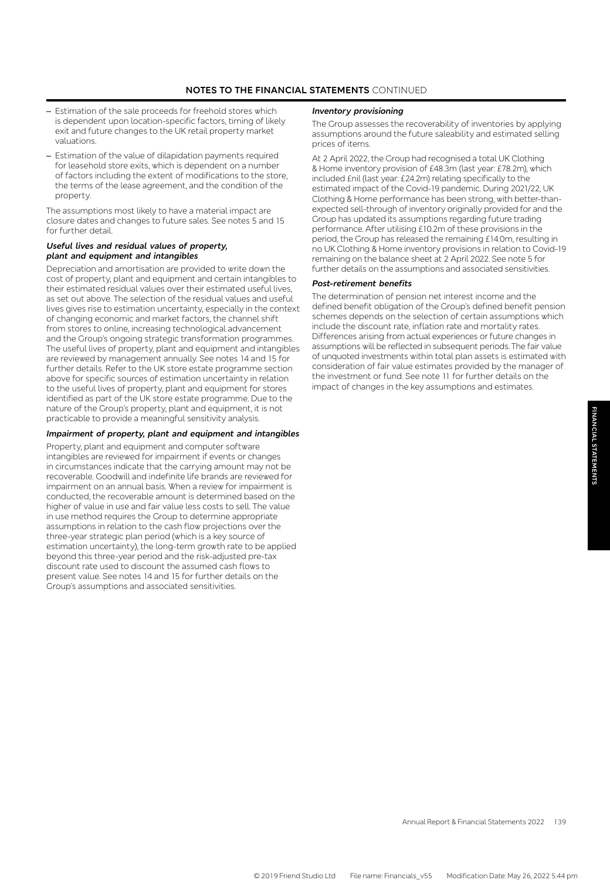- Estimation of the sale proceeds for freehold stores which is dependent upon location-specific factors, timing of likely exit and future changes to the UK retail property market valuations.
- Estimation of the value of dilapidation payments required for leasehold store exits, which is dependent on a number of factors including the extent of modifications to the store, the terms of the lease agreement, and the condition of the property.

The assumptions most likely to have a material impact are closure dates and changes to future sales. See notes 5 and 15 for further detail.

***Useful lives and residual values of property, plant and equipment and intangibles***

Depreciation and amortisation are provided to write down the cost of property, plant and equipment and certain intangibles to their estimated residual values over their estimated useful lives, as set out above. The selection of the residual values and useful lives gives rise to estimation uncertainty, especially in the context of changing economic and market factors, the channel shift from stores to online, increasing technological advancement and the Group's ongoing strategic transformation programmes. The useful lives of property, plant and equipment and intangibles are reviewed by management annually. See notes 14 and 15 for further details. Refer to the UK store estate programme section above for specific sources of estimation uncertainty in relation to the useful lives of property, plant and equipment for stores identified as part of the UK store estate programme. Due to the nature of the Group's property, plant and equipment, it is not practicable to provide a meaningful sensitivity analysis.

***Impairment of property, plant and equipment and intangibles***

Property, plant and equipment and computer software intangibles are reviewed for impairment if events or changes in circumstances indicate that the carrying amount may not be recoverable. Goodwill and indefinite life brands are reviewed for impairment on an annual basis. When a review for impairment is conducted, the recoverable amount is determined based on the higher of value in use and fair value less costs to sell. The value in use method requires the Group to determine appropriate assumptions in relation to the cash flow projections over the three-year strategic plan period (which is a key source of estimation uncertainty), the long-term growth rate to be applied beyond this three-year period and the risk-adjusted pre-tax discount rate used to discount the assumed cash flows to present value. See notes 14 and 15 for further details on the Group's assumptions and associated sensitivities.

***Inventory provisioning***

The Group assesses the recoverability of inventories by applying assumptions around the future saleability and estimated selling prices of items.

At 2 April 2022, the Group had recognised a total UK Clothing & Home inventory provision of £48.3m (last year: £78.2m), which included £nil (last year: £24.2m) relating specifically to the estimated impact of the Covid-19 pandemic. During 2021/22, UK Clothing & Home performance has been strong, with better-than-expected sell-through of inventory originally provided for and the Group has updated its assumptions regarding future trading performance. After utilising £10.2m of these provisions in the period, the Group has released the remaining £14.0m, resulting in no UK Clothing & Home inventory provisions in relation to Covid-19 remaining on the balance sheet at 2 April 2022. See note 5 for further details on the assumptions and associated sensitivities.

***Post-retirement benefits***

The determination of pension net interest income and the defined benefit obligation of the Group's defined benefit pension schemes depends on the selection of certain assumptions which include the discount rate, inflation rate and mortality rates. Differences arising from actual experiences or future changes in assumptions will be reflected in subsequent periods. The fair value of unquoted investments within total plan assets is estimated with consideration of fair value estimates provided by the manager of the investment or fund. See note 11 for further details on the impact of changes in the key assumptions and estimates.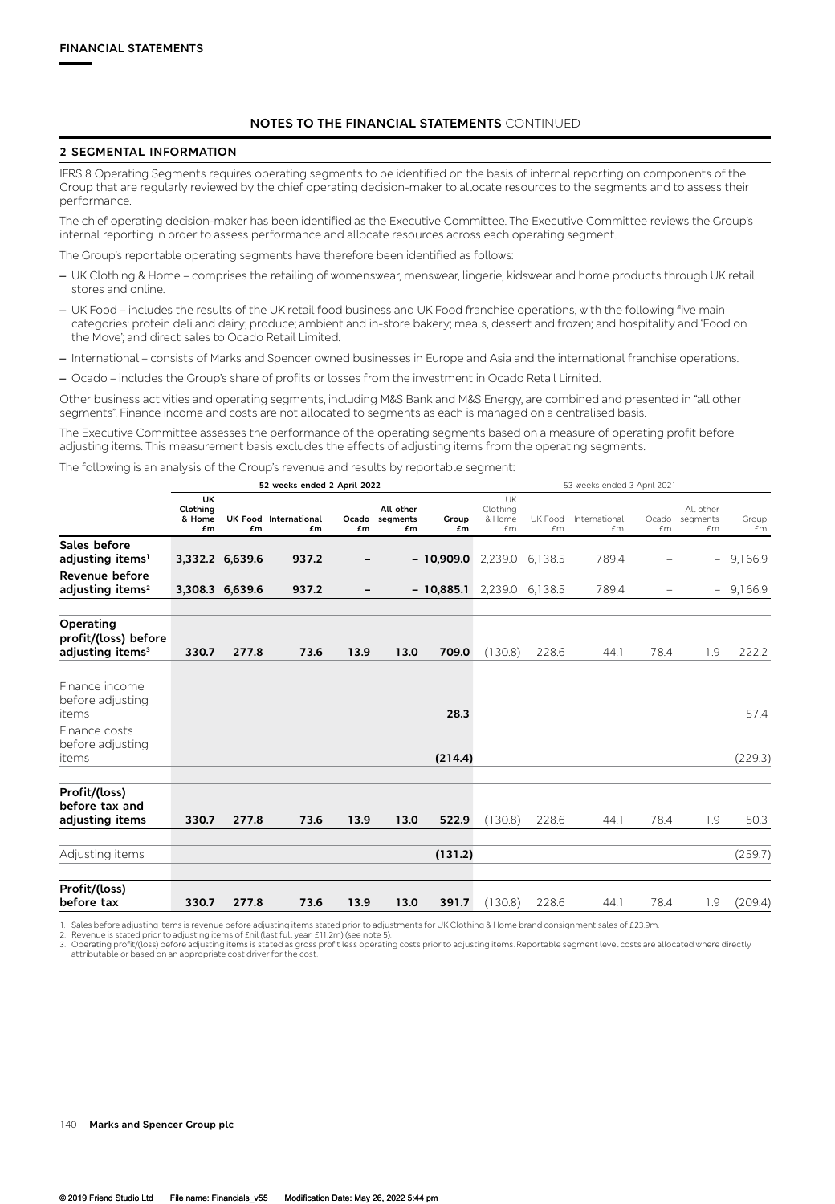## NOTES TO THE FINANCIAL STATEMENTS CONTINUED

### 2 SEGMENTAL INFORMATION

IFRS 8 Operating Segments requires operating segments to be identified on the basis of internal reporting on components of the Group that are regularly reviewed by the chief operating decision-maker to allocate resources to the segments and to assess their performance.

The chief operating decision-maker has been identified as the Executive Committee. The Executive Committee reviews the Group's internal reporting in order to assess performance and allocate resources across each operating segment.

The Group's reportable operating segments have therefore been identified as follows:

- UK Clothing & Home – comprises the retailing of womenswear, menswear, lingerie, kidswear and home products through UK retail stores and online.
- UK Food – includes the results of the UK retail food business and UK Food franchise operations, with the following five main categories: protein deli and dairy; produce; ambient and in-store bakery; meals, dessert and frozen; and hospitality and 'Food on the Move'; and direct sales to Ocado Retail Limited.
- International – consists of Marks and Spencer owned businesses in Europe and Asia and the international franchise operations.
- Ocado – includes the Group's share of profits or losses from the investment in Ocado Retail Limited.

Other business activities and operating segments, including M&S Bank and M&S Energy, are combined and presented in "all other segments". Finance income and costs are not allocated to segments as each is managed on a centralised basis.

The Executive Committee assesses the performance of the operating segments based on a measure of operating profit before adjusting items. This measurement basis excludes the effects of adjusting items from the operating segments.

The following is an analysis of the Group's revenue and results by reportable segment:

| | 52 weeks ended 2 April 2022 | | | | | | 53 weeks ended 3 April 2021 | | | | | |
|---|---|---|---|---|---|---|---|---|---|---|---|---|
| | UK Clothing & Home £m | UK Food £m | International £m | Ocado £m | All other segments £m | Group £m | UK Clothing & Home £m | UK Food £m | International £m | Ocado £m | All other segments £m | Group £m |
| **Sales before adjusting items[1]** | 3,332.2 | 6,639.6 | 937.2 | – | – | 10,909.0 | 2,239.0 | 6,138.5 | 789.4 | – | – | 9,166.9 |
| **Revenue before adjusting items[2]** | 3,308.3 | 6,639.6 | 937.2 | – | – | 10,885.1 | 2,239.0 | 6,138.5 | 789.4 | – | – | 9,166.9 |
| **Operating profit/(loss) before adjusting items[3]** | 330.7 | 277.8 | 73.6 | 13.9 | 13.0 | 709.0 | (130.8) | 228.6 | 44.1 | 78.4 | 1.9 | 222.2 |
| Finance income before adjusting items | | | | | | 28.3 | | | | | | 57.4 |
| Finance costs before adjusting items | | | | | | (214.4) | | | | | | (229.3) |
| **Profit/(loss) before tax and adjusting items** | 330.7 | 277.8 | 73.6 | 13.9 | 13.0 | 522.9 | (130.8) | 228.6 | 44.1 | 78.4 | 1.9 | 50.3 |
| Adjusting items | | | | | | (131.2) | | | | | | (259.7) |
| **Profit/(loss) before tax** | 330.7 | 277.8 | 73.6 | 13.9 | 13.0 | 391.7 | (130.8) | 228.6 | 44.1 | 78.4 | 1.9 | (209.4) |

1. Sales before adjusting items is revenue before adjusting items stated prior to adjustments for UK Clothing & Home brand consignment sales of £23.9m.
2. Revenue is stated prior to adjusting items of £nil (last full year: £11.2m) (see note 5).
3. Operating profit/(loss) before adjusting items is stated as gross profit less operating costs prior to adjusting items. Reportable segment level costs are allocated where directly attributable or based on an appropriate cost driver for the cost.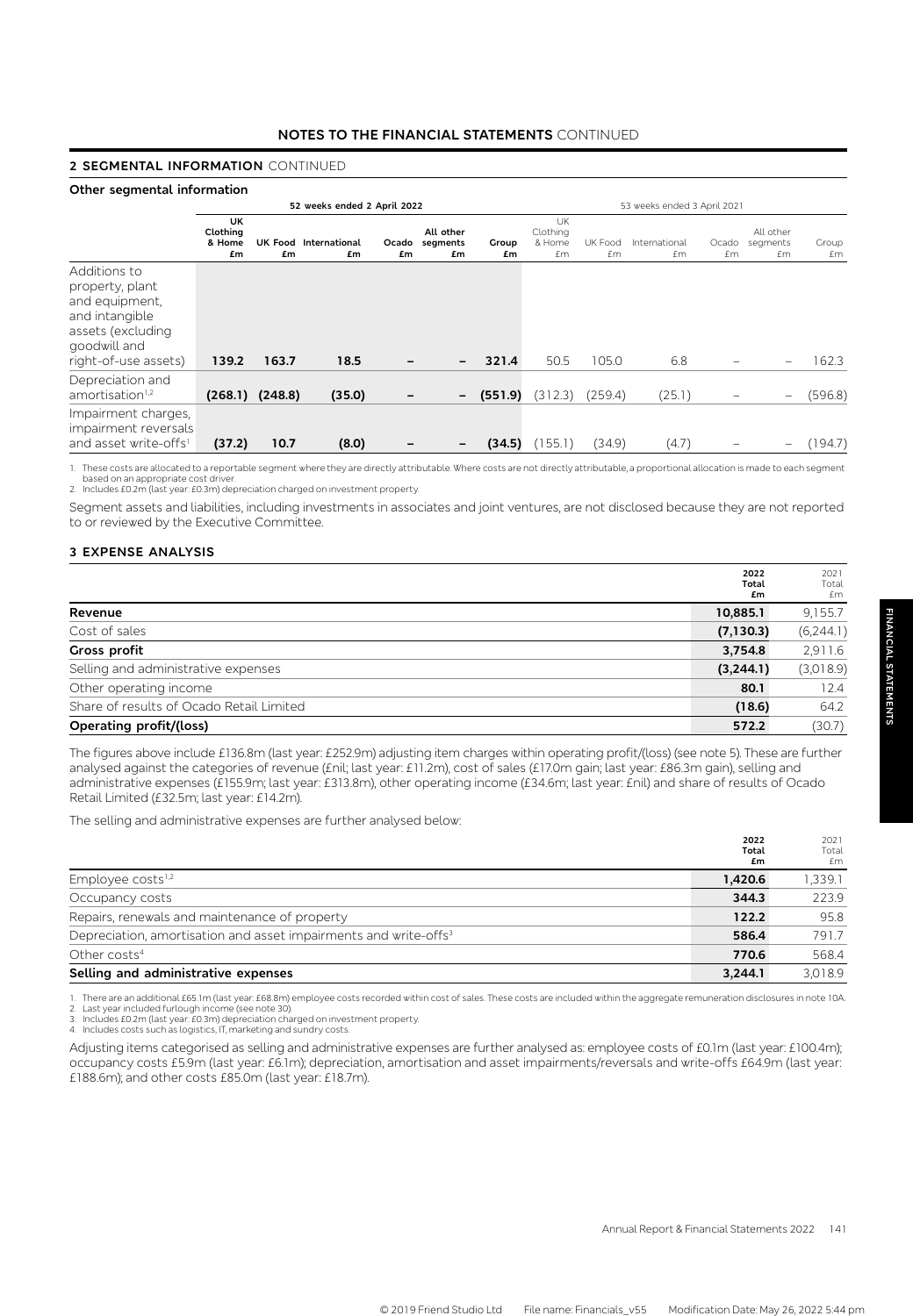## 2 SEGMENTAL INFORMATION CONTINUED

### Other segmental information

| | 52 weeks ended 2 April 2022 | | | | | | 53 weeks ended 3 April 2021 | | | | | |
|---|---|---|---|---|---|---|---|---|---|---|---|---|
| | UK Clothing & Home £m | UK Food £m | International £m | Ocado £m | All other segments £m | Group £m | UK Clothing & Home £m | UK Food £m | International £m | Ocado £m | All other segments £m | Group £m |
| Additions to property, plant and equipment, and intangible assets (excluding goodwill and right-of-use assets) | 139.2 | 163.7 | 18.5 | – | – | 321.4 | 50.5 | 105.0 | 6.8 | – | – | 162.3 |
| Depreciation and amortisation[1,2] | (268.1) | (248.8) | (35.0) | – | – | (551.9) | (312.3) | (259.4) | (25.1) | – | – | (596.8) |
| Impairment charges, impairment reversals and asset write-offs[1] | (37.2) | 10.7 | (8.0) | – | – | (34.5) | (155.1) | (34.9) | (4.7) | – | – | (194.7) |

1. These costs are allocated to a reportable segment where they are directly attributable. Where costs are not directly attributable, a proportional allocation is made to each segment based on an appropriate cost driver.
2. Includes £0.2m (last year: £0.3m) depreciation charged on investment property.

Segment assets and liabilities, including investments in associates and joint ventures, are not disclosed because they are not reported to or reviewed by the Executive Committee.

## 3 EXPENSE ANALYSIS

| | 2022 Total £m | 2021 Total £m |
|---|---|---|
| **Revenue** | 10,885.1 | 9,155.7 |
| Cost of sales | (7,130.3) | (6,244.1) |
| **Gross profit** | 3,754.8 | 2,911.6 |
| Selling and administrative expenses | (3,244.1) | (3,018.9) |
| Other operating income | 80.1 | 12.4 |
| Share of results of Ocado Retail Limited | (18.6) | 64.2 |
| **Operating profit/(loss)** | 572.2 | (30.7) |

The figures above include £136.8m (last year: £252.9m) adjusting item charges within operating profit/(loss) (see note 5). These are further analysed against the categories of revenue (£nil; last year: £11.2m), cost of sales (£17.0m gain; last year: £86.3m gain), selling and administrative expenses (£155.9m; last year: £313.8m), other operating income (£34.6m; last year: £nil) and share of results of Ocado Retail Limited (£32.5m; last year: £14.2m).

The selling and administrative expenses are further analysed below:

| | 2022 Total £m | 2021 Total £m |
|---|---|---|
| Employee costs[1,2] | 1,420.6 | 1,339.1 |
| Occupancy costs | 344.3 | 223.9 |
| Repairs, renewals and maintenance of property | 122.2 | 95.8 |
| Depreciation, amortisation and asset impairments and write-offs[3] | 586.4 | 791.7 |
| Other costs[4] | 770.6 | 568.4 |
| **Selling and administrative expenses** | 3,244.1 | 3,018.9 |

1. There are an additional £65.1m (last year: £68.8m) employee costs recorded within cost of sales. These costs are included within the aggregate remuneration disclosures in note 10A.
2. Last year included furlough income (see note 30).
3. Includes £0.2m (last year: £0.3m) depreciation charged on investment property.
4. Includes costs such as logistics, IT, marketing and sundry costs.

Adjusting items categorised as selling and administrative expenses are further analysed as: employee costs of £0.1m (last year: £100.4m); occupancy costs £5.9m (last year: £6.1m); depreciation, amortisation and asset impairments/reversals and write-offs £64.9m (last year: £188.6m); and other costs £85.0m (last year: £18.7m).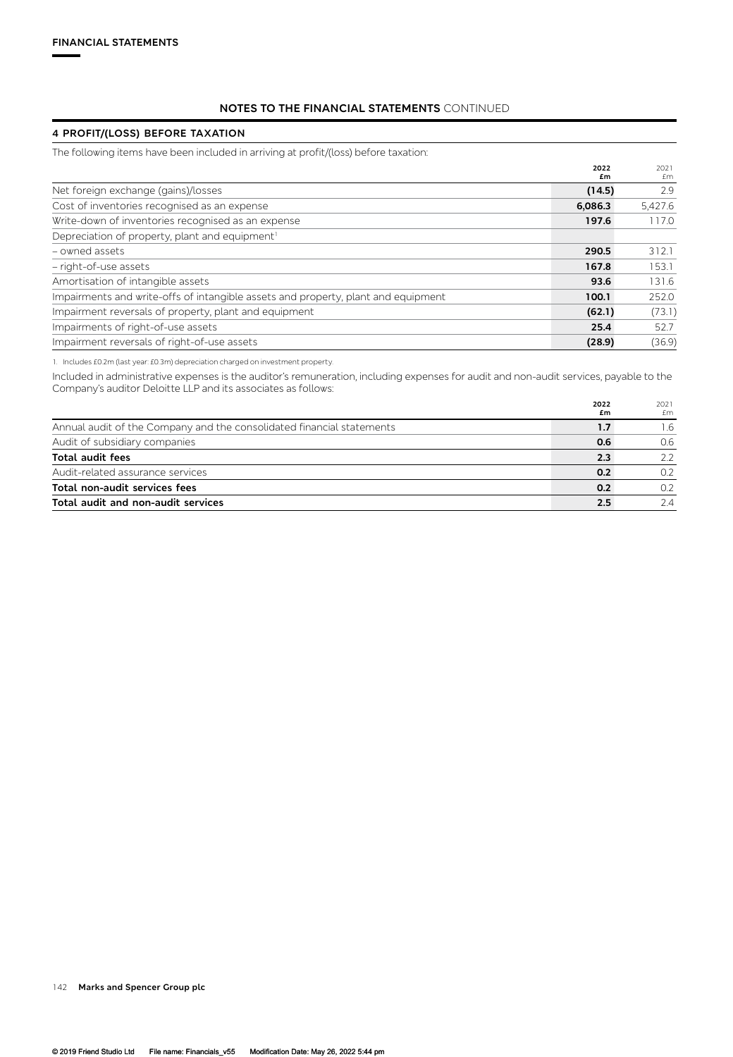## NOTES TO THE FINANCIAL STATEMENTS CONTINUED

### 4 PROFIT/(LOSS) BEFORE TAXATION

The following items have been included in arriving at profit/(loss) before taxation:

| | 2022 £m | 2021 £m |
|---|---|---|
| Net foreign exchange (gains)/losses | **(14.5)** | 2.9 |
| Cost of inventories recognised as an expense | **6,086.3** | 5,427.6 |
| Write-down of inventories recognised as an expense | **197.6** | 117.0 |
| Depreciation of property, plant and equipment[1] | | |
| – owned assets | **290.5** | 312.1 |
| – right-of-use assets | **167.8** | 153.1 |
| Amortisation of intangible assets | **93.6** | 131.6 |
| Impairments and write-offs of intangible assets and property, plant and equipment | **100.1** | 252.0 |
| Impairment reversals of property, plant and equipment | **(62.1)** | (73.1) |
| Impairments of right-of-use assets | **25.4** | 52.7 |
| Impairment reversals of right-of-use assets | **(28.9)** | (36.9) |

1. Includes £0.2m (last year: £0.3m) depreciation charged on investment property.

Included in administrative expenses is the auditor's remuneration, including expenses for audit and non-audit services, payable to the Company's auditor Deloitte LLP and its associates as follows:

| | 2022 £m | 2021 £m |
|---|---|---|
| Annual audit of the Company and the consolidated financial statements | **1.7** | 1.6 |
| Audit of subsidiary companies | **0.6** | 0.6 |
| **Total audit fees** | **2.3** | 2.2 |
| Audit-related assurance services | **0.2** | 0.2 |
| **Total non-audit services fees** | **0.2** | 0.2 |
| **Total audit and non-audit services** | **2.5** | 2.4 |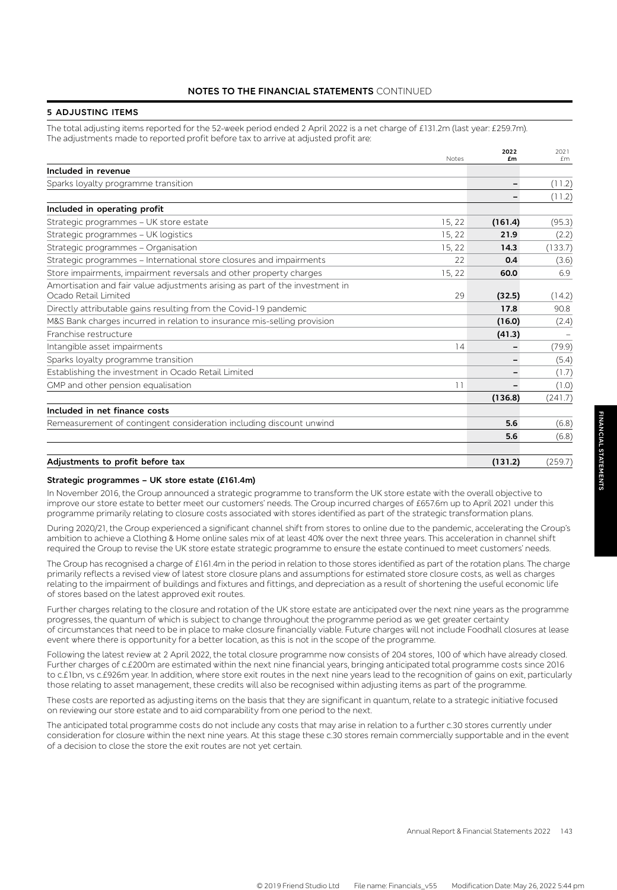## 5 ADJUSTING ITEMS

The total adjusting items reported for the 52-week period ended 2 April 2022 is a net charge of £131.2m (last year: £259.7m). The adjustments made to reported profit before tax to arrive at adjusted profit are:

| | Notes | 2022 £m | 2021 £m |
|---|---|---|---|
| **Included in revenue** | | | |
| Sparks loyalty programme transition | | – | (11.2) |
| | | – | (11.2) |
| **Included in operating profit** | | | |
| Strategic programmes – UK store estate | 15, 22 | **(161.4)** | (95.3) |
| Strategic programmes – UK logistics | 15, 22 | **21.9** | (2.2) |
| Strategic programmes – Organisation | 15, 22 | **14.3** | (133.7) |
| Strategic programmes – International store closures and impairments | 22 | **0.4** | (3.6) |
| Store impairments, impairment reversals and other property charges | 15, 22 | **60.0** | 6.9 |
| Amortisation and fair value adjustments arising as part of the investment in Ocado Retail Limited | 29 | **(32.5)** | (14.2) |
| Directly attributable gains resulting from the Covid-19 pandemic | | **17.8** | 90.8 |
| M&S Bank charges incurred in relation to insurance mis-selling provision | | **(16.0)** | (2.4) |
| Franchise restructure | | **(41.3)** | – |
| Intangible asset impairments | 14 | – | (79.9) |
| Sparks loyalty programme transition | | – | (5.4) |
| Establishing the investment in Ocado Retail Limited | | – | (1.7) |
| GMP and other pension equalisation | 11 | – | (1.0) |
| | | **(136.8)** | (241.7) |
| **Included in net finance costs** | | | |
| Remeasurement of contingent consideration including discount unwind | | **5.6** | (6.8) |
| | | **5.6** | (6.8) |
| **Adjustments to profit before tax** | | **(131.2)** | (259.7) |

### Strategic programmes – UK store estate (£161.4m)

In November 2016, the Group announced a strategic programme to transform the UK store estate with the overall objective to improve our store estate to better meet our customers' needs. The Group incurred charges of £657.6m up to April 2021 under this programme primarily relating to closure costs associated with stores identified as part of the strategic transformation plans.

During 2020/21, the Group experienced a significant channel shift from stores to online due to the pandemic, accelerating the Group's ambition to achieve a Clothing & Home online sales mix of at least 40% over the next three years. This acceleration in channel shift required the Group to revise the UK store estate strategic programme to ensure the estate continued to meet customers' needs.

The Group has recognised a charge of £161.4m in the period in relation to those stores identified as part of the rotation plans. The charge primarily reflects a revised view of latest store closure plans and assumptions for estimated store closure costs, as well as charges relating to the impairment of buildings and fixtures and fittings, and depreciation as a result of shortening the useful economic life of stores based on the latest approved exit routes.

Further charges relating to the closure and rotation of the UK store estate are anticipated over the next nine years as the programme progresses, the quantum of which is subject to change throughout the programme period as we get greater certainty of circumstances that need to be in place to make closure financially viable. Future charges will not include Foodhall closures at lease event where there is opportunity for a better location, as this is not in the scope of the programme.

Following the latest review at 2 April 2022, the total closure programme now consists of 204 stores, 100 of which have already closed. Further charges of c.£200m are estimated within the next nine financial years, bringing anticipated total programme costs since 2016 to c.£1bn, vs c.£926m year. In addition, where store exit routes in the next nine years lead to the recognition of gains on exit, particularly those relating to asset management, these credits will also be recognised within adjusting items as part of the programme.

These costs are reported as adjusting items on the basis that they are significant in quantum, relate to a strategic initiative focused on reviewing our store estate and to aid comparability from one period to the next.

The anticipated total programme costs do not include any costs that may arise in relation to a further c.30 stores currently under consideration for closure within the next nine years. At this stage these c.30 stores remain commercially supportable and in the event of a decision to close the store the exit routes are not yet certain.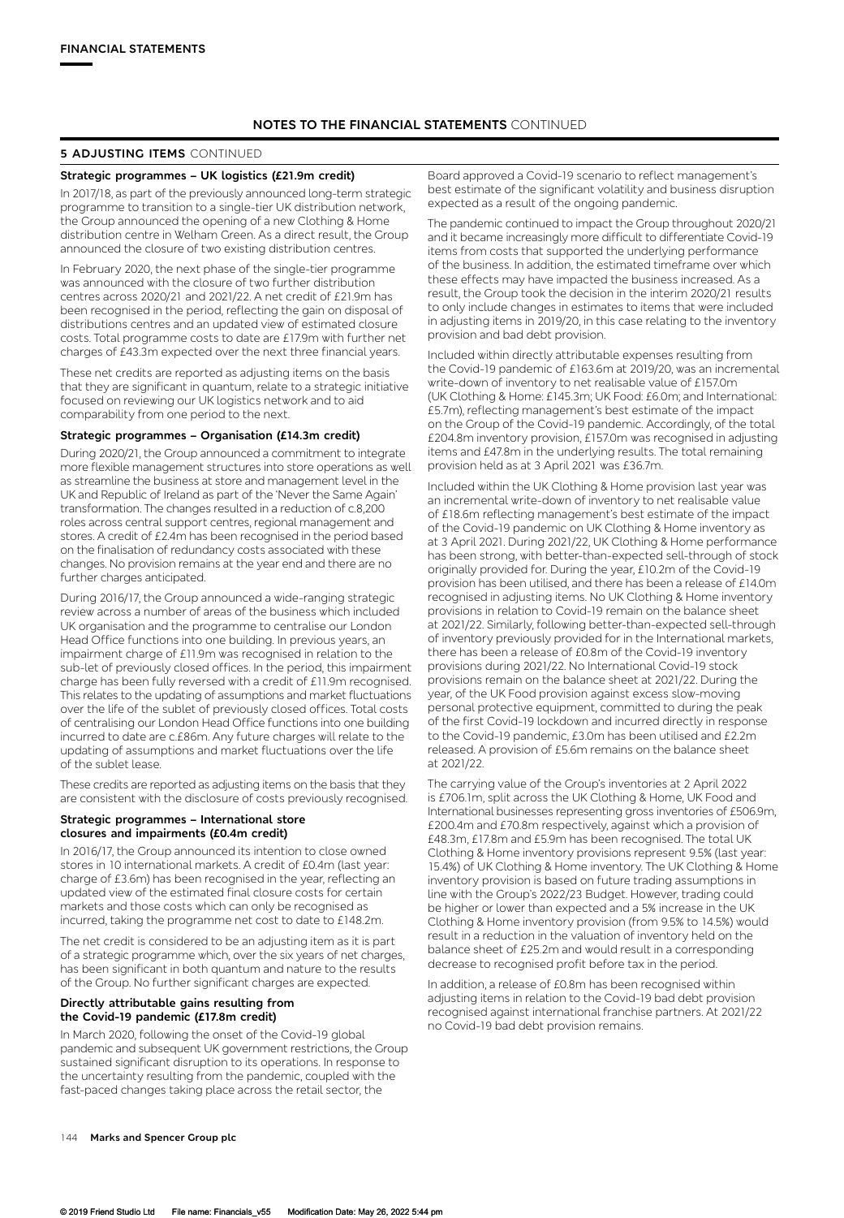## 5 ADJUSTING ITEMS CONTINUED

### Strategic programmes – UK logistics (£21.9m credit)

In 2017/18, as part of the previously announced long-term strategic programme to transition to a single-tier UK distribution network, the Group announced the opening of a new Clothing & Home distribution centre in Welham Green. As a direct result, the Group announced the closure of two existing distribution centres.

In February 2020, the next phase of the single-tier programme was announced with the closure of two further distribution centres across 2020/21 and 2021/22. A net credit of £21.9m has been recognised in the period, reflecting the gain on disposal of distributions centres and an updated view of estimated closure costs. Total programme costs to date are £17.9m with further net charges of £43.3m expected over the next three financial years.

These net credits are reported as adjusting items on the basis that they are significant in quantum, relate to a strategic initiative focused on reviewing our UK logistics network and to aid comparability from one period to the next.

### Strategic programmes – Organisation (£14.3m credit)

During 2020/21, the Group announced a commitment to integrate more flexible management structures into store operations as well as streamline the business at store and management level in the UK and Republic of Ireland as part of the 'Never the Same Again' transformation. The changes resulted in a reduction of c.8,200 roles across central support centres, regional management and stores. A credit of £2.4m has been recognised in the period based on the finalisation of redundancy costs associated with these changes. No provision remains at the year end and there are no further charges anticipated.

During 2016/17, the Group announced a wide-ranging strategic review across a number of areas of the business which included UK organisation and the programme to centralise our London Head Office functions into one building. In previous years, an impairment charge of £11.9m was recognised in relation to the sub-let of previously closed offices. In the period, this impairment charge has been fully reversed with a credit of £11.9m recognised. This relates to the updating of assumptions and market fluctuations over the life of the sublet of previously closed offices. Total costs of centralising our London Head Office functions into one building incurred to date are c.£86m. Any future charges will relate to the updating of assumptions and market fluctuations over the life of the sublet lease.

These credits are reported as adjusting items on the basis that they are consistent with the disclosure of costs previously recognised.

### Strategic programmes – International store closures and impairments (£0.4m credit)

In 2016/17, the Group announced its intention to close owned stores in 10 international markets. A credit of £0.4m (last year: charge of £3.6m) has been recognised in the year, reflecting an updated view of the estimated final closure costs for certain markets and those costs which can only be recognised as incurred, taking the programme net cost to date to £148.2m.

The net credit is considered to be an adjusting item as it is part of a strategic programme which, over the six years of net charges, has been significant in both quantum and nature to the results of the Group. No further significant charges are expected.

### Directly attributable gains resulting from the Covid-19 pandemic (£17.8m credit)

In March 2020, following the onset of the Covid-19 global pandemic and subsequent UK government restrictions, the Group sustained significant disruption to its operations. In response to the uncertainty resulting from the pandemic, coupled with the fast-paced changes taking place across the retail sector, the Board approved a Covid-19 scenario to reflect management's best estimate of the significant volatility and business disruption expected as a result of the ongoing pandemic.

The pandemic continued to impact the Group throughout 2020/21 and it became increasingly more difficult to differentiate Covid-19 items from costs that supported the underlying performance of the business. In addition, the estimated timeframe over which these effects may have impacted the business increased. As a result, the Group took the decision in the interim 2020/21 results to only include changes in estimates to items that were included in adjusting items in 2019/20, in this case relating to the inventory provision and bad debt provision.

Included within directly attributable expenses resulting from the Covid-19 pandemic of £163.6m at 2019/20, was an incremental write-down of inventory to net realisable value of £157.0m (UK Clothing & Home: £145.3m; UK Food: £6.0m; and International: £5.7m), reflecting management's best estimate of the impact on the Group of the Covid-19 pandemic. Accordingly, of the total £204.8m inventory provision, £157.0m was recognised in adjusting items and £47.8m in the underlying results. The total remaining provision held as at 3 April 2021 was £36.7m.

Included within the UK Clothing & Home provision last year was an incremental write-down of inventory to net realisable value of £18.6m reflecting management's best estimate of the impact of the Covid-19 pandemic on UK Clothing & Home inventory as at 3 April 2021. During 2021/22, UK Clothing & Home performance has been strong, with better-than-expected sell-through of stock originally provided for. During the year, £10.2m of the Covid-19 provision has been utilised, and there has been a release of £14.0m recognised in adjusting items. No UK Clothing & Home inventory provisions in relation to Covid-19 remain on the balance sheet at 2021/22. Similarly, following better-than-expected sell-through of inventory previously provided for in the International markets, there has been a release of £0.8m of the Covid-19 inventory provisions during 2021/22. No International Covid-19 stock provisions remain on the balance sheet at 2021/22. During the year, of the UK Food provision against excess slow-moving personal protective equipment, committed to during the peak of the first Covid-19 lockdown and incurred directly in response to the Covid-19 pandemic, £3.0m has been utilised and £2.2m released. A provision of £5.6m remains on the balance sheet at 2021/22.

The carrying value of the Group's inventories at 2 April 2022 is £706.1m, split across the UK Clothing & Home, UK Food and International businesses representing gross inventories of £506.9m, £200.4m and £70.8m respectively, against which a provision of £48.3m, £17.8m and £5.9m has been recognised. The total UK Clothing & Home inventory provisions represent 9.5% (last year: 15.4%) of UK Clothing & Home inventory. The UK Clothing & Home inventory provision is based on future trading assumptions in line with the Group's 2022/23 Budget. However, trading could be higher or lower than expected and a 5% increase in the UK Clothing & Home inventory provision (from 9.5% to 14.5%) would result in a reduction in the valuation of inventory held on the balance sheet of £25.2m and would result in a corresponding decrease to recognised profit before tax in the period.

In addition, a release of £0.8m has been recognised within adjusting items in relation to the Covid-19 bad debt provision recognised against international franchise partners. At 2021/22 no Covid-19 bad debt provision remains.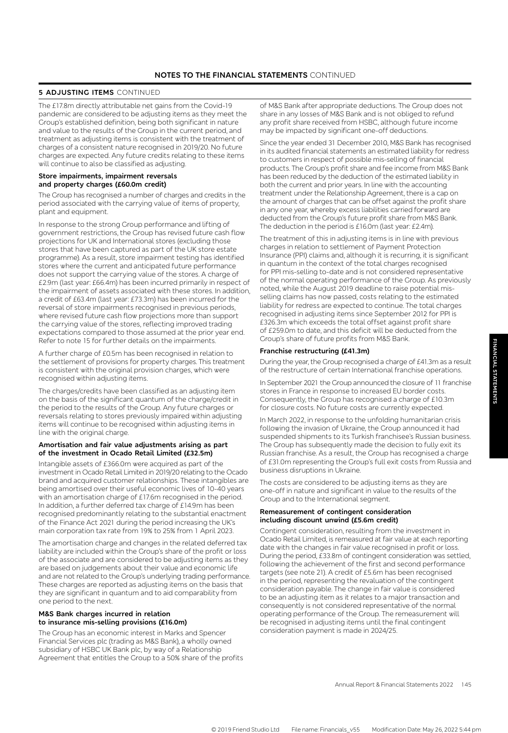## 5 ADJUSTING ITEMS CONTINUED

The £17.8m directly attributable net gains from the Covid-19 pandemic are considered to be adjusting items as they meet the Group's established definition, being both significant in nature and value to the results of the Group in the current period, and treatment as adjusting items is consistent with the treatment of charges of a consistent nature recognised in 2019/20. No future charges are expected. Any future credits relating to these items will continue to also be classified as adjusting.

#### Store impairments, impairment reversals and property charges (£60.0m credit)

The Group has recognised a number of charges and credits in the period associated with the carrying value of items of property, plant and equipment.

In response to the strong Group performance and lifting of government restrictions, the Group has revised future cash flow projections for UK and International stores (excluding those stores that have been captured as part of the UK store estate programme). As a result, store impairment testing has identified stores where the current and anticipated future performance does not support the carrying value of the stores. A charge of £2.9m (last year: £66.4m) has been incurred primarily in respect of the impairment of assets associated with these stores. In addition, a credit of £63.4m (last year: £73.3m) has been incurred for the reversal of store impairments recognised in previous periods, where revised future cash flow projections more than support the carrying value of the stores, reflecting improved trading expectations compared to those assumed at the prior year end. Refer to note 15 for further details on the impairments.

A further charge of £0.5m has been recognised in relation to the settlement of provisions for property charges. This treatment is consistent with the original provision charges, which were recognised within adjusting items.

The charges/credits have been classified as an adjusting item on the basis of the significant quantum of the charge/credit in the period to the results of the Group. Any future charges or reversals relating to stores previously impaired within adjusting items will continue to be recognised within adjusting items in line with the original charge.

#### Amortisation and fair value adjustments arising as part of the investment in Ocado Retail Limited (£32.5m)

Intangible assets of £366.0m were acquired as part of the investment in Ocado Retail Limited in 2019/20 relating to the Ocado brand and acquired customer relationships. These intangibles are being amortised over their useful economic lives of 10-40 years with an amortisation charge of £17.6m recognised in the period. In addition, a further deferred tax charge of £14.9m has been recognised predominantly relating to the substantial enactment of the Finance Act 2021 during the period increasing the UK's main corporation tax rate from 19% to 25% from 1 April 2023.

The amortisation charge and changes in the related deferred tax liability are included within the Group's share of the profit or loss of the associate and are considered to be adjusting items as they are based on judgements about their value and economic life and are not related to the Group's underlying trading performance. These charges are reported as adjusting items on the basis that they are significant in quantum and to aid comparability from one period to the next.

#### M&S Bank charges incurred in relation to insurance mis-selling provisions (£16.0m)

The Group has an economic interest in Marks and Spencer Financial Services plc (trading as M&S Bank), a wholly owned subsidiary of HSBC UK Bank plc, by way of a Relationship Agreement that entitles the Group to a 50% share of the profits of M&S Bank after appropriate deductions. The Group does not share in any losses of M&S Bank and is not obliged to refund any profit share received from HSBC, although future income may be impacted by significant one-off deductions.

Since the year ended 31 December 2010, M&S Bank has recognised in its audited financial statements an estimated liability for redress to customers in respect of possible mis-selling of financial products. The Group's profit share and fee income from M&S Bank has been reduced by the deduction of the estimated liability in both the current and prior years. In line with the accounting treatment under the Relationship Agreement, there is a cap on the amount of charges that can be offset against the profit share in any one year, whereby excess liabilities carried forward are deducted from the Group's future profit share from M&S Bank. The deduction in the period is £16.0m (last year: £2.4m).

The treatment of this in adjusting items is in line with previous charges in relation to settlement of Payment Protection Insurance (PPI) claims and, although it is recurring, it is significant in quantum in the context of the total charges recognised for PPI mis-selling to-date and is not considered representative of the normal operating performance of the Group. As previously noted, while the August 2019 deadline to raise potential mis-selling claims has now passed, costs relating to the estimated liability for redress are expected to continue. The total charges recognised in adjusting items since September 2012 for PPI is £326.3m which exceeds the total offset against profit share of £259.0m to date, and this deficit will be deducted from the Group's share of future profits from M&S Bank.

#### Franchise restructuring (£41.3m)

During the year, the Group recognised a charge of £41.3m as a result of the restructure of certain International franchise operations.

In September 2021 the Group announced the closure of 11 franchise stores in France in response to increased EU border costs. Consequently, the Group has recognised a charge of £10.3m for closure costs. No future costs are currently expected.

In March 2022, in response to the unfolding humanitarian crisis following the invasion of Ukraine, the Group announced it had suspended shipments to its Turkish franchisee's Russian business. The Group has subsequently made the decision to fully exit its Russian franchise. As a result, the Group has recognised a charge of £31.0m representing the Group's full exit costs from Russia and business disruptions in Ukraine.

The costs are considered to be adjusting items as they are one-off in nature and significant in value to the results of the Group and to the International segment.

#### Remeasurement of contingent consideration including discount unwind (£5.6m credit)

Contingent consideration, resulting from the investment in Ocado Retail Limited, is remeasured at fair value at each reporting date with the changes in fair value recognised in profit or loss. During the period, £33.8m of contingent consideration was settled, following the achievement of the first and second performance targets (see note 21). A credit of £5.6m has been recognised in the period, representing the revaluation of the contingent consideration payable. The change in fair value is considered to be an adjusting item as it relates to a major transaction and consequently is not considered representative of the normal operating performance of the Group. The remeasurement will be recognised in adjusting items until the final contingent consideration payment is made in 2024/25.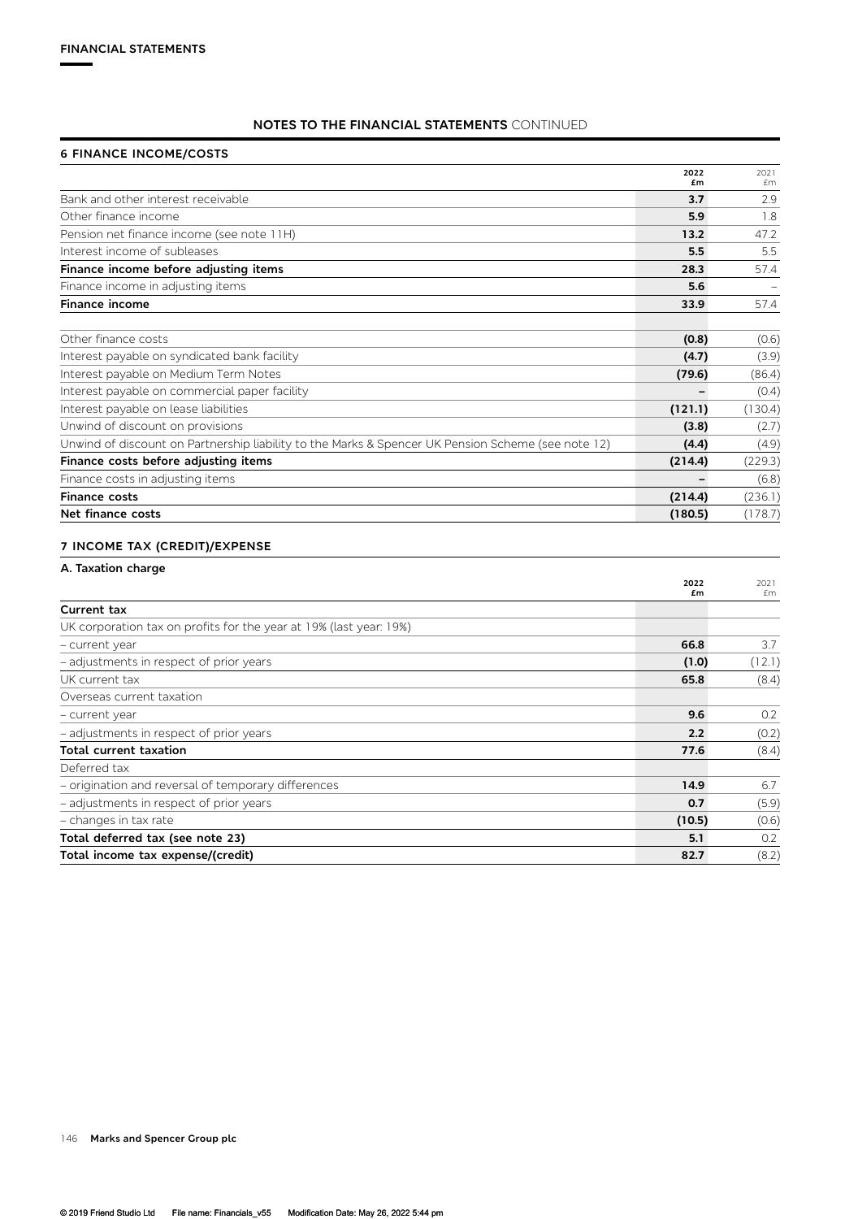# NOTES TO THE FINANCIAL STATEMENTS CONTINUED

## 6 FINANCE INCOME/COSTS

| | 2022 £m | 2021 £m |
|---|---|---|
| Bank and other interest receivable | 3.7 | 2.9 |
| Other finance income | 5.9 | 1.8 |
| Pension net finance income (see note 11H) | 13.2 | 47.2 |
| Interest income of subleases | 5.5 | 5.5 |
| **Finance income before adjusting items** | **28.3** | **57.4** |
| Finance income in adjusting items | 5.6 | – |
| **Finance income** | **33.9** | **57.4** |
| | | |
| Other finance costs | (0.8) | (0.6) |
| Interest payable on syndicated bank facility | (4.7) | (3.9) |
| Interest payable on Medium Term Notes | (79.6) | (86.4) |
| Interest payable on commercial paper facility | – | (0.4) |
| Interest payable on lease liabilities | (121.1) | (130.4) |
| Unwind of discount on provisions | (3.8) | (2.7) |
| Unwind of discount on Partnership liability to the Marks & Spencer UK Pension Scheme (see note 12) | (4.4) | (4.9) |
| **Finance costs before adjusting items** | **(214.4)** | **(229.3)** |
| Finance costs in adjusting items | – | (6.8) |
| **Finance costs** | **(214.4)** | **(236.1)** |
| **Net finance costs** | **(180.5)** | **(178.7)** |

## 7 INCOME TAX (CREDIT)/EXPENSE

### A. Taxation charge

| | 2022 £m | 2021 £m |
|---|---|---|
| **Current tax** | | |
| UK corporation tax on profits for the year at 19% (last year: 19%) | | |
| – current year | 66.8 | 3.7 |
| – adjustments in respect of prior years | (1.0) | (12.1) |
| UK current tax | 65.8 | (8.4) |
| Overseas current taxation | | |
| – current year | 9.6 | 0.2 |
| – adjustments in respect of prior years | 2.2 | (0.2) |
| **Total current taxation** | **77.6** | **(8.4)** |
| Deferred tax | | |
| – origination and reversal of temporary differences | 14.9 | 6.7 |
| – adjustments in respect of prior years | 0.7 | (5.9) |
| – changes in tax rate | (10.5) | (0.6) |
| **Total deferred tax (see note 23)** | **5.1** | **0.2** |
| **Total income tax expense/(credit)** | **82.7** | **(8.2)** |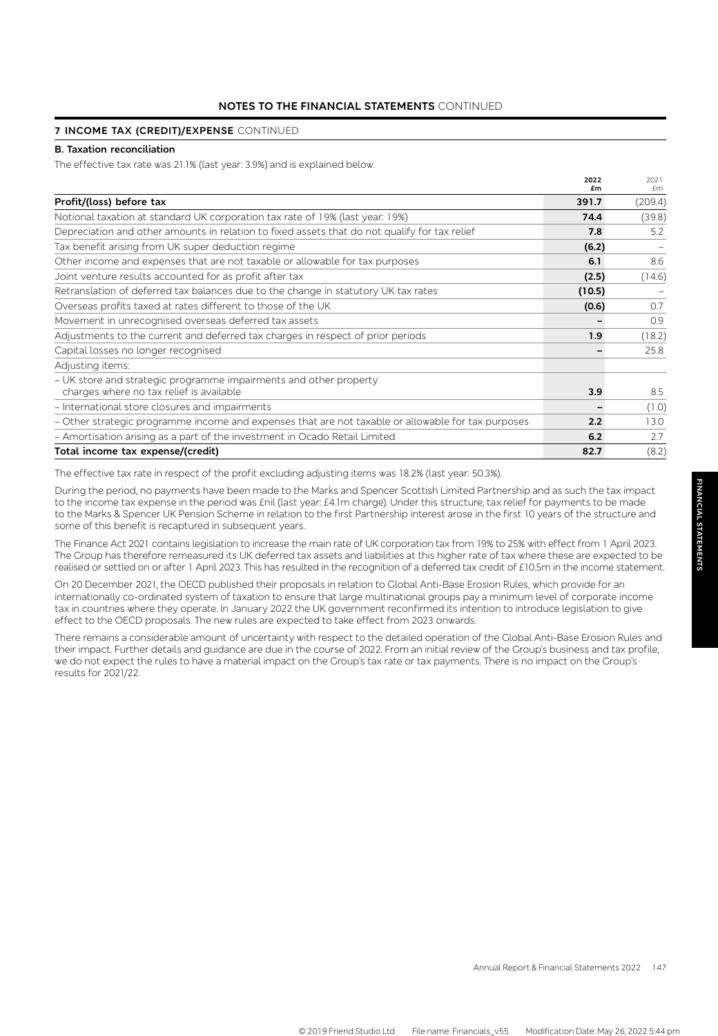## 7 INCOME TAX (CREDIT)/EXPENSE CONTINUED

### B. Taxation reconciliation

The effective tax rate was 21.1% (last year: 3.9%) and is explained below.

| | 2022 £m | 2021 £m |
|---|---|---|
| **Profit/(loss) before tax** | **391.7** | (209.4) |
| Notional taxation at standard UK corporation tax rate of 19% (last year: 19%) | **74.4** | (39.8) |
| Depreciation and other amounts in relation to fixed assets that do not qualify for tax relief | **7.8** | 5.2 |
| Tax benefit arising from UK super deduction regime | **(6.2)** | – |
| Other income and expenses that are not taxable or allowable for tax purposes | **6.1** | 8.6 |
| Joint venture results accounted for as profit after tax | **(2.5)** | (14.6) |
| Retranslation of deferred tax balances due to the change in statutory UK tax rates | **(10.5)** | – |
| Overseas profits taxed at rates different to those of the UK | **(0.6)** | 0.7 |
| Movement in unrecognised overseas deferred tax assets | **–** | 0.9 |
| Adjustments to the current and deferred tax charges in respect of prior periods | **1.9** | (18.2) |
| Capital losses no longer recognised | **–** | 25.8 |
| Adjusting items: | | |
| – UK store and strategic programme impairments and other property charges where no tax relief is available | **3.9** | 8.5 |
| – International store closures and impairments | **–** | (1.0) |
| – Other strategic programme income and expenses that are not taxable or allowable for tax purposes | **2.2** | 13.0 |
| – Amortisation arising as a part of the investment in Ocado Retail Limited | **6.2** | 2.7 |
| **Total income tax expense/(credit)** | **82.7** | (8.2) |

The effective tax rate in respect of the profit excluding adjusting items was 18.2% (last year: 50.3%).

During the period, no payments have been made to the Marks and Spencer Scottish Limited Partnership and as such the tax impact to the income tax expense in the period was £nil (last year: £4.1m charge). Under this structure, tax relief for payments to be made to the Marks & Spencer UK Pension Scheme in relation to the first Partnership interest arose in the first 10 years of the structure and some of this benefit is recaptured in subsequent years.

The Finance Act 2021 contains legislation to increase the main rate of UK corporation tax from 19% to 25% with effect from 1 April 2023. The Group has therefore remeasured its UK deferred tax assets and liabilities at this higher rate of tax where these are expected to be realised or settled on or after 1 April 2023. This has resulted in the recognition of a deferred tax credit of £10.5m in the income statement.

On 20 December 2021, the OECD published their proposals in relation to Global Anti-Base Erosion Rules, which provide for an internationally co-ordinated system of taxation to ensure that large multinational groups pay a minimum level of corporate income tax in countries where they operate. In January 2022 the UK government reconfirmed its intention to introduce legislation to give effect to the OECD proposals. The new rules are expected to take effect from 2023 onwards.

There remains a considerable amount of uncertainty with respect to the detailed operation of the Global Anti-Base Erosion Rules and their impact. Further details and guidance are due in the course of 2022. From an initial review of the Group's business and tax profile, we do not expect the rules to have a material impact on the Group's tax rate or tax payments. There is no impact on the Group's results for 2021/22.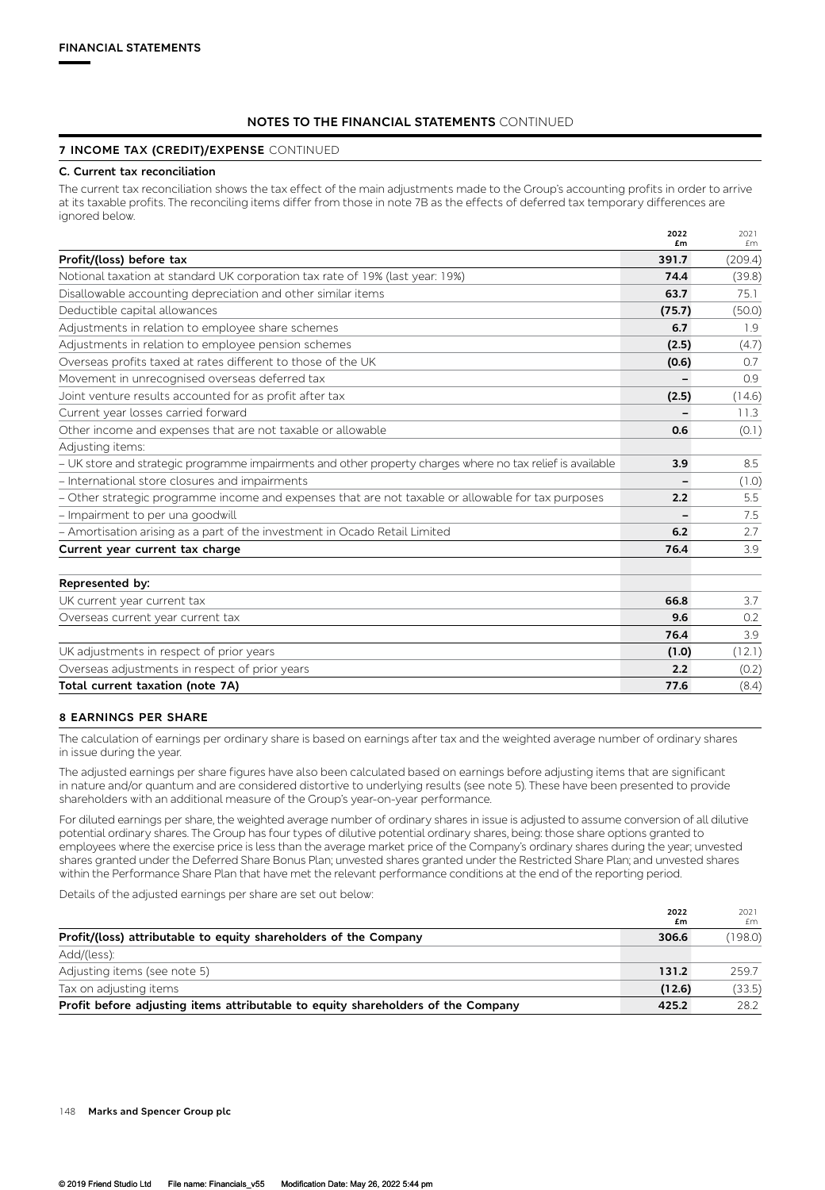## NOTES TO THE FINANCIAL STATEMENTS CONTINUED

### 7 INCOME TAX (CREDIT)/EXPENSE CONTINUED

#### C. Current tax reconciliation

The current tax reconciliation shows the tax effect of the main adjustments made to the Group's accounting profits in order to arrive at its taxable profits. The reconciling items differ from those in note 7B as the effects of deferred tax temporary differences are ignored below.

| | 2022 £m | 2021 £m |
|---|---|---|
| **Profit/(loss) before tax** | **391.7** | (209.4) |
| Notional taxation at standard UK corporation tax rate of 19% (last year: 19%) | **74.4** | (39.8) |
| Disallowable accounting depreciation and other similar items | **63.7** | 75.1 |
| Deductible capital allowances | **(75.7)** | (50.0) |
| Adjustments in relation to employee share schemes | **6.7** | 1.9 |
| Adjustments in relation to employee pension schemes | **(2.5)** | (4.7) |
| Overseas profits taxed at rates different to those of the UK | **(0.6)** | 0.7 |
| Movement in unrecognised overseas deferred tax | **–** | 0.9 |
| Joint venture results accounted for as profit after tax | **(2.5)** | (14.6) |
| Current year losses carried forward | **–** | 11.3 |
| Other income and expenses that are not taxable or allowable | **0.6** | (0.1) |
| Adjusting items: | | |
| – UK store and strategic programme impairments and other property charges where no tax relief is available | **3.9** | 8.5 |
| – International store closures and impairments | **–** | (1.0) |
| – Other strategic programme income and expenses that are not taxable or allowable for tax purposes | **2.2** | 5.5 |
| – Impairment to per una goodwill | **–** | 7.5 |
| – Amortisation arising as a part of the investment in Ocado Retail Limited | **6.2** | 2.7 |
| **Current year current tax charge** | **76.4** | 3.9 |
| **Represented by:** | | |
| UK current year current tax | **66.8** | 3.7 |
| Overseas current year current tax | **9.6** | 0.2 |
| | **76.4** | 3.9 |
| UK adjustments in respect of prior years | **(1.0)** | (12.1) |
| Overseas adjustments in respect of prior years | **2.2** | (0.2) |
| **Total current taxation (note 7A)** | **77.6** | (8.4) |

### 8 EARNINGS PER SHARE

The calculation of earnings per ordinary share is based on earnings after tax and the weighted average number of ordinary shares in issue during the year.

The adjusted earnings per share figures have also been calculated based on earnings before adjusting items that are significant in nature and/or quantum and are considered distortive to underlying results (see note 5). These have been presented to provide shareholders with an additional measure of the Group's year-on-year performance.

For diluted earnings per share, the weighted average number of ordinary shares in issue is adjusted to assume conversion of all dilutive potential ordinary shares. The Group has four types of dilutive potential ordinary shares, being: those share options granted to employees where the exercise price is less than the average market price of the Company's ordinary shares during the year; unvested shares granted under the Deferred Share Bonus Plan; unvested shares granted under the Restricted Share Plan; and unvested shares within the Performance Share Plan that have met the relevant performance conditions at the end of the reporting period.

Details of the adjusted earnings per share are set out below:

| | 2022 £m | 2021 £m |
|---|---|---|
| **Profit/(loss) attributable to equity shareholders of the Company** | **306.6** | (198.0) |
| Add/(less): | | |
| Adjusting items (see note 5) | **131.2** | 259.7 |
| Tax on adjusting items | **(12.6)** | (33.5) |
| **Profit before adjusting items attributable to equity shareholders of the Company** | **425.2** | 28.2 |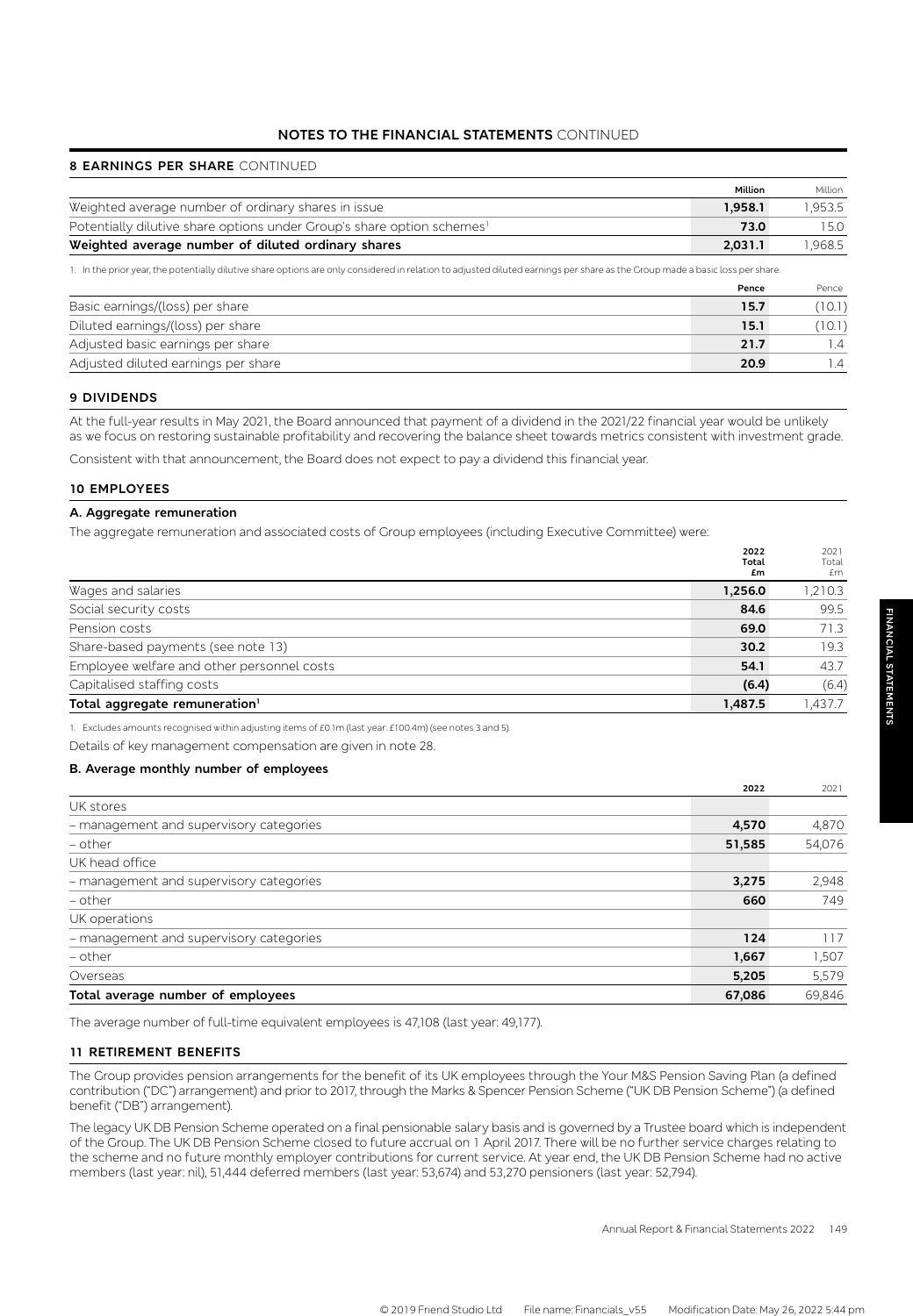## NOTES TO THE FINANCIAL STATEMENTS CONTINUED

### 8 EARNINGS PER SHARE CONTINUED

| | Million | Million |
|---|---|---|
| Weighted average number of ordinary shares in issue | **1,958.1** | 1,953.5 |
| Potentially dilutive share options under Group's share option schemes[1] | **73.0** | 15.0 |
| **Weighted average number of diluted ordinary shares** | **2,031.1** | 1,968.5 |

1. In the prior year, the potentially dilutive share options are only considered in relation to adjusted diluted earnings per share as the Group made a basic loss per share.

| | Pence | Pence |
|---|---|---|
| Basic earnings/(loss) per share | **15.7** | (10.1) |
| Diluted earnings/(loss) per share | **15.1** | (10.1) |
| Adjusted basic earnings per share | **21.7** | 1.4 |
| Adjusted diluted earnings per share | **20.9** | 1.4 |

### 9 DIVIDENDS

At the full-year results in May 2021, the Board announced that payment of a dividend in the 2021/22 financial year would be unlikely as we focus on restoring sustainable profitability and recovering the balance sheet towards metrics consistent with investment grade.

Consistent with that announcement, the Board does not expect to pay a dividend this financial year.

### 10 EMPLOYEES

#### A. Aggregate remuneration

The aggregate remuneration and associated costs of Group employees (including Executive Committee) were:

| | 2022 Total £m | 2021 Total £m |
|---|---|---|
| Wages and salaries | **1,256.0** | 1,210.3 |
| Social security costs | **84.6** | 99.5 |
| Pension costs | **69.0** | 71.3 |
| Share-based payments (see note 13) | **30.2** | 19.3 |
| Employee welfare and other personnel costs | **54.1** | 43.7 |
| Capitalised staffing costs | **(6.4)** | (6.4) |
| **Total aggregate remuneration[1]** | **1,487.5** | 1,437.7 |

1. Excludes amounts recognised within adjusting items of £0.1m (last year: £100.4m) (see notes 3 and 5).

Details of key management compensation are given in note 28.

#### B. Average monthly number of employees

| | 2022 | 2021 |
|---|---|---|
| UK stores | | |
| – management and supervisory categories | **4,570** | 4,870 |
| – other | **51,585** | 54,076 |
| UK head office | | |
| – management and supervisory categories | **3,275** | 2,948 |
| – other | **660** | 749 |
| UK operations | | |
| – management and supervisory categories | **124** | 117 |
| – other | **1,667** | 1,507 |
| Overseas | **5,205** | 5,579 |
| **Total average number of employees** | **67,086** | 69,846 |

The average number of full-time equivalent employees is 47,108 (last year: 49,177).

### 11 RETIREMENT BENEFITS

The Group provides pension arrangements for the benefit of its UK employees through the Your M&S Pension Saving Plan (a defined contribution ("DC") arrangement) and prior to 2017, through the Marks & Spencer Pension Scheme ("UK DB Pension Scheme") (a defined benefit ("DB") arrangement).

The legacy UK DB Pension Scheme operated on a final pensionable salary basis and is governed by a Trustee board which is independent of the Group. The UK DB Pension Scheme closed to future accrual on 1 April 2017. There will be no further service charges relating to the scheme and no future monthly employer contributions for current service. At year end, the UK DB Pension Scheme had no active members (last year: nil), 51,444 deferred members (last year: 53,674) and 53,270 pensioners (last year: 52,794).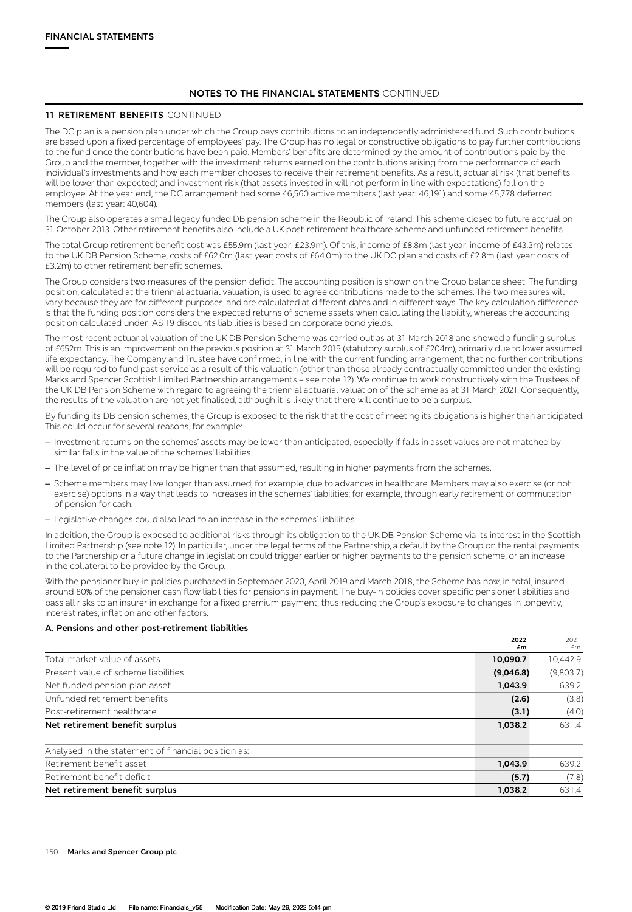## 11 RETIREMENT BENEFITS CONTINUED

The DC plan is a pension plan under which the Group pays contributions to an independently administered fund. Such contributions are based upon a fixed percentage of employees' pay. The Group has no legal or constructive obligations to pay further contributions to the fund once the contributions have been paid. Members' benefits are determined by the amount of contributions paid by the Group and the member, together with the investment returns earned on the contributions arising from the performance of each individual's investments and how each member chooses to receive their retirement benefits. As a result, actuarial risk (that benefits will be lower than expected) and investment risk (that assets invested in will not perform in line with expectations) fall on the employee. At the year end, the DC arrangement had some 46,560 active members (last year: 46,191) and some 45,778 deferred members (last year: 40,604).

The Group also operates a small legacy funded DB pension scheme in the Republic of Ireland. This scheme closed to future accrual on 31 October 2013. Other retirement benefits also include a UK post-retirement healthcare scheme and unfunded retirement benefits.

The total Group retirement benefit cost was £55.9m (last year: £23.9m). Of this, income of £8.8m (last year: income of £43.3m) relates to the UK DB Pension Scheme, costs of £62.0m (last year: costs of £64.0m) to the UK DC plan and costs of £2.8m (last year: costs of £3.2m) to other retirement benefit schemes.

The Group considers two measures of the pension deficit. The accounting position is shown on the Group balance sheet. The funding position, calculated at the triennial actuarial valuation, is used to agree contributions made to the schemes. The two measures will vary because they are for different purposes, and are calculated at different dates and in different ways. The key calculation difference is that the funding position considers the expected returns of scheme assets when calculating the liability, whereas the accounting position calculated under IAS 19 discounts liabilities is based on corporate bond yields.

The most recent actuarial valuation of the UK DB Pension Scheme was carried out as at 31 March 2018 and showed a funding surplus of £652m. This is an improvement on the previous position at 31 March 2015 (statutory surplus of £204m), primarily due to lower assumed life expectancy. The Company and Trustee have confirmed, in line with the current funding arrangement, that no further contributions will be required to fund past service as a result of this valuation (other than those already contractually committed under the existing Marks and Spencer Scottish Limited Partnership arrangements – see note 12). We continue to work constructively with the Trustees of the UK DB Pension Scheme with regard to agreeing the triennial actuarial valuation of the scheme as at 31 March 2021. Consequently, the results of the valuation are not yet finalised, although it is likely that there will continue to be a surplus.

By funding its DB pension schemes, the Group is exposed to the risk that the cost of meeting its obligations is higher than anticipated. This could occur for several reasons, for example:

- Investment returns on the schemes' assets may be lower than anticipated, especially if falls in asset values are not matched by similar falls in the value of the schemes' liabilities.
- The level of price inflation may be higher than that assumed, resulting in higher payments from the schemes.
- Scheme members may live longer than assumed; for example, due to advances in healthcare. Members may also exercise (or not exercise) options in a way that leads to increases in the schemes' liabilities; for example, through early retirement or commutation of pension for cash.
- Legislative changes could also lead to an increase in the schemes' liabilities.

In addition, the Group is exposed to additional risks through its obligation to the UK DB Pension Scheme via its interest in the Scottish Limited Partnership (see note 12). In particular, under the legal terms of the Partnership, a default by the Group on the rental payments to the Partnership or a future change in legislation could trigger earlier or higher payments to the pension scheme, or an increase in the collateral to be provided by the Group.

With the pensioner buy-in policies purchased in September 2020, April 2019 and March 2018, the Scheme has now, in total, insured around 80% of the pensioner cash flow liabilities for pensions in payment. The buy-in policies cover specific pensioner liabilities and pass all risks to an insurer in exchange for a fixed premium payment, thus reducing the Group's exposure to changes in longevity, interest rates, inflation and other factors.

### A. Pensions and other post-retirement liabilities

| | 2022 £m | 2021 £m |
|---|---|---|
| Total market value of assets | 10,090.7 | 10,442.9 |
| Present value of scheme liabilities | (9,046.8) | (9,803.7) |
| Net funded pension plan asset | 1,043.9 | 639.2 |
| Unfunded retirement benefits | (2.6) | (3.8) |
| Post-retirement healthcare | (3.1) | (4.0) |
| **Net retirement benefit surplus** | **1,038.2** | **631.4** |
| | | |
| Analysed in the statement of financial position as: | | |
| Retirement benefit asset | 1,043.9 | 639.2 |
| Retirement benefit deficit | (5.7) | (7.8) |
| **Net retirement benefit surplus** | **1,038.2** | **631.4** |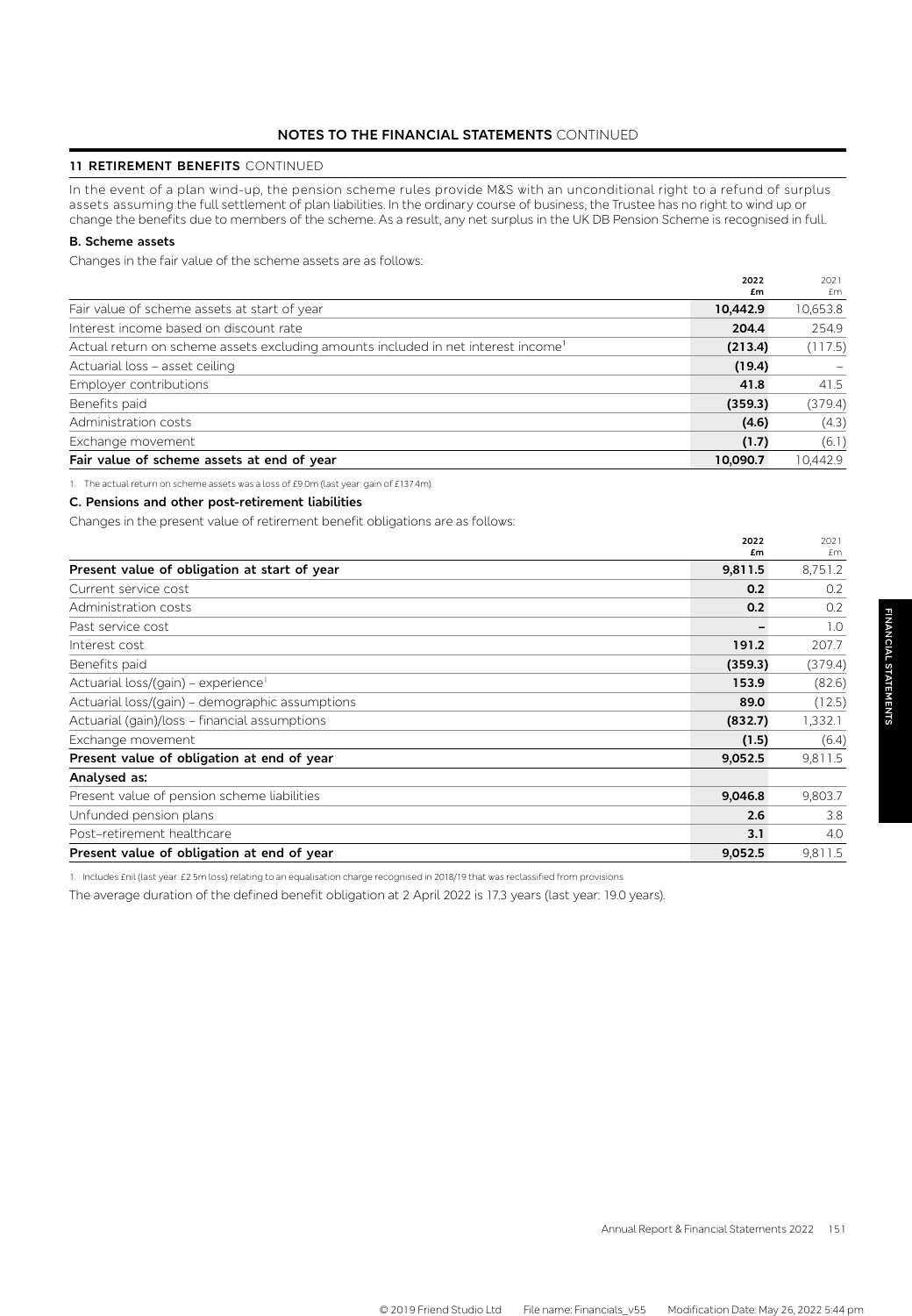## 11 RETIREMENT BENEFITS CONTINUED

In the event of a plan wind-up, the pension scheme rules provide M&S with an unconditional right to a refund of surplus assets assuming the full settlement of plan liabilities. In the ordinary course of business, the Trustee has no right to wind up or change the benefits due to members of the scheme. As a result, any net surplus in the UK DB Pension Scheme is recognised in full.

### B. Scheme assets

Changes in the fair value of the scheme assets are as follows:

| | 2022 £m | 2021 £m |
|---|---|---|
| Fair value of scheme assets at start of year | **10,442.9** | 10,653.8 |
| Interest income based on discount rate | **204.4** | 254.9 |
| Actual return on scheme assets excluding amounts included in net interest income[1] | **(213.4)** | (117.5) |
| Actuarial loss – asset ceiling | **(19.4)** | – |
| Employer contributions | **41.8** | 41.5 |
| Benefits paid | **(359.3)** | (379.4) |
| Administration costs | **(4.6)** | (4.3) |
| Exchange movement | **(1.7)** | (6.1) |
| **Fair value of scheme assets at end of year** | **10,090.7** | 10,442.9 |

1. The actual return on scheme assets was a loss of £9.0m (last year: gain of £137.4m).

### C. Pensions and other post-retirement liabilities

Changes in the present value of retirement benefit obligations are as follows:

| | 2022 £m | 2021 £m |
|---|---|---|
| **Present value of obligation at start of year** | **9,811.5** | 8,751.2 |
| Current service cost | **0.2** | 0.2 |
| Administration costs | **0.2** | 0.2 |
| Past service cost | **–** | 1.0 |
| Interest cost | **191.2** | 207.7 |
| Benefits paid | **(359.3)** | (379.4) |
| Actuarial loss/(gain) – experience[1] | **153.9** | (82.6) |
| Actuarial loss/(gain) – demographic assumptions | **89.0** | (12.5) |
| Actuarial (gain)/loss – financial assumptions | **(832.7)** | 1,332.1 |
| Exchange movement | **(1.5)** | (6.4) |
| **Present value of obligation at end of year** | **9,052.5** | 9,811.5 |
| **Analysed as:** | | |
| Present value of pension scheme liabilities | **9,046.8** | 9,803.7 |
| Unfunded pension plans | **2.6** | 3.8 |
| Post–retirement healthcare | **3.1** | 4.0 |
| **Present value of obligation at end of year** | **9,052.5** | 9,811.5 |

1. Includes £nil (last year: £2.5m loss) relating to an equalisation charge recognised in 2018/19 that was reclassified from provisions.

The average duration of the defined benefit obligation at 2 April 2022 is 17.3 years (last year: 19.0 years).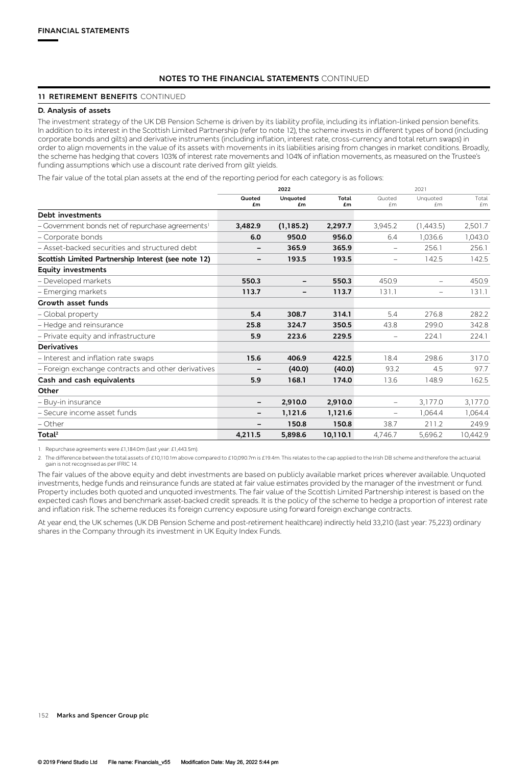## NOTES TO THE FINANCIAL STATEMENTS CONTINUED

### 11 RETIREMENT BENEFITS CONTINUED

#### D. Analysis of assets

The investment strategy of the UK DB Pension Scheme is driven by its liability profile, including its inflation-linked pension benefits. In addition to its interest in the Scottish Limited Partnership (refer to note 12), the scheme invests in different types of bond (including corporate bonds and gilts) and derivative instruments (including inflation, interest rate, cross-currency and total return swaps) in order to align movements in the value of its assets with movements in its liabilities arising from changes in market conditions. Broadly, the scheme has hedging that covers 103% of interest rate movements and 104% of inflation movements, as measured on the Trustee's funding assumptions which use a discount rate derived from gilt yields.

The fair value of the total plan assets at the end of the reporting period for each category is as follows:

| | 2022 | | | 2021 | | |
|---|---|---|---|---|---|---|
| | Quoted £m | Unquoted £m | Total £m | Quoted £m | Unquoted £m | Total £m |
| **Debt investments** | | | | | | |
| – Government bonds net of repurchase agreements[1] | **3,482.9** | **(1,185.2)** | **2,297.7** | 3,945.2 | (1,443.5) | 2,501.7 |
| – Corporate bonds | **6.0** | **950.0** | **956.0** | 6.4 | 1,036.6 | 1,043.0 |
| – Asset-backed securities and structured debt | **–** | **365.9** | **365.9** | – | 256.1 | 256.1 |
| **Scottish Limited Partnership Interest (see note 12)** | **–** | **193.5** | **193.5** | – | 142.5 | 142.5 |
| **Equity investments** | | | | | | |
| – Developed markets | **550.3** | **–** | **550.3** | 450.9 | – | 450.9 |
| – Emerging markets | **113.7** | **–** | **113.7** | 131.1 | – | 131.1 |
| **Growth asset funds** | | | | | | |
| – Global property | **5.4** | **308.7** | **314.1** | 5.4 | 276.8 | 282.2 |
| – Hedge and reinsurance | **25.8** | **324.7** | **350.5** | 43.8 | 299.0 | 342.8 |
| – Private equity and infrastructure | **5.9** | **223.6** | **229.5** | – | 224.1 | 224.1 |
| **Derivatives** | | | | | | |
| – Interest and inflation rate swaps | **15.6** | **406.9** | **422.5** | 18.4 | 298.6 | 317.0 |
| – Foreign exchange contracts and other derivatives | **–** | **(40.0)** | **(40.0)** | 93.2 | 4.5 | 97.7 |
| **Cash and cash equivalents** | **5.9** | **168.1** | **174.0** | 13.6 | 148.9 | 162.5 |
| **Other** | | | | | | |
| – Buy-in insurance | **–** | **2,910.0** | **2,910.0** | – | 3,177.0 | 3,177.0 |
| – Secure income asset funds | **–** | **1,121.6** | **1,121.6** | – | 1,064.4 | 1,064.4 |
| – Other | **–** | **150.8** | **150.8** | 38.7 | 211.2 | 249.9 |
| **Total[2]** | **4,211.5** | **5,898.6** | **10,110.1** | 4,746.7 | 5,696.2 | 10,442.9 |

1. Repurchase agreements were £1,184.0m (last year: £1,443.5m).
2. The difference between the total assets of £10,110.1m above compared to £10,090.7m is £19.4m. This relates to the cap applied to the Irish DB scheme and therefore the actuarial gain is not recognised as per IFRIC 14.

The fair values of the above equity and debt investments are based on publicly available market prices wherever available. Unquoted investments, hedge funds and reinsurance funds are stated at fair value estimates provided by the manager of the investment or fund. Property includes both quoted and unquoted investments. The fair value of the Scottish Limited Partnership interest is based on the expected cash flows and benchmark asset-backed credit spreads. It is the policy of the scheme to hedge a proportion of interest rate and inflation risk. The scheme reduces its foreign currency exposure using forward foreign exchange contracts.

At year end, the UK schemes (UK DB Pension Scheme and post-retirement healthcare) indirectly held 33,210 (last year: 75,223) ordinary shares in the Company through its investment in UK Equity Index Funds.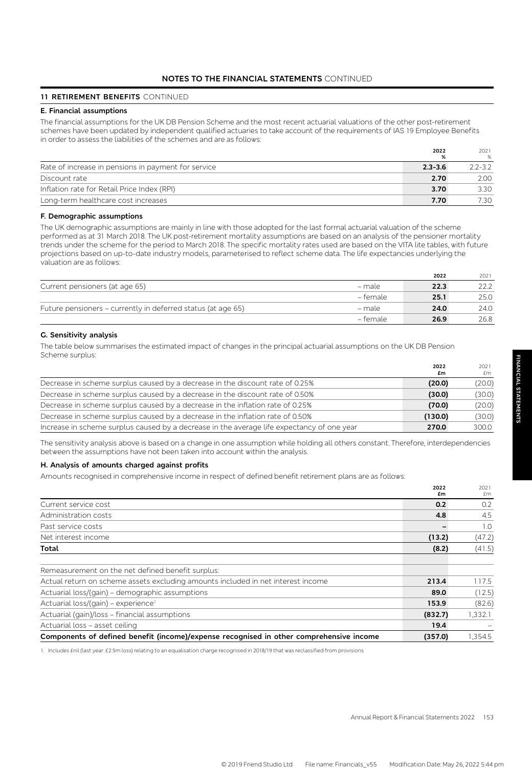## NOTES TO THE FINANCIAL STATEMENTS CONTINUED

### 11 RETIREMENT BENEFITS CONTINUED

#### E. Financial assumptions

The financial assumptions for the UK DB Pension Scheme and the most recent actuarial valuations of the other post-retirement schemes have been updated by independent qualified actuaries to take account of the requirements of IAS 19 Employee Benefits in order to assess the liabilities of the schemes and are as follows:

| | **2022 %** | 2021 % |
|---|---|---|
| Rate of increase in pensions in payment for service | **2.3-3.6** | 2.2-3.2 |
| Discount rate | **2.70** | 2.00 |
| Inflation rate for Retail Price Index (RPI) | **3.70** | 3.30 |
| Long-term healthcare cost increases | **7.70** | 7.30 |

#### F. Demographic assumptions

The UK demographic assumptions are mainly in line with those adopted for the last formal actuarial valuation of the scheme performed as at 31 March 2018. The UK post-retirement mortality assumptions are based on an analysis of the pensioner mortality trends under the scheme for the period to March 2018. The specific mortality rates used are based on the VITA lite tables, with future projections based on up-to-date industry models, parameterised to reflect scheme data. The life expectancies underlying the valuation are as follows:

| | | **2022** | 2021 |
|---|---|---|---|
| Current pensioners (at age 65) | – male | **22.3** | 22.2 |
| | – female | **25.1** | 25.0 |
| Future pensioners – currently in deferred status (at age 65) | – male | **24.0** | 24.0 |
| | – female | **26.9** | 26.8 |

#### G. Sensitivity analysis

The table below summarises the estimated impact of changes in the principal actuarial assumptions on the UK DB Pension Scheme surplus:

| | **2022 £m** | 2021 £m |
|---|---|---|
| Decrease in scheme surplus caused by a decrease in the discount rate of 0.25% | **(20.0)** | (20.0) |
| Decrease in scheme surplus caused by a decrease in the discount rate of 0.50% | **(30.0)** | (30.0) |
| Decrease in scheme surplus caused by a decrease in the inflation rate of 0.25% | **(70.0)** | (20.0) |
| Decrease in scheme surplus caused by a decrease in the inflation rate of 0.50% | **(130.0)** | (30.0) |
| Increase in scheme surplus caused by a decrease in the average life expectancy of one year | **270.0** | 300.0 |

The sensitivity analysis above is based on a change in one assumption while holding all others constant. Therefore, interdependencies between the assumptions have not been taken into account within the analysis.

#### H. Analysis of amounts charged against profits

Amounts recognised in comprehensive income in respect of defined benefit retirement plans are as follows:

| | **2022 £m** | 2021 £m |
|---|---|---|
| Current service cost | **0.2** | 0.2 |
| Administration costs | **4.8** | 4.5 |
| Past service costs | **–** | 1.0 |
| Net interest income | **(13.2)** | (47.2) |
| **Total** | **(8.2)** | (41.5) |
| | | |
| Remeasurement on the net defined benefit surplus: | | |
| Actual return on scheme assets excluding amounts included in net interest income | **213.4** | 117.5 |
| Actuarial loss/(gain) – demographic assumptions | **89.0** | (12.5) |
| Actuarial loss/(gain) – experience[1] | **153.9** | (82.6) |
| Actuarial (gain)/loss – financial assumptions | **(832.7)** | 1,332.1 |
| Actuarial loss – asset ceiling | **19.4** | – |
| **Components of defined benefit (income)/expense recognised in other comprehensive income** | **(357.0)** | 1,354.5 |

1. Includes £nil (last year: £2.5m loss) relating to an equalisation charge recognised in 2018/19 that was reclassified from provisions.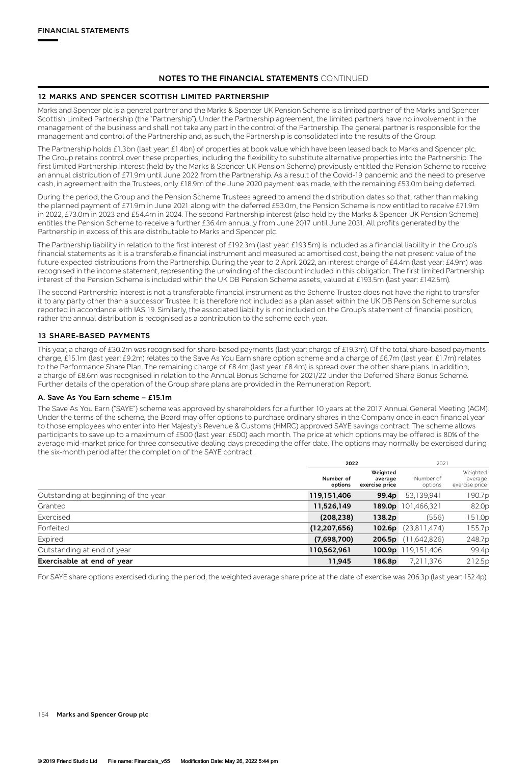## 12 MARKS AND SPENCER SCOTTISH LIMITED PARTNERSHIP

Marks and Spencer plc is a general partner and the Marks & Spencer UK Pension Scheme is a limited partner of the Marks and Spencer Scottish Limited Partnership (the "Partnership"). Under the Partnership agreement, the limited partners have no involvement in the management of the business and shall not take any part in the control of the Partnership. The general partner is responsible for the management and control of the Partnership and, as such, the Partnership is consolidated into the results of the Group.

The Partnership holds £1.3bn (last year: £1.4bn) of properties at book value which have been leased back to Marks and Spencer plc. The Group retains control over these properties, including the flexibility to substitute alternative properties into the Partnership. The first limited Partnership interest (held by the Marks & Spencer UK Pension Scheme) previously entitled the Pension Scheme to receive an annual distribution of £71.9m until June 2022 from the Partnership. As a result of the Covid-19 pandemic and the need to preserve cash, in agreement with the Trustees, only £18.9m of the June 2020 payment was made, with the remaining £53.0m being deferred.

During the period, the Group and the Pension Scheme Trustees agreed to amend the distribution dates so that, rather than making the planned payment of £71.9m in June 2021 along with the deferred £53.0m, the Pension Scheme is now entitled to receive £71.9m in 2022, £73.0m in 2023 and £54.4m in 2024. The second Partnership interest (also held by the Marks & Spencer UK Pension Scheme) entitles the Pension Scheme to receive a further £36.4m annually from June 2017 until June 2031. All profits generated by the Partnership in excess of this are distributable to Marks and Spencer plc.

The Partnership liability in relation to the first interest of £192.3m (last year: £193.5m) is included as a financial liability in the Group's financial statements as it is a transferable financial instrument and measured at amortised cost, being the net present value of the future expected distributions from the Partnership. During the year to 2 April 2022, an interest charge of £4.4m (last year: £4.9m) was recognised in the income statement, representing the unwinding of the discount included in this obligation. The first limited Partnership interest of the Pension Scheme is included within the UK DB Pension Scheme assets, valued at £193.5m (last year: £142.5m).

The second Partnership interest is not a transferable financial instrument as the Scheme Trustee does not have the right to transfer it to any party other than a successor Trustee. It is therefore not included as a plan asset within the UK DB Pension Scheme surplus reported in accordance with IAS 19. Similarly, the associated liability is not included on the Group's statement of financial position, rather the annual distribution is recognised as a contribution to the scheme each year.

## 13 SHARE-BASED PAYMENTS

This year, a charge of £30.2m was recognised for share-based payments (last year: charge of £19.3m). Of the total share-based payments charge, £15.1m (last year: £9.2m) relates to the Save As You Earn share option scheme and a charge of £6.7m (last year: £1.7m) relates to the Performance Share Plan. The remaining charge of £8.4m (last year: £8.4m) is spread over the other share plans. In addition, a charge of £8.6m was recognised in relation to the Annual Bonus Scheme for 2021/22 under the Deferred Share Bonus Scheme. Further details of the operation of the Group share plans are provided in the Remuneration Report.

### A. Save As You Earn scheme – £15.1m

The Save As You Earn ("SAYE") scheme was approved by shareholders for a further 10 years at the 2017 Annual General Meeting (AGM). Under the terms of the scheme, the Board may offer options to purchase ordinary shares in the Company once in each financial year to those employees who enter into Her Majesty's Revenue & Customs (HMRC) approved SAYE savings contract. The scheme allows participants to save up to a maximum of £500 (last year: £500) each month. The price at which options may be offered is 80% of the average mid-market price for three consecutive dealing days preceding the offer date. The options may normally be exercised during the six-month period after the completion of the SAYE contract.

| | **2022** | | 2021 | |
|---|---|---|---|---|
| | **Number of options** | **Weighted average exercise price** | Number of options | Weighted average exercise price |
| Outstanding at beginning of the year | **119,151,406** | **99.4p** | 53,139,941 | 190.7p |
| Granted | **11,526,149** | **189.0p** | 101,466,321 | 82.0p |
| Exercised | **(208,238)** | **138.2p** | (556) | 151.0p |
| Forfeited | **(12,207,656)** | **102.6p** | (23,811,474) | 155.7p |
| Expired | **(7,698,700)** | **206.5p** | (11,642,826) | 248.7p |
| Outstanding at end of year | **110,562,961** | **100.9p** | 119,151,406 | 99.4p |
| **Exercisable at end of year** | **11,945** | **186.8p** | 7,211,376 | 212.5p |

For SAYE share options exercised during the period, the weighted average share price at the date of exercise was 206.3p (last year: 152.4p).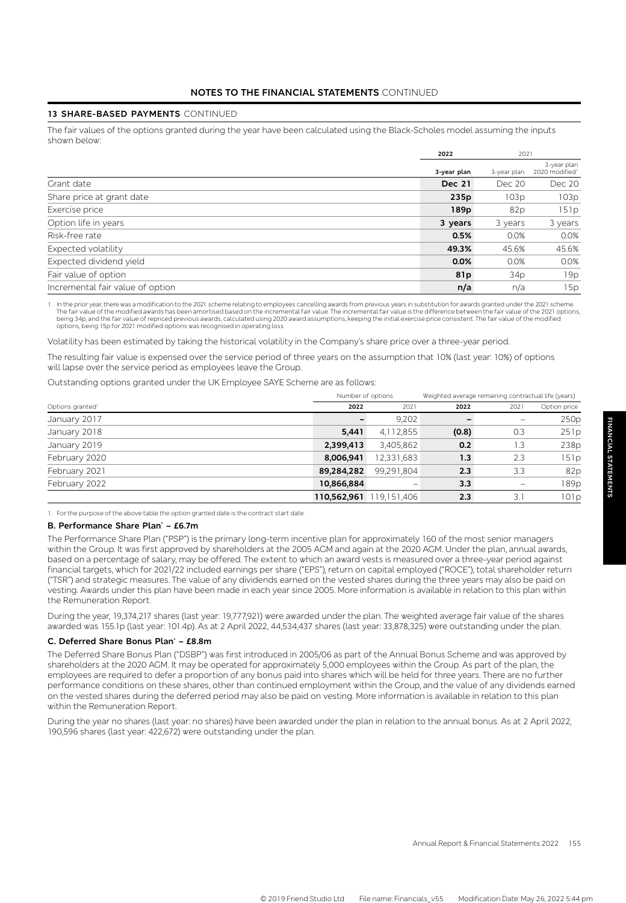## 13 SHARE-BASED PAYMENTS CONTINUED

The fair values of the options granted during the year have been calculated using the Black-Scholes model assuming the inputs shown below:

| | 2022 | 2021 | |
|---|---|---|---|
| | 3-year plan | 3-year plan | 3-year plan 2020 modified[1] |
| Grant date | **Dec 21** | Dec 20 | Dec 20 |
| Share price at grant date | **235p** | 103p | 103p |
| Exercise price | **189p** | 82p | 151p |
| Option life in years | **3 years** | 3 years | 3 years |
| Risk-free rate | **0.5%** | 0.0% | 0.0% |
| Expected volatility | **49.3%** | 45.6% | 45.6% |
| Expected dividend yield | **0.0%** | 0.0% | 0.0% |
| Fair value of option | **81p** | 34p | 19p |
| Incremental fair value of option | **n/a** | n/a | 15p |

1. In the prior year, there was a modification to the 2021 scheme relating to employees cancelling awards from previous years in substitution for awards granted under the 2021 scheme. The fair value of the modified awards has been amortised based on the incremental fair value. The incremental fair value is the difference between the fair value of the 2021 options, being 34p, and the fair value of repriced previous awards, calculated using 2020 award assumptions, keeping the initial exercise price consistent. The fair value of the modified options, being 15p for 2021 modified options was recognised in operating loss.

Volatility has been estimated by taking the historical volatility in the Company's share price over a three-year period.

The resulting fair value is expensed over the service period of three years on the assumption that 10% (last year: 10%) of options will lapse over the service period as employees leave the Group.

Outstanding options granted under the UK Employee SAYE Scheme are as follows:

| | Number of options | | Weighted average remaining contractual life (years) | | |
|---|---|---|---|---|---|
| Options granted[1] | 2022 | 2021 | 2022 | 2021 | Option price |
| January 2017 | **–** | 9,202 | **–** | – | 250p |
| January 2018 | **5,441** | 4,112,855 | **(0.8)** | 0.3 | 251p |
| January 2019 | **2,399,413** | 3,405,862 | **0.2** | 1.3 | 238p |
| February 2020 | **8,006,941** | 12,331,683 | **1.3** | 2.3 | 151p |
| February 2021 | **89,284,282** | 99,291,804 | **2.3** | 3.3 | 82p |
| February 2022 | **10,866,884** | – | **3.3** | – | 189p |
| | **110,562,961** | 119,151,406 | **2.3** | 3.1 | 101p |

1. For the purpose of the above table the option granted date is the contract start date.

### B. Performance Share Plan* – £6.7m

The Performance Share Plan ("PSP") is the primary long-term incentive plan for approximately 160 of the most senior managers within the Group. It was first approved by shareholders at the 2005 AGM and again at the 2020 AGM. Under the plan, annual awards, based on a percentage of salary, may be offered. The extent to which an award vests is measured over a three-year period against financial targets, which for 2021/22 included earnings per share ("EPS"), return on capital employed ("ROCE"), total shareholder return ("TSR") and strategic measures. The value of any dividends earned on the vested shares during the three years may also be paid on vesting. Awards under this plan have been made in each year since 2005. More information is available in relation to this plan within the Remuneration Report.

During the year, 19,374,217 shares (last year: 19,777,921) were awarded under the plan. The weighted average fair value of the shares awarded was 155.1p (last year: 101.4p). As at 2 April 2022, 44,534,437 shares (last year: 33,878,325) were outstanding under the plan.

### C. Deferred Share Bonus Plan* – £8.8m

The Deferred Share Bonus Plan ("DSBP") was first introduced in 2005/06 as part of the Annual Bonus Scheme and was approved by shareholders at the 2020 AGM. It may be operated for approximately 5,000 employees within the Group. As part of the plan, the employees are required to defer a proportion of any bonus paid into shares which will be held for three years. There are no further performance conditions on these shares, other than continued employment within the Group, and the value of any dividends earned on the vested shares during the deferred period may also be paid on vesting. More information is available in relation to this plan within the Remuneration Report.

During the year no shares (last year: no shares) have been awarded under the plan in relation to the annual bonus. As at 2 April 2022, 190,596 shares (last year: 422,672) were outstanding under the plan.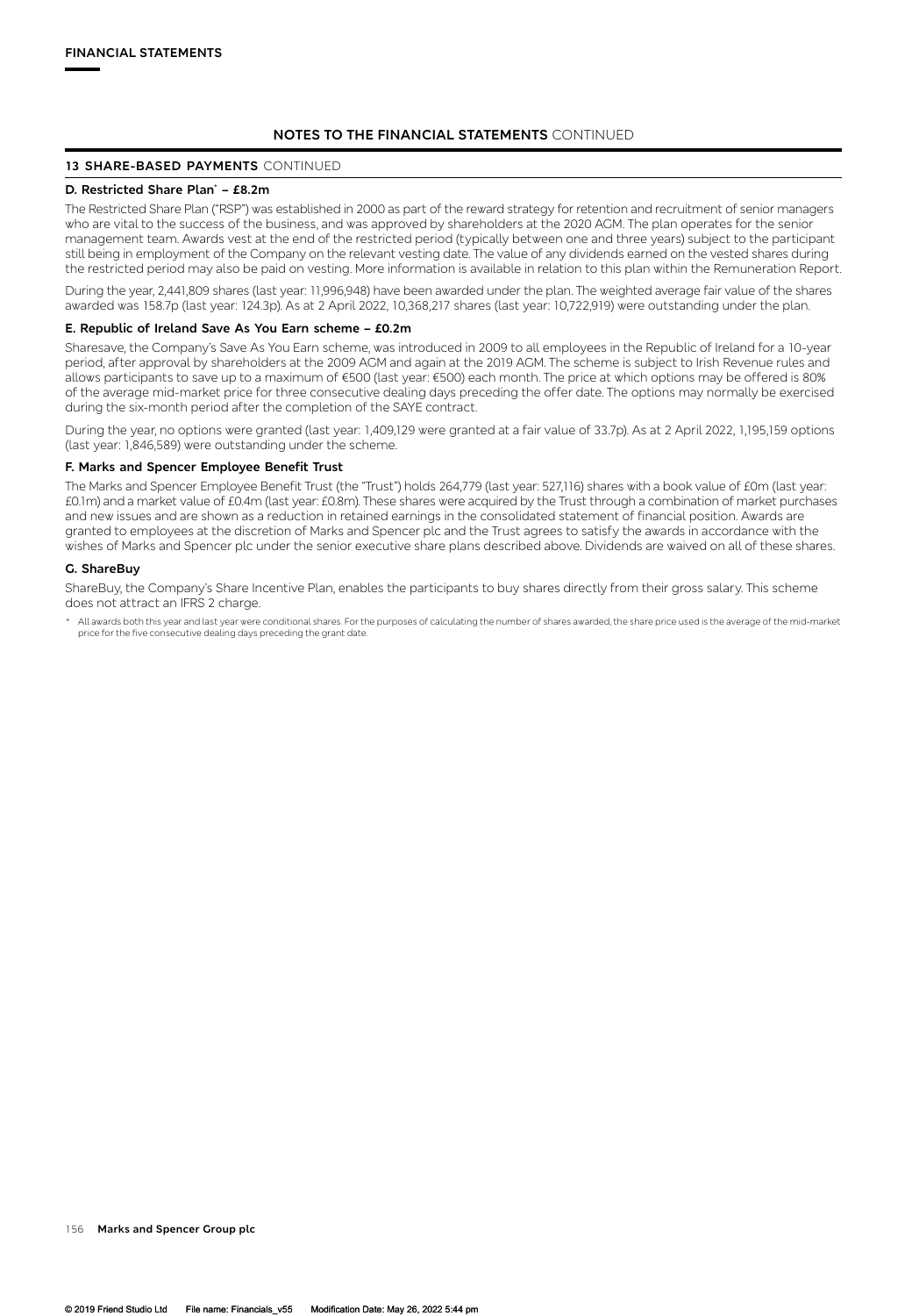## 13 SHARE-BASED PAYMENTS CONTINUED

### D. Restricted Share Plan* – £8.2m

The Restricted Share Plan ("RSP") was established in 2000 as part of the reward strategy for retention and recruitment of senior managers who are vital to the success of the business, and was approved by shareholders at the 2020 AGM. The plan operates for the senior management team. Awards vest at the end of the restricted period (typically between one and three years) subject to the participant still being in employment of the Company on the relevant vesting date. The value of any dividends earned on the vested shares during the restricted period may also be paid on vesting. More information is available in relation to this plan within the Remuneration Report.

During the year, 2,441,809 shares (last year: 11,996,948) have been awarded under the plan. The weighted average fair value of the shares awarded was 158.7p (last year: 124.3p). As at 2 April 2022, 10,368,217 shares (last year: 10,722,919) were outstanding under the plan.

### E. Republic of Ireland Save As You Earn scheme – £0.2m

Sharesave, the Company's Save As You Earn scheme, was introduced in 2009 to all employees in the Republic of Ireland for a 10-year period, after approval by shareholders at the 2009 AGM and again at the 2019 AGM. The scheme is subject to Irish Revenue rules and allows participants to save up to a maximum of €500 (last year: €500) each month. The price at which options may be offered is 80% of the average mid-market price for three consecutive dealing days preceding the offer date. The options may normally be exercised during the six-month period after the completion of the SAYE contract.

During the year, no options were granted (last year: 1,409,129 were granted at a fair value of 33.7p). As at 2 April 2022, 1,195,159 options (last year: 1,846,589) were outstanding under the scheme.

### F. Marks and Spencer Employee Benefit Trust

The Marks and Spencer Employee Benefit Trust (the "Trust") holds 264,779 (last year: 527,116) shares with a book value of £0m (last year: £0.1m) and a market value of £0.4m (last year: £0.8m). These shares were acquired by the Trust through a combination of market purchases and new issues and are shown as a reduction in retained earnings in the consolidated statement of financial position. Awards are granted to employees at the discretion of Marks and Spencer plc and the Trust agrees to satisfy the awards in accordance with the wishes of Marks and Spencer plc under the senior executive share plans described above. Dividends are waived on all of these shares.

### G. ShareBuy

ShareBuy, the Company's Share Incentive Plan, enables the participants to buy shares directly from their gross salary. This scheme does not attract an IFRS 2 charge.

\* All awards both this year and last year were conditional shares. For the purposes of calculating the number of shares awarded, the share price used is the average of the mid-market price for the five consecutive dealing days preceding the grant date.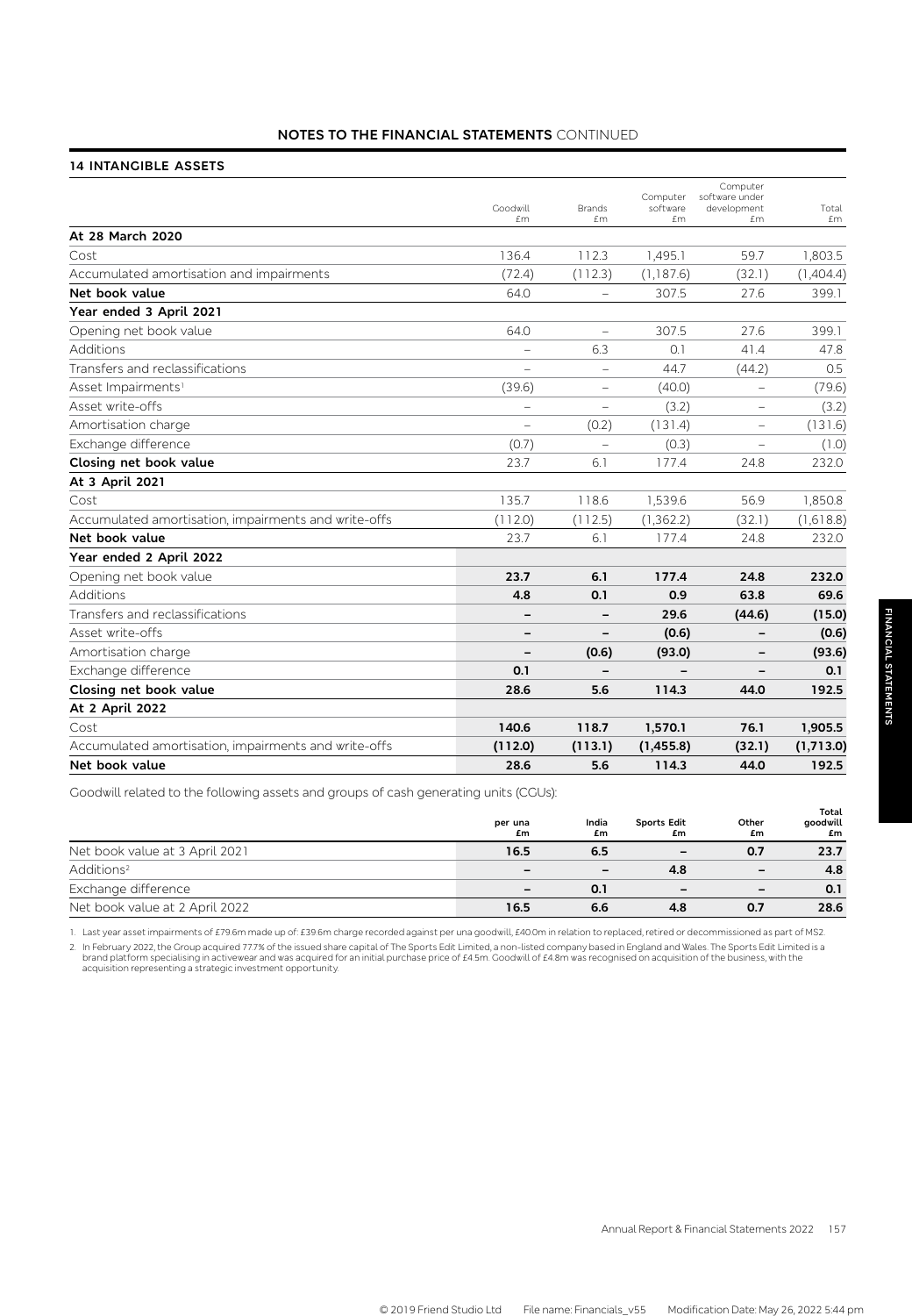## 14 INTANGIBLE ASSETS

| | Goodwill £m | Brands £m | Computer software £m | Computer software under development £m | Total £m |
|---|---|---|---|---|---|
| **At 28 March 2020** | | | | | |
| Cost | 136.4 | 112.3 | 1,495.1 | 59.7 | 1,803.5 |
| Accumulated amortisation and impairments | (72.4) | (112.3) | (1,187.6) | (32.1) | (1,404.4) |
| **Net book value** | 64.0 | – | 307.5 | 27.6 | 399.1 |
| **Year ended 3 April 2021** | | | | | |
| Opening net book value | 64.0 | – | 307.5 | 27.6 | 399.1 |
| Additions | – | 6.3 | 0.1 | 41.4 | 47.8 |
| Transfers and reclassifications | – | – | 44.7 | (44.2) | 0.5 |
| Asset Impairments[1] | (39.6) | – | (40.0) | – | (79.6) |
| Asset write-offs | – | – | (3.2) | – | (3.2) |
| Amortisation charge | – | (0.2) | (131.4) | – | (131.6) |
| Exchange difference | (0.7) | – | (0.3) | – | (1.0) |
| **Closing net book value** | 23.7 | 6.1 | 177.4 | 24.8 | 232.0 |
| **At 3 April 2021** | | | | | |
| Cost | 135.7 | 118.6 | 1,539.6 | 56.9 | 1,850.8 |
| Accumulated amortisation, impairments and write-offs | (112.0) | (112.5) | (1,362.2) | (32.1) | (1,618.8) |
| **Net book value** | 23.7 | 6.1 | 177.4 | 24.8 | 232.0 |
| **Year ended 2 April 2022** | | | | | |
| Opening net book value | **23.7** | **6.1** | **177.4** | **24.8** | **232.0** |
| Additions | **4.8** | **0.1** | **0.9** | **63.8** | **69.6** |
| Transfers and reclassifications | **–** | **–** | **29.6** | **(44.6)** | **(15.0)** |
| Asset write-offs | **–** | **–** | **(0.6)** | **–** | **(0.6)** |
| Amortisation charge | **–** | **(0.6)** | **(93.0)** | **–** | **(93.6)** |
| Exchange difference | **0.1** | **–** | **–** | **–** | **0.1** |
| **Closing net book value** | **28.6** | **5.6** | **114.3** | **44.0** | **192.5** |
| **At 2 April 2022** | | | | | |
| Cost | **140.6** | **118.7** | **1,570.1** | **76.1** | **1,905.5** |
| Accumulated amortisation, impairments and write-offs | **(112.0)** | **(113.1)** | **(1,455.8)** | **(32.1)** | **(1,713.0)** |
| **Net book value** | **28.6** | **5.6** | **114.3** | **44.0** | **192.5** |

Goodwill related to the following assets and groups of cash generating units (CGUs):

| | per una £m | India £m | Sports Edit £m | Other £m | Total goodwill £m |
|---|---|---|---|---|---|
| Net book value at 3 April 2021 | **16.5** | **6.5** | **–** | **0.7** | **23.7** |
| Additions[2] | **–** | **–** | **4.8** | **–** | **4.8** |
| Exchange difference | **–** | **0.1** | **–** | **–** | **0.1** |
| Net book value at 2 April 2022 | **16.5** | **6.6** | **4.8** | **0.7** | **28.6** |

1. Last year asset impairments of £79.6m made up of: £39.6m charge recorded against per una goodwill, £40.0m in relation to replaced, retired or decommissioned as part of MS2.
2. In February 2022, the Group acquired 77.7% of the issued share capital of The Sports Edit Limited, a non-listed company based in England and Wales. The Sports Edit Limited is a brand platform specialising in activewear and was acquired for an initial purchase price of £4.5m. Goodwill of £4.8m was recognised on acquisition of the business, with the acquisition representing a strategic investment opportunity.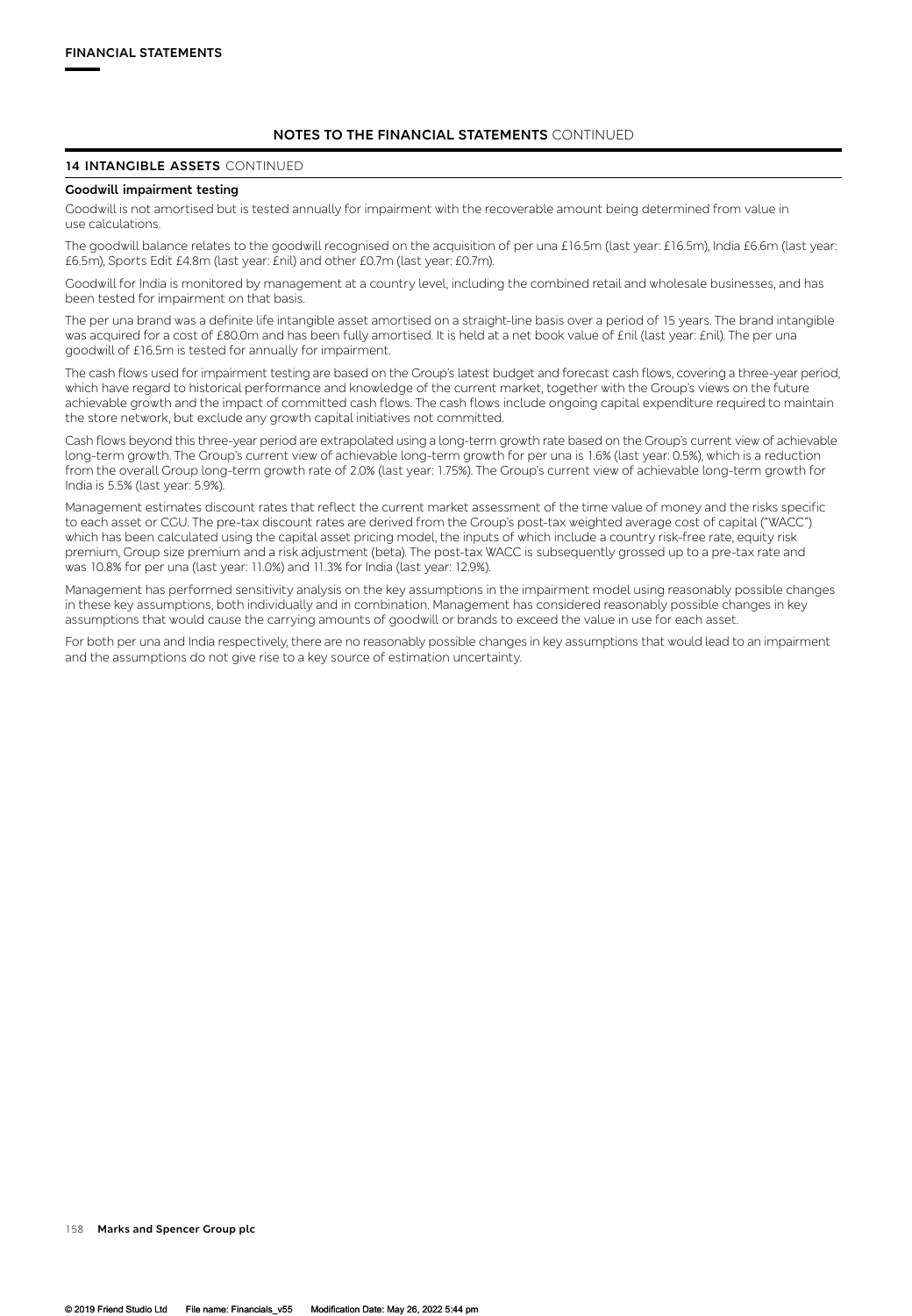## 14 INTANGIBLE ASSETS CONTINUED

### Goodwill impairment testing

Goodwill is not amortised but is tested annually for impairment with the recoverable amount being determined from value in use calculations.

The goodwill balance relates to the goodwill recognised on the acquisition of per una £16.5m (last year: £16.5m), India £6.6m (last year: £6.5m), Sports Edit £4.8m (last year: £nil) and other £0.7m (last year: £0.7m).

Goodwill for India is monitored by management at a country level, including the combined retail and wholesale businesses, and has been tested for impairment on that basis.

The per una brand was a definite life intangible asset amortised on a straight-line basis over a period of 15 years. The brand intangible was acquired for a cost of £80.0m and has been fully amortised. It is held at a net book value of £nil (last year: £nil). The per una goodwill of £16.5m is tested for annually for impairment.

The cash flows used for impairment testing are based on the Group's latest budget and forecast cash flows, covering a three-year period, which have regard to historical performance and knowledge of the current market, together with the Group's views on the future achievable growth and the impact of committed cash flows. The cash flows include ongoing capital expenditure required to maintain the store network, but exclude any growth capital initiatives not committed.

Cash flows beyond this three-year period are extrapolated using a long-term growth rate based on the Group's current view of achievable long-term growth. The Group's current view of achievable long-term growth for per una is 1.6% (last year: 0.5%), which is a reduction from the overall Group long-term growth rate of 2.0% (last year: 1.75%). The Group's current view of achievable long-term growth for India is 5.5% (last year: 5.9%).

Management estimates discount rates that reflect the current market assessment of the time value of money and the risks specific to each asset or CGU. The pre-tax discount rates are derived from the Group's post-tax weighted average cost of capital ("WACC") which has been calculated using the capital asset pricing model, the inputs of which include a country risk-free rate, equity risk premium, Group size premium and a risk adjustment (beta). The post-tax WACC is subsequently grossed up to a pre-tax rate and was 10.8% for per una (last year: 11.0%) and 11.3% for India (last year: 12.9%).

Management has performed sensitivity analysis on the key assumptions in the impairment model using reasonably possible changes in these key assumptions, both individually and in combination. Management has considered reasonably possible changes in key assumptions that would cause the carrying amounts of goodwill or brands to exceed the value in use for each asset.

For both per una and India respectively, there are no reasonably possible changes in key assumptions that would lead to an impairment and the assumptions do not give rise to a key source of estimation uncertainty.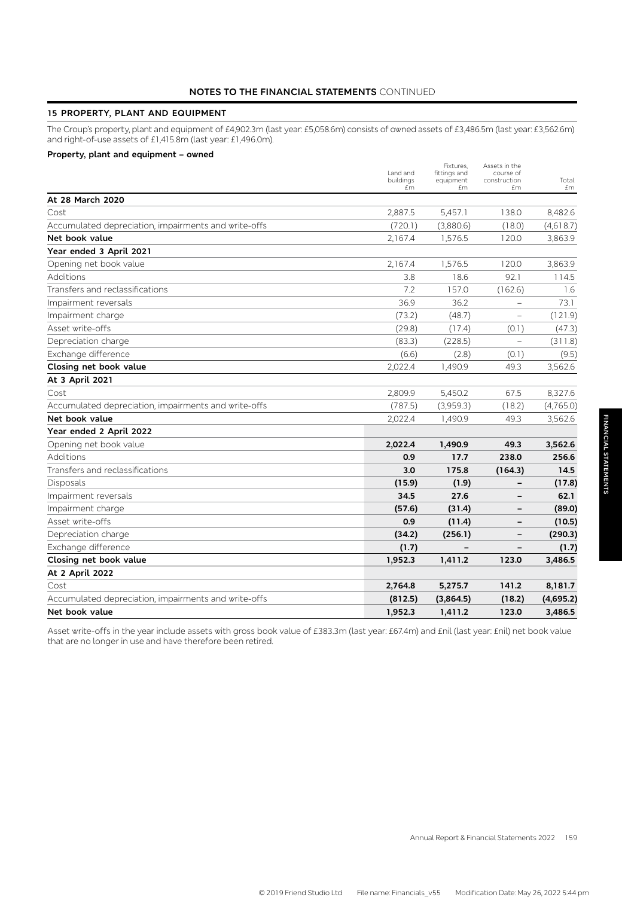## 15 PROPERTY, PLANT AND EQUIPMENT

The Group's property, plant and equipment of £4,902.3m (last year: £5,058.6m) consists of owned assets of £3,486.5m (last year: £3,562.6m) and right-of-use assets of £1,415.8m (last year: £1,496.0m).

### Property, plant and equipment – owned

| | Land and buildings £m | Fixtures, fittings and equipment £m | Assets in the course of construction £m | Total £m |
|---|---|---|---|---|
| **At 28 March 2020** | | | | |
| Cost | 2,887.5 | 5,457.1 | 138.0 | 8,482.6 |
| Accumulated depreciation, impairments and write-offs | (720.1) | (3,880.6) | (18.0) | (4,618.7) |
| **Net book value** | 2,167.4 | 1,576.5 | 120.0 | 3,863.9 |
| **Year ended 3 April 2021** | | | | |
| Opening net book value | 2,167.4 | 1,576.5 | 120.0 | 3,863.9 |
| Additions | 3.8 | 18.6 | 92.1 | 114.5 |
| Transfers and reclassifications | 7.2 | 157.0 | (162.6) | 1.6 |
| Impairment reversals | 36.9 | 36.2 | – | 73.1 |
| Impairment charge | (73.2) | (48.7) | – | (121.9) |
| Asset write-offs | (29.8) | (17.4) | (0.1) | (47.3) |
| Depreciation charge | (83.3) | (228.5) | – | (311.8) |
| Exchange difference | (6.6) | (2.8) | (0.1) | (9.5) |
| **Closing net book value** | 2,022.4 | 1,490.9 | 49.3 | 3,562.6 |
| **At 3 April 2021** | | | | |
| Cost | 2,809.9 | 5,450.2 | 67.5 | 8,327.6 |
| Accumulated depreciation, impairments and write-offs | (787.5) | (3,959.3) | (18.2) | (4,765.0) |
| **Net book value** | 2,022.4 | 1,490.9 | 49.3 | 3,562.6 |
| **Year ended 2 April 2022** | | | | |
| Opening net book value | **2,022.4** | **1,490.9** | **49.3** | **3,562.6** |
| Additions | **0.9** | **17.7** | **238.0** | **256.6** |
| Transfers and reclassifications | **3.0** | **175.8** | **(164.3)** | **14.5** |
| Disposals | **(15.9)** | **(1.9)** | **–** | **(17.8)** |
| Impairment reversals | **34.5** | **27.6** | **–** | **62.1** |
| Impairment charge | **(57.6)** | **(31.4)** | **–** | **(89.0)** |
| Asset write-offs | **0.9** | **(11.4)** | **–** | **(10.5)** |
| Depreciation charge | **(34.2)** | **(256.1)** | **–** | **(290.3)** |
| Exchange difference | **(1.7)** | **–** | **–** | **(1.7)** |
| **Closing net book value** | **1,952.3** | **1,411.2** | **123.0** | **3,486.5** |
| **At 2 April 2022** | | | | |
| Cost | **2,764.8** | **5,275.7** | **141.2** | **8,181.7** |
| Accumulated depreciation, impairments and write-offs | **(812.5)** | **(3,864.5)** | **(18.2)** | **(4,695.2)** |
| **Net book value** | **1,952.3** | **1,411.2** | **123.0** | **3,486.5** |

Asset write-offs in the year include assets with gross book value of £383.3m (last year: £67.4m) and £nil (last year: £nil) net book value that are no longer in use and have therefore been retired.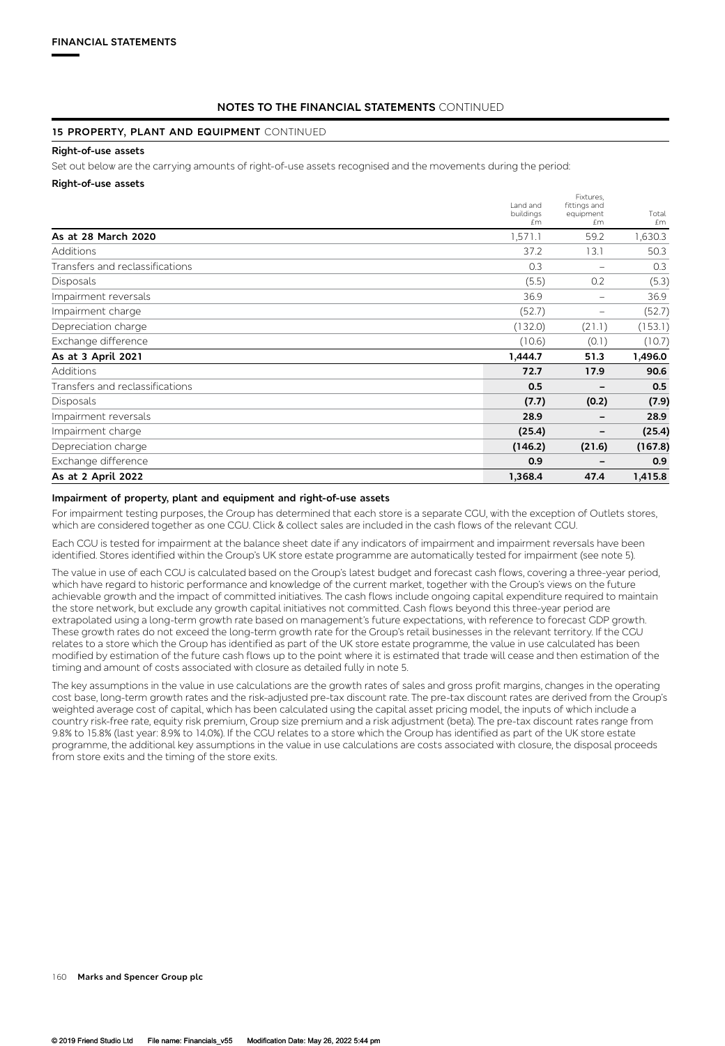## NOTES TO THE FINANCIAL STATEMENTS CONTINUED

### 15 PROPERTY, PLANT AND EQUIPMENT CONTINUED

**Right-of-use assets**

Set out below are the carrying amounts of right-of-use assets recognised and the movements during the period:

**Right-of-use assets**

| | Land and buildings £m | Fixtures, fittings and equipment £m | Total £m |
|---|---|---|---|
| **As at 28 March 2020** | 1,571.1 | 59.2 | 1,630.3 |
| Additions | 37.2 | 13.1 | 50.3 |
| Transfers and reclassifications | 0.3 | – | 0.3 |
| Disposals | (5.5) | 0.2 | (5.3) |
| Impairment reversals | 36.9 | – | 36.9 |
| Impairment charge | (52.7) | – | (52.7) |
| Depreciation charge | (132.0) | (21.1) | (153.1) |
| Exchange difference | (10.6) | (0.1) | (10.7) |
| **As at 3 April 2021** | **1,444.7** | **51.3** | **1,496.0** |
| Additions | **72.7** | **17.9** | **90.6** |
| Transfers and reclassifications | **0.5** | **–** | **0.5** |
| Disposals | **(7.7)** | **(0.2)** | **(7.9)** |
| Impairment reversals | **28.9** | **–** | **28.9** |
| Impairment charge | **(25.4)** | **–** | **(25.4)** |
| Depreciation charge | **(146.2)** | **(21.6)** | **(167.8)** |
| Exchange difference | **0.9** | **–** | **0.9** |
| **As at 2 April 2022** | **1,368.4** | **47.4** | **1,415.8** |

**Impairment of property, plant and equipment and right-of-use assets**

For impairment testing purposes, the Group has determined that each store is a separate CGU, with the exception of Outlets stores, which are considered together as one CGU. Click & collect sales are included in the cash flows of the relevant CGU.

Each CGU is tested for impairment at the balance sheet date if any indicators of impairment and impairment reversals have been identified. Stores identified within the Group's UK store estate programme are automatically tested for impairment (see note 5).

The value in use of each CGU is calculated based on the Group's latest budget and forecast cash flows, covering a three-year period, which have regard to historic performance and knowledge of the current market, together with the Group's views on the future achievable growth and the impact of committed initiatives. The cash flows include ongoing capital expenditure required to maintain the store network, but exclude any growth capital initiatives not committed. Cash flows beyond this three-year period are extrapolated using a long-term growth rate based on management's future expectations, with reference to forecast GDP growth. These growth rates do not exceed the long-term growth rate for the Group's retail businesses in the relevant territory. If the CGU relates to a store which the Group has identified as part of the UK store estate programme, the value in use calculated has been modified by estimation of the future cash flows up to the point where it is estimated that trade will cease and then estimation of the timing and amount of costs associated with closure as detailed fully in note 5.

The key assumptions in the value in use calculations are the growth rates of sales and gross profit margins, changes in the operating cost base, long-term growth rates and the risk-adjusted pre-tax discount rate. The pre-tax discount rates are derived from the Group's weighted average cost of capital, which has been calculated using the capital asset pricing model, the inputs of which include a country risk-free rate, equity risk premium, Group size premium and a risk adjustment (beta). The pre-tax discount rates range from 9.8% to 15.8% (last year: 8.9% to 14.0%). If the CGU relates to a store which the Group has identified as part of the UK store estate programme, the additional key assumptions in the value in use calculations are costs associated with closure, the disposal proceeds from store exits and the timing of the store exits.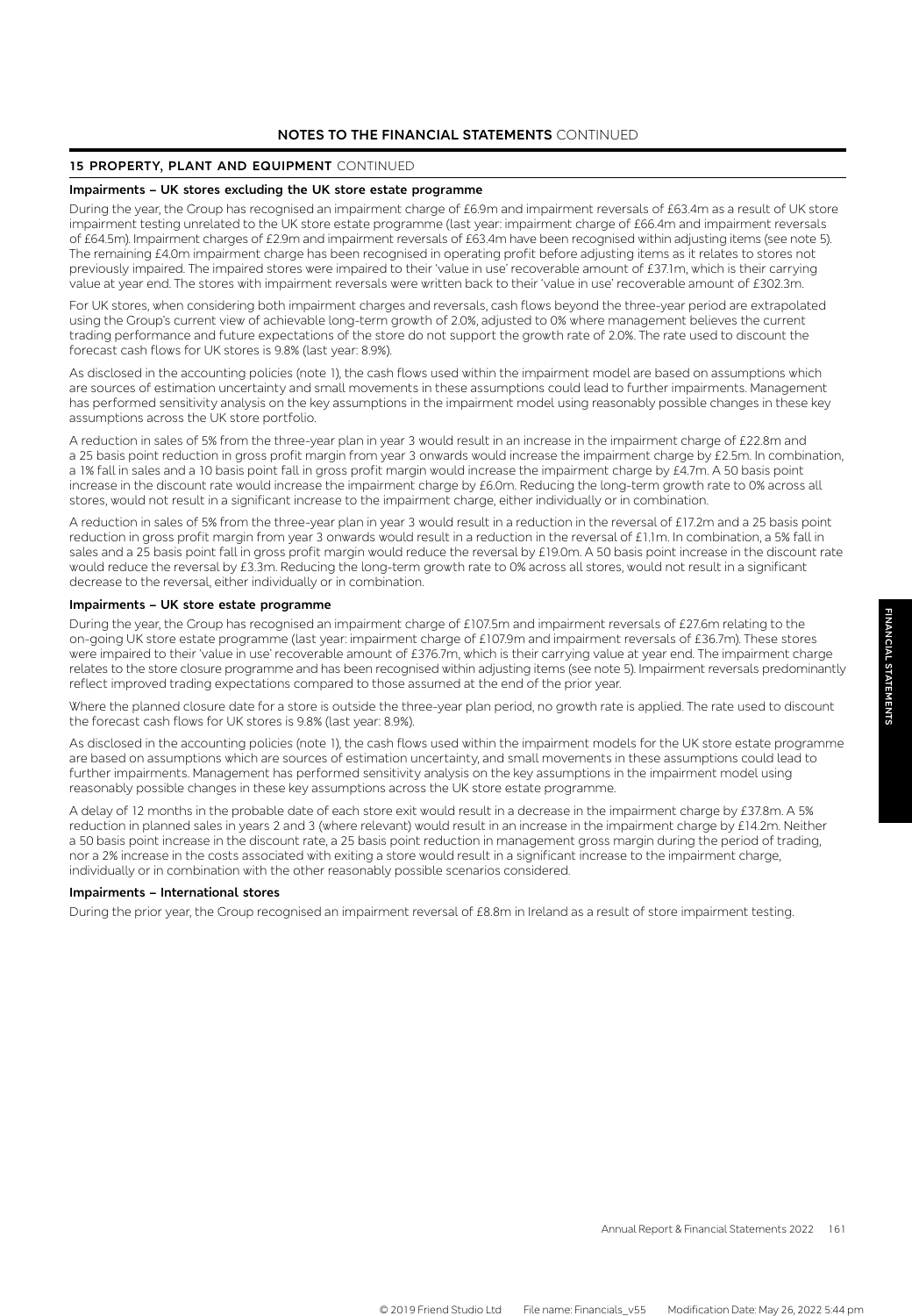## 15 PROPERTY, PLANT AND EQUIPMENT CONTINUED

### Impairments – UK stores excluding the UK store estate programme

During the year, the Group has recognised an impairment charge of £6.9m and impairment reversals of £63.4m as a result of UK store impairment testing unrelated to the UK store estate programme (last year: impairment charge of £66.4m and impairment reversals of £64.5m). Impairment charges of £2.9m and impairment reversals of £63.4m have been recognised within adjusting items (see note 5). The remaining £4.0m impairment charge has been recognised in operating profit before adjusting items as it relates to stores not previously impaired. The impaired stores were impaired to their 'value in use' recoverable amount of £37.1m, which is their carrying value at year end. The stores with impairment reversals were written back to their 'value in use' recoverable amount of £302.3m.

For UK stores, when considering both impairment charges and reversals, cash flows beyond the three-year period are extrapolated using the Group's current view of achievable long-term growth of 2.0%, adjusted to 0% where management believes the current trading performance and future expectations of the store do not support the growth rate of 2.0%. The rate used to discount the forecast cash flows for UK stores is 9.8% (last year: 8.9%).

As disclosed in the accounting policies (note 1), the cash flows used within the impairment model are based on assumptions which are sources of estimation uncertainty and small movements in these assumptions could lead to further impairments. Management has performed sensitivity analysis on the key assumptions in the impairment model using reasonably possible changes in these key assumptions across the UK store portfolio.

A reduction in sales of 5% from the three-year plan in year 3 would result in an increase in the impairment charge of £22.8m and a 25 basis point reduction in gross profit margin from year 3 onwards would increase the impairment charge by £2.5m. In combination, a 1% fall in sales and a 10 basis point fall in gross profit margin would increase the impairment charge by £4.7m. A 50 basis point increase in the discount rate would increase the impairment charge by £6.0m. Reducing the long-term growth rate to 0% across all stores, would not result in a significant increase to the impairment charge, either individually or in combination.

A reduction in sales of 5% from the three-year plan in year 3 would result in a reduction in the reversal of £17.2m and a 25 basis point reduction in gross profit margin from year 3 onwards would result in a reduction in the reversal of £1.1m. In combination, a 5% fall in sales and a 25 basis point fall in gross profit margin would reduce the reversal by £19.0m. A 50 basis point increase in the discount rate would reduce the reversal by £3.3m. Reducing the long-term growth rate to 0% across all stores, would not result in a significant decrease to the reversal, either individually or in combination.

### Impairments – UK store estate programme

During the year, the Group has recognised an impairment charge of £107.5m and impairment reversals of £27.6m relating to the on-going UK store estate programme (last year: impairment charge of £107.9m and impairment reversals of £36.7m). These stores were impaired to their 'value in use' recoverable amount of £376.7m, which is their carrying value at year end. The impairment charge relates to the store closure programme and has been recognised within adjusting items (see note 5). Impairment reversals predominantly reflect improved trading expectations compared to those assumed at the end of the prior year.

Where the planned closure date for a store is outside the three-year plan period, no growth rate is applied. The rate used to discount the forecast cash flows for UK stores is 9.8% (last year: 8.9%).

As disclosed in the accounting policies (note 1), the cash flows used within the impairment models for the UK store estate programme are based on assumptions which are sources of estimation uncertainty, and small movements in these assumptions could lead to further impairments. Management has performed sensitivity analysis on the key assumptions in the impairment model using reasonably possible changes in these key assumptions across the UK store estate programme.

A delay of 12 months in the probable date of each store exit would result in a decrease in the impairment charge by £37.8m. A 5% reduction in planned sales in years 2 and 3 (where relevant) would result in an increase in the impairment charge by £14.2m. Neither a 50 basis point increase in the discount rate, a 25 basis point reduction in management gross margin during the period of trading, nor a 2% increase in the costs associated with exiting a store would result in a significant increase to the impairment charge, individually or in combination with the other reasonably possible scenarios considered.

### Impairments – International stores

During the prior year, the Group recognised an impairment reversal of £8.8m in Ireland as a result of store impairment testing.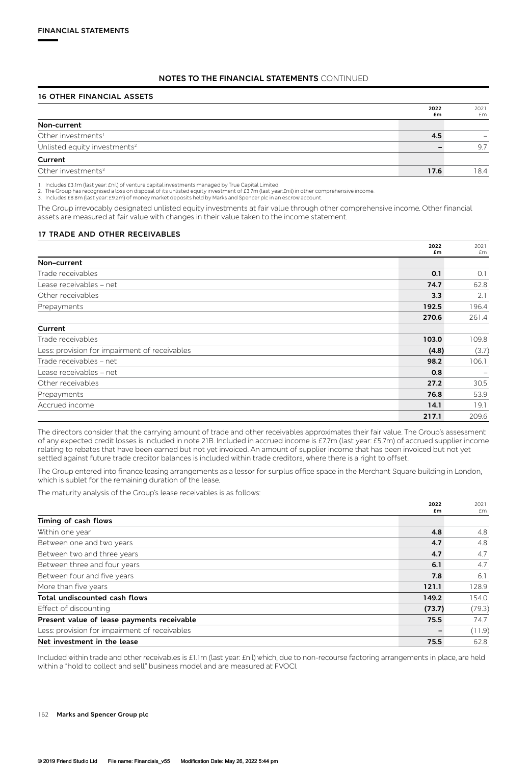## NOTES TO THE FINANCIAL STATEMENTS CONTINUED

### 16 OTHER FINANCIAL ASSETS

| | 2022 £m | 2021 £m |
|---|---|---|
| **Non-current** | | |
| Other investments[1] | 4.5 | – |
| Unlisted equity investments[2] | – | 9.7 |
| **Current** | | |
| Other investments[3] | 17.6 | 18.4 |

1. Includes £3.1m (last year: £nil) of venture capital investments managed by True Capital Limited.
2. The Group has recognised a loss on disposal of its unlisted equity investment of £3.7m (last year £nil) in other comprehensive income.
3. Includes £8.8m (last year: £9.2m) of money market deposits held by Marks and Spencer plc in an escrow account.

The Group irrevocably designated unlisted equity investments at fair value through other comprehensive income. Other financial assets are measured at fair value with changes in their value taken to the income statement.

### 17 TRADE AND OTHER RECEIVABLES

| | 2022 £m | 2021 £m |
|---|---|---|
| **Non–current** | | |
| Trade receivables | 0.1 | 0.1 |
| Lease receivables – net | 74.7 | 62.8 |
| Other receivables | 3.3 | 2.1 |
| Prepayments | 192.5 | 196.4 |
| | 270.6 | 261.4 |
| **Current** | | |
| Trade receivables | 103.0 | 109.8 |
| Less: provision for impairment of receivables | (4.8) | (3.7) |
| Trade receivables – net | 98.2 | 106.1 |
| Lease receivables – net | 0.8 | – |
| Other receivables | 27.2 | 30.5 |
| Prepayments | 76.8 | 53.9 |
| Accrued income | 14.1 | 19.1 |
| | 217.1 | 209.6 |

The directors consider that the carrying amount of trade and other receivables approximates their fair value. The Group's assessment of any expected credit losses is included in note 21B. Included in accrued income is £7.7m (last year: £5.7m) of accrued supplier income relating to rebates that have been earned but not yet invoiced. An amount of supplier income that has been invoiced but not yet settled against future trade creditor balances is included within trade creditors, where there is a right to offset.

The Group entered into finance leasing arrangements as a lessor for surplus office space in the Merchant Square building in London, which is sublet for the remaining duration of the lease.

The maturity analysis of the Group's lease receivables is as follows:

| | 2022 £m | 2021 £m |
|---|---|---|
| **Timing of cash flows** | | |
| Within one year | 4.8 | 4.8 |
| Between one and two years | 4.7 | 4.8 |
| Between two and three years | 4.7 | 4.7 |
| Between three and four years | 6.1 | 4.7 |
| Between four and five years | 7.8 | 6.1 |
| More than five years | 121.1 | 128.9 |
| **Total undiscounted cash flows** | 149.2 | 154.0 |
| Effect of discounting | (73.7) | (79.3) |
| **Present value of lease payments receivable** | 75.5 | 74.7 |
| Less: provision for impairment of receivables | – | (11.9) |
| **Net investment in the lease** | 75.5 | 62.8 |

Included within trade and other receivables is £1.1m (last year: £nil) which, due to non-recourse factoring arrangements in place, are held within a "hold to collect and sell" business model and are measured at FVOCI.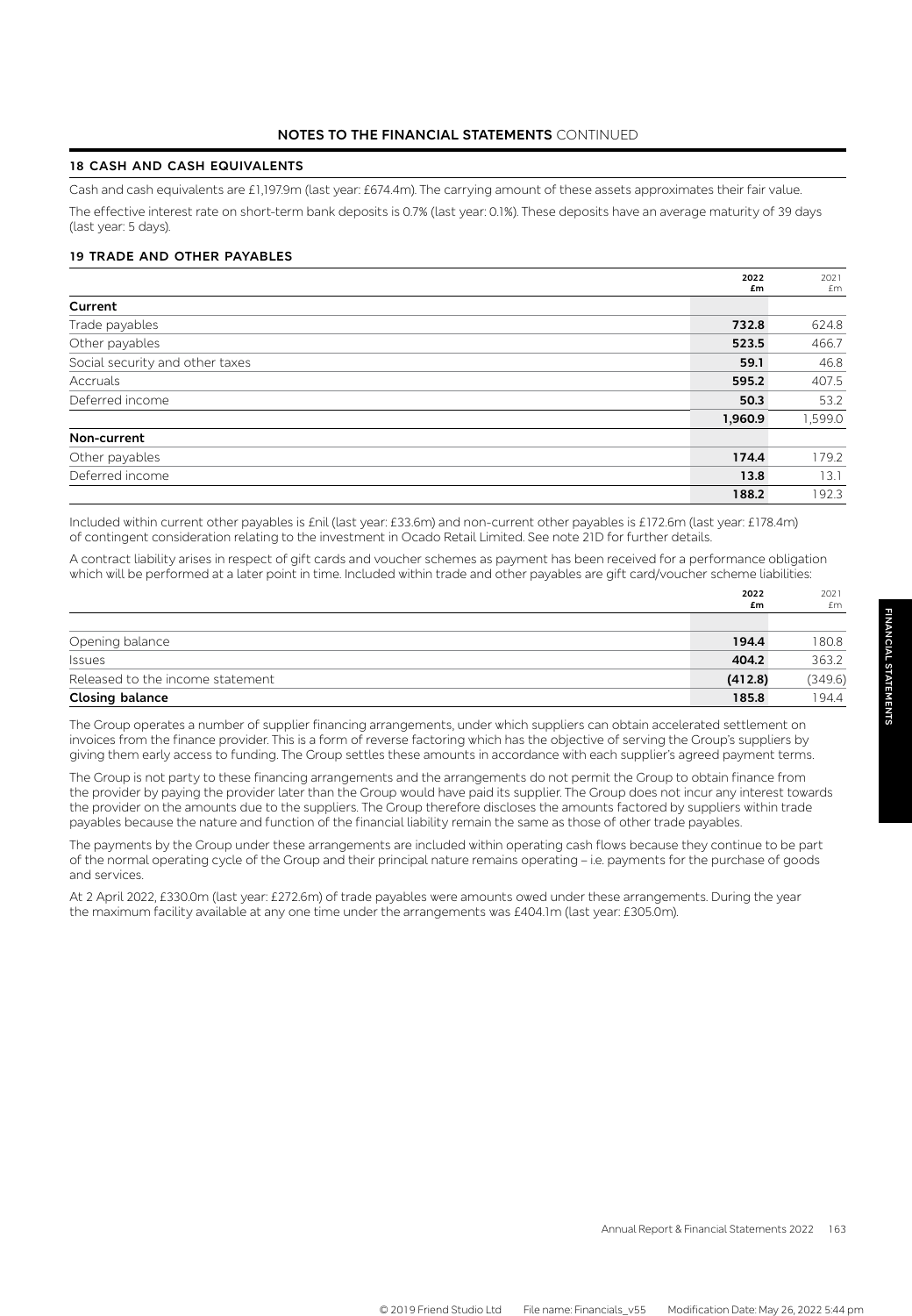## 18 CASH AND CASH EQUIVALENTS

Cash and cash equivalents are £1,197.9m (last year: £674.4m). The carrying amount of these assets approximates their fair value.

The effective interest rate on short-term bank deposits is 0.7% (last year: 0.1%). These deposits have an average maturity of 39 days (last year: 5 days).

## 19 TRADE AND OTHER PAYABLES

| | 2022 £m | 2021 £m |
|---|---|---|
| **Current** | | |
| Trade payables | **732.8** | 624.8 |
| Other payables | **523.5** | 466.7 |
| Social security and other taxes | **59.1** | 46.8 |
| Accruals | **595.2** | 407.5 |
| Deferred income | **50.3** | 53.2 |
| | **1,960.9** | 1,599.0 |
| **Non-current** | | |
| Other payables | **174.4** | 179.2 |
| Deferred income | **13.8** | 13.1 |
| | **188.2** | 192.3 |

Included within current other payables is £nil (last year: £33.6m) and non-current other payables is £172.6m (last year: £178.4m) of contingent consideration relating to the investment in Ocado Retail Limited. See note 21D for further details.

A contract liability arises in respect of gift cards and voucher schemes as payment has been received for a performance obligation which will be performed at a later point in time. Included within trade and other payables are gift card/voucher scheme liabilities:

| | 2022 £m | 2021 £m |
|---|---|---|
| Opening balance | **194.4** | 180.8 |
| Issues | **404.2** | 363.2 |
| Released to the income statement | **(412.8)** | (349.6) |
| **Closing balance** | **185.8** | 194.4 |

The Group operates a number of supplier financing arrangements, under which suppliers can obtain accelerated settlement on invoices from the finance provider. This is a form of reverse factoring which has the objective of serving the Group's suppliers by giving them early access to funding. The Group settles these amounts in accordance with each supplier's agreed payment terms.

The Group is not party to these financing arrangements and the arrangements do not permit the Group to obtain finance from the provider by paying the provider later than the Group would have paid its supplier. The Group does not incur any interest towards the provider on the amounts due to the suppliers. The Group therefore discloses the amounts factored by suppliers within trade payables because the nature and function of the financial liability remain the same as those of other trade payables.

The payments by the Group under these arrangements are included within operating cash flows because they continue to be part of the normal operating cycle of the Group and their principal nature remains operating – i.e. payments for the purchase of goods and services.

At 2 April 2022, £330.0m (last year: £272.6m) of trade payables were amounts owed under these arrangements. During the year the maximum facility available at any one time under the arrangements was £404.1m (last year: £305.0m).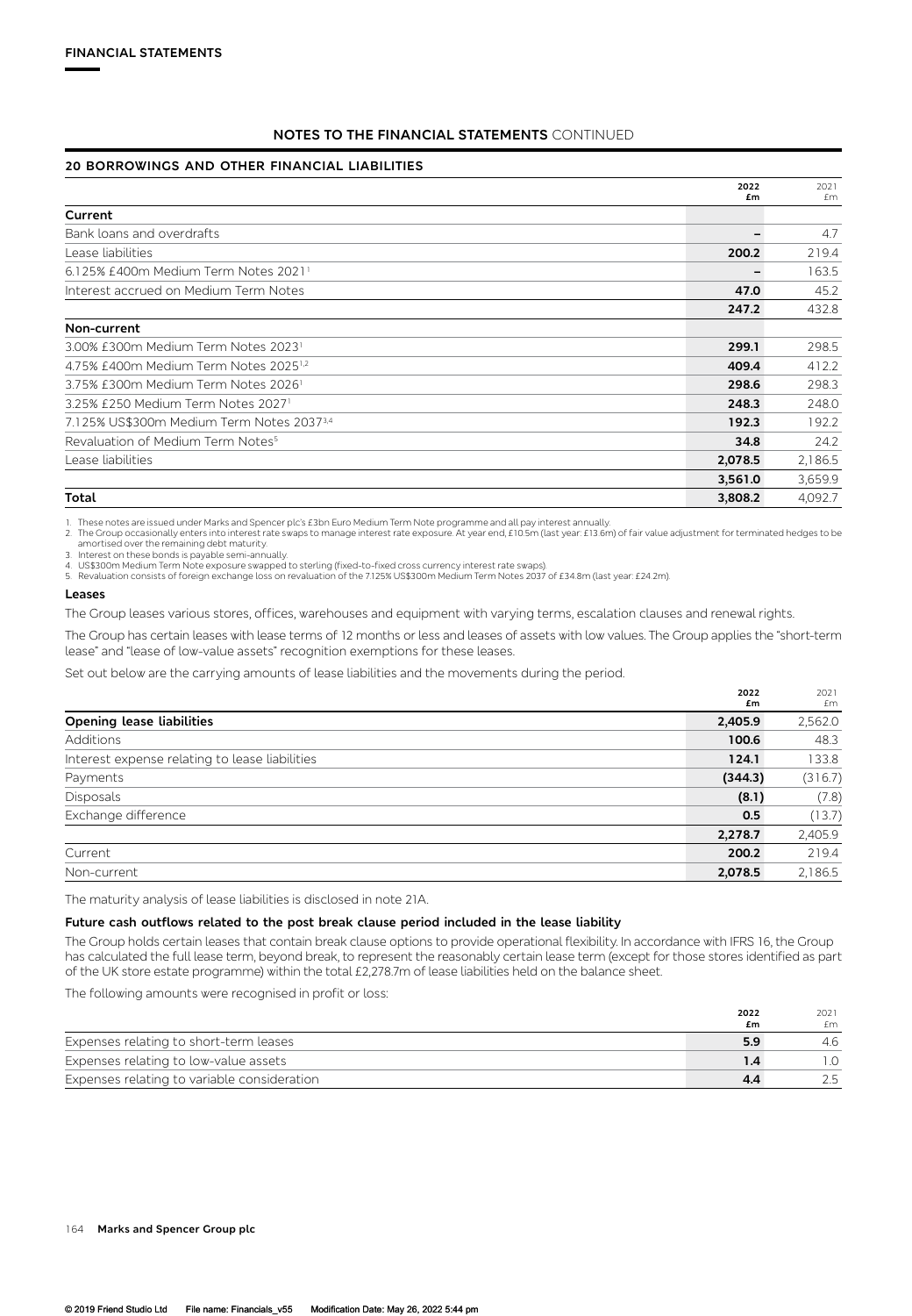## NOTES TO THE FINANCIAL STATEMENTS CONTINUED

### 20 BORROWINGS AND OTHER FINANCIAL LIABILITIES

| | 2022 £m | 2021 £m |
|---|---|---|
| **Current** | | |
| Bank loans and overdrafts | – | 4.7 |
| Lease liabilities | **200.2** | 219.4 |
| 6.125% £400m Medium Term Notes 2021[1] | – | 163.5 |
| Interest accrued on Medium Term Notes | **47.0** | 45.2 |
| | **247.2** | 432.8 |
| **Non-current** | | |
| 3.00% £300m Medium Term Notes 2023[1] | **299.1** | 298.5 |
| 4.75% £400m Medium Term Notes 2025[1,2] | **409.4** | 412.2 |
| 3.75% £300m Medium Term Notes 2026[1] | **298.6** | 298.3 |
| 3.25% £250 Medium Term Notes 2027[1] | **248.3** | 248.0 |
| 7.125% US$300m Medium Term Notes 2037[3,4] | **192.3** | 192.2 |
| Revaluation of Medium Term Notes[5] | **34.8** | 24.2 |
| Lease liabilities | **2,078.5** | 2,186.5 |
| | **3,561.0** | 3,659.9 |
| **Total** | **3,808.2** | 4,092.7 |

1. These notes are issued under Marks and Spencer plc's £3bn Euro Medium Term Note programme and all pay interest annually.
2. The Group occasionally enters into interest rate swaps to manage interest rate exposure. At year end, £10.5m (last year: £13.6m) of fair value adjustment for terminated hedges to be amortised over the remaining debt maturity.
3. Interest on these bonds is payable semi-annually.
4. US$300m Medium Term Note exposure swapped to sterling (fixed-to-fixed cross currency interest rate swaps).
5. Revaluation consists of foreign exchange loss on revaluation of the 7.125% US$300m Medium Term Notes 2037 of £34.8m (last year: £24.2m).

#### Leases

The Group leases various stores, offices, warehouses and equipment with varying terms, escalation clauses and renewal rights.

The Group has certain leases with lease terms of 12 months or less and leases of assets with low values. The Group applies the "short-term lease" and "lease of low-value assets" recognition exemptions for these leases.

Set out below are the carrying amounts of lease liabilities and the movements during the period.

| | 2022 £m | 2021 £m |
|---|---|---|
| **Opening lease liabilities** | **2,405.9** | 2,562.0 |
| Additions | **100.6** | 48.3 |
| Interest expense relating to lease liabilities | **124.1** | 133.8 |
| Payments | **(344.3)** | (316.7) |
| Disposals | **(8.1)** | (7.8) |
| Exchange difference | **0.5** | (13.7) |
| | **2,278.7** | 2,405.9 |
| Current | **200.2** | 219.4 |
| Non-current | **2,078.5** | 2,186.5 |

The maturity analysis of lease liabilities is disclosed in note 21A.

#### Future cash outflows related to the post break clause period included in the lease liability

The Group holds certain leases that contain break clause options to provide operational flexibility. In accordance with IFRS 16, the Group has calculated the full lease term, beyond break, to represent the reasonably certain lease term (except for those stores identified as part of the UK store estate programme) within the total £2,278.7m of lease liabilities held on the balance sheet.

The following amounts were recognised in profit or loss:

| | 2022 £m | 2021 £m |
|---|---|---|
| Expenses relating to short-term leases | **5.9** | 4.6 |
| Expenses relating to low-value assets | **1.4** | 1.0 |
| Expenses relating to variable consideration | **4.4** | 2.5 |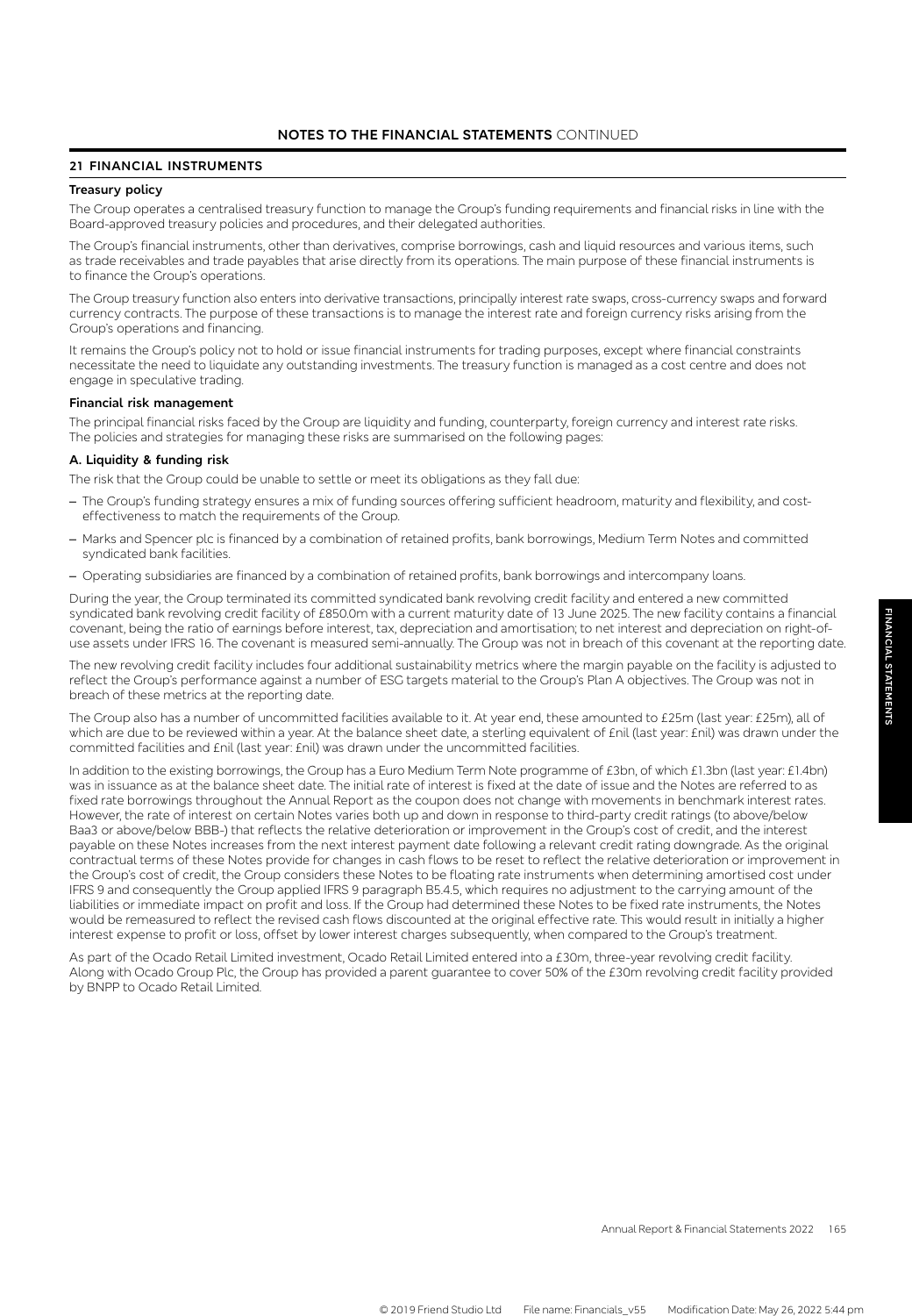## 21 FINANCIAL INSTRUMENTS

### Treasury policy

The Group operates a centralised treasury function to manage the Group's funding requirements and financial risks in line with the Board-approved treasury policies and procedures, and their delegated authorities.

The Group's financial instruments, other than derivatives, comprise borrowings, cash and liquid resources and various items, such as trade receivables and trade payables that arise directly from its operations. The main purpose of these financial instruments is to finance the Group's operations.

The Group treasury function also enters into derivative transactions, principally interest rate swaps, cross-currency swaps and forward currency contracts. The purpose of these transactions is to manage the interest rate and foreign currency risks arising from the Group's operations and financing.

It remains the Group's policy not to hold or issue financial instruments for trading purposes, except where financial constraints necessitate the need to liquidate any outstanding investments. The treasury function is managed as a cost centre and does not engage in speculative trading.

### Financial risk management

The principal financial risks faced by the Group are liquidity and funding, counterparty, foreign currency and interest rate risks. The policies and strategies for managing these risks are summarised on the following pages:

### A. Liquidity & funding risk

The risk that the Group could be unable to settle or meet its obligations as they fall due:

- The Group's funding strategy ensures a mix of funding sources offering sufficient headroom, maturity and flexibility, and cost-effectiveness to match the requirements of the Group.
- Marks and Spencer plc is financed by a combination of retained profits, bank borrowings, Medium Term Notes and committed syndicated bank facilities.
- Operating subsidiaries are financed by a combination of retained profits, bank borrowings and intercompany loans.

During the year, the Group terminated its committed syndicated bank revolving credit facility and entered a new committed syndicated bank revolving credit facility of £850.0m with a current maturity date of 13 June 2025. The new facility contains a financial covenant, being the ratio of earnings before interest, tax, depreciation and amortisation; to net interest and depreciation on right-of-use assets under IFRS 16. The covenant is measured semi-annually. The Group was not in breach of this covenant at the reporting date.

The new revolving credit facility includes four additional sustainability metrics where the margin payable on the facility is adjusted to reflect the Group's performance against a number of ESG targets material to the Group's Plan A objectives. The Group was not in breach of these metrics at the reporting date.

The Group also has a number of uncommitted facilities available to it. At year end, these amounted to £25m (last year: £25m), all of which are due to be reviewed within a year. At the balance sheet date, a sterling equivalent of £nil (last year: £nil) was drawn under the committed facilities and £nil (last year: £nil) was drawn under the uncommitted facilities.

In addition to the existing borrowings, the Group has a Euro Medium Term Note programme of £3bn, of which £1.3bn (last year: £1.4bn) was in issuance as at the balance sheet date. The initial rate of interest is fixed at the date of issue and the Notes are referred to as fixed rate borrowings throughout the Annual Report as the coupon does not change with movements in benchmark interest rates. However, the rate of interest on certain Notes varies both up and down in response to third-party credit ratings (to above/below Baa3 or above/below BBB-) that reflects the relative deterioration or improvement in the Group's cost of credit, and the interest payable on these Notes increases from the next interest payment date following a relevant credit rating downgrade. As the original contractual terms of these Notes provide for changes in cash flows to be reset to reflect the relative deterioration or improvement in the Group's cost of credit, the Group considers these Notes to be floating rate instruments when determining amortised cost under IFRS 9 and consequently the Group applied IFRS 9 paragraph B5.4.5, which requires no adjustment to the carrying amount of the liabilities or immediate impact on profit and loss. If the Group had determined these Notes to be fixed rate instruments, the Notes would be remeasured to reflect the revised cash flows discounted at the original effective rate. This would result in initially a higher interest expense to profit or loss, offset by lower interest charges subsequently, when compared to the Group's treatment.

As part of the Ocado Retail Limited investment, Ocado Retail Limited entered into a £30m, three-year revolving credit facility. Along with Ocado Group Plc, the Group has provided a parent guarantee to cover 50% of the £30m revolving credit facility provided by BNPP to Ocado Retail Limited.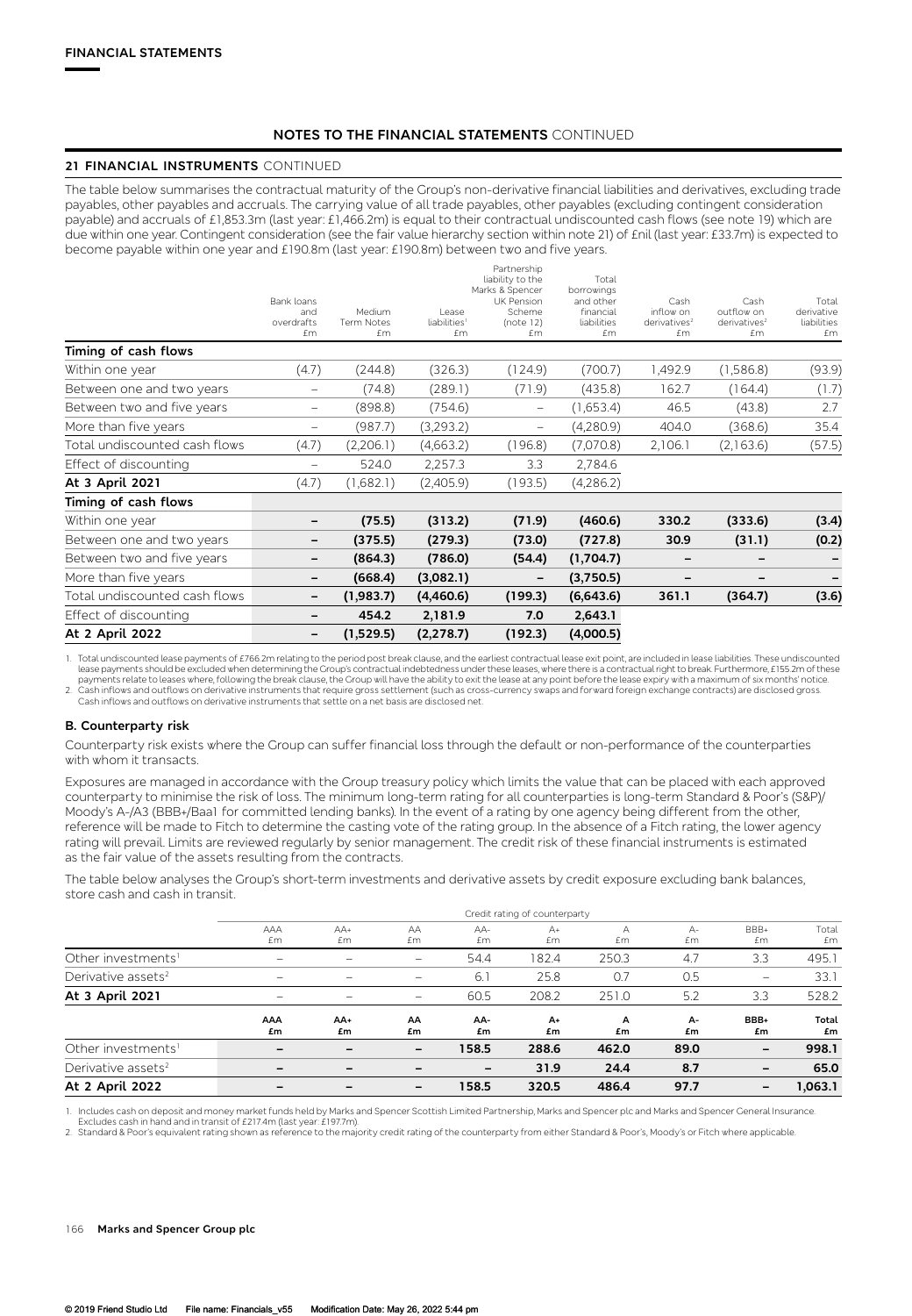## NOTES TO THE FINANCIAL STATEMENTS CONTINUED

### 21 FINANCIAL INSTRUMENTS CONTINUED

The table below summarises the contractual maturity of the Group's non-derivative financial liabilities and derivatives, excluding trade payables, other payables and accruals. The carrying value of all trade payables, other payables (excluding contingent consideration payable) and accruals of £1,853.3m (last year: £1,466.2m) is equal to their contractual undiscounted cash flows (see note 19) which are due within one year. Contingent consideration (see the fair value hierarchy section within note 21) of £nil (last year: £33.7m) is expected to become payable within one year and £190.8m (last year: £190.8m) between two and five years.

| | Bank loans and overdrafts £m | Medium Term Notes £m | Lease liabilities[1] £m | Partnership liability to the Marks & Spencer UK Pension Scheme (note 12) £m | Total borrowings and other financial liabilities £m | Cash inflow on derivatives[2] £m | Cash outflow on derivatives[2] £m | Total derivative liabilities £m |
|---|---|---|---|---|---|---|---|---|
| **Timing of cash flows** | | | | | | | | |
| Within one year | (4.7) | (244.8) | (326.3) | (124.9) | (700.7) | 1,492.9 | (1,586.8) | (93.9) |
| Between one and two years | – | (74.8) | (289.1) | (71.9) | (435.8) | 162.7 | (164.4) | (1.7) |
| Between two and five years | – | (898.8) | (754.6) | – | (1,653.4) | 46.5 | (43.8) | 2.7 |
| More than five years | – | (987.7) | (3,293.2) | – | (4,280.9) | 404.0 | (368.6) | 35.4 |
| Total undiscounted cash flows | (4.7) | (2,206.1) | (4,663.2) | (196.8) | (7,070.8) | 2,106.1 | (2,163.6) | (57.5) |
| Effect of discounting | – | 524.0 | 2,257.3 | 3.3 | 2,784.6 | | | |
| **At 3 April 2021** | (4.7) | (1,682.1) | (2,405.9) | (193.5) | (4,286.2) | | | |
| **Timing of cash flows** | | | | | | | | |
| Within one year | **–** | **(75.5)** | **(313.2)** | **(71.9)** | **(460.6)** | **330.2** | **(333.6)** | **(3.4)** |
| Between one and two years | **–** | **(375.5)** | **(279.3)** | **(73.0)** | **(727.8)** | **30.9** | **(31.1)** | **(0.2)** |
| Between two and five years | **–** | **(864.3)** | **(786.0)** | **(54.4)** | **(1,704.7)** | **–** | **–** | **–** |
| More than five years | **–** | **(668.4)** | **(3,082.1)** | **–** | **(3,750.5)** | **–** | **–** | **–** |
| Total undiscounted cash flows | **–** | **(1,983.7)** | **(4,460.6)** | **(199.3)** | **(6,643.6)** | **361.1** | **(364.7)** | **(3.6)** |
| Effect of discounting | **–** | **454.2** | **2,181.9** | **7.0** | **2,643.1** | | | |
| **At 2 April 2022** | **–** | **(1,529.5)** | **(2,278.7)** | **(192.3)** | **(4,000.5)** | | | |

1. Total undiscounted lease payments of £766.2m relating to the period post break clause, and the earliest contractual lease exit point, are included in lease liabilities. These undiscounted lease payments should be excluded when determining the Group's contractual indebtedness under these leases, where there is a contractual right to break. Furthermore, £155.2m of these payments relate to leases where, following the break clause, the Group will have the ability to exit the lease at any point before the lease expiry with a maximum of six months' notice.
2. Cash inflows and outflows on derivative instruments that require gross settlement (such as cross-currency swaps and forward foreign exchange contracts) are disclosed gross. Cash inflows and outflows on derivative instruments that settle on a net basis are disclosed net.

### B. Counterparty risk

Counterparty risk exists where the Group can suffer financial loss through the default or non-performance of the counterparties with whom it transacts.

Exposures are managed in accordance with the Group treasury policy which limits the value that can be placed with each approved counterparty to minimise the risk of loss. The minimum long-term rating for all counterparties is long-term Standard & Poor's (S&P)/ Moody's A-/A3 (BBB+/Baa1 for committed lending banks). In the event of a rating by one agency being different from the other, reference will be made to Fitch to determine the casting vote of the rating group. In the absence of a Fitch rating, the lower agency rating will prevail. Limits are reviewed regularly by senior management. The credit risk of these financial instruments is estimated as the fair value of the assets resulting from the contracts.

The table below analyses the Group's short-term investments and derivative assets by credit exposure excluding bank balances, store cash and cash in transit.

| | Credit rating of counterparty | | | | | | | | |
|---|---|---|---|---|---|---|---|---|---|
| | AAA £m | AA+ £m | AA £m | AA- £m | A+ £m | A £m | A- £m | BBB+ £m | Total £m |
| Other investments[1] | – | – | – | 54.4 | 182.4 | 250.3 | 4.7 | 3.3 | 495.1 |
| Derivative assets[2] | – | – | – | 6.1 | 25.8 | 0.7 | 0.5 | – | 33.1 |
| **At 3 April 2021** | – | – | – | 60.5 | 208.2 | 251.0 | 5.2 | 3.3 | 528.2 |
| | **AAA £m** | **AA+ £m** | **AA £m** | **AA- £m** | **A+ £m** | **A £m** | **A- £m** | **BBB+ £m** | **Total £m** |
| Other investments[1] | **–** | **–** | **–** | **158.5** | **288.6** | **462.0** | **89.0** | **–** | **998.1** |
| Derivative assets[2] | **–** | **–** | **–** | **–** | **31.9** | **24.4** | **8.7** | **–** | **65.0** |
| **At 2 April 2022** | **–** | **–** | **–** | **158.5** | **320.5** | **486.4** | **97.7** | **–** | **1,063.1** |

1. Includes cash on deposit and money market funds held by Marks and Spencer Scottish Limited Partnership, Marks and Spencer plc and Marks and Spencer General Insurance. Excludes cash in hand and in transit of £217.4m (last year: £197.7m).
2. Standard & Poor's equivalent rating shown as reference to the majority credit rating of the counterparty from either Standard & Poor's, Moody's or Fitch where applicable.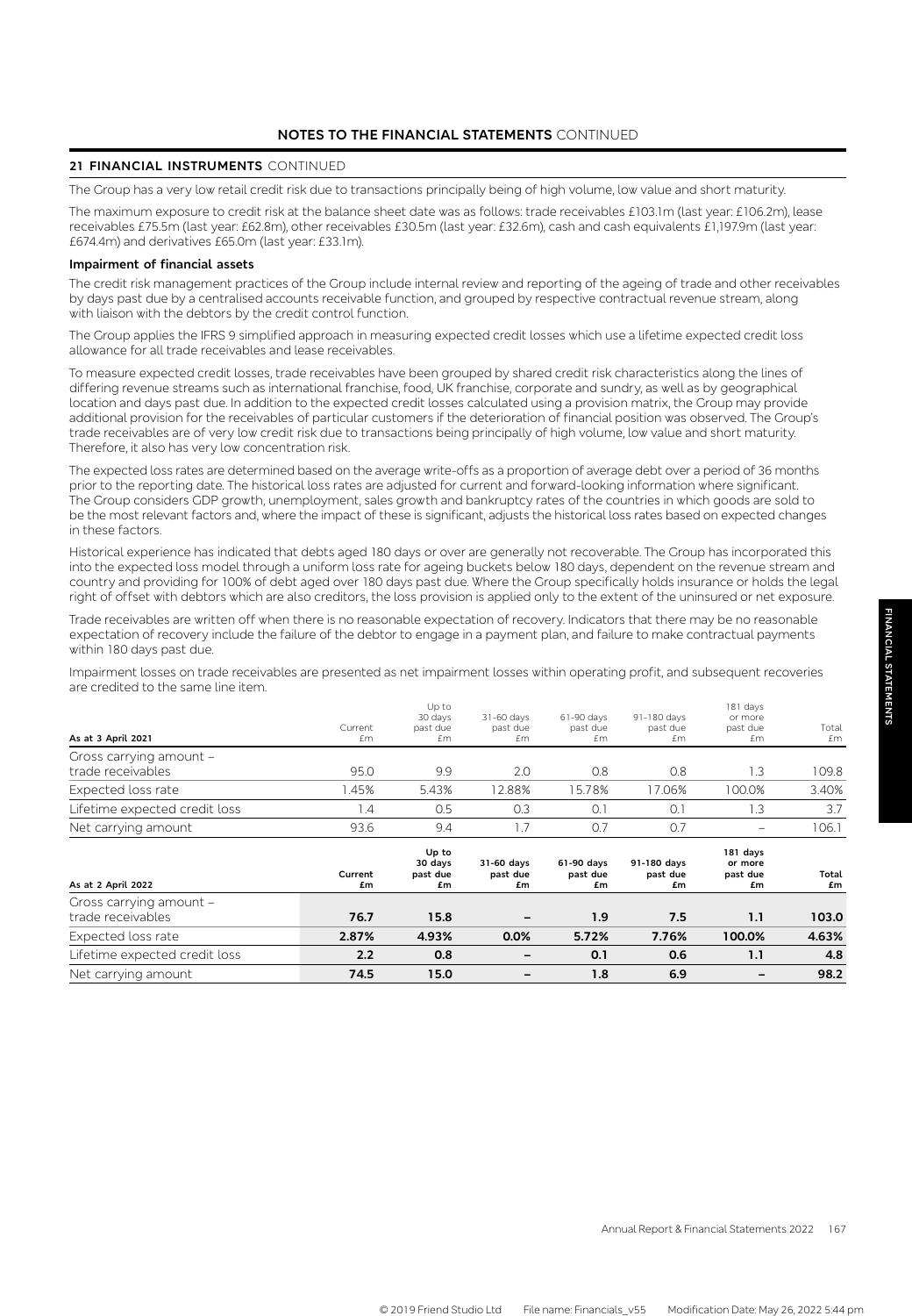## 21 FINANCIAL INSTRUMENTS CONTINUED

The Group has a very low retail credit risk due to transactions principally being of high volume, low value and short maturity.

The maximum exposure to credit risk at the balance sheet date was as follows: trade receivables £103.1m (last year: £106.2m), lease receivables £75.5m (last year: £62.8m), other receivables £30.5m (last year: £32.6m), cash and cash equivalents £1,197.9m (last year: £674.4m) and derivatives £65.0m (last year: £33.1m).

### Impairment of financial assets

The credit risk management practices of the Group include internal review and reporting of the ageing of trade and other receivables by days past due by a centralised accounts receivable function, and grouped by respective contractual revenue stream, along with liaison with the debtors by the credit control function.

The Group applies the IFRS 9 simplified approach in measuring expected credit losses which use a lifetime expected credit loss allowance for all trade receivables and lease receivables.

To measure expected credit losses, trade receivables have been grouped by shared credit risk characteristics along the lines of differing revenue streams such as international franchise, food, UK franchise, corporate and sundry, as well as by geographical location and days past due. In addition to the expected credit losses calculated using a provision matrix, the Group may provide additional provision for the receivables of particular customers if the deterioration of financial position was observed. The Group's trade receivables are of very low credit risk due to transactions being principally of high volume, low value and short maturity. Therefore, it also has very low concentration risk.

The expected loss rates are determined based on the average write-offs as a proportion of average debt over a period of 36 months prior to the reporting date. The historical loss rates are adjusted for current and forward-looking information where significant. The Group considers GDP growth, unemployment, sales growth and bankruptcy rates of the countries in which goods are sold to be the most relevant factors and, where the impact of these is significant, adjusts the historical loss rates based on expected changes in these factors.

Historical experience has indicated that debts aged 180 days or over are generally not recoverable. The Group has incorporated this into the expected loss model through a uniform loss rate for ageing buckets below 180 days, dependent on the revenue stream and country and providing for 100% of debt aged over 180 days past due. Where the Group specifically holds insurance or holds the legal right of offset with debtors which are also creditors, the loss provision is applied only to the extent of the uninsured or net exposure.

Trade receivables are written off when there is no reasonable expectation of recovery. Indicators that there may be no reasonable expectation of recovery include the failure of the debtor to engage in a payment plan, and failure to make contractual payments within 180 days past due.

Impairment losses on trade receivables are presented as net impairment losses within operating profit, and subsequent recoveries are credited to the same line item.

| As at 3 April 2021 | Current £m | Up to 30 days past due £m | 31-60 days past due £m | 61-90 days past due £m | 91-180 days past due £m | 181 days or more past due £m | Total £m |
|---|---|---|---|---|---|---|---|
| Gross carrying amount – trade receivables | 95.0 | 9.9 | 2.0 | 0.8 | 0.8 | 1.3 | 109.8 |
| Expected loss rate | 1.45% | 5.43% | 12.88% | 15.78% | 17.06% | 100.0% | 3.40% |
| Lifetime expected credit loss | 1.4 | 0.5 | 0.3 | 0.1 | 0.1 | 1.3 | 3.7 |
| Net carrying amount | 93.6 | 9.4 | 1.7 | 0.7 | 0.7 | – | 106.1 |

| As at 2 April 2022 | Current £m | Up to 30 days past due £m | 31-60 days past due £m | 61-90 days past due £m | 91-180 days past due £m | 181 days or more past due £m | Total £m |
|---|---|---|---|---|---|---|---|
| Gross carrying amount – trade receivables | **76.7** | **15.8** | **–** | **1.9** | **7.5** | **1.1** | **103.0** |
| Expected loss rate | **2.87%** | **4.93%** | **0.0%** | **5.72%** | **7.76%** | **100.0%** | **4.63%** |
| Lifetime expected credit loss | **2.2** | **0.8** | **–** | **0.1** | **0.6** | **1.1** | **4.8** |
| Net carrying amount | **74.5** | **15.0** | **–** | **1.8** | **6.9** | **–** | **98.2** |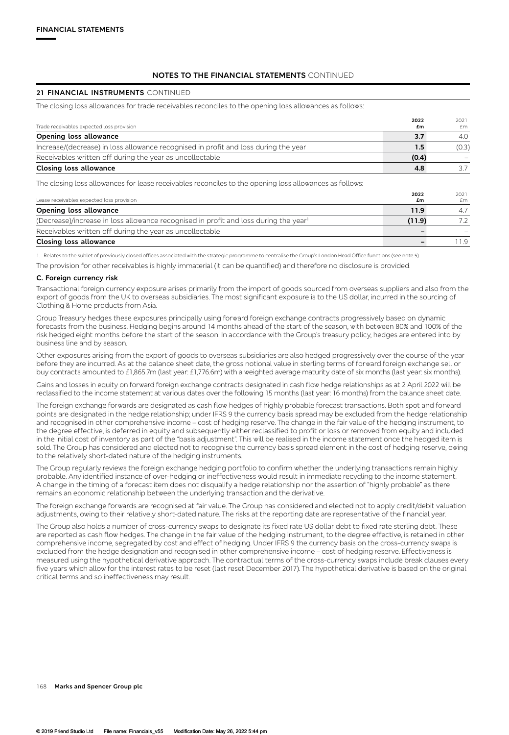## 21 FINANCIAL INSTRUMENTS CONTINUED

The closing loss allowances for trade receivables reconciles to the opening loss allowances as follows:

| Trade receivables expected loss provision | 2022 £m | 2021 £m |
|---|---|---|
| **Opening loss allowance** | **3.7** | 4.0 |
| Increase/(decrease) in loss allowance recognised in profit and loss during the year | **1.5** | (0.3) |
| Receivables written off during the year as uncollectable | **(0.4)** | – |
| **Closing loss allowance** | **4.8** | 3.7 |

The closing loss allowances for lease receivables reconciles to the opening loss allowances as follows:

| Lease receivables expected loss provision | 2022 £m | 2021 £m |
|---|---|---|
| **Opening loss allowance** | **11.9** | 4.7 |
| (Decrease)/increase in loss allowance recognised in profit and loss during the year[1] | **(11.9)** | 7.2 |
| Receivables written off during the year as uncollectable | **–** | – |
| **Closing loss allowance** | **–** | 11.9 |

1. Relates to the sublet of previously closed offices associated with the strategic programme to centralise the Group's London Head Office functions (see note 5).

The provision for other receivables is highly immaterial (it can be quantified) and therefore no disclosure is provided.

### C. Foreign currency risk

Transactional foreign currency exposure arises primarily from the import of goods sourced from overseas suppliers and also from the export of goods from the UK to overseas subsidiaries. The most significant exposure is to the US dollar, incurred in the sourcing of Clothing & Home products from Asia.

Group Treasury hedges these exposures principally using forward foreign exchange contracts progressively based on dynamic forecasts from the business. Hedging begins around 14 months ahead of the start of the season, with between 80% and 100% of the risk hedged eight months before the start of the season. In accordance with the Group's treasury policy, hedges are entered into by business line and by season.

Other exposures arising from the export of goods to overseas subsidiaries are also hedged progressively over the course of the year before they are incurred. As at the balance sheet date, the gross notional value in sterling terms of forward foreign exchange sell or buy contracts amounted to £1,865.7m (last year: £1,776.6m) with a weighted average maturity date of six months (last year: six months).

Gains and losses in equity on forward foreign exchange contracts designated in cash flow hedge relationships as at 2 April 2022 will be reclassified to the income statement at various dates over the following 15 months (last year: 16 months) from the balance sheet date.

The foreign exchange forwards are designated as cash flow hedges of highly probable forecast transactions. Both spot and forward points are designated in the hedge relationship; under IFRS 9 the currency basis spread may be excluded from the hedge relationship and recognised in other comprehensive income – cost of hedging reserve. The change in the fair value of the hedging instrument, to the degree effective, is deferred in equity and subsequently either reclassified to profit or loss or removed from equity and included in the initial cost of inventory as part of the "basis adjustment". This will be realised in the income statement once the hedged item is sold. The Group has considered and elected not to recognise the currency basis spread element in the cost of hedging reserve, owing to the relatively short-dated nature of the hedging instruments.

The Group regularly reviews the foreign exchange hedging portfolio to confirm whether the underlying transactions remain highly probable. Any identified instance of over-hedging or ineffectiveness would result in immediate recycling to the income statement. A change in the timing of a forecast item does not disqualify a hedge relationship nor the assertion of "highly probable" as there remains an economic relationship between the underlying transaction and the derivative.

The foreign exchange forwards are recognised at fair value. The Group has considered and elected not to apply credit/debit valuation adjustments, owing to their relatively short-dated nature. The risks at the reporting date are representative of the financial year.

The Group also holds a number of cross-currency swaps to designate its fixed rate US dollar debt to fixed rate sterling debt. These are reported as cash flow hedges. The change in the fair value of the hedging instrument, to the degree effective, is retained in other comprehensive income, segregated by cost and effect of hedging. Under IFRS 9 the currency basis on the cross-currency swaps is excluded from the hedge designation and recognised in other comprehensive income – cost of hedging reserve. Effectiveness is measured using the hypothetical derivative approach. The contractual terms of the cross-currency swaps include break clauses every five years which allow for the interest rates to be reset (last reset December 2017). The hypothetical derivative is based on the original critical terms and so ineffectiveness may result.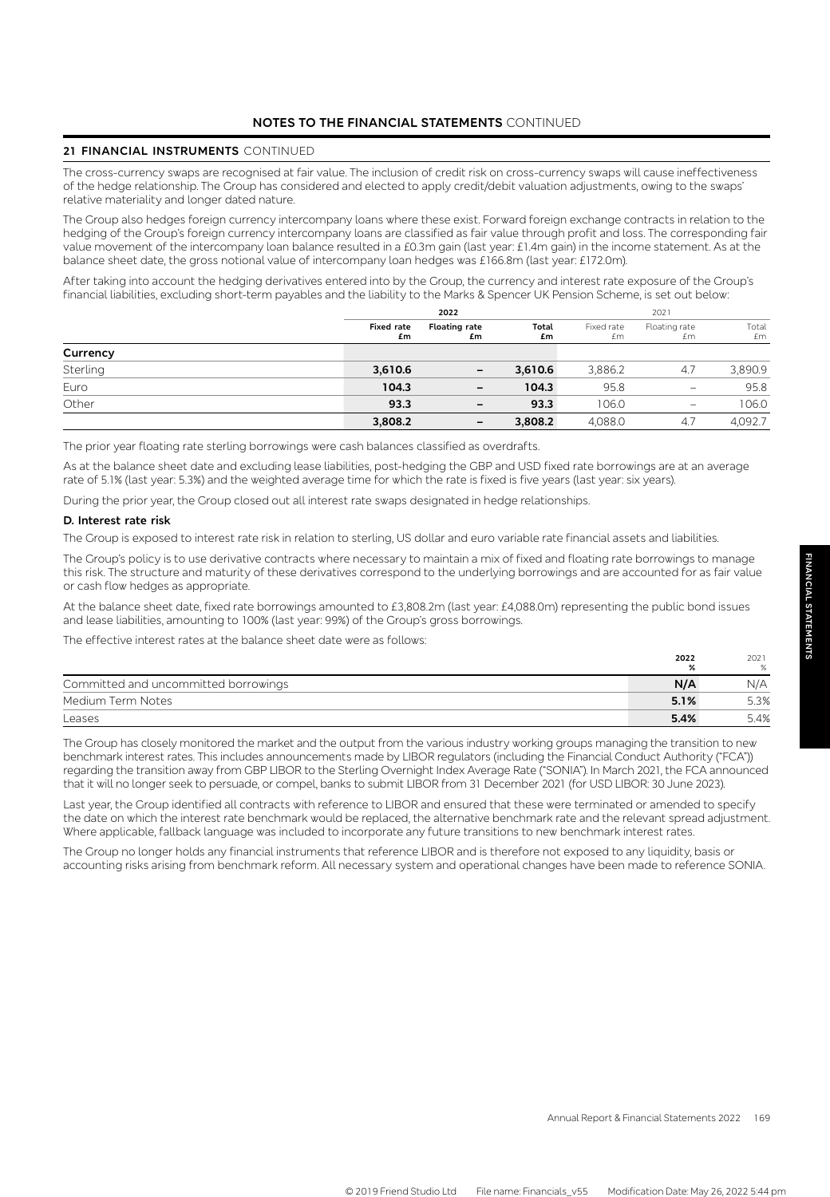## NOTES TO THE FINANCIAL STATEMENTS CONTINUED

### 21 FINANCIAL INSTRUMENTS CONTINUED

The cross-currency swaps are recognised at fair value. The inclusion of credit risk on cross-currency swaps will cause ineffectiveness of the hedge relationship. The Group has considered and elected to apply credit/debit valuation adjustments, owing to the swaps' relative materiality and longer dated nature.

The Group also hedges foreign currency intercompany loans where these exist. Forward foreign exchange contracts in relation to the hedging of the Group's foreign currency intercompany loans are classified as fair value through profit and loss. The corresponding fair value movement of the intercompany loan balance resulted in a £0.3m gain (last year: £1.4m gain) in the income statement. As at the balance sheet date, the gross notional value of intercompany loan hedges was £166.8m (last year: £172.0m).

After taking into account the hedging derivatives entered into by the Group, the currency and interest rate exposure of the Group's financial liabilities, excluding short-term payables and the liability to the Marks & Spencer UK Pension Scheme, is set out below:

| | 2022 | | | 2021 | | |
|---|---|---|---|---|---|---|
| | **Fixed rate £m** | **Floating rate £m** | **Total £m** | Fixed rate £m | Floating rate £m | Total £m |
| **Currency** | | | | | | |
| Sterling | **3,610.6** | **–** | **3,610.6** | 3,886.2 | 4.7 | 3,890.9 |
| Euro | **104.3** | **–** | **104.3** | 95.8 | – | 95.8 |
| Other | **93.3** | **–** | **93.3** | 106.0 | – | 106.0 |
| | **3,808.2** | **–** | **3,808.2** | 4,088.0 | 4.7 | 4,092.7 |

The prior year floating rate sterling borrowings were cash balances classified as overdrafts.

As at the balance sheet date and excluding lease liabilities, post-hedging the GBP and USD fixed rate borrowings are at an average rate of 5.1% (last year: 5.3%) and the weighted average time for which the rate is fixed is five years (last year: six years).

During the prior year, the Group closed out all interest rate swaps designated in hedge relationships.

#### D. Interest rate risk

The Group is exposed to interest rate risk in relation to sterling, US dollar and euro variable rate financial assets and liabilities.

The Group's policy is to use derivative contracts where necessary to maintain a mix of fixed and floating rate borrowings to manage this risk. The structure and maturity of these derivatives correspond to the underlying borrowings and are accounted for as fair value or cash flow hedges as appropriate.

At the balance sheet date, fixed rate borrowings amounted to £3,808.2m (last year: £4,088.0m) representing the public bond issues and lease liabilities, amounting to 100% (last year: 99%) of the Group's gross borrowings.

The effective interest rates at the balance sheet date were as follows:

| | **2022 %** | 2021 % |
|---|---|---|
| Committed and uncommitted borrowings | **N/A** | N/A |
| Medium Term Notes | **5.1%** | 5.3% |
| Leases | **5.4%** | 5.4% |

The Group has closely monitored the market and the output from the various industry working groups managing the transition to new benchmark interest rates. This includes announcements made by LIBOR regulators (including the Financial Conduct Authority ("FCA")) regarding the transition away from GBP LIBOR to the Sterling Overnight Index Average Rate ("SONIA"). In March 2021, the FCA announced that it will no longer seek to persuade, or compel, banks to submit LIBOR from 31 December 2021 (for USD LIBOR: 30 June 2023).

Last year, the Group identified all contracts with reference to LIBOR and ensured that these were terminated or amended to specify the date on which the interest rate benchmark would be replaced, the alternative benchmark rate and the relevant spread adjustment. Where applicable, fallback language was included to incorporate any future transitions to new benchmark interest rates.

The Group no longer holds any financial instruments that reference LIBOR and is therefore not exposed to any liquidity, basis or accounting risks arising from benchmark reform. All necessary system and operational changes have been made to reference SONIA.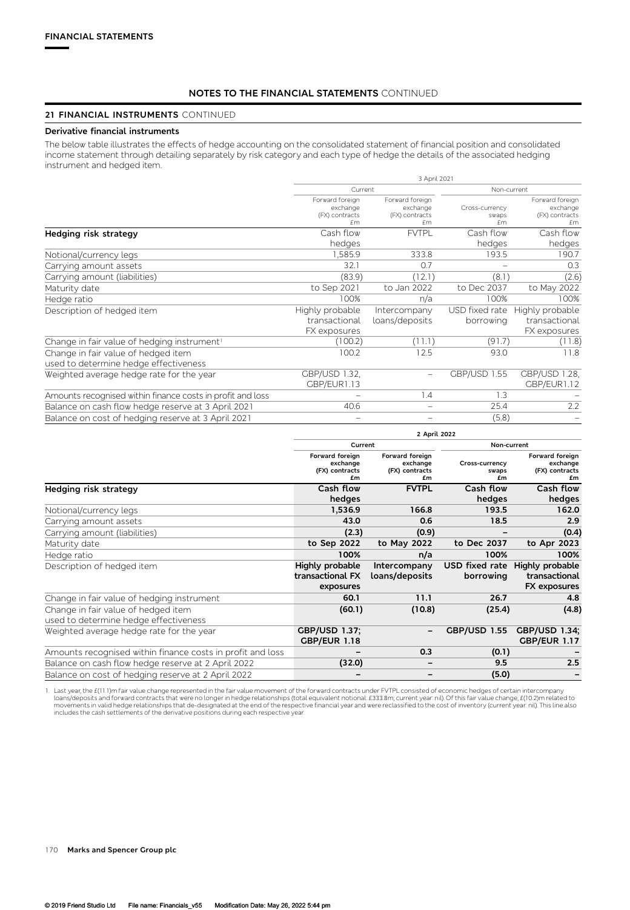## NOTES TO THE FINANCIAL STATEMENTS CONTINUED

### 21 FINANCIAL INSTRUMENTS CONTINUED

#### Derivative financial instruments

The below table illustrates the effects of hedge accounting on the consolidated statement of financial position and consolidated income statement through detailing separately by risk category and each type of hedge the details of the associated hedging instrument and hedged item.

| | 3 April 2021 | | | |
|---|---|---|---|---|
| | Current | | Non-current | |
| | Forward foreign exchange (FX) contracts £m | Forward foreign exchange (FX) contracts £m | Cross-currency swaps £m | Forward foreign exchange (FX) contracts £m |
| **Hedging risk strategy** | Cash flow hedges | FVTPL | Cash flow hedges | Cash flow hedges |
| Notional/currency legs | 1,585.9 | 333.8 | 193.5 | 190.7 |
| Carrying amount assets | 32.1 | 0.7 | – | 0.3 |
| Carrying amount (liabilities) | (83.9) | (12.1) | (8.1) | (2.6) |
| Maturity date | to Sep 2021 | to Jan 2022 | to Dec 2037 | to May 2022 |
| Hedge ratio | 100% | n/a | 100% | 100% |
| Description of hedged item | Highly probable transactional FX exposures | Intercompany loans/deposits | USD fixed rate borrowing | Highly probable transactional FX exposures |
| Change in fair value of hedging instrument[1] | (100.2) | (11.1) | (91.7) | (11.8) |
| Change in fair value of hedged item used to determine hedge effectiveness | 100.2 | 12.5 | 93.0 | 11.8 |
| Weighted average hedge rate for the year | GBP/USD 1.32, GBP/EUR1.13 | – | GBP/USD 1.55 | GBP/USD 1.28, GBP/EUR1.12 |
| Amounts recognised within finance costs in profit and loss | – | 1.4 | 1.3 | – |
| Balance on cash flow hedge reserve at 3 April 2021 | 40.6 | – | 25.4 | 2.2 |
| Balance on cost of hedging reserve at 3 April 2021 | – | – | (5.8) | – |

| | **2 April 2022** | | | |
|---|---|---|---|---|
| | **Current** | | **Non-current** | |
| | **Forward foreign exchange (FX) contracts £m** | **Forward foreign exchange (FX) contracts £m** | **Cross-currency swaps £m** | **Forward foreign exchange (FX) contracts £m** |
| **Hedging risk strategy** | **Cash flow hedges** | **FVTPL** | **Cash flow hedges** | **Cash flow hedges** |
| Notional/currency legs | **1,536.9** | **166.8** | **193.5** | **162.0** |
| Carrying amount assets | **43.0** | **0.6** | **18.5** | **2.9** |
| Carrying amount (liabilities) | **(2.3)** | **(0.9)** | **–** | **(0.4)** |
| Maturity date | **to Sep 2022** | **to May 2022** | **to Dec 2037** | **to Apr 2023** |
| Hedge ratio | **100%** | **n/a** | **100%** | **100%** |
| Description of hedged item | **Highly probable transactional FX exposures** | **Intercompany loans/deposits** | **USD fixed rate borrowing** | **Highly probable transactional FX exposures** |
| Change in fair value of hedging instrument | **60.1** | **11.1** | **26.7** | **4.8** |
| Change in fair value of hedged item used to determine hedge effectiveness | **(60.1)** | **(10.8)** | **(25.4)** | **(4.8)** |
| Weighted average hedge rate for the year | **GBP/USD 1.37; GBP/EUR 1.18** | **–** | **GBP/USD 1.55** | **GBP/USD 1.34; GBP/EUR 1.17** |
| Amounts recognised within finance costs in profit and loss | **–** | **0.3** | **(0.1)** | **–** |
| Balance on cash flow hedge reserve at 2 April 2022 | **(32.0)** | **–** | **9.5** | **2.5** |
| Balance on cost of hedging reserve at 2 April 2022 | **–** | **–** | **(5.0)** | **–** |

1. Last year, the £(11.1)m fair value change represented in the fair value movement of the forward contracts under FVTPL consisted of economic hedges of certain intercompany loans/deposits and forward contracts that were no longer in hedge relationships (total equivalent notional: £333.8m; current year: nil). Of this fair value change, £(10.2)m related to movements in valid hedge relationships that de-designated at the end of the respective financial year and were reclassified to the cost of inventory (current year: nil). This line also includes the cash settlements of the derivative positions during each respective year.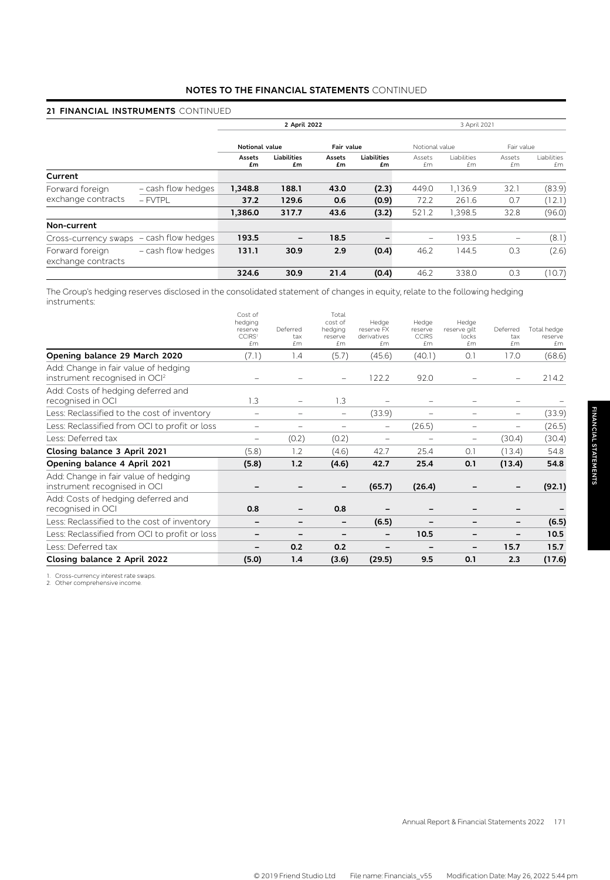## 21 FINANCIAL INSTRUMENTS CONTINUED

| | | 2 April 2022 | | | | 3 April 2021 | | | |
|---|---|---|---|---|---|---|---|---|---|
| | | Notional value | | Fair value | | Notional value | | Fair value | |
| | | Assets £m | Liabilities £m | Assets £m | Liabilities £m | Assets £m | Liabilities £m | Assets £m | Liabilities £m |
| **Current** | | | | | | | | | |
| Forward foreign exchange contracts | – cash flow hedges | **1,348.8** | **188.1** | **43.0** | **(2.3)** | 449.0 | 1,136.9 | 32.1 | (83.9) |
| | – FVTPL | **37.2** | **129.6** | **0.6** | **(0.9)** | 72.2 | 261.6 | 0.7 | (12.1) |
| | | **1,386.0** | **317.7** | **43.6** | **(3.2)** | 521.2 | 1,398.5 | 32.8 | (96.0) |
| **Non-current** | | | | | | | | | |
| Cross-currency swaps | – cash flow hedges | **193.5** | **–** | **18.5** | **–** | – | 193.5 | – | (8.1) |
| Forward foreign exchange contracts | – cash flow hedges | **131.1** | **30.9** | **2.9** | **(0.4)** | 46.2 | 144.5 | 0.3 | (2.6) |
| | | **324.6** | **30.9** | **21.4** | **(0.4)** | 46.2 | 338.0 | 0.3 | (10.7) |

The Group's hedging reserves disclosed in the consolidated statement of changes in equity, relate to the following hedging instruments:

| | Cost of hedging reserve CCIRS[1] £m | Deferred tax £m | Total cost of hedging reserve £m | Hedge reserve FX derivatives £m | Hedge reserve CCIRS £m | Hedge reserve gilt locks £m | Deferred tax £m | Total hedge reserve £m |
|---|---|---|---|---|---|---|---|---|
| **Opening balance 29 March 2020** | (7.1) | 1.4 | (5.7) | (45.6) | (40.1) | 0.1 | 17.0 | (68.6) |
| Add: Change in fair value of hedging instrument recognised in OCI[2] | – | – | – | 122.2 | 92.0 | – | – | 214.2 |
| Add: Costs of hedging deferred and recognised in OCI | 1.3 | – | 1.3 | – | – | – | – | – |
| Less: Reclassified to the cost of inventory | – | – | – | (33.9) | – | – | – | (33.9) |
| Less: Reclassified from OCI to profit or loss | – | – | – | – | (26.5) | – | – | (26.5) |
| Less: Deferred tax | – | (0.2) | (0.2) | – | – | – | (30.4) | (30.4) |
| **Closing balance 3 April 2021** | (5.8) | 1.2 | (4.6) | 42.7 | 25.4 | 0.1 | (13.4) | 54.8 |
| **Opening balance 4 April 2021** | **(5.8)** | **1.2** | **(4.6)** | **42.7** | **25.4** | **0.1** | **(13.4)** | **54.8** |
| Add: Change in fair value of hedging instrument recognised in OCI | **–** | **–** | **–** | **(65.7)** | **(26.4)** | **–** | **–** | **(92.1)** |
| Add: Costs of hedging deferred and recognised in OCI | **0.8** | **–** | **0.8** | **–** | **–** | **–** | **–** | **–** |
| Less: Reclassified to the cost of inventory | **–** | **–** | **–** | **(6.5)** | **–** | **–** | **–** | **(6.5)** |
| Less: Reclassified from OCI to profit or loss | **–** | **–** | **–** | **–** | **10.5** | **–** | **–** | **10.5** |
| Less: Deferred tax | **–** | **0.2** | **0.2** | **–** | **–** | **–** | **15.7** | **15.7** |
| **Closing balance 2 April 2022** | **(5.0)** | **1.4** | **(3.6)** | **(29.5)** | **9.5** | **0.1** | **2.3** | **(17.6)** |

1. Cross-currency interest rate swaps.
2. Other comprehensive income.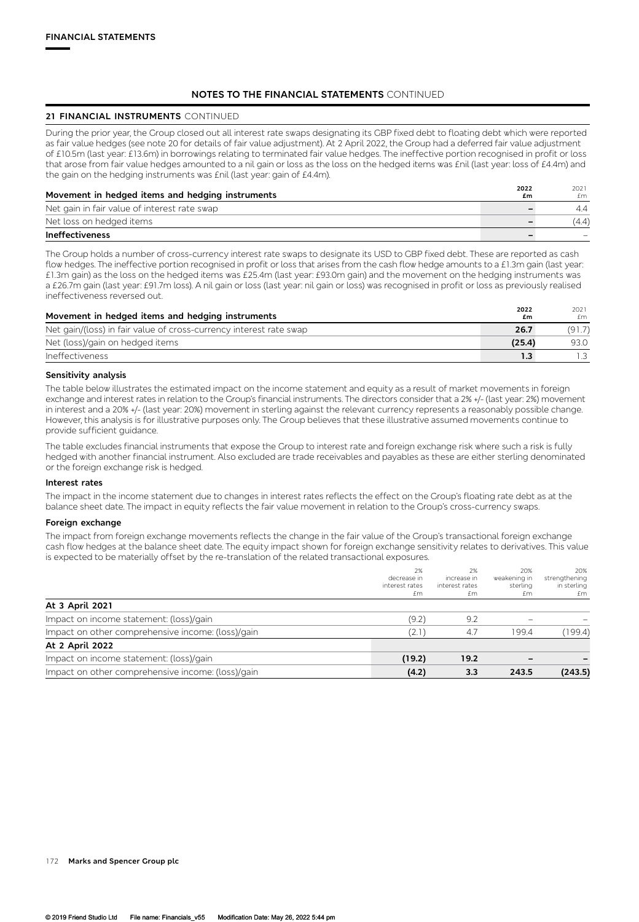## 21 FINANCIAL INSTRUMENTS CONTINUED

During the prior year, the Group closed out all interest rate swaps designating its GBP fixed debt to floating debt which were reported as fair value hedges (see note 20 for details of fair value adjustment). At 2 April 2022, the Group had a deferred fair value adjustment of £10.5m (last year: £13.6m) in borrowings relating to terminated fair value hedges. The ineffective portion recognised in profit or loss that arose from fair value hedges amounted to a nil gain or loss as the loss on the hedged items was £nil (last year: loss of £4.4m) and the gain on the hedging instruments was £nil (last year: gain of £4.4m).

| Movement in hedged items and hedging instruments | 2022 £m | 2021 £m |
|---|---|---|
| Net gain in fair value of interest rate swap | – | 4.4 |
| Net loss on hedged items | – | (4.4) |
| **Ineffectiveness** | – | – |

The Group holds a number of cross-currency interest rate swaps to designate its USD to GBP fixed debt. These are reported as cash flow hedges. The ineffective portion recognised in profit or loss that arises from the cash flow hedge amounts to a £1.3m gain (last year: £1.3m gain) as the loss on the hedged items was £25.4m (last year: £93.0m gain) and the movement on the hedging instruments was a £26.7m gain (last year: £91.7m loss). A nil gain or loss (last year: nil gain or loss) was recognised in profit or loss as previously realised ineffectiveness reversed out.

| Movement in hedged items and hedging instruments | 2022 £m | 2021 £m |
|---|---|---|
| Net gain/(loss) in fair value of cross-currency interest rate swap | 26.7 | (91.7) |
| Net (loss)/gain on hedged items | (25.4) | 93.0 |
| Ineffectiveness | 1.3 | 1.3 |

### Sensitivity analysis

The table below illustrates the estimated impact on the income statement and equity as a result of market movements in foreign exchange and interest rates in relation to the Group's financial instruments. The directors consider that a 2% +/- (last year: 2%) movement in interest and a 20% +/- (last year: 20%) movement in sterling against the relevant currency represents a reasonably possible change. However, this analysis is for illustrative purposes only. The Group believes that these illustrative assumed movements continue to provide sufficient guidance.

The table excludes financial instruments that expose the Group to interest rate and foreign exchange risk where such a risk is fully hedged with another financial instrument. Also excluded are trade receivables and payables as these are either sterling denominated or the foreign exchange risk is hedged.

#### Interest rates

The impact in the income statement due to changes in interest rates reflects the effect on the Group's floating rate debt as at the balance sheet date. The impact in equity reflects the fair value movement in relation to the Group's cross-currency swaps.

#### Foreign exchange

The impact from foreign exchange movements reflects the change in the fair value of the Group's transactional foreign exchange cash flow hedges at the balance sheet date. The equity impact shown for foreign exchange sensitivity relates to derivatives. This value is expected to be materially offset by the re-translation of the related transactional exposures.

| | 2% decrease in interest rates £m | 2% increase in interest rates £m | 20% weakening in sterling £m | 20% strengthening in sterling £m |
|---|---|---|---|---|
| **At 3 April 2021** | | | | |
| Impact on income statement: (loss)/gain | (9.2) | 9.2 | – | – |
| Impact on other comprehensive income: (loss)/gain | (2.1) | 4.7 | 199.4 | (199.4) |
| **At 2 April 2022** | | | | |
| Impact on income statement: (loss)/gain | **(19.2)** | **19.2** | **–** | **–** |
| Impact on other comprehensive income: (loss)/gain | **(4.2)** | **3.3** | **243.5** | **(243.5)** |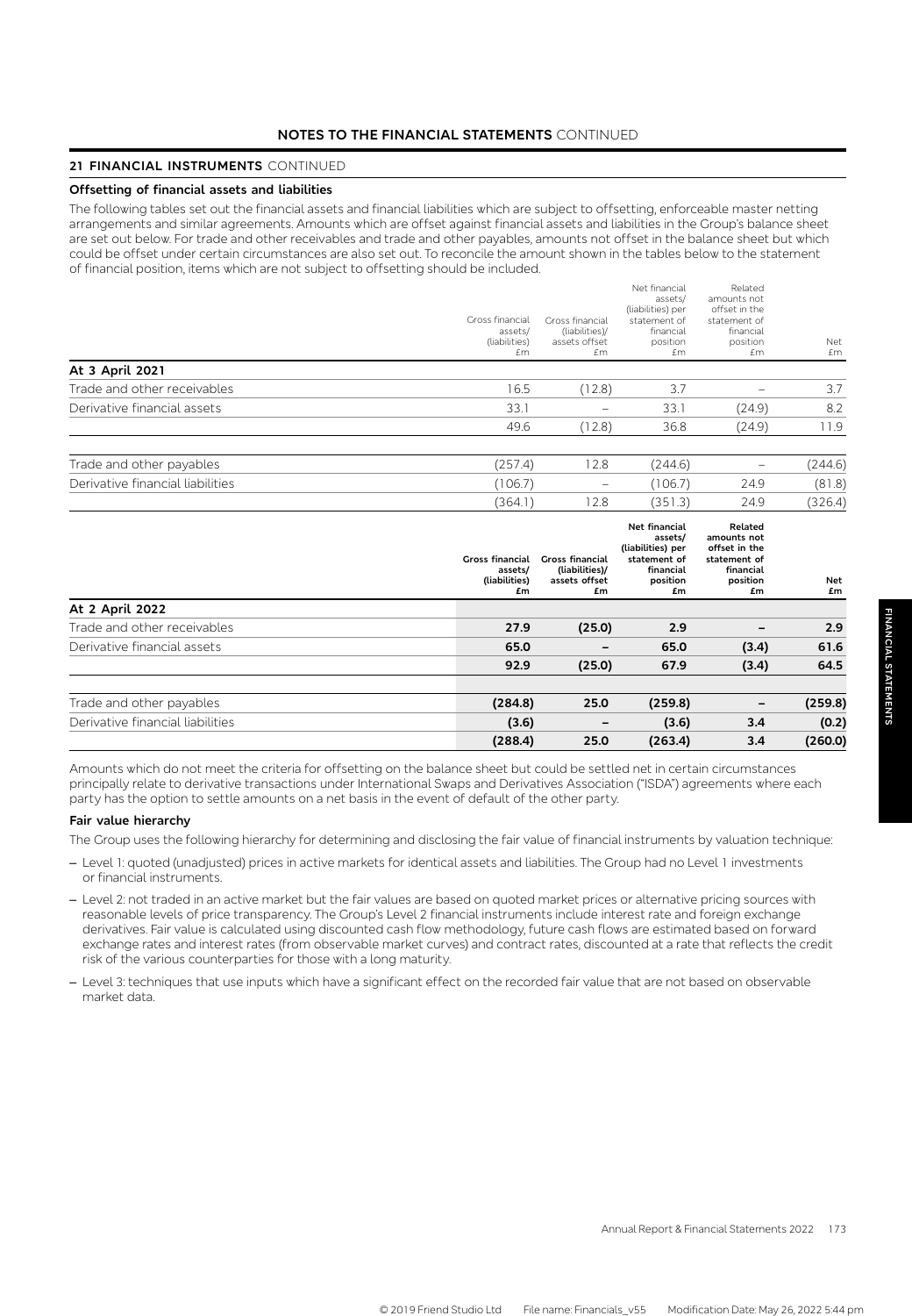## 21 FINANCIAL INSTRUMENTS CONTINUED

### Offsetting of financial assets and liabilities

The following tables set out the financial assets and financial liabilities which are subject to offsetting, enforceable master netting arrangements and similar agreements. Amounts which are offset against financial assets and liabilities in the Group's balance sheet are set out below. For trade and other receivables and trade and other payables, amounts not offset in the balance sheet but which could be offset under certain circumstances are also set out. To reconcile the amount shown in the tables below to the statement of financial position, items which are not subject to offsetting should be included.

| | Gross financial assets/ (liabilities) £m | Gross financial (liabilities)/ assets offset £m | Net financial assets/ (liabilities) per statement of financial position £m | Related amounts not offset in the statement of financial position £m | Net £m |
|---|---|---|---|---|---|
| **At 3 April 2021** | | | | | |
| Trade and other receivables | 16.5 | (12.8) | 3.7 | – | 3.7 |
| Derivative financial assets | 33.1 | – | 33.1 | (24.9) | 8.2 |
| | 49.6 | (12.8) | 36.8 | (24.9) | 11.9 |
| Trade and other payables | (257.4) | 12.8 | (244.6) | – | (244.6) |
| Derivative financial liabilities | (106.7) | – | (106.7) | 24.9 | (81.8) |
| | (364.1) | 12.8 | (351.3) | 24.9 | (326.4) |

| | Gross financial assets/ (liabilities) £m | Gross financial (liabilities)/ assets offset £m | Net financial assets/ (liabilities) per statement of financial position £m | Related amounts not offset in the statement of financial position £m | Net £m |
|---|---|---|---|---|---|
| **At 2 April 2022** | | | | | |
| Trade and other receivables | **27.9** | **(25.0)** | **2.9** | **–** | **2.9** |
| Derivative financial assets | **65.0** | **–** | **65.0** | **(3.4)** | **61.6** |
| | **92.9** | **(25.0)** | **67.9** | **(3.4)** | **64.5** |
| Trade and other payables | **(284.8)** | **25.0** | **(259.8)** | **–** | **(259.8)** |
| Derivative financial liabilities | **(3.6)** | **–** | **(3.6)** | **3.4** | **(0.2)** |
| | **(288.4)** | **25.0** | **(263.4)** | **3.4** | **(260.0)** |

Amounts which do not meet the criteria for offsetting on the balance sheet but could be settled net in certain circumstances principally relate to derivative transactions under International Swaps and Derivatives Association ("ISDA") agreements where each party has the option to settle amounts on a net basis in the event of default of the other party.

### Fair value hierarchy

The Group uses the following hierarchy for determining and disclosing the fair value of financial instruments by valuation technique:

- Level 1: quoted (unadjusted) prices in active markets for identical assets and liabilities. The Group had no Level 1 investments or financial instruments.
- Level 2: not traded in an active market but the fair values are based on quoted market prices or alternative pricing sources with reasonable levels of price transparency. The Group's Level 2 financial instruments include interest rate and foreign exchange derivatives. Fair value is calculated using discounted cash flow methodology, future cash flows are estimated based on forward exchange rates and interest rates (from observable market curves) and contract rates, discounted at a rate that reflects the credit risk of the various counterparties for those with a long maturity.
- Level 3: techniques that use inputs which have a significant effect on the recorded fair value that are not based on observable market data.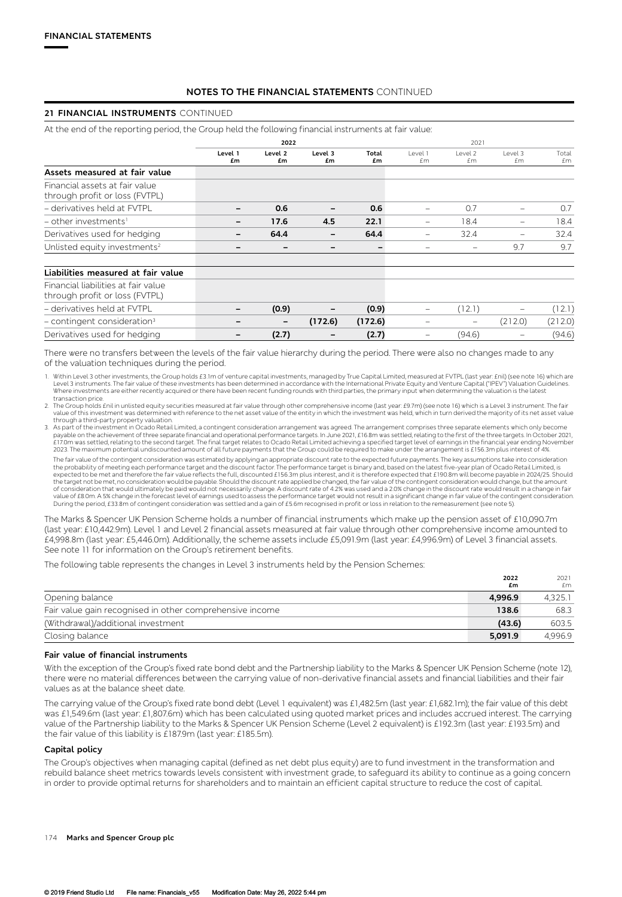## 21 FINANCIAL INSTRUMENTS CONTINUED

At the end of the reporting period, the Group held the following financial instruments at fair value:

| | 2022 | | | | 2021 | | | |
|---|---|---|---|---|---|---|---|---|
| | **Level 1 £m** | **Level 2 £m** | **Level 3 £m** | **Total £m** | Level 1 £m | Level 2 £m | Level 3 £m | Total £m |
| **Assets measured at fair value** | | | | | | | | |
| Financial assets at fair value through profit or loss (FVTPL) | | | | | | | | |
| – derivatives held at FVTPL | – | **0.6** | – | **0.6** | – | 0.7 | – | 0.7 |
| – other investments[1] | – | **17.6** | **4.5** | **22.1** | – | 18.4 | – | 18.4 |
| Derivatives used for hedging | – | **64.4** | – | **64.4** | – | 32.4 | – | 32.4 |
| Unlisted equity investments[2] | – | – | – | – | – | – | 9.7 | 9.7 |
| **Liabilities measured at fair value** | | | | | | | | |
| Financial liabilities at fair value through profit or loss (FVTPL) | | | | | | | | |
| – derivatives held at FVTPL | – | **(0.9)** | – | **(0.9)** | – | (12.1) | – | (12.1) |
| – contingent consideration[3] | – | – | **(172.6)** | **(172.6)** | – | – | (212.0) | (212.0) |
| Derivatives used for hedging | – | **(2.7)** | – | **(2.7)** | – | (94.6) | – | (94.6) |

There were no transfers between the levels of the fair value hierarchy during the period. There were also no changes made to any of the valuation techniques during the period.

1. Within Level 3 other investments, the Group holds £3.1m of venture capital investments, managed by True Capital Limited, measured at FVTPL (last year: £nil) (see note 16) which are Level 3 instruments. The fair value of these investments has been determined in accordance with the International Private Equity and Venture Capital ("IPEV") Valuation Guidelines. Where investments are either recently acquired or there have been recent funding rounds with third parties, the primary input when determining the valuation is the latest transaction price.
2. The Group holds £nil in unlisted equity securities measured at fair value through other comprehensive income (last year: £9.7m) (see note 16) which is a Level 3 instrument. The fair value of this investment was determined with reference to the net asset value of the entity in which the investment was held, which in turn derived the majority of its net asset value through a third-party property valuation.
3. As part of the investment in Ocado Retail Limited, a contingent consideration arrangement was agreed. The arrangement comprises three separate elements which only become payable on the achievement of three separate financial and operational performance targets. In June 2021, £16.8m was settled, relating to the first of the three targets. In October 2021, £17.0m was settled, relating to the second target. The final target relates to Ocado Retail Limited achieving a specified target level of earnings in the financial year ending November 2023. The maximum potential undiscounted amount of all future payments that the Group could be required to make under the arrangement is £156.3m plus interest of 4%.

   The fair value of the contingent consideration was estimated by applying an appropriate discount rate to the expected future payments. The key assumptions take into consideration the probability of meeting each performance target and the discount factor. The performance target is binary and, based on the latest five-year plan of Ocado Retail Limited, is expected to be met and therefore the fair value reflects the full, discounted £156.3m plus interest, and it is therefore expected that £190.8m will become payable in 2024/25. Should the target not be met, no consideration would be payable. Should the discount rate applied be changed, the fair value of the contingent consideration would change, but the amount of consideration that would ultimately be paid would not necessarily change. A discount rate of 4.2% was used and a 2.0% change in the discount rate would result in a change in fair value of £8.0m. A 5% change in the forecast level of earnings used to assess the performance target would not result in a significant change in fair value of the contingent consideration. During the period, £33.8m of contingent consideration was settled and a gain of £5.6m recognised in profit or loss in relation to the remeasurement (see note 5).

The Marks & Spencer UK Pension Scheme holds a number of financial instruments which make up the pension asset of £10,090.7m (last year: £10,442.9m). Level 1 and Level 2 financial assets measured at fair value through other comprehensive income amounted to £4,998.8m (last year: £5,446.0m). Additionally, the scheme assets include £5,091.9m (last year: £4,996.9m) of Level 3 financial assets. See note 11 for information on the Group's retirement benefits.

The following table represents the changes in Level 3 instruments held by the Pension Schemes:

| | **2022 £m** | 2021 £m |
|---|---|---|
| Opening balance | **4,996.9** | 4,325.1 |
| Fair value gain recognised in other comprehensive income | **138.6** | 68.3 |
| (Withdrawal)/additional investment | **(43.6)** | 603.5 |
| Closing balance | **5,091.9** | 4,996.9 |

### Fair value of financial instruments

With the exception of the Group's fixed rate bond debt and the Partnership liability to the Marks & Spencer UK Pension Scheme (note 12), there were no material differences between the carrying value of non-derivative financial assets and financial liabilities and their fair values as at the balance sheet date.

The carrying value of the Group's fixed rate bond debt (Level 1 equivalent) was £1,482.5m (last year: £1,682.1m); the fair value of this debt was £1,549.6m (last year: £1,807.6m) which has been calculated using quoted market prices and includes accrued interest. The carrying value of the Partnership liability to the Marks & Spencer UK Pension Scheme (Level 2 equivalent) is £192.3m (last year: £193.5m) and the fair value of this liability is £187.9m (last year: £185.5m).

### Capital policy

The Group's objectives when managing capital (defined as net debt plus equity) are to fund investment in the transformation and rebuild balance sheet metrics towards levels consistent with investment grade, to safeguard its ability to continue as a going concern in order to provide optimal returns for shareholders and to maintain an efficient capital structure to reduce the cost of capital.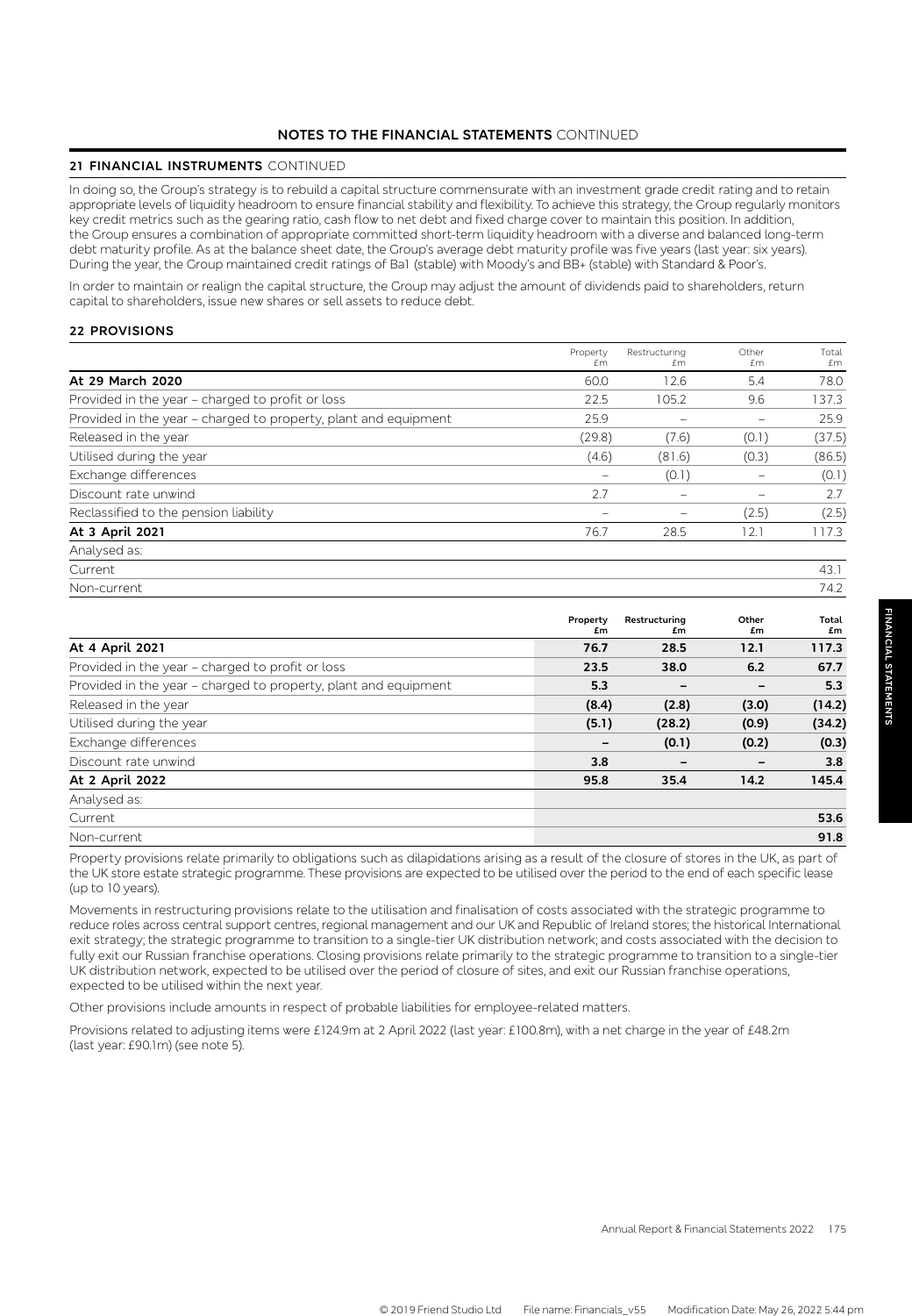## 21 FINANCIAL INSTRUMENTS CONTINUED

In doing so, the Group's strategy is to rebuild a capital structure commensurate with an investment grade credit rating and to retain appropriate levels of liquidity headroom to ensure financial stability and flexibility. To achieve this strategy, the Group regularly monitors key credit metrics such as the gearing ratio, cash flow to net debt and fixed charge cover to maintain this position. In addition, the Group ensures a combination of appropriate committed short-term liquidity headroom with a diverse and balanced long-term debt maturity profile. As at the balance sheet date, the Group's average debt maturity profile was five years (last year: six years). During the year, the Group maintained credit ratings of Ba1 (stable) with Moody's and BB+ (stable) with Standard & Poor's.

In order to maintain or realign the capital structure, the Group may adjust the amount of dividends paid to shareholders, return capital to shareholders, issue new shares or sell assets to reduce debt.

## 22 PROVISIONS

| | Property £m | Restructuring £m | Other £m | Total £m |
|---|---|---|---|---|
| **At 29 March 2020** | 60.0 | 12.6 | 5.4 | 78.0 |
| Provided in the year – charged to profit or loss | 22.5 | 105.2 | 9.6 | 137.3 |
| Provided in the year – charged to property, plant and equipment | 25.9 | – | – | 25.9 |
| Released in the year | (29.8) | (7.6) | (0.1) | (37.5) |
| Utilised during the year | (4.6) | (81.6) | (0.3) | (86.5) |
| Exchange differences | – | (0.1) | – | (0.1) |
| Discount rate unwind | 2.7 | – | – | 2.7 |
| Reclassified to the pension liability | – | – | (2.5) | (2.5) |
| **At 3 April 2021** | 76.7 | 28.5 | 12.1 | 117.3 |
| Analysed as: | | | | |
| Current | | | | 43.1 |
| Non-current | | | | 74.2 |

| | Property £m | Restructuring £m | Other £m | Total £m |
|---|---|---|---|---|
| **At 4 April 2021** | **76.7** | **28.5** | **12.1** | **117.3** |
| Provided in the year – charged to profit or loss | **23.5** | **38.0** | **6.2** | **67.7** |
| Provided in the year – charged to property, plant and equipment | **5.3** | **–** | **–** | **5.3** |
| Released in the year | **(8.4)** | **(2.8)** | **(3.0)** | **(14.2)** |
| Utilised during the year | **(5.1)** | **(28.2)** | **(0.9)** | **(34.2)** |
| Exchange differences | **–** | **(0.1)** | **(0.2)** | **(0.3)** |
| Discount rate unwind | **3.8** | **–** | **–** | **3.8** |
| **At 2 April 2022** | **95.8** | **35.4** | **14.2** | **145.4** |
| Analysed as: | | | | |
| Current | | | | **53.6** |
| Non-current | | | | **91.8** |

Property provisions relate primarily to obligations such as dilapidations arising as a result of the closure of stores in the UK, as part of the UK store estate strategic programme. These provisions are expected to be utilised over the period to the end of each specific lease (up to 10 years).

Movements in restructuring provisions relate to the utilisation and finalisation of costs associated with the strategic programme to reduce roles across central support centres, regional management and our UK and Republic of Ireland stores; the historical International exit strategy; the strategic programme to transition to a single-tier UK distribution network; and costs associated with the decision to fully exit our Russian franchise operations. Closing provisions relate primarily to the strategic programme to transition to a single-tier UK distribution network, expected to be utilised over the period of closure of sites, and exit our Russian franchise operations, expected to be utilised within the next year.

Other provisions include amounts in respect of probable liabilities for employee-related matters.

Provisions related to adjusting items were £124.9m at 2 April 2022 (last year: £100.8m), with a net charge in the year of £48.2m (last year: £90.1m) (see note 5).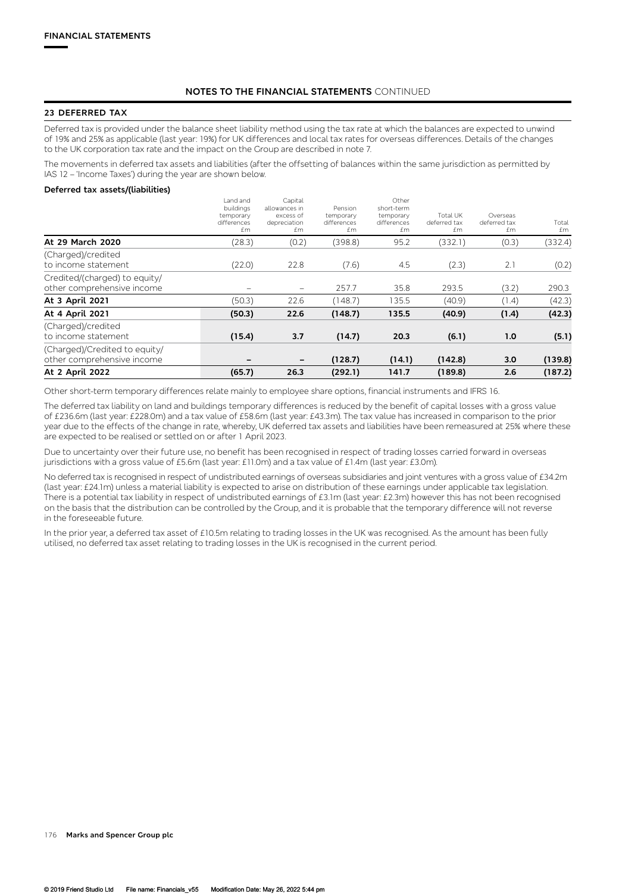## NOTES TO THE FINANCIAL STATEMENTS CONTINUED

### 23 DEFERRED TAX

Deferred tax is provided under the balance sheet liability method using the tax rate at which the balances are expected to unwind of 19% and 25% as applicable (last year: 19%) for UK differences and local tax rates for overseas differences. Details of the changes to the UK corporation tax rate and the impact on the Group are described in note 7.

The movements in deferred tax assets and liabilities (after the offsetting of balances within the same jurisdiction as permitted by IAS 12 – 'Income Taxes') during the year are shown below.

**Deferred tax assets/(liabilities)**

| | Land and buildings temporary differences £m | Capital allowances in excess of depreciation £m | Pension temporary differences £m | Other short-term temporary differences £m | Total UK deferred tax £m | Overseas deferred tax £m | Total £m |
|---|---|---|---|---|---|---|---|
| **At 29 March 2020** | (28.3) | (0.2) | (398.8) | 95.2 | (332.1) | (0.3) | (332.4) |
| (Charged)/credited to income statement | (22.0) | 22.8 | (7.6) | 4.5 | (2.3) | 2.1 | (0.2) |
| Credited/(charged) to equity/ other comprehensive income | – | – | 257.7 | 35.8 | 293.5 | (3.2) | 290.3 |
| **At 3 April 2021** | (50.3) | 22.6 | (148.7) | 135.5 | (40.9) | (1.4) | (42.3) |
| **At 4 April 2021** | **(50.3)** | **22.6** | **(148.7)** | **135.5** | **(40.9)** | **(1.4)** | **(42.3)** |
| (Charged)/credited to income statement | **(15.4)** | **3.7** | **(14.7)** | **20.3** | **(6.1)** | **1.0** | **(5.1)** |
| (Charged)/Credited to equity/ other comprehensive income | **–** | **–** | **(128.7)** | **(14.1)** | **(142.8)** | **3.0** | **(139.8)** |
| **At 2 April 2022** | **(65.7)** | **26.3** | **(292.1)** | **141.7** | **(189.8)** | **2.6** | **(187.2)** |

Other short-term temporary differences relate mainly to employee share options, financial instruments and IFRS 16.

The deferred tax liability on land and buildings temporary differences is reduced by the benefit of capital losses with a gross value of £236.6m (last year: £228.0m) and a tax value of £58.6m (last year: £43.3m). The tax value has increased in comparison to the prior year due to the effects of the change in rate, whereby, UK deferred tax assets and liabilities have been remeasured at 25% where these are expected to be realised or settled on or after 1 April 2023.

Due to uncertainty over their future use, no benefit has been recognised in respect of trading losses carried forward in overseas jurisdictions with a gross value of £5.6m (last year: £11.0m) and a tax value of £1.4m (last year: £3.0m).

No deferred tax is recognised in respect of undistributed earnings of overseas subsidiaries and joint ventures with a gross value of £34.2m (last year: £24.1m) unless a material liability is expected to arise on distribution of these earnings under applicable tax legislation. There is a potential tax liability in respect of undistributed earnings of £3.1m (last year: £2.3m) however this has not been recognised on the basis that the distribution can be controlled by the Group, and it is probable that the temporary difference will not reverse in the foreseeable future.

In the prior year, a deferred tax asset of £10.5m relating to trading losses in the UK was recognised. As the amount has been fully utilised, no deferred tax asset relating to trading losses in the UK is recognised in the current period.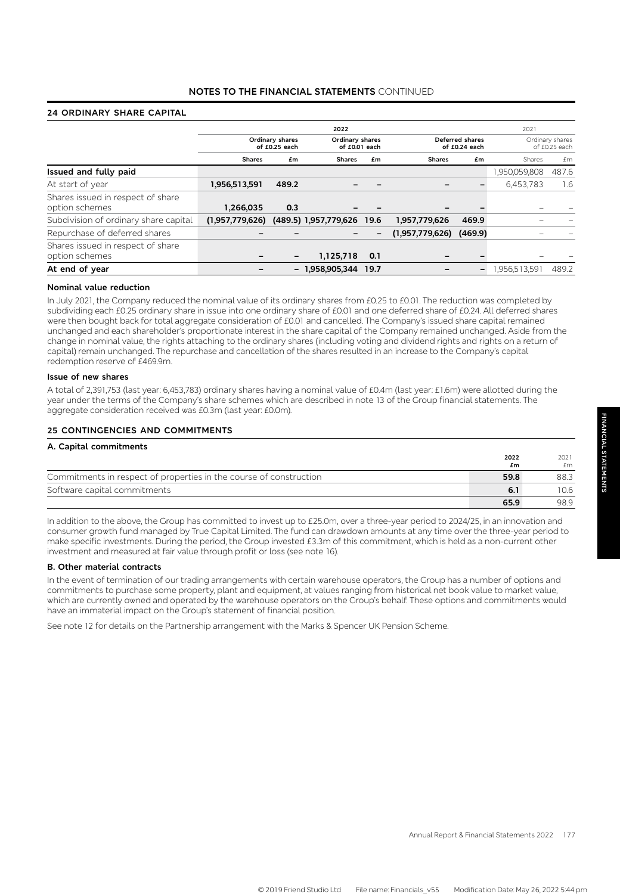## 24 ORDINARY SHARE CAPITAL

| | 2022 | | | | | | 2021 | |
|---|---|---|---|---|---|---|---|---|
| | Ordinary shares of £0.25 each | | Ordinary shares of £0.01 each | | Deferred shares of £0.24 each | | Ordinary shares of £0.25 each | |
| | Shares | £m | Shares | £m | Shares | £m | Shares | £m |
| **Issued and fully paid** | | | | | | | 1,950,059,808 | 487.6 |
| At start of year | 1,956,513,591 | 489.2 | – | – | – | – | 6,453,783 | 1.6 |
| Shares issued in respect of share option schemes | 1,266,035 | 0.3 | – | – | – | – | – | – |
| Subdivision of ordinary share capital | (1,957,779,626) | (489.5) | 1,957,779,626 | 19.6 | 1,957,779,626 | 469.9 | – | – |
| Repurchase of deferred shares | – | – | – | – | (1,957,779,626) | (469.9) | – | – |
| Shares issued in respect of share option schemes | – | – | 1,125,718 | 0.1 | – | – | – | – |
| **At end of year** | – | – | 1,958,905,344 | 19.7 | – | – | 1,956,513,591 | 489.2 |

### Nominal value reduction

In July 2021, the Company reduced the nominal value of its ordinary shares from £0.25 to £0.01. The reduction was completed by subdividing each £0.25 ordinary share in issue into one ordinary share of £0.01 and one deferred share of £0.24. All deferred shares were then bought back for total aggregate consideration of £0.01 and cancelled. The Company's issued share capital remained unchanged and each shareholder's proportionate interest in the share capital of the Company remained unchanged. Aside from the change in nominal value, the rights attaching to the ordinary shares (including voting and dividend rights and rights on a return of capital) remain unchanged. The repurchase and cancellation of the shares resulted in an increase to the Company's capital redemption reserve of £469.9m.

### Issue of new shares

A total of 2,391,753 (last year: 6,453,783) ordinary shares having a nominal value of £0.4m (last year: £1.6m) were allotted during the year under the terms of the Company's share schemes which are described in note 13 of the Group financial statements. The aggregate consideration received was £0.3m (last year: £0.0m).

## 25 CONTINGENCIES AND COMMITMENTS

### A. Capital commitments

| | 2022 £m | 2021 £m |
|---|---|---|
| Commitments in respect of properties in the course of construction | 59.8 | 88.3 |
| Software capital commitments | 6.1 | 10.6 |
| | 65.9 | 98.9 |

In addition to the above, the Group has committed to invest up to £25.0m, over a three-year period to 2024/25, in an innovation and consumer growth fund managed by True Capital Limited. The fund can drawdown amounts at any time over the three-year period to make specific investments. During the period, the Group invested £3.3m of this commitment, which is held as a non-current other investment and measured at fair value through profit or loss (see note 16).

### B. Other material contracts

In the event of termination of our trading arrangements with certain warehouse operators, the Group has a number of options and commitments to purchase some property, plant and equipment, at values ranging from historical net book value to market value, which are currently owned and operated by the warehouse operators on the Group's behalf. These options and commitments would have an immaterial impact on the Group's statement of financial position.

See note 12 for details on the Partnership arrangement with the Marks & Spencer UK Pension Scheme.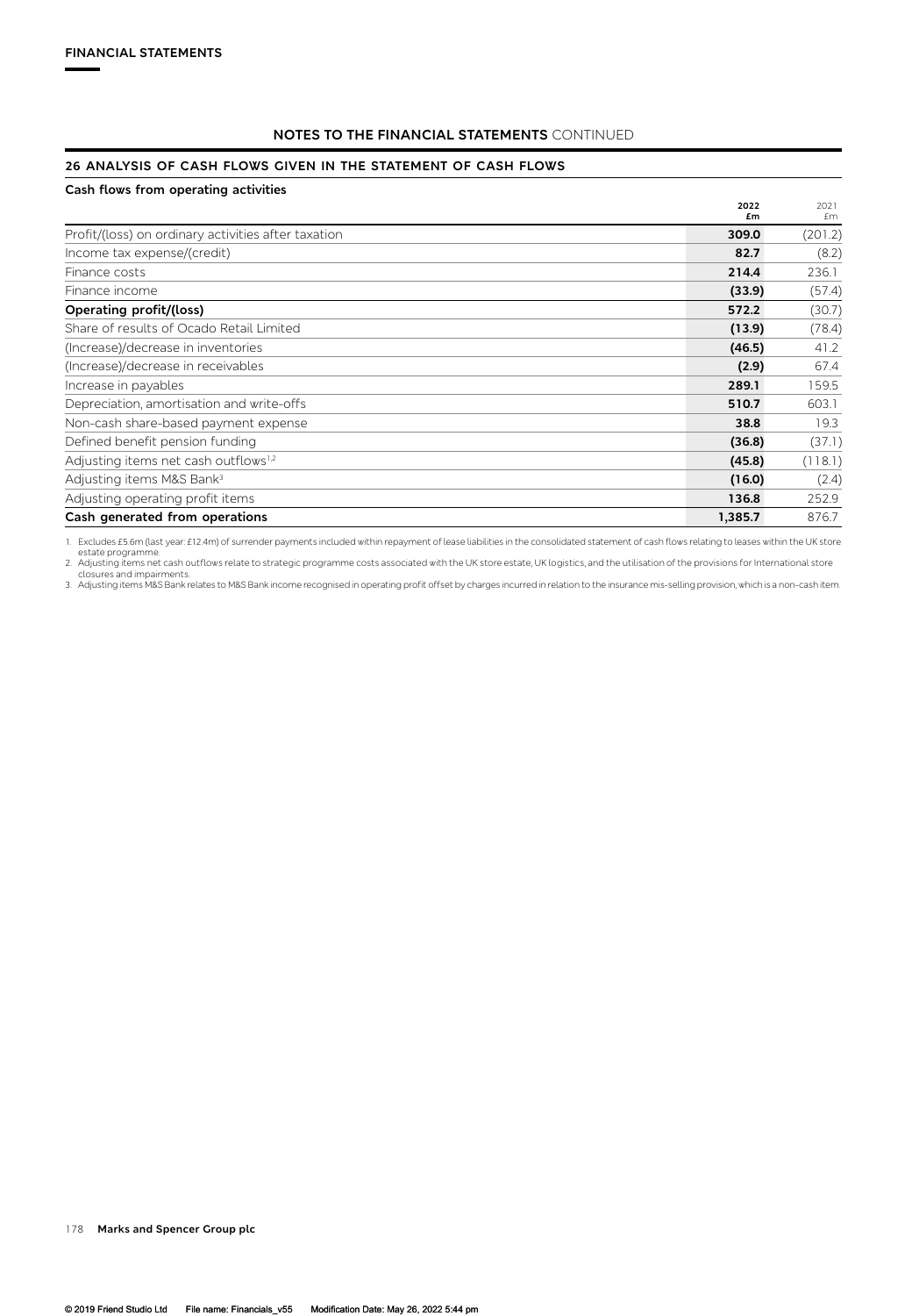## NOTES TO THE FINANCIAL STATEMENTS CONTINUED

### 26 ANALYSIS OF CASH FLOWS GIVEN IN THE STATEMENT OF CASH FLOWS

#### Cash flows from operating activities

| | 2022 £m | 2021 £m |
|---|---|---|
| Profit/(loss) on ordinary activities after taxation | **309.0** | (201.2) |
| Income tax expense/(credit) | **82.7** | (8.2) |
| Finance costs | **214.4** | 236.1 |
| Finance income | **(33.9)** | (57.4) |
| **Operating profit/(loss)** | **572.2** | (30.7) |
| Share of results of Ocado Retail Limited | **(13.9)** | (78.4) |
| (Increase)/decrease in inventories | **(46.5)** | 41.2 |
| (Increase)/decrease in receivables | **(2.9)** | 67.4 |
| Increase in payables | **289.1** | 159.5 |
| Depreciation, amortisation and write-offs | **510.7** | 603.1 |
| Non-cash share-based payment expense | **38.8** | 19.3 |
| Defined benefit pension funding | **(36.8)** | (37.1) |
| Adjusting items net cash outflows[1,2] | **(45.8)** | (118.1) |
| Adjusting items M&S Bank[3] | **(16.0)** | (2.4) |
| Adjusting operating profit items | **136.8** | 252.9 |
| **Cash generated from operations** | **1,385.7** | 876.7 |

1. Excludes £5.6m (last year: £12.4m) of surrender payments included within repayment of lease liabilities in the consolidated statement of cash flows relating to leases within the UK store estate programme.
2. Adjusting items net cash outflows relate to strategic programme costs associated with the UK store estate, UK logistics, and the utilisation of the provisions for International store closures and impairments.
3. Adjusting items M&S Bank relates to M&S Bank income recognised in operating profit offset by charges incurred in relation to the insurance mis-selling provision, which is a non-cash item.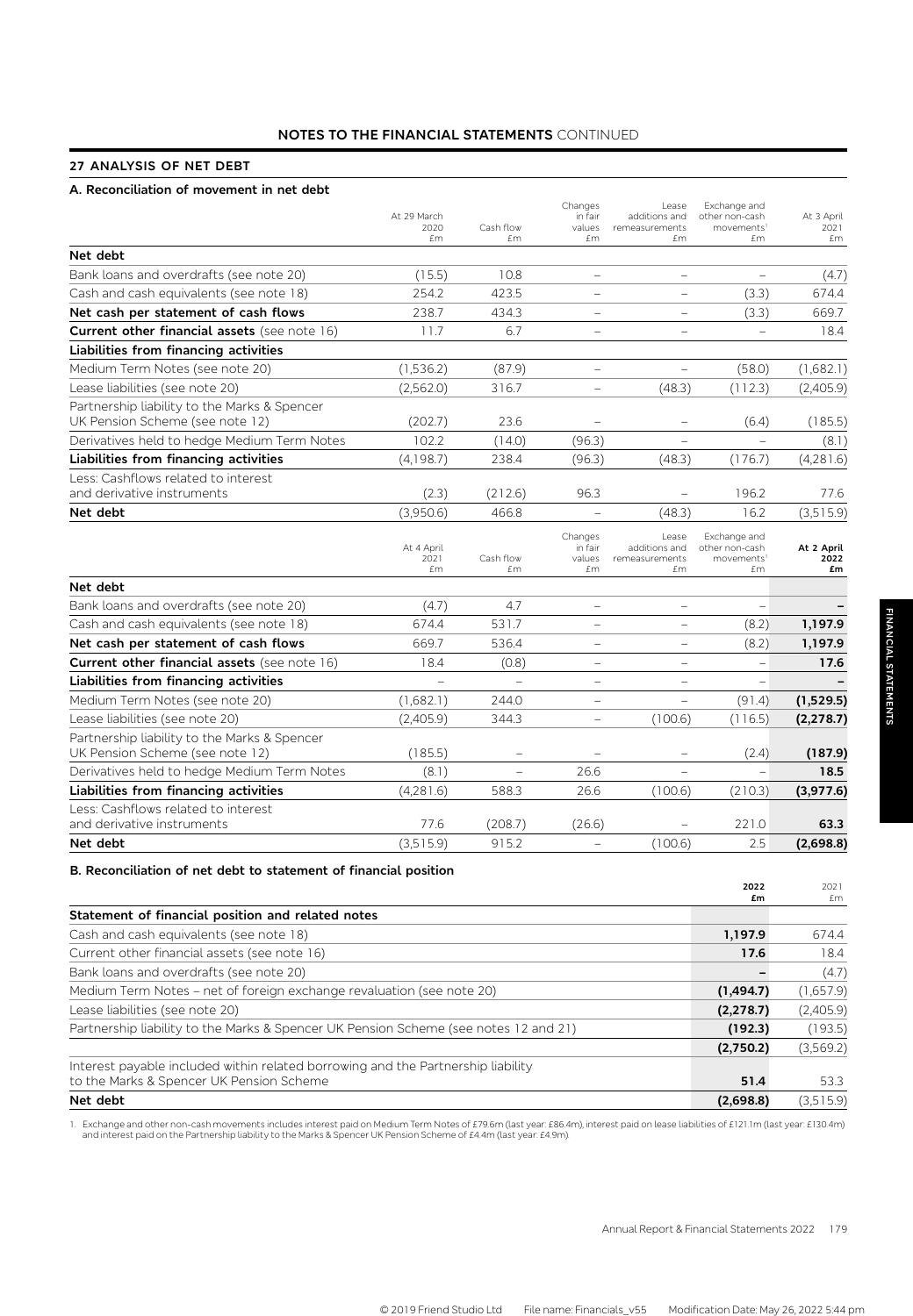## 27 ANALYSIS OF NET DEBT

### A. Reconciliation of movement in net debt

| | At 29 March 2020 £m | Cash flow £m | Changes in fair values £m | Lease additions and remeasurements £m | Exchange and other non-cash movements[1] £m | At 3 April 2021 £m |
|---|---|---|---|---|---|---|
| **Net debt** | | | | | | |
| Bank loans and overdrafts (see note 20) | (15.5) | 10.8 | – | – | – | (4.7) |
| Cash and cash equivalents (see note 18) | 254.2 | 423.5 | – | – | (3.3) | 674.4 |
| **Net cash per statement of cash flows** | 238.7 | 434.3 | – | – | (3.3) | 669.7 |
| **Current other financial assets** (see note 16) | 11.7 | 6.7 | – | – | – | 18.4 |
| **Liabilities from financing activities** | | | | | | |
| Medium Term Notes (see note 20) | (1,536.2) | (87.9) | – | – | (58.0) | (1,682.1) |
| Lease liabilities (see note 20) | (2,562.0) | 316.7 | – | (48.3) | (112.3) | (2,405.9) |
| Partnership liability to the Marks & Spencer UK Pension Scheme (see note 12) | (202.7) | 23.6 | – | – | (6.4) | (185.5) |
| Derivatives held to hedge Medium Term Notes | 102.2 | (14.0) | (96.3) | – | – | (8.1) |
| **Liabilities from financing activities** | (4,198.7) | 238.4 | (96.3) | (48.3) | (176.7) | (4,281.6) |
| Less: Cashflows related to interest and derivative instruments | (2.3) | (212.6) | 96.3 | – | 196.2 | 77.6 |
| **Net debt** | (3,950.6) | 466.8 | – | (48.3) | 16.2 | (3,515.9) |

| | At 4 April 2021 £m | Cash flow £m | Changes in fair values £m | Lease additions and remeasurements £m | Exchange and other non-cash movements[1] £m | **At 2 April 2022 £m** |
|---|---|---|---|---|---|---|
| **Net debt** | | | | | | |
| Bank loans and overdrafts (see note 20) | (4.7) | 4.7 | – | – | – | **–** |
| Cash and cash equivalents (see note 18) | 674.4 | 531.7 | – | – | (8.2) | **1,197.9** |
| **Net cash per statement of cash flows** | 669.7 | 536.4 | – | – | (8.2) | **1,197.9** |
| **Current other financial assets** (see note 16) | 18.4 | (0.8) | – | – | – | **17.6** |
| **Liabilities from financing activities** | – | – | – | – | – | **–** |
| Medium Term Notes (see note 20) | (1,682.1) | 244.0 | – | – | (91.4) | **(1,529.5)** |
| Lease liabilities (see note 20) | (2,405.9) | 344.3 | – | (100.6) | (116.5) | **(2,278.7)** |
| Partnership liability to the Marks & Spencer UK Pension Scheme (see note 12) | (185.5) | – | – | – | (2.4) | **(187.9)** |
| Derivatives held to hedge Medium Term Notes | (8.1) | – | 26.6 | – | – | **18.5** |
| **Liabilities from financing activities** | (4,281.6) | 588.3 | 26.6 | (100.6) | (210.3) | **(3,977.6)** |
| Less: Cashflows related to interest and derivative instruments | 77.6 | (208.7) | (26.6) | – | 221.0 | **63.3** |
| **Net debt** | (3,515.9) | 915.2 | – | (100.6) | 2.5 | **(2,698.8)** |

### B. Reconciliation of net debt to statement of financial position

| | **2022 £m** | 2021 £m |
|---|---|---|
| **Statement of financial position and related notes** | | |
| Cash and cash equivalents (see note 18) | **1,197.9** | 674.4 |
| Current other financial assets (see note 16) | **17.6** | 18.4 |
| Bank loans and overdrafts (see note 20) | **–** | (4.7) |
| Medium Term Notes – net of foreign exchange revaluation (see note 20) | **(1,494.7)** | (1,657.9) |
| Lease liabilities (see note 20) | **(2,278.7)** | (2,405.9) |
| Partnership liability to the Marks & Spencer UK Pension Scheme (see notes 12 and 21) | **(192.3)** | (193.5) |
| | **(2,750.2)** | (3,569.2) |
| Interest payable included within related borrowing and the Partnership liability to the Marks & Spencer UK Pension Scheme | **51.4** | 53.3 |
| **Net debt** | **(2,698.8)** | (3,515.9) |

1. Exchange and other non-cash movements includes interest paid on Medium Term Notes of £79.6m (last year: £86.4m), interest paid on lease liabilities of £121.1m (last year: £130.4m) and interest paid on the Partnership liability to the Marks & Spencer UK Pension Scheme of £4.4m (last year: £4.9m).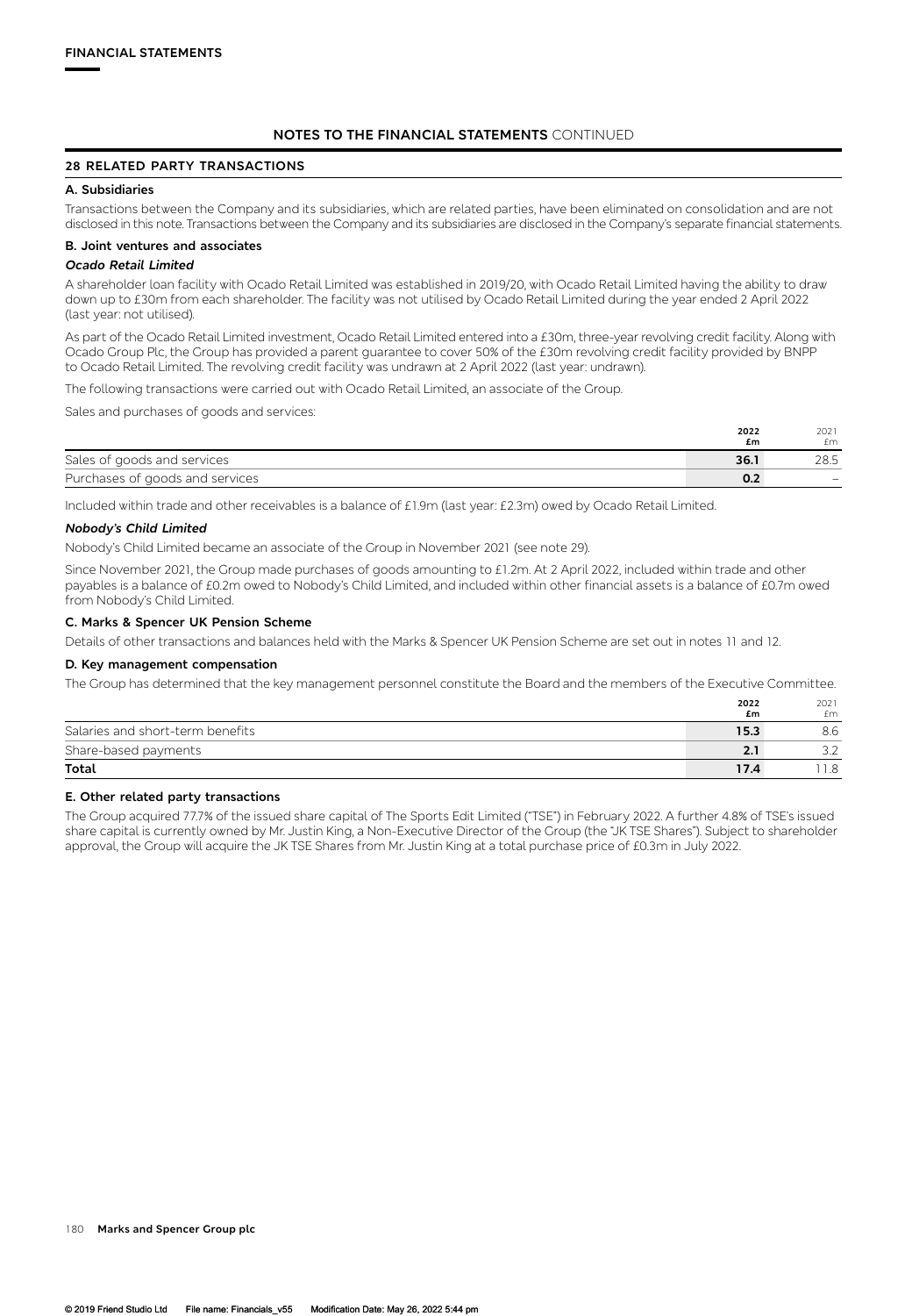# NOTES TO THE FINANCIAL STATEMENTS CONTINUED

## 28 RELATED PARTY TRANSACTIONS

### A. Subsidiaries

Transactions between the Company and its subsidiaries, which are related parties, have been eliminated on consolidation and are not disclosed in this note. Transactions between the Company and its subsidiaries are disclosed in the Company's separate financial statements.

### B. Joint ventures and associates

***Ocado Retail Limited***

A shareholder loan facility with Ocado Retail Limited was established in 2019/20, with Ocado Retail Limited having the ability to draw down up to £30m from each shareholder. The facility was not utilised by Ocado Retail Limited during the year ended 2 April 2022 (last year: not utilised).

As part of the Ocado Retail Limited investment, Ocado Retail Limited entered into a £30m, three-year revolving credit facility. Along with Ocado Group Plc, the Group has provided a parent guarantee to cover 50% of the £30m revolving credit facility provided by BNPP to Ocado Retail Limited. The revolving credit facility was undrawn at 2 April 2022 (last year: undrawn).

The following transactions were carried out with Ocado Retail Limited, an associate of the Group.

Sales and purchases of goods and services:

| | 2022 £m | 2021 £m |
|---|---|---|
| Sales of goods and services | 36.1 | 28.5 |
| Purchases of goods and services | 0.2 | – |

Included within trade and other receivables is a balance of £1.9m (last year: £2.3m) owed by Ocado Retail Limited.

***Nobody's Child Limited***

Nobody's Child Limited became an associate of the Group in November 2021 (see note 29).

Since November 2021, the Group made purchases of goods amounting to £1.2m. At 2 April 2022, included within trade and other payables is a balance of £0.2m owed to Nobody's Child Limited, and included within other financial assets is a balance of £0.7m owed from Nobody's Child Limited.

### C. Marks & Spencer UK Pension Scheme

Details of other transactions and balances held with the Marks & Spencer UK Pension Scheme are set out in notes 11 and 12.

### D. Key management compensation

The Group has determined that the key management personnel constitute the Board and the members of the Executive Committee.

| | 2022 £m | 2021 £m |
|---|---|---|
| Salaries and short-term benefits | 15.3 | 8.6 |
| Share-based payments | 2.1 | 3.2 |
| **Total** | **17.4** | 11.8 |

### E. Other related party transactions

The Group acquired 77.7% of the issued share capital of The Sports Edit Limited ("TSE") in February 2022. A further 4.8% of TSE's issued share capital is currently owned by Mr. Justin King, a Non-Executive Director of the Group (the "JK TSE Shares"). Subject to shareholder approval, the Group will acquire the JK TSE Shares from Mr. Justin King at a total purchase price of £0.3m in July 2022.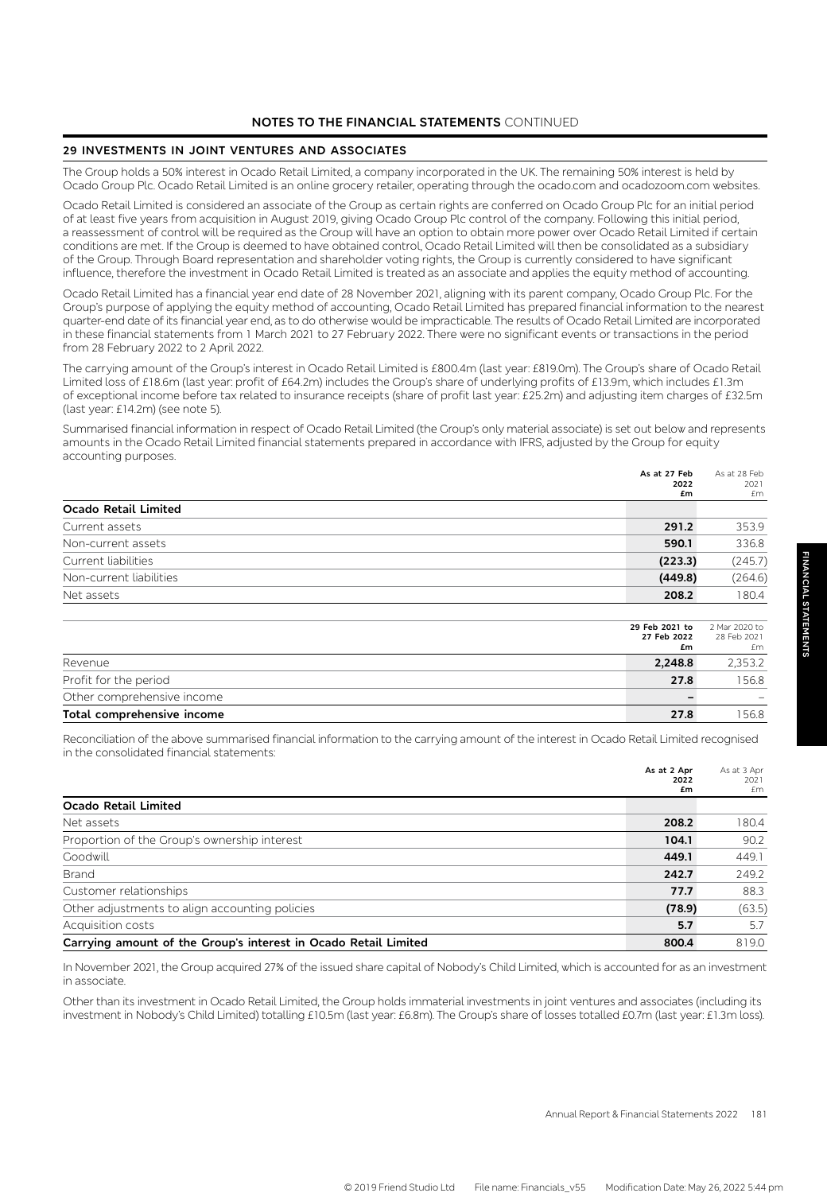## 29 INVESTMENTS IN JOINT VENTURES AND ASSOCIATES

The Group holds a 50% interest in Ocado Retail Limited, a company incorporated in the UK. The remaining 50% interest is held by Ocado Group Plc. Ocado Retail Limited is an online grocery retailer, operating through the ocado.com and ocadozoom.com websites.

Ocado Retail Limited is considered an associate of the Group as certain rights are conferred on Ocado Group Plc for an initial period of at least five years from acquisition in August 2019, giving Ocado Group Plc control of the company. Following this initial period, a reassessment of control will be required as the Group will have an option to obtain more power over Ocado Retail Limited if certain conditions are met. If the Group is deemed to have obtained control, Ocado Retail Limited will then be consolidated as a subsidiary of the Group. Through Board representation and shareholder voting rights, the Group is currently considered to have significant influence, therefore the investment in Ocado Retail Limited is treated as an associate and applies the equity method of accounting.

Ocado Retail Limited has a financial year end date of 28 November 2021, aligning with its parent company, Ocado Group Plc. For the Group's purpose of applying the equity method of accounting, Ocado Retail Limited has prepared financial information to the nearest quarter-end date of its financial year end, as to do otherwise would be impracticable. The results of Ocado Retail Limited are incorporated in these financial statements from 1 March 2021 to 27 February 2022. There were no significant events or transactions in the period from 28 February 2022 to 2 April 2022.

The carrying amount of the Group's interest in Ocado Retail Limited is £800.4m (last year: £819.0m). The Group's share of Ocado Retail Limited loss of £18.6m (last year: profit of £64.2m) includes the Group's share of underlying profits of £13.9m, which includes £1.3m of exceptional income before tax related to insurance receipts (share of profit last year: £25.2m) and adjusting item charges of £32.5m (last year: £14.2m) (see note 5).

Summarised financial information in respect of Ocado Retail Limited (the Group's only material associate) is set out below and represents amounts in the Ocado Retail Limited financial statements prepared in accordance with IFRS, adjusted by the Group for equity accounting purposes.

| | **As at 27 Feb 2022 £m** | As at 28 Feb 2021 £m |
|---|---|---|
| **Ocado Retail Limited** | | |
| Current assets | **291.2** | 353.9 |
| Non-current assets | **590.1** | 336.8 |
| Current liabilities | **(223.3)** | (245.7) |
| Non-current liabilities | **(449.8)** | (264.6) |
| Net assets | **208.2** | 180.4 |

| | **29 Feb 2021 to 27 Feb 2022 £m** | 2 Mar 2020 to 28 Feb 2021 £m |
|---|---|---|
| Revenue | **2,248.8** | 2,353.2 |
| Profit for the period | **27.8** | 156.8 |
| Other comprehensive income | **–** | – |
| **Total comprehensive income** | **27.8** | 156.8 |

Reconciliation of the above summarised financial information to the carrying amount of the interest in Ocado Retail Limited recognised in the consolidated financial statements:

| | **As at 2 Apr 2022 £m** | As at 3 Apr 2021 £m |
|---|---|---|
| **Ocado Retail Limited** | | |
| Net assets | **208.2** | 180.4 |
| Proportion of the Group's ownership interest | **104.1** | 90.2 |
| Goodwill | **449.1** | 449.1 |
| Brand | **242.7** | 249.2 |
| Customer relationships | **77.7** | 88.3 |
| Other adjustments to align accounting policies | **(78.9)** | (63.5) |
| Acquisition costs | **5.7** | 5.7 |
| **Carrying amount of the Group's interest in Ocado Retail Limited** | **800.4** | 819.0 |

In November 2021, the Group acquired 27% of the issued share capital of Nobody's Child Limited, which is accounted for as an investment in associate.

Other than its investment in Ocado Retail Limited, the Group holds immaterial investments in joint ventures and associates (including its investment in Nobody's Child Limited) totalling £10.5m (last year: £6.8m). The Group's share of losses totalled £0.7m (last year: £1.3m loss).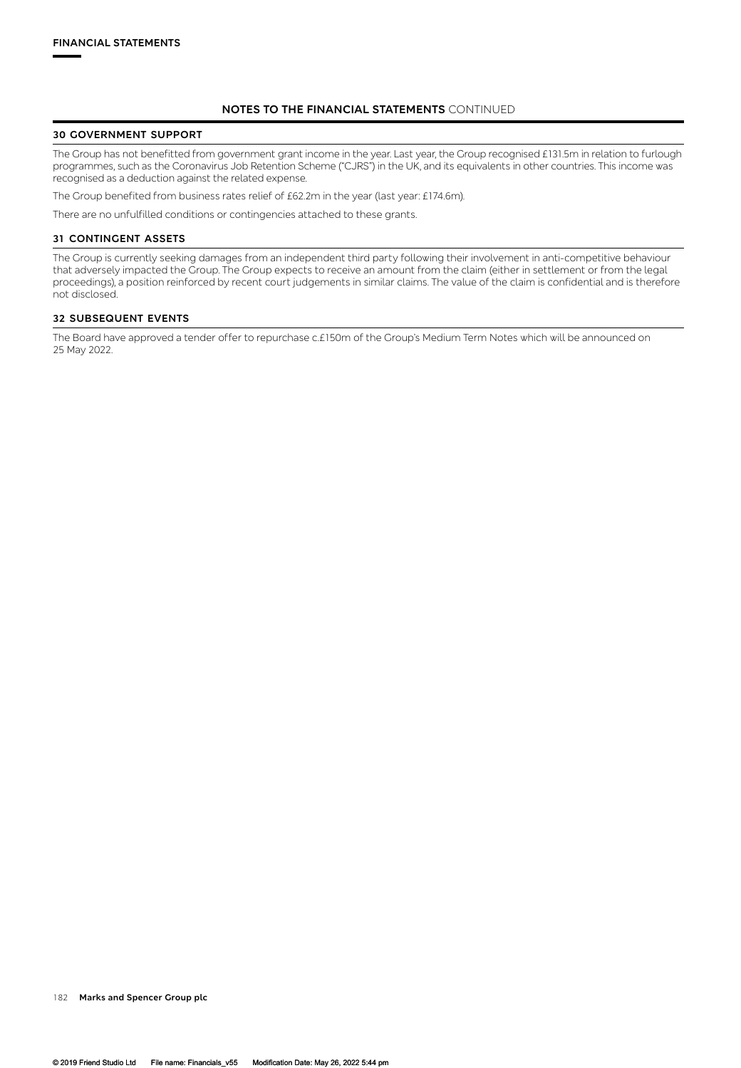## NOTES TO THE FINANCIAL STATEMENTS CONTINUED

### 30 GOVERNMENT SUPPORT

The Group has not benefitted from government grant income in the year. Last year, the Group recognised £131.5m in relation to furlough programmes, such as the Coronavirus Job Retention Scheme ("CJRS") in the UK, and its equivalents in other countries. This income was recognised as a deduction against the related expense.

The Group benefited from business rates relief of £62.2m in the year (last year: £174.6m).

There are no unfulfilled conditions or contingencies attached to these grants.

### 31 CONTINGENT ASSETS

The Group is currently seeking damages from an independent third party following their involvement in anti-competitive behaviour that adversely impacted the Group. The Group expects to receive an amount from the claim (either in settlement or from the legal proceedings), a position reinforced by recent court judgements in similar claims. The value of the claim is confidential and is therefore not disclosed.

### 32 SUBSEQUENT EVENTS

The Board have approved a tender offer to repurchase c.£150m of the Group's Medium Term Notes which will be announced on 25 May 2022.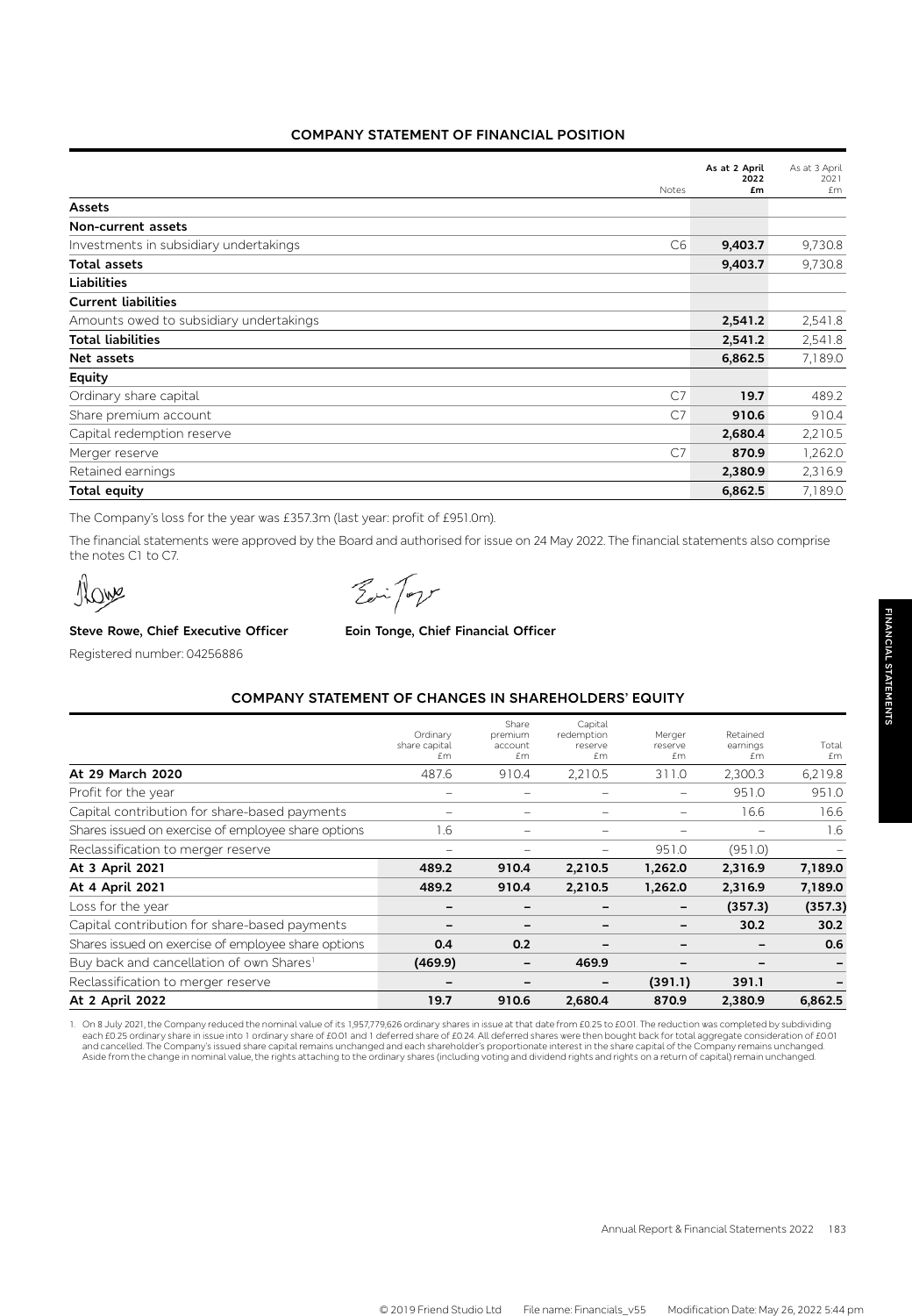## COMPANY STATEMENT OF FINANCIAL POSITION

| | Notes | As at 2 April 2022 £m | As at 3 April 2021 £m |
|---|---|---|---|
| **Assets** | | | |
| **Non-current assets** | | | |
| Investments in subsidiary undertakings | C6 | **9,403.7** | 9,730.8 |
| **Total assets** | | **9,403.7** | 9,730.8 |
| **Liabilities** | | | |
| **Current liabilities** | | | |
| Amounts owed to subsidiary undertakings | | **2,541.2** | 2,541.8 |
| **Total liabilities** | | **2,541.2** | 2,541.8 |
| **Net assets** | | **6,862.5** | 7,189.0 |
| **Equity** | | | |
| Ordinary share capital | C7 | **19.7** | 489.2 |
| Share premium account | C7 | **910.6** | 910.4 |
| Capital redemption reserve | | **2,680.4** | 2,210.5 |
| Merger reserve | C7 | **870.9** | 1,262.0 |
| Retained earnings | | **2,380.9** | 2,316.9 |
| **Total equity** | | **6,862.5** | 7,189.0 |

The Company's loss for the year was £357.3m (last year: profit of £951.0m).

The financial statements were approved by the Board and authorised for issue on 24 May 2022. The financial statements also comprise the notes C1 to C7.

**Steve Rowe, Chief Executive Officer** **Eoin Tonge, Chief Financial Officer**

Registered number: 04256886

## COMPANY STATEMENT OF CHANGES IN SHAREHOLDERS' EQUITY

| | Ordinary share capital £m | Share premium account £m | Capital redemption reserve £m | Merger reserve £m | Retained earnings £m | Total £m |
|---|---|---|---|---|---|---|
| **At 29 March 2020** | 487.6 | 910.4 | 2,210.5 | 311.0 | 2,300.3 | 6,219.8 |
| Profit for the year | – | – | – | – | 951.0 | 951.0 |
| Capital contribution for share-based payments | – | – | – | – | 16.6 | 16.6 |
| Shares issued on exercise of employee share options | 1.6 | – | – | – | – | 1.6 |
| Reclassification to merger reserve | – | – | – | 951.0 | (951.0) | – |
| **At 3 April 2021** | **489.2** | **910.4** | **2,210.5** | **1,262.0** | **2,316.9** | **7,189.0** |
| **At 4 April 2021** | **489.2** | **910.4** | **2,210.5** | **1,262.0** | **2,316.9** | **7,189.0** |
| Loss for the year | – | – | – | – | **(357.3)** | **(357.3)** |
| Capital contribution for share-based payments | – | – | – | – | **30.2** | **30.2** |
| Shares issued on exercise of employee share options | **0.4** | **0.2** | – | – | – | **0.6** |
| Buy back and cancellation of own Shares[1] | **(469.9)** | – | **469.9** | – | – | – |
| Reclassification to merger reserve | – | – | – | **(391.1)** | **391.1** | – |
| **At 2 April 2022** | **19.7** | **910.6** | **2,680.4** | **870.9** | **2,380.9** | **6,862.5** |

1. On 8 July 2021, the Company reduced the nominal value of its 1,957,779,626 ordinary shares in issue at that date from £0.25 to £0.01. The reduction was completed by subdividing each £0.25 ordinary share in issue into 1 ordinary share of £0.01 and 1 deferred share of £0.24. All deferred shares were then bought back for total aggregate consideration of £0.01 and cancelled. The Company's issued share capital remains unchanged and each shareholder's proportionate interest in the share capital of the Company remains unchanged. Aside from the change in nominal value, the rights attaching to the ordinary shares (including voting and dividend rights and rights on a return of capital) remain unchanged.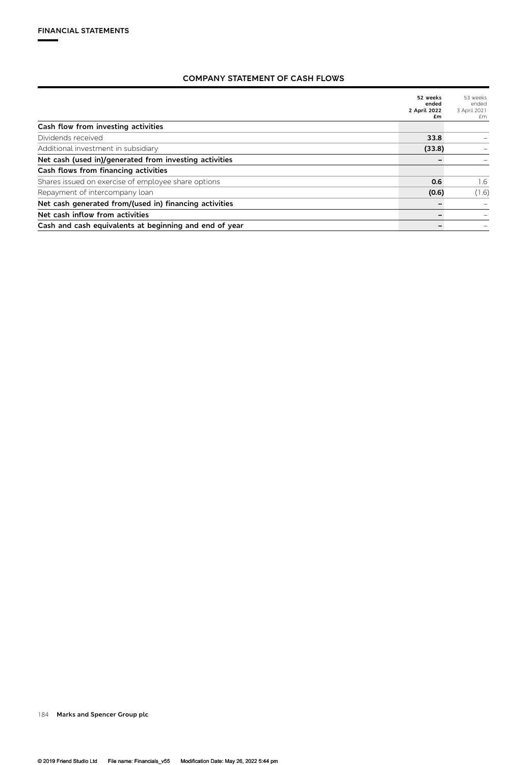## COMPANY STATEMENT OF CASH FLOWS

| | 52 weeks ended 2 April 2022 £m | 53 weeks ended 3 April 2021 £m |
|---|---|---|
| **Cash flow from investing activities** | | |
| Dividends received | **33.8** | – |
| Additional investment in subsidiary | **(33.8)** | – |
| **Net cash (used in)/generated from investing activities** | **–** | – |
| **Cash flows from financing activities** | | |
| Shares issued on exercise of employee share options | **0.6** | 1.6 |
| Repayment of intercompany loan | **(0.6)** | (1.6) |
| **Net cash generated from/(used in) financing activities** | **–** | – |
| **Net cash inflow from activities** | **–** | – |
| **Cash and cash equivalents at beginning and end of year** | **–** | – |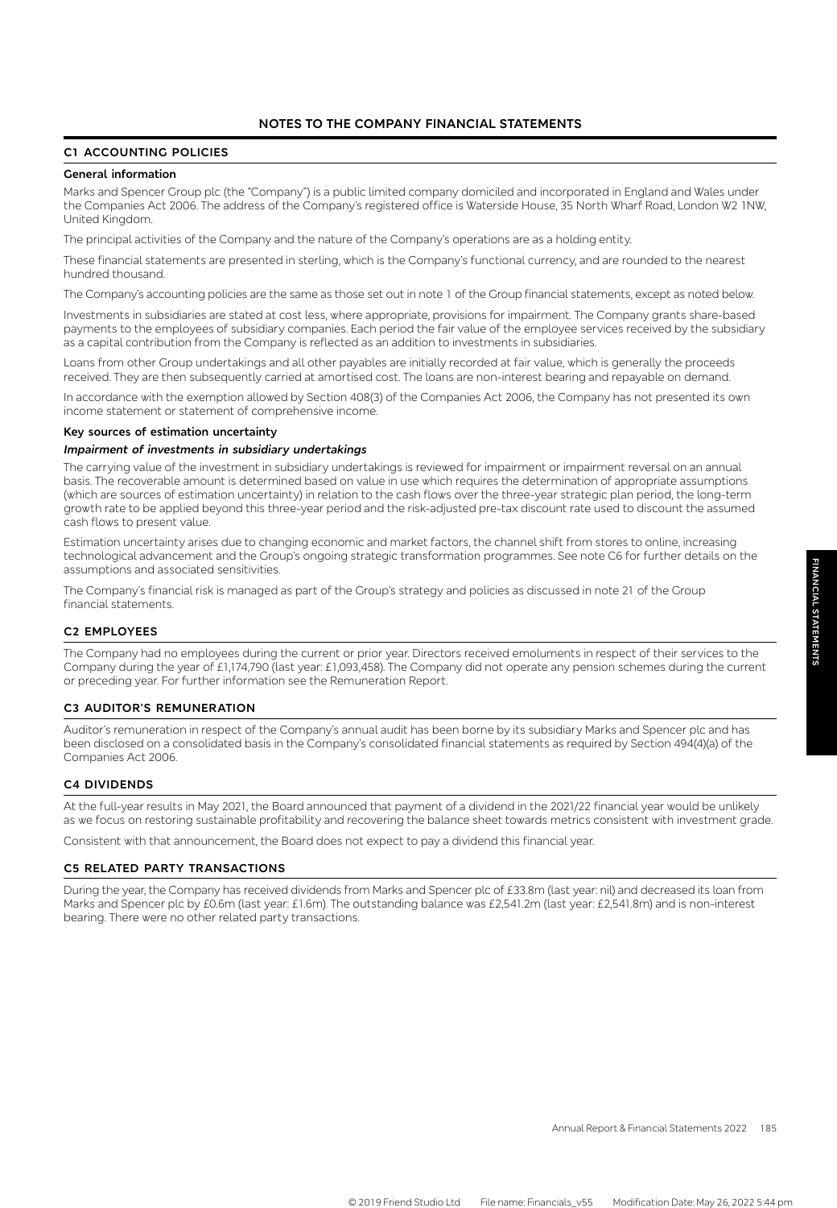# NOTES TO THE COMPANY FINANCIAL STATEMENTS

## C1 ACCOUNTING POLICIES

**General information**

Marks and Spencer Group plc (the "Company") is a public limited company domiciled and incorporated in England and Wales under the Companies Act 2006. The address of the Company's registered office is Waterside House, 35 North Wharf Road, London W2 1NW, United Kingdom.

The principal activities of the Company and the nature of the Company's operations are as a holding entity.

These financial statements are presented in sterling, which is the Company's functional currency, and are rounded to the nearest hundred thousand.

The Company's accounting policies are the same as those set out in note 1 of the Group financial statements, except as noted below.

Investments in subsidiaries are stated at cost less, where appropriate, provisions for impairment. The Company grants share-based payments to the employees of subsidiary companies. Each period the fair value of the employee services received by the subsidiary as a capital contribution from the Company is reflected as an addition to investments in subsidiaries.

Loans from other Group undertakings and all other payables are initially recorded at fair value, which is generally the proceeds received. They are then subsequently carried at amortised cost. The loans are non-interest bearing and repayable on demand.

In accordance with the exemption allowed by Section 408(3) of the Companies Act 2006, the Company has not presented its own income statement or statement of comprehensive income.

**Key sources of estimation uncertainty**

***Impairment of investments in subsidiary undertakings***

The carrying value of the investment in subsidiary undertakings is reviewed for impairment or impairment reversal on an annual basis. The recoverable amount is determined based on value in use which requires the determination of appropriate assumptions (which are sources of estimation uncertainty) in relation to the cash flows over the three-year strategic plan period, the long-term growth rate to be applied beyond this three-year period and the risk-adjusted pre-tax discount rate used to discount the assumed cash flows to present value.

Estimation uncertainty arises due to changing economic and market factors, the channel shift from stores to online, increasing technological advancement and the Group's ongoing strategic transformation programmes. See note C6 for further details on the assumptions and associated sensitivities.

The Company's financial risk is managed as part of the Group's strategy and policies as discussed in note 21 of the Group financial statements.

## C2 EMPLOYEES

The Company had no employees during the current or prior year. Directors received emoluments in respect of their services to the Company during the year of £1,174,790 (last year: £1,093,458). The Company did not operate any pension schemes during the current or preceding year. For further information see the Remuneration Report.

## C3 AUDITOR'S REMUNERATION

Auditor's remuneration in respect of the Company's annual audit has been borne by its subsidiary Marks and Spencer plc and has been disclosed on a consolidated basis in the Company's consolidated financial statements as required by Section 494(4)(a) of the Companies Act 2006.

## C4 DIVIDENDS

At the full-year results in May 2021, the Board announced that payment of a dividend in the 2021/22 financial year would be unlikely as we focus on restoring sustainable profitability and recovering the balance sheet towards metrics consistent with investment grade.

Consistent with that announcement, the Board does not expect to pay a dividend this financial year.

## C5 RELATED PARTY TRANSACTIONS

During the year, the Company has received dividends from Marks and Spencer plc of £33.8m (last year: nil) and decreased its loan from Marks and Spencer plc by £0.6m (last year: £1.6m). The outstanding balance was £2,541.2m (last year: £2,541.8m) and is non-interest bearing. There were no other related party transactions.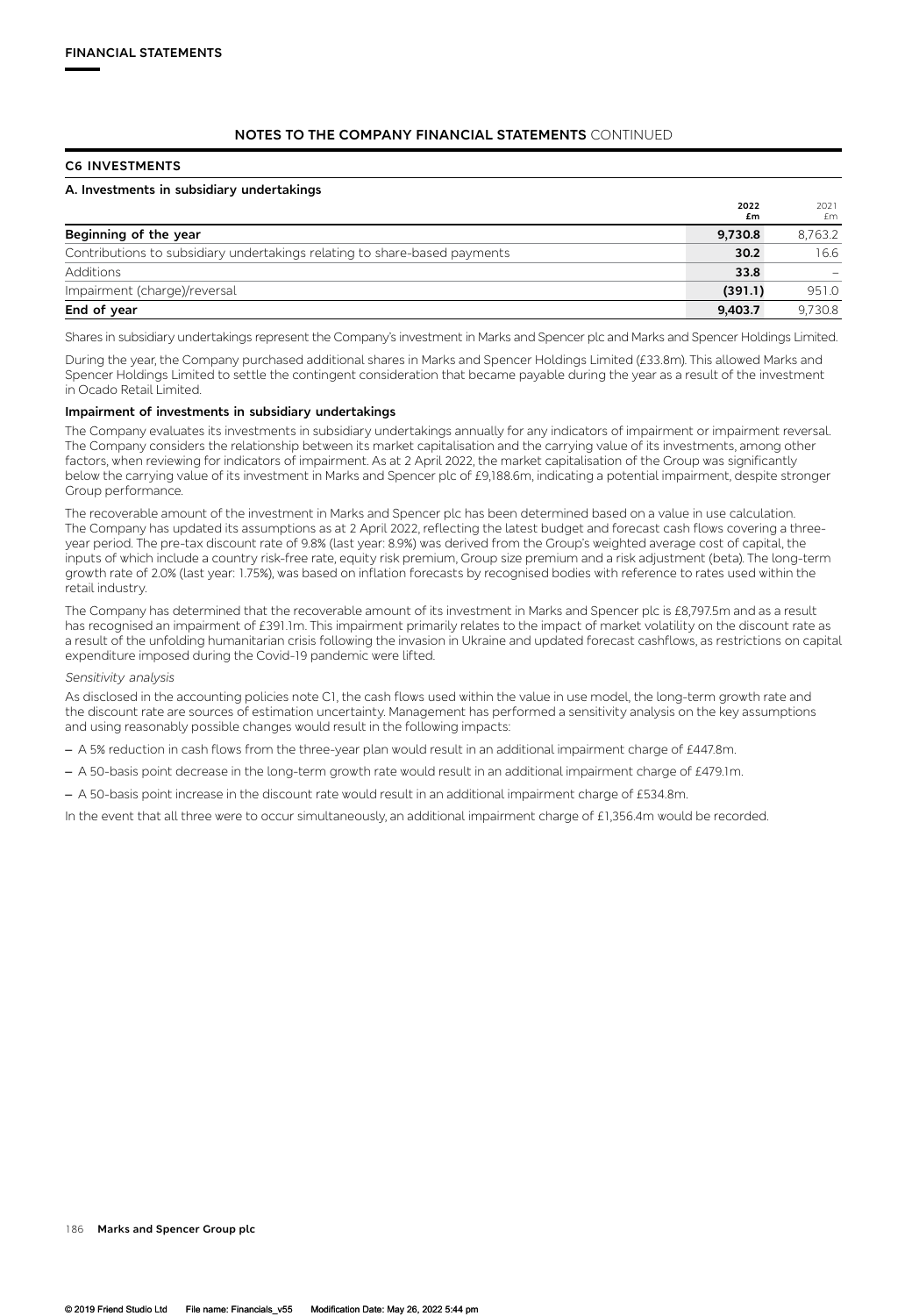## NOTES TO THE COMPANY FINANCIAL STATEMENTS CONTINUED

### C6 INVESTMENTS

#### A. Investments in subsidiary undertakings

| | 2022 £m | 2021 £m |
|---|---|---|
| **Beginning of the year** | **9,730.8** | 8,763.2 |
| Contributions to subsidiary undertakings relating to share-based payments | **30.2** | 16.6 |
| Additions | **33.8** | – |
| Impairment (charge)/reversal | **(391.1)** | 951.0 |
| **End of year** | **9,403.7** | 9,730.8 |

Shares in subsidiary undertakings represent the Company's investment in Marks and Spencer plc and Marks and Spencer Holdings Limited.

During the year, the Company purchased additional shares in Marks and Spencer Holdings Limited (£33.8m). This allowed Marks and Spencer Holdings Limited to settle the contingent consideration that became payable during the year as a result of the investment in Ocado Retail Limited.

**Impairment of investments in subsidiary undertakings**

The Company evaluates its investments in subsidiary undertakings annually for any indicators of impairment or impairment reversal. The Company considers the relationship between its market capitalisation and the carrying value of its investments, among other factors, when reviewing for indicators of impairment. As at 2 April 2022, the market capitalisation of the Group was significantly below the carrying value of its investment in Marks and Spencer plc of £9,188.6m, indicating a potential impairment, despite stronger Group performance.

The recoverable amount of the investment in Marks and Spencer plc has been determined based on a value in use calculation. The Company has updated its assumptions as at 2 April 2022, reflecting the latest budget and forecast cash flows covering a three-year period. The pre-tax discount rate of 9.8% (last year: 8.9%) was derived from the Group's weighted average cost of capital, the inputs of which include a country risk-free rate, equity risk premium, Group size premium and a risk adjustment (beta). The long-term growth rate of 2.0% (last year: 1.75%), was based on inflation forecasts by recognised bodies with reference to rates used within the retail industry.

The Company has determined that the recoverable amount of its investment in Marks and Spencer plc is £8,797.5m and as a result has recognised an impairment of £391.1m. This impairment primarily relates to the impact of market volatility on the discount rate as a result of the unfolding humanitarian crisis following the invasion in Ukraine and updated forecast cashflows, as restrictions on capital expenditure imposed during the Covid-19 pandemic were lifted.

*Sensitivity analysis*

As disclosed in the accounting policies note C1, the cash flows used within the value in use model, the long-term growth rate and the discount rate are sources of estimation uncertainty. Management has performed a sensitivity analysis on the key assumptions and using reasonably possible changes would result in the following impacts:

- A 5% reduction in cash flows from the three-year plan would result in an additional impairment charge of £447.8m.
- A 50-basis point decrease in the long-term growth rate would result in an additional impairment charge of £479.1m.
- A 50-basis point increase in the discount rate would result in an additional impairment charge of £534.8m.

In the event that all three were to occur simultaneously, an additional impairment charge of £1,356.4m would be recorded.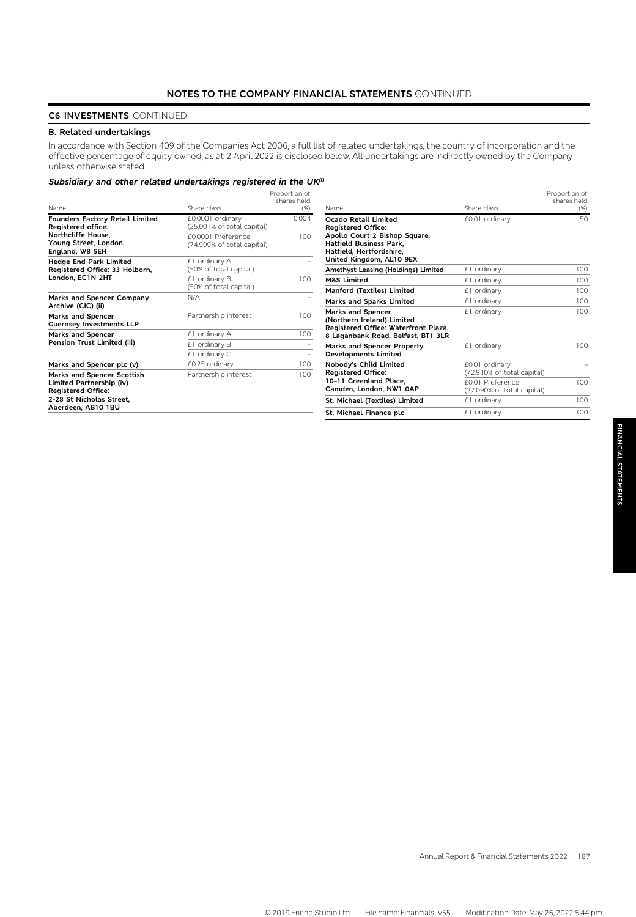## NOTES TO THE COMPANY FINANCIAL STATEMENTS CONTINUED

### C6 INVESTMENTS CONTINUED

#### B. Related undertakings

In accordance with Section 409 of the Companies Act 2006, a full list of related undertakings, the country of incorporation and the effective percentage of equity owned, as at 2 April 2022 is disclosed below. All undertakings are indirectly owned by the Company unless otherwise stated.

***Subsidiary and other related undertakings registered in the UK(i)***

| Name | Share class | Proportion of shares held (%) |
|---|---|---|
| **Founders Factory Retail Limited Registered office: Northcliffe House, Young Street, London, England, W8 5EH** | £0.0001 ordinary (25.001% of total capital) | 0.004 |
| | £0.0001 Preference (74.999% of total capital) | 100 |
| **Hedge End Park Limited Registered Office: 33 Holborn, London, EC1N 2HT** | £1 ordinary A (50% of total capital) | – |
| | £1 ordinary B (50% of total capital) | 100 |
| **Marks and Spencer Company Archive (CIC) (ii)** | N/A | – |
| **Marks and Spencer Guernsey Investments LLP** | Partnership interest | 100 |
| **Marks and Spencer Pension Trust Limited (iii)** | £1 ordinary A | 100 |
| | £1 ordinary B | – |
| | £1 ordinary C | – |
| **Marks and Spencer plc (v)** | £0.25 ordinary | 100 |
| **Marks and Spencer Scottish Limited Partnership (iv) Registered Office: 2-28 St Nicholas Street, Aberdeen, AB10 1BU** | Partnership interest | 100 |
| **Ocado Retail Limited Registered Office: Apollo Court 2 Bishop Square, Hatfield Business Park, Hatfield, Hertfordshire, United Kingdom, AL10 9EX** | £0.01 ordinary | 50 |
| **Amethyst Leasing (Holdings) Limited** | £1 ordinary | 100 |
| **M&S Limited** | £1 ordinary | 100 |
| **Manford (Textiles) Limited** | £1 ordinary | 100 |
| **Marks and Sparks Limited** | £1 ordinary | 100 |
| **Marks and Spencer (Northern Ireland) Limited Registered Office: Waterfront Plaza, 8 Laganbank Road, Belfast, BT1 3LR** | £1 ordinary | 100 |
| **Marks and Spencer Property Developments Limited** | £1 ordinary | 100 |
| **Nobody's Child Limited Registered Office: 10–11 Greenland Place, Camden, London, NW1 0AP** | £0.01 ordinary (72.910% of total capital) | – |
| | £0.01 Preference (27.090% of total capital) | 100 |
| **St. Michael (Textiles) Limited** | £1 ordinary | 100 |
| **St. Michael Finance plc** | £1 ordinary | 100 |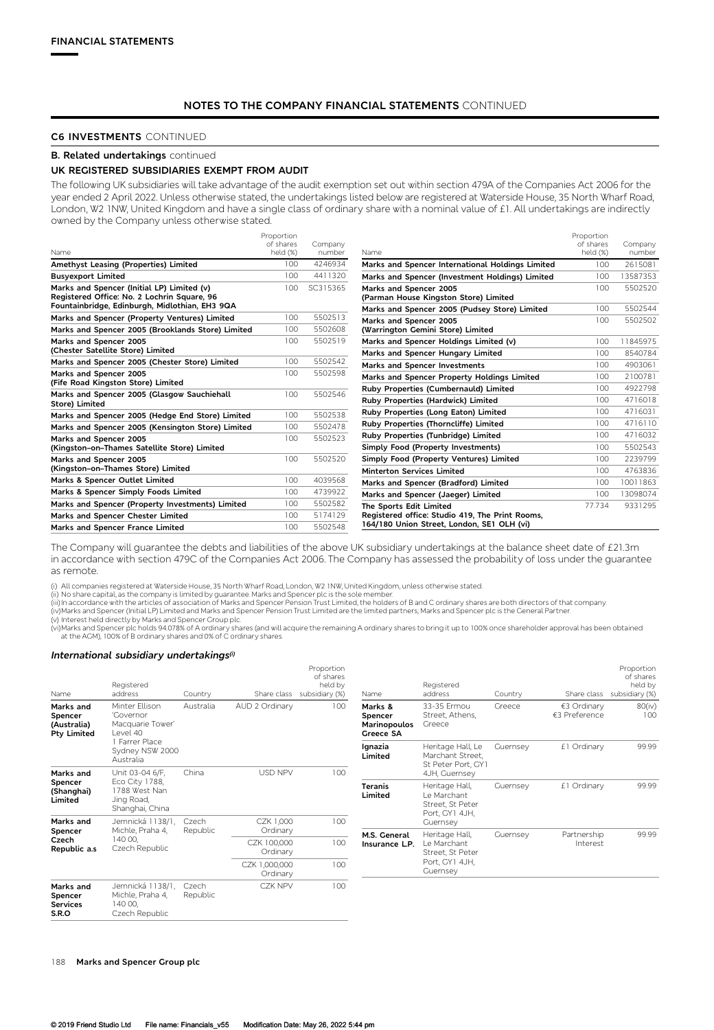## NOTES TO THE COMPANY FINANCIAL STATEMENTS CONTINUED

### C6 INVESTMENTS CONTINUED

**B. Related undertakings** continued

#### UK REGISTERED SUBSIDIARIES EXEMPT FROM AUDIT

The following UK subsidiaries will take advantage of the audit exemption set out within section 479A of the Companies Act 2006 for the year ended 2 April 2022. Unless otherwise stated, the undertakings listed below are registered at Waterside House, 35 North Wharf Road, London, W2 1NW, United Kingdom and have a single class of ordinary share with a nominal value of £1. All undertakings are indirectly owned by the Company unless otherwise stated.

| Name | Proportion of shares held (%) | Company number |
|---|---|---|
| **Amethyst Leasing (Properties) Limited** | 100 | 4246934 |
| **Busyexport Limited** | 100 | 4411320 |
| **Marks and Spencer (Initial LP) Limited (v)** Registered Office: No. 2 Lochrin Square, 96 Fountainbridge, Edinburgh, Midlothian, EH3 9QA | 100 | SC315365 |
| **Marks and Spencer (Property Ventures) Limited** | 100 | 5502513 |
| **Marks and Spencer 2005 (Brooklands Store) Limited** | 100 | 5502608 |
| **Marks and Spencer 2005 (Chester Satellite Store) Limited** | 100 | 5502519 |
| **Marks and Spencer 2005 (Chester Store) Limited** | 100 | 5502542 |
| **Marks and Spencer 2005 (Fife Road Kingston Store) Limited** | 100 | 5502598 |
| **Marks and Spencer 2005 (Glasgow Sauchiehall Store) Limited** | 100 | 5502546 |
| **Marks and Spencer 2005 (Hedge End Store) Limited** | 100 | 5502538 |
| **Marks and Spencer 2005 (Kensington Store) Limited** | 100 | 5502478 |
| **Marks and Spencer 2005 (Kingston-on-Thames Satellite Store) Limited** | 100 | 5502523 |
| **Marks and Spencer 2005 (Kingston-on-Thames Store) Limited** | 100 | 5502520 |
| **Marks & Spencer Outlet Limited** | 100 | 4039568 |
| **Marks & Spencer Simply Foods Limited** | 100 | 4739922 |
| **Marks and Spencer (Property Investments) Limited** | 100 | 5502582 |
| **Marks and Spencer Chester Limited** | 100 | 5174129 |
| **Marks and Spencer France Limited** | 100 | 5502548 |
| **Marks and Spencer International Holdings Limited** | 100 | 2615081 |
| **Marks and Spencer (Investment Holdings) Limited** | 100 | 13587353 |
| **Marks and Spencer 2005 (Parman House Kingston Store) Limited** | 100 | 5502520 |
| **Marks and Spencer 2005 (Pudsey Store) Limited** | 100 | 5502544 |
| **Marks and Spencer 2005 (Warrington Gemini Store) Limited** | 100 | 5502502 |
| **Marks and Spencer Holdings Limited (v)** | 100 | 11845975 |
| **Marks and Spencer Hungary Limited** | 100 | 8540784 |
| **Marks and Spencer Investments** | 100 | 4903061 |
| **Marks and Spencer Property Holdings Limited** | 100 | 2100781 |
| **Ruby Properties (Cumbernauld) Limited** | 100 | 4922798 |
| **Ruby Properties (Hardwick) Limited** | 100 | 4716018 |
| **Ruby Properties (Long Eaton) Limited** | 100 | 4716031 |
| **Ruby Properties (Thorncliffe) Limited** | 100 | 4716110 |
| **Ruby Properties (Tunbridge) Limited** | 100 | 4716032 |
| **Simply Food (Property Investments)** | 100 | 5502543 |
| **Simply Food (Property Ventures) Limited** | 100 | 2239799 |
| **Minterton Services Limited** | 100 | 4763836 |
| **Marks and Spencer (Bradford) Limited** | 100 | 10011863 |
| **Marks and Spencer (Jaeger) Limited** | 100 | 13098074 |
| **The Sports Edit Limited** Registered office: Studio 419, The Print Rooms, 164/180 Union Street, London, SE1 OLH (vi) | 77.734 | 9331295 |

The Company will guarantee the debts and liabilities of the above UK subsidiary undertakings at the balance sheet date of £21.3m in accordance with section 479C of the Companies Act 2006. The Company has assessed the probability of loss under the guarantee as remote.

(i) All companies registered at Waterside House, 35 North Wharf Road, London, W2 1NW, United Kingdom, unless otherwise stated.
(ii) No share capital, as the company is limited by guarantee. Marks and Spencer plc is the sole member.
(iii) In accordance with the articles of association of Marks and Spencer Pension Trust Limited, the holders of B and C ordinary shares are both directors of that company.
(iv) Marks and Spencer (Initial LP) Limited and Marks and Spencer Pension Trust Limited are the limited partners; Marks and Spencer plc is the General Partner.
(v) Interest held directly by Marks and Spencer Group plc.
(vi) Marks and Spencer plc holds 94.078% of A ordinary shares (and will acquire the remaining A ordinary shares to bring it up to 100% once shareholder approval has been obtained at the AGM), 100% of B ordinary shares and 0% of C ordinary shares.

#### *International subsidiary undertakings[i]*

| Name | Registered address | Country | Share class | Proportion of shares held by subsidiary (%) |
|---|---|---|---|---|
| **Marks and Spencer (Australia) Pty Limited** | Minter Ellison 'Governor Macquarie Tower' Level 40 1 Farrer Place Sydney NSW 2000 Australia | Australia | AUD 2 Ordinary | 100 |
| **Marks and Spencer (Shanghai) Limited** | Unit 03-04 6/F, Eco City 1788, 1788 West Nan Jing Road, Shanghai, China | China | USD NPV | 100 |
| **Marks and Spencer Czech Republic a.s** | Jemnická 1138/1, Michle, Praha 4, 140 00, Czech Republic | Czech Republic | CZK 1,000 Ordinary | 100 |
| | | | CZK 100,000 Ordinary | 100 |
| | | | CZK 1,000,000 Ordinary | 100 |
| **Marks and Spencer Services S.R.O** | Jemnická 1138/1, Michle, Praha 4, 140 00, Czech Republic | Czech Republic | CZK NPV | 100 |
| **Marks & Spencer Marinopoulos Greece SA** | 33-35 Ermou Street, Athens, Greece | Greece | €3 Ordinary | 80(iv) |
| | | | €3 Preference | 100 |
| **Ignazia Limited** | Heritage Hall, Le Marchant Street, St Peter Port, GY1 4JH, Guernsey | Guernsey | £1 Ordinary | 99.99 |
| **Teranis Limited** | Heritage Hall, Le Marchant Street, St Peter Port, GY1 4JH, Guernsey | Guernsey | £1 Ordinary | 99.99 |
| **M.S. General Insurance L.P.** | Heritage Hall, Le Marchant Street, St Peter Port, GY1 4JH, Guernsey | Guernsey | Partnership Interest | 99.99 |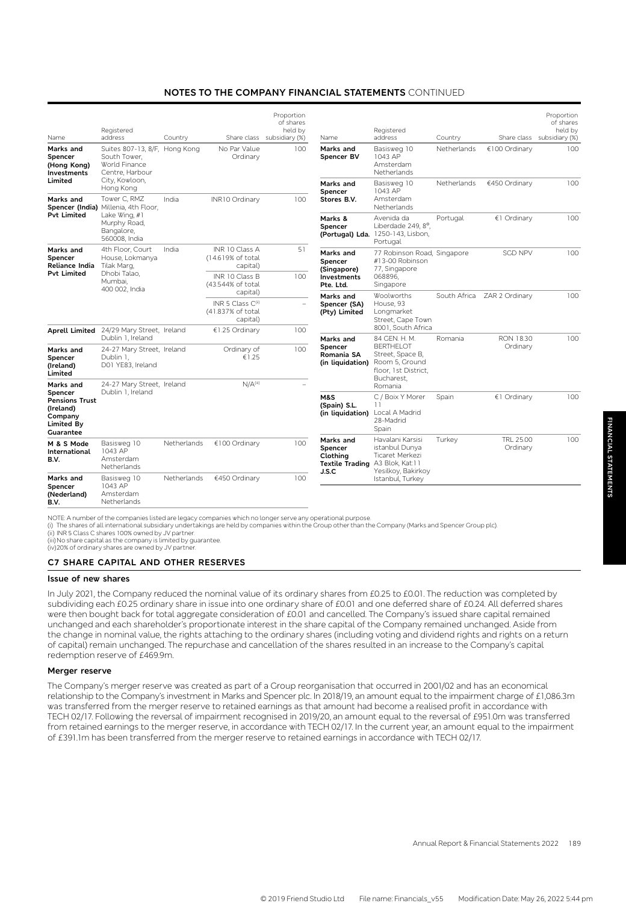## NOTES TO THE COMPANY FINANCIAL STATEMENTS CONTINUED

| Name | Registered address | Country | Share class | Proportion of shares held by subsidiary (%) |
|---|---|---|---|---|
| **Marks and Spencer (Hong Kong) Investments Limited** | Suites 807-13, 8/F, South Tower, World Finance Centre, Harbour City, Kowloon, Hong Kong | Hong Kong | No Par Value Ordinary | 100 |
| **Marks and Spencer (India) Pvt Limited** | Tower C, RMZ Millenia, 4th Floor, Lake Wing, #1 Murphy Road, Bangalore, 560008, India | India | INR10 Ordinary | 100 |
| **Marks and Spencer Reliance India Pvt Limited** | 4th Floor, Court House, Lokmanya Tilak Marg, Dhobi Talao, Mumbai, 400 002, India | India | INR 10 Class A (14.619% of total capital) | 51 |
| | | | INR 10 Class B (43.544% of total capital) | 100 |
| | | | INR 5 Class C(ii) (41.837% of total capital) | – |
| **Aprell Limited** | 24/29 Mary Street, Dublin 1, Ireland | Ireland | €1.25 Ordinary | 100 |
| **Marks and Spencer (Ireland) Limited** | 24-27 Mary Street, Dublin 1, D01 YE83, Ireland | Ireland | Ordinary of €1.25 | 100 |
| **Marks and Spencer Pensions Trust (Ireland) Company Limited By Guarantee** | 24-27 Mary Street, Dublin 1, Ireland | Ireland | N/A(iii) | – |
| **M & S Mode International B.V.** | Basisweg 10 1043 AP Amsterdam Netherlands | Netherlands | €100 Ordinary | 100 |
| **Marks and Spencer (Nederland) B.V.** | Basisweg 10 1043 AP Amsterdam Netherlands | Netherlands | €450 Ordinary | 100 |
| **Marks and Spencer BV** | Basisweg 10 1043 AP Amsterdam Netherlands | Netherlands | €100 Ordinary | 100 |
| **Marks and Spencer Stores B.V.** | Basisweg 10 1043 AP Amsterdam Netherlands | Netherlands | €450 Ordinary | 100 |
| **Marks & Spencer (Portugal) Lda.** | Avenida da Liberdade 249, 8º, 1250-143, Lisbon, Portugal | Portugal | €1 Ordinary | 100 |
| **Marks and Spencer (Singapore) Investments Pte. Ltd.** | 77 Robinson Road, #13-00 Robinson 77, Singapore 068896, Singapore | Singapore | SGD NPV | 100 |
| **Marks and Spencer (SA) (Pty) Limited** | Woolworths House, 93 Longmarket Street, Cape Town 8001, South Africa | South Africa | ZAR 2 Ordinary | 100 |
| **Marks and Spencer Romania SA (in liquidation)** | 84 GEN. H. M. BERTHELOT Street, Space B, Room 5, Ground floor, 1st District, Bucharest, Romania | Romania | RON 18.30 Ordinary | 100 |
| **M&S (Spain) S.L. (in liquidation)** | C / Boix Y Morer 11 Local A Madrid 28-Madrid Spain | Spain | €1 Ordinary | 100 |
| **Marks and Spencer Clothing Textile Trading J.S.C** | Havalani Karsisi istanbul Dunya Ticaret Merkezi A3 Blok, Kat:11 Yesilkoy, Bakirkoy Istanbul, Turkey | Turkey | TRL 25.00 Ordinary | 100 |

NOTE: A number of the companies listed are legacy companies which no longer serve any operational purpose.
(i) The shares of all international subsidiary undertakings are held by companies within the Group other than the Company (Marks and Spencer Group plc).
(ii) INR 5 Class C shares 100% owned by JV partner.
(iii) No share capital as the company is limited by guarantee.
(iv) 20% of ordinary shares are owned by JV partner.

## C7 SHARE CAPITAL AND OTHER RESERVES

### Issue of new shares

In July 2021, the Company reduced the nominal value of its ordinary shares from £0.25 to £0.01. The reduction was completed by subdividing each £0.25 ordinary share in issue into one ordinary share of £0.01 and one deferred share of £0.24. All deferred shares were then bought back for total aggregate consideration of £0.01 and cancelled. The Company's issued share capital remained unchanged and each shareholder's proportionate interest in the share capital of the Company remained unchanged. Aside from the change in nominal value, the rights attaching to the ordinary shares (including voting and dividend rights and rights on a return of capital) remain unchanged. The repurchase and cancellation of the shares resulted in an increase to the Company's capital redemption reserve of £469.9m.

### Merger reserve

The Company's merger reserve was created as part of a Group reorganisation that occurred in 2001/02 and has an economical relationship to the Company's investment in Marks and Spencer plc. In 2018/19, an amount equal to the impairment charge of £1,086.3m was transferred from the merger reserve to retained earnings as that amount had become a realised profit in accordance with TECH 02/17. Following the reversal of impairment recognised in 2019/20, an amount equal to the reversal of £951.0m was transferred from retained earnings to the merger reserve, in accordance with TECH 02/17. In the current year, an amount equal to the impairment of £391.1m has been transferred from the merger reserve to retained earnings in accordance with TECH 02/17.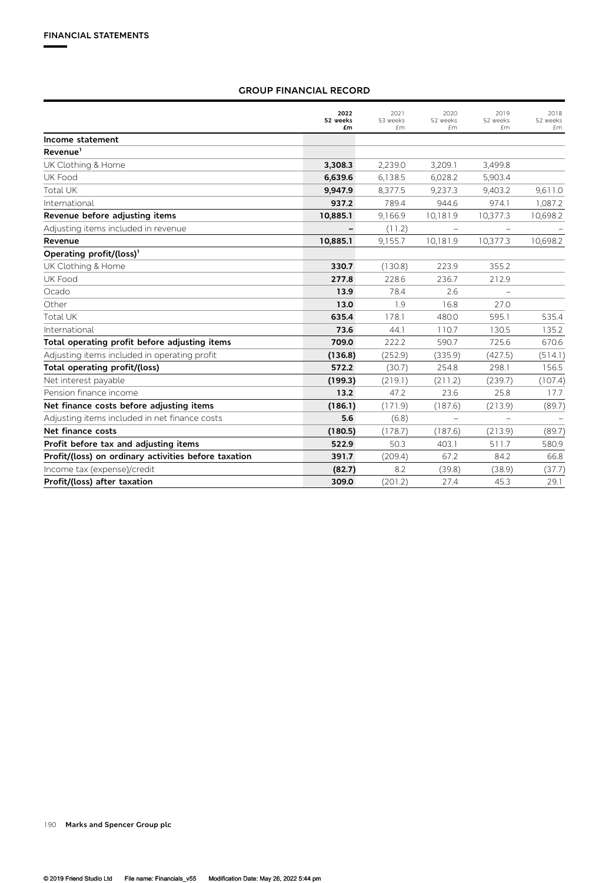## GROUP FINANCIAL RECORD

| | 2022 52 weeks £m | 2021 53 weeks £m | 2020 52 weeks £m | 2019 52 weeks £m | 2018 52 weeks £m |
|---|---|---|---|---|---|
| **Income statement** | | | | | |
| **Revenue[1]** | | | | | |
| UK Clothing & Home | **3,308.3** | 2,239.0 | 3,209.1 | 3,499.8 | |
| UK Food | **6,639.6** | 6,138.5 | 6,028.2 | 5,903.4 | |
| Total UK | **9,947.9** | 8,377.5 | 9,237.3 | 9,403.2 | 9,611.0 |
| International | **937.2** | 789.4 | 944.6 | 974.1 | 1,087.2 |
| **Revenue before adjusting items** | **10,885.1** | 9,166.9 | 10,181.9 | 10,377.3 | 10,698.2 |
| Adjusting items included in revenue | **–** | (11.2) | – | – | – |
| **Revenue** | **10,885.1** | 9,155.7 | 10,181.9 | 10,377.3 | 10,698.2 |
| **Operating profit/(loss)[1]** | | | | | |
| UK Clothing & Home | **330.7** | (130.8) | 223.9 | 355.2 | |
| UK Food | **277.8** | 228.6 | 236.7 | 212.9 | |
| Ocado | **13.9** | 78.4 | 2.6 | – | |
| Other | **13.0** | 1.9 | 16.8 | 27.0 | |
| Total UK | **635.4** | 178.1 | 480.0 | 595.1 | 535.4 |
| International | **73.6** | 44.1 | 110.7 | 130.5 | 135.2 |
| **Total operating profit before adjusting items** | **709.0** | 222.2 | 590.7 | 725.6 | 670.6 |
| Adjusting items included in operating profit | **(136.8)** | (252.9) | (335.9) | (427.5) | (514.1) |
| **Total operating profit/(loss)** | **572.2** | (30.7) | 254.8 | 298.1 | 156.5 |
| Net interest payable | **(199.3)** | (219.1) | (211.2) | (239.7) | (107.4) |
| Pension finance income | **13.2** | 47.2 | 23.6 | 25.8 | 17.7 |
| **Net finance costs before adjusting items** | **(186.1)** | (171.9) | (187.6) | (213.9) | (89.7) |
| Adjusting items included in net finance costs | **5.6** | (6.8) | – | – | – |
| **Net finance costs** | **(180.5)** | (178.7) | (187.6) | (213.9) | (89.7) |
| **Profit before tax and adjusting items** | **522.9** | 50.3 | 403.1 | 511.7 | 580.9 |
| **Profit/(loss) on ordinary activities before taxation** | **391.7** | (209.4) | 67.2 | 84.2 | 66.8 |
| Income tax (expense)/credit | **(82.7)** | 8.2 | (39.8) | (38.9) | (37.7) |
| **Profit/(loss) after taxation** | **309.0** | (201.2) | 27.4 | 45.3 | 29.1 |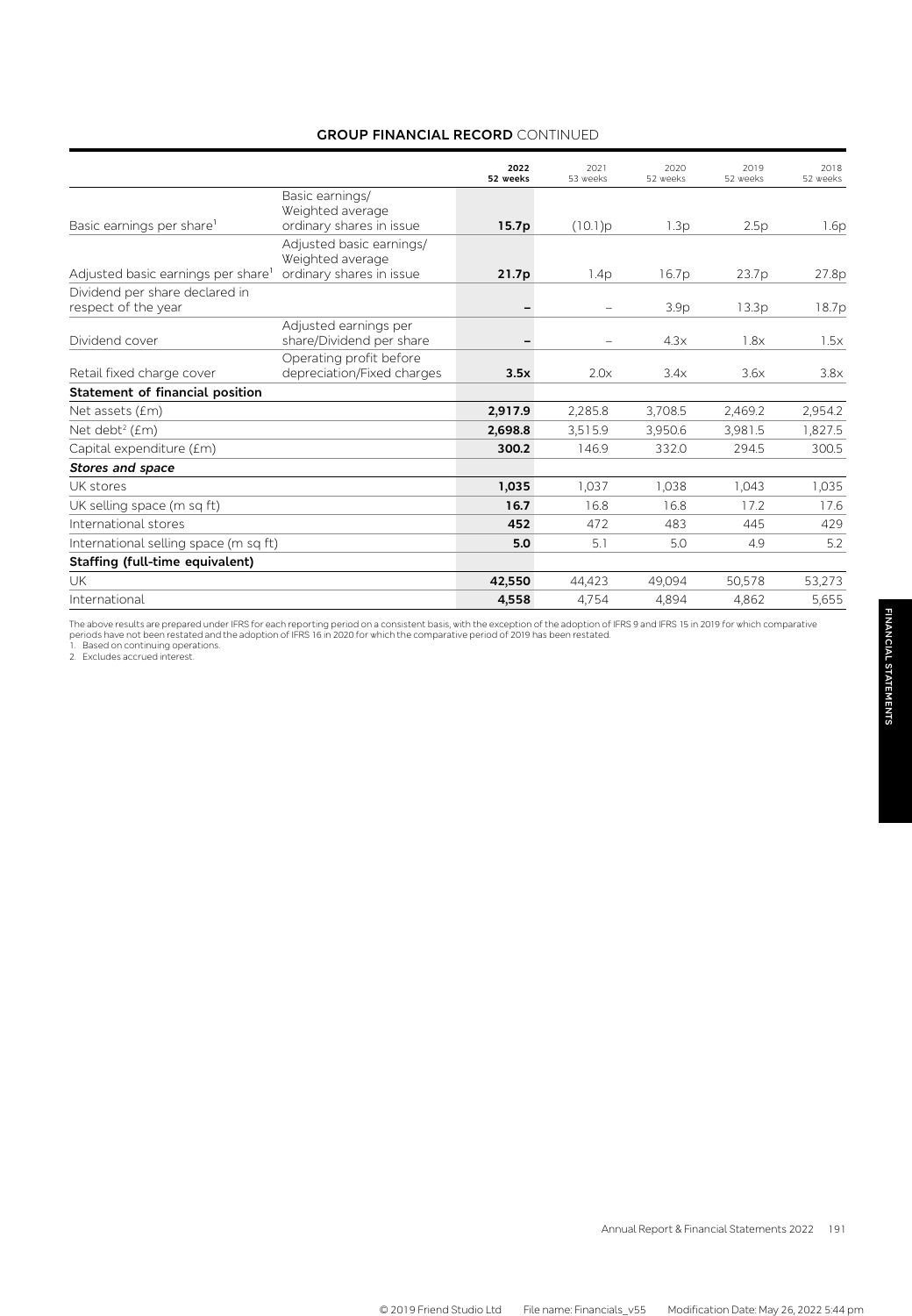## GROUP FINANCIAL RECORD CONTINUED

| | | 2022 52 weeks | 2021 53 weeks | 2020 52 weeks | 2019 52 weeks | 2018 52 weeks |
|---|---|---|---|---|---|---|
| Basic earnings per share[1] | Basic earnings/ Weighted average ordinary shares in issue | **15.7p** | (10.1)p | 1.3p | 2.5p | 1.6p |
| Adjusted basic earnings per share[1] | Adjusted basic earnings/ Weighted average ordinary shares in issue | **21.7p** | 1.4p | 16.7p | 23.7p | 27.8p |
| Dividend per share declared in respect of the year | | **–** | – | 3.9p | 13.3p | 18.7p |
| Dividend cover | Adjusted earnings per share/Dividend per share | **–** | – | 4.3x | 1.8x | 1.5x |
| Retail fixed charge cover | Operating profit before depreciation/Fixed charges | **3.5x** | 2.0x | 3.4x | 3.6x | 3.8x |
| **Statement of financial position** | | | | | | |
| Net assets (£m) | | **2,917.9** | 2,285.8 | 3,708.5 | 2,469.2 | 2,954.2 |
| Net debt[2] (£m) | | **2,698.8** | 3,515.9 | 3,950.6 | 3,981.5 | 1,827.5 |
| Capital expenditure (£m) | | **300.2** | 146.9 | 332.0 | 294.5 | 300.5 |
| ***Stores and space*** | | | | | | |
| UK stores | | **1,035** | 1,037 | 1,038 | 1,043 | 1,035 |
| UK selling space (m sq ft) | | **16.7** | 16.8 | 16.8 | 17.2 | 17.6 |
| International stores | | **452** | 472 | 483 | 445 | 429 |
| International selling space (m sq ft) | | **5.0** | 5.1 | 5.0 | 4.9 | 5.2 |
| **Staffing (full-time equivalent)** | | | | | | |
| UK | | **42,550** | 44,423 | 49,094 | 50,578 | 53,273 |
| International | | **4,558** | 4,754 | 4,894 | 4,862 | 5,655 |

The above results are prepared under IFRS for each reporting period on a consistent basis, with the exception of the adoption of IFRS 9 and IFRS 15 in 2019 for which comparative periods have not been restated and the adoption of IFRS 16 in 2020 for which the comparative period of 2019 has been restated.
1. Based on continuing operations.
2. Excludes accrued interest.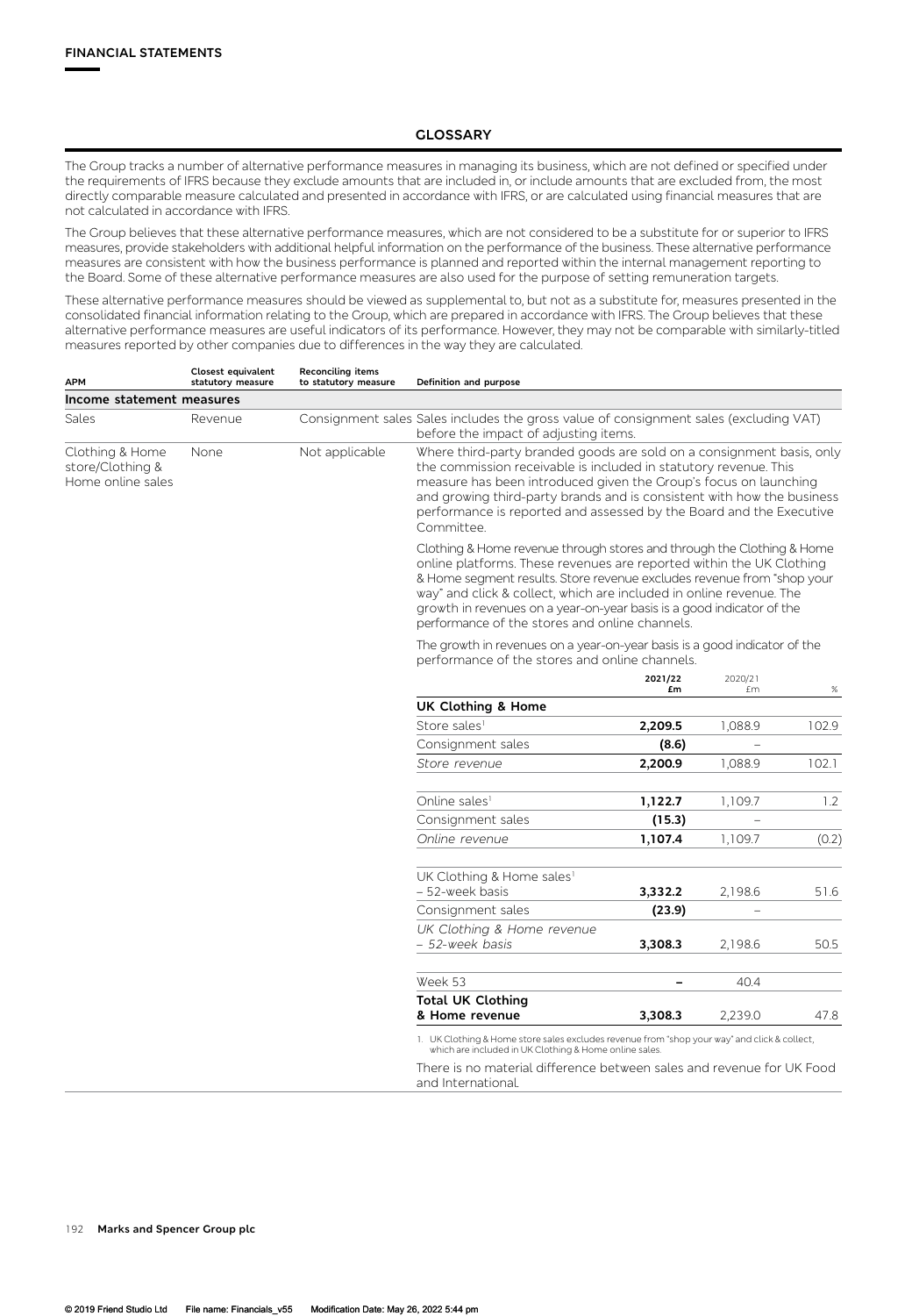# GLOSSARY

The Group tracks a number of alternative performance measures in managing its business, which are not defined or specified under the requirements of IFRS because they exclude amounts that are included in, or include amounts that are excluded from, the most directly comparable measure calculated and presented in accordance with IFRS, or are calculated using financial measures that are not calculated in accordance with IFRS.

The Group believes that these alternative performance measures, which are not considered to be a substitute for or superior to IFRS measures, provide stakeholders with additional helpful information on the performance of the business. These alternative performance measures are consistent with how the business performance is planned and reported within the internal management reporting to the Board. Some of these alternative performance measures are also used for the purpose of setting remuneration targets.

These alternative performance measures should be viewed as supplemental to, but not as a substitute for, measures presented in the consolidated financial information relating to the Group, which are prepared in accordance with IFRS. The Group believes that these alternative performance measures are useful indicators of its performance. However, they may not be comparable with similarly-titled measures reported by other companies due to differences in the way they are calculated.

| APM | Closest equivalent statutory measure | Reconciling items to statutory measure | Definition and purpose |
|---|---|---|---|
| **Income statement measures** | | | |
| Sales | Revenue | Consignment sales | Sales includes the gross value of consignment sales (excluding VAT) before the impact of adjusting items. |
| Clothing & Home store/Clothing & Home online sales | None | Not applicable | Where third-party branded goods are sold on a consignment basis, only the commission receivable is included in statutory revenue. This measure has been introduced given the Group's focus on launching and growing third-party brands and is consistent with how the business performance is reported and assessed by the Board and the Executive Committee. Clothing & Home revenue through stores and through the Clothing & Home online platforms. These revenues are reported within the UK Clothing & Home segment results. Store revenue excludes revenue from "shop your way" and click & collect, which are included in online revenue. The growth in revenues on a year-on-year basis is a good indicator of the performance of the stores and online channels. The growth in revenues on a year-on-year basis is a good indicator of the performance of the stores and online channels. |

| | 2021/22 £m | 2020/21 £m | % |
|---|---|---|---|
| **UK Clothing & Home** | | | |
| Store sales[1] | **2,209.5** | 1,088.9 | 102.9 |
| Consignment sales | **(8.6)** | – | |
| *Store revenue* | **2,200.9** | 1,088.9 | 102.1 |
| Online sales[1] | **1,122.7** | 1,109.7 | 1.2 |
| Consignment sales | **(15.3)** | – | |
| *Online revenue* | **1,107.4** | 1,109.7 | (0.2) |
| UK Clothing & Home sales[1] – 52-week basis | **3,332.2** | 2,198.6 | 51.6 |
| Consignment sales | **(23.9)** | – | |
| *UK Clothing & Home revenue – 52-week basis* | **3,308.3** | 2,198.6 | 50.5 |
| Week 53 | **–** | 40.4 | |
| **Total UK Clothing & Home revenue** | **3,308.3** | 2,239.0 | 47.8 |

1. UK Clothing & Home store sales excludes revenue from "shop your way" and click & collect, which are included in UK Clothing & Home online sales.

There is no material difference between sales and revenue for UK Food and International.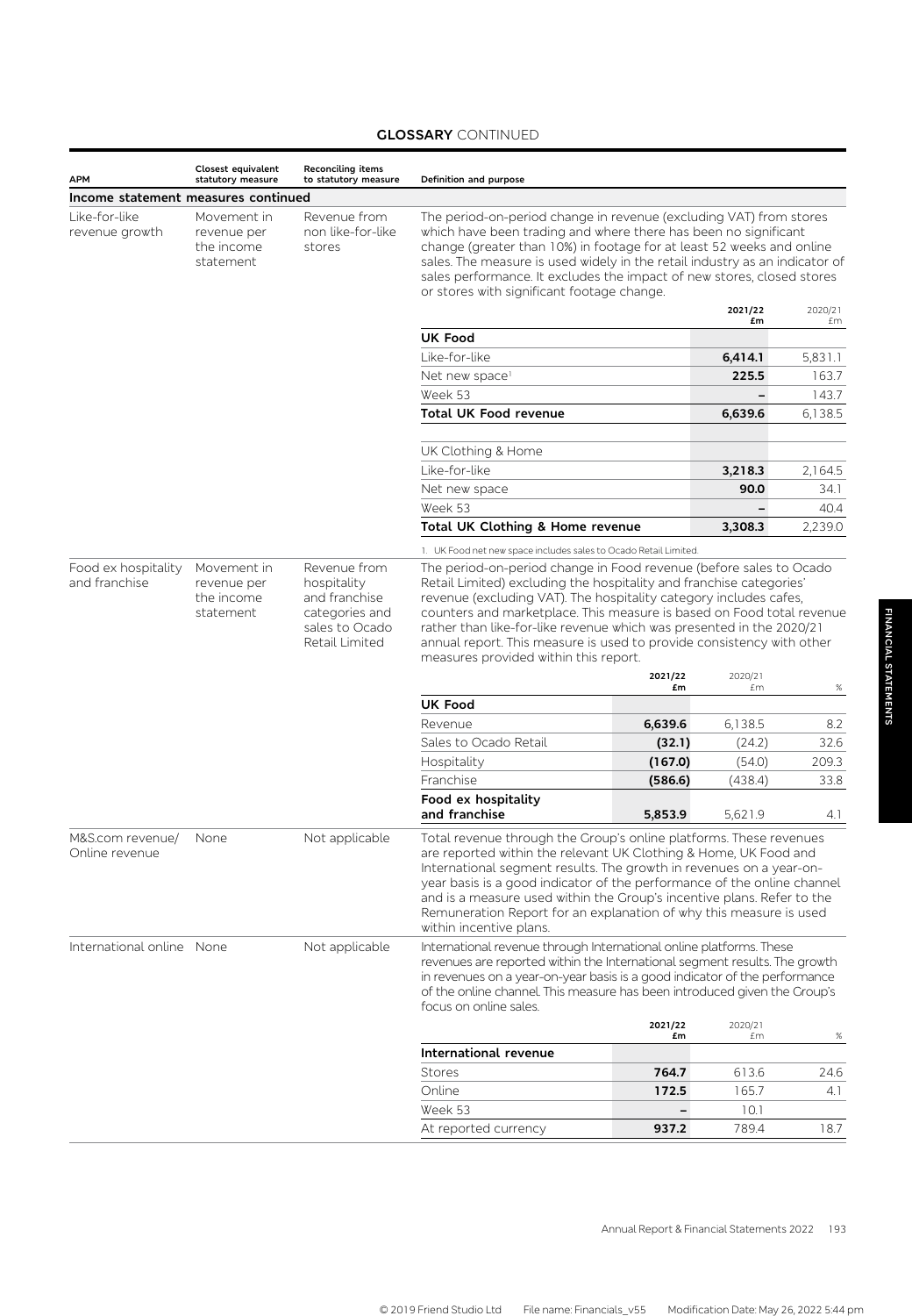## GLOSSARY CONTINUED

| APM | Closest equivalent statutory measure | Reconciling items to statutory measure | Definition and purpose |
|---|---|---|---|
| **Income statement measures continued** | | | |
| Like-for-like revenue growth | Movement in revenue per the income statement | Revenue from non like-for-like stores | The period-on-period change in revenue (excluding VAT) from stores which have been trading and where there has been no significant change (greater than 10%) in footage for at least 52 weeks and online sales. The measure is used widely in the retail industry as an indicator of sales performance. It excludes the impact of new stores, closed stores or stores with significant footage change. |

| | 2021/22 £m | 2020/21 £m |
|---|---|---|
| **UK Food** | | |
| Like-for-like | **6,414.1** | 5,831.1 |
| Net new space[1] | **225.5** | 163.7 |
| Week 53 | **–** | 143.7 |
| **Total UK Food revenue** | **6,639.6** | 6,138.5 |
| | | |
| UK Clothing & Home | | |
| Like-for-like | **3,218.3** | 2,164.5 |
| Net new space | **90.0** | 34.1 |
| Week 53 | **–** | 40.4 |
| **Total UK Clothing & Home revenue** | **3,308.3** | 2,239.0 |

1. UK Food net new space includes sales to Ocado Retail Limited.

| APM | Closest equivalent statutory measure | Reconciling items to statutory measure | Definition and purpose |
|---|---|---|---|
| Food ex hospitality and franchise | Movement in revenue per the income statement | Revenue from hospitality and franchise categories and sales to Ocado Retail Limited | The period-on-period change in Food revenue (before sales to Ocado Retail Limited) excluding the hospitality and franchise categories' revenue (excluding VAT). The hospitality category includes cafes, counters and marketplace. This measure is based on Food total revenue rather than like-for-like revenue which was presented in the 2020/21 annual report. This measure is used to provide consistency with other measures provided within this report. |

| | 2021/22 £m | 2020/21 £m | % |
|---|---|---|---|
| **UK Food** | | | |
| Revenue | **6,639.6** | 6,138.5 | 8.2 |
| Sales to Ocado Retail | **(32.1)** | (24.2) | 32.6 |
| Hospitality | **(167.0)** | (54.0) | 209.3 |
| Franchise | **(586.6)** | (438.4) | 33.8 |
| **Food ex hospitality and franchise** | **5,853.9** | 5,621.9 | 4.1 |

| APM | Closest equivalent statutory measure | Reconciling items to statutory measure | Definition and purpose |
|---|---|---|---|
| M&S.com revenue/ Online revenue | None | Not applicable | Total revenue through the Group's online platforms. These revenues are reported within the relevant UK Clothing & Home, UK Food and International segment results. The growth in revenues on a year-on-year basis is a good indicator of the performance of the online channel and is a measure used within the Group's incentive plans. Refer to the Remuneration Report for an explanation of why this measure is used within incentive plans. |
| International online | None | Not applicable | International revenue through International online platforms. These revenues are reported within the International segment results. The growth in revenues on a year-on-year basis is a good indicator of the performance of the online channel. This measure has been introduced given the Group's focus on online sales. |

| | 2021/22 £m | 2020/21 £m | % |
|---|---|---|---|
| **International revenue** | | | |
| Stores | **764.7** | 613.6 | 24.6 |
| Online | **172.5** | 165.7 | 4.1 |
| Week 53 | **–** | 10.1 | |
| At reported currency | **937.2** | 789.4 | 18.7 |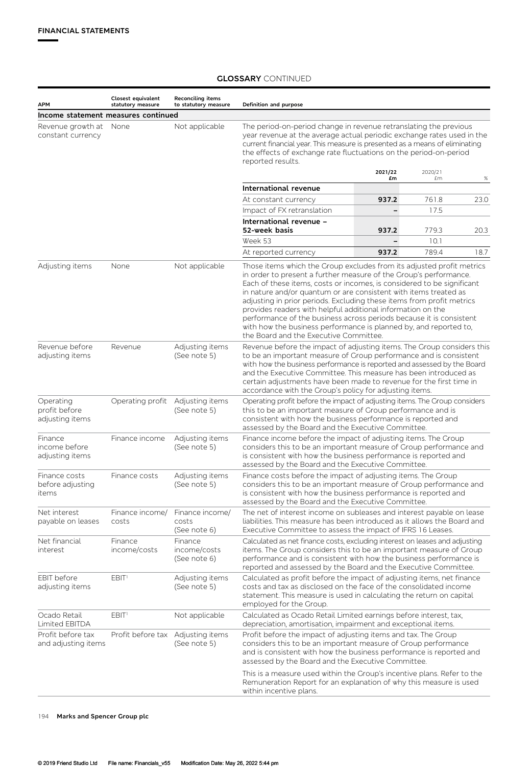## GLOSSARY CONTINUED

| APM | Closest equivalent statutory measure | Reconciling items to statutory measure | Definition and purpose |
|---|---|---|---|
| **Income statement measures continued** | | | |
| Revenue growth at constant currency | None | Not applicable | The period-on-period change in revenue retranslating the previous year revenue at the average actual periodic exchange rates used in the current financial year. This measure is presented as a means of eliminating the effects of exchange rate fluctuations on the period-on-period reported results. |

| | 2021/22 £m | 2020/21 £m | % |
|---|---|---|---|
| **International revenue** | | | |
| At constant currency | **937.2** | 761.8 | 23.0 |
| Impact of FX retranslation | **–** | 17.5 | |
| **International revenue – 52-week basis** | **937.2** | 779.3 | 20.3 |
| Week 53 | **–** | 10.1 | |
| At reported currency | **937.2** | 789.4 | 18.7 |

| APM | Closest equivalent statutory measure | Reconciling items to statutory measure | Definition and purpose |
|---|---|---|---|
| Adjusting items | None | Not applicable | Those items which the Group excludes from its adjusted profit metrics in order to present a further measure of the Group's performance. Each of these items, costs or incomes, is considered to be significant in nature and/or quantum or are consistent with items treated as adjusting in prior periods. Excluding these items from profit metrics provides readers with helpful additional information on the performance of the business across periods because it is consistent with how the business performance is planned by, and reported to, the Board and the Executive Committee. |
| Revenue before adjusting items | Revenue | Adjusting items (See note 5) | Revenue before the impact of adjusting items. The Group considers this to be an important measure of Group performance and is consistent with how the business performance is reported and assessed by the Board and the Executive Committee. This measure has been introduced as certain adjustments have been made to revenue for the first time in accordance with the Group's policy for adjusting items. |
| Operating profit before adjusting items | Operating profit | Adjusting items (See note 5) | Operating profit before the impact of adjusting items. The Group considers this to be an important measure of Group performance and is consistent with how the business performance is reported and assessed by the Board and the Executive Committee. |
| Finance income before adjusting items | Finance income | Adjusting items (See note 5) | Finance income before the impact of adjusting items. The Group considers this to be an important measure of Group performance and is consistent with how the business performance is reported and assessed by the Board and the Executive Committee. |
| Finance costs before adjusting items | Finance costs | Adjusting items (See note 5) | Finance costs before the impact of adjusting items. The Group considers this to be an important measure of Group performance and is consistent with how the business performance is reported and assessed by the Board and the Executive Committee. |
| Net interest payable on leases | Finance income/costs | Finance income/costs (See note 6) | The net of interest income on subleases and interest payable on lease liabilities. This measure has been introduced as it allows the Board and Executive Committee to assess the impact of IFRS 16 Leases. |
| Net financial interest | Finance income/costs | Finance income/costs (See note 6) | Calculated as net finance costs, excluding interest on leases and adjusting items. The Group considers this to be an important measure of Group performance and is consistent with how the business performance is reported and assessed by the Board and the Executive Committee. |
| EBIT before adjusting items | EBIT[1] | Adjusting items (See note 5) | Calculated as profit before the impact of adjusting items, net finance costs and tax as disclosed on the face of the consolidated income statement. This measure is used in calculating the return on capital employed for the Group. |
| Ocado Retail Limited EBITDA | EBIT[1] | Not applicable | Calculated as Ocado Retail Limited earnings before interest, tax, depreciation, amortisation, impairment and exceptional items. |
| Profit before tax and adjusting items | Profit before tax | Adjusting items (See note 5) | Profit before the impact of adjusting items and tax. The Group considers this to be an important measure of Group performance and is consistent with how the business performance is reported and assessed by the Board and the Executive Committee. This is a measure used within the Group's incentive plans. Refer to the Remuneration Report for an explanation of why this measure is used within incentive plans. |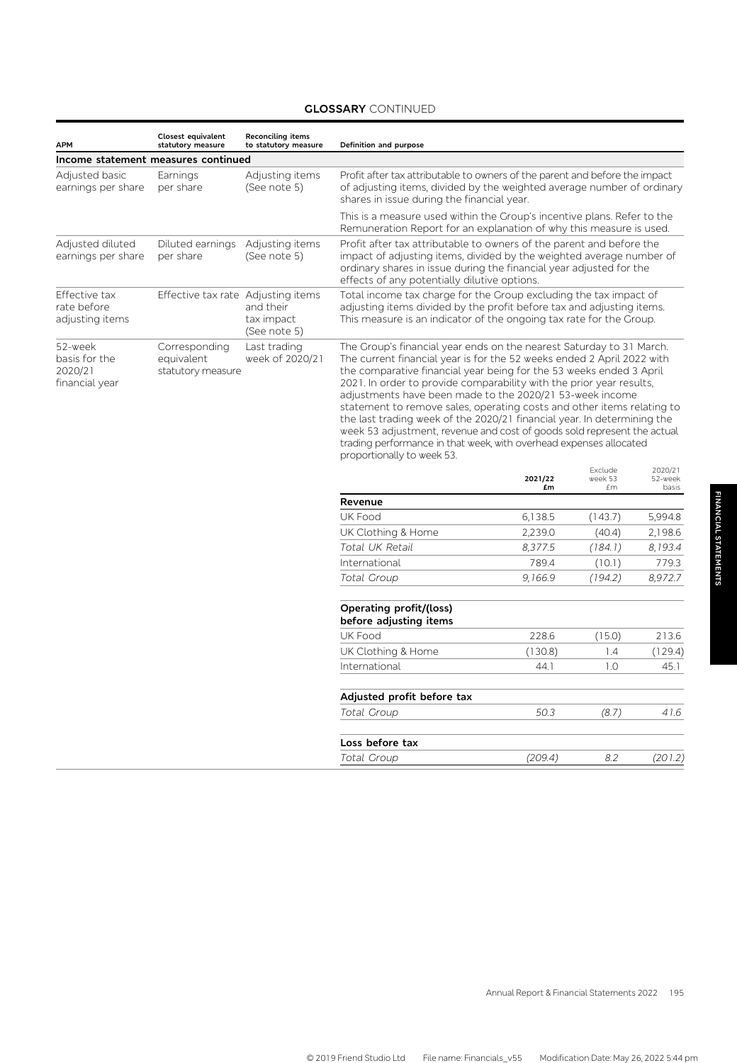## GLOSSARY CONTINUED

| APM | Closest equivalent statutory measure | Reconciling items to statutory measure | Definition and purpose |
|---|---|---|---|
| **Income statement measures continued** | | | |
| Adjusted basic earnings per share | Earnings per share | Adjusting items (See note 5) | Profit after tax attributable to owners of the parent and before the impact of adjusting items, divided by the weighted average number of ordinary shares in issue during the financial year. This is a measure used within the Group's incentive plans. Refer to the Remuneration Report for an explanation of why this measure is used. |
| Adjusted diluted earnings per share | Diluted earnings per share | Adjusting items (See note 5) | Profit after tax attributable to owners of the parent and before the impact of adjusting items, divided by the weighted average number of ordinary shares in issue during the financial year adjusted for the effects of any potentially dilutive options. |
| Effective tax rate before adjusting items | Effective tax rate | Adjusting items and their tax impact (See note 5) | Total income tax charge for the Group excluding the tax impact of adjusting items divided by the profit before tax and adjusting items. This measure is an indicator of the ongoing tax rate for the Group. |
| 52-week basis for the 2020/21 financial year | Corresponding equivalent statutory measure | Last trading week of 2020/21 | The Group's financial year ends on the nearest Saturday to 31 March. The current financial year is for the 52 weeks ended 2 April 2022 with the comparative financial year being for the 53 weeks ended 3 April 2021. In order to provide comparability with the prior year results, adjustments have been made to the 2020/21 53-week income statement to remove sales, operating costs and other items relating to the last trading week of the 2020/21 financial year. In determining the week 53 adjustment, revenue and cost of goods sold represent the actual trading performance in that week, with overhead expenses allocated proportionally to week 53. |

| | 2021/22 £m | Exclude week 53 £m | 2020/21 52-week basis |
|---|---|---|---|
| **Revenue** | | | |
| UK Food | 6,138.5 | (143.7) | 5,994.8 |
| UK Clothing & Home | 2,239.0 | (40.4) | 2,198.6 |
| *Total UK Retail* | *8,377.5* | *(184.1)* | *8,193.4* |
| International | 789.4 | (10.1) | 779.3 |
| *Total Group* | *9,166.9* | *(194.2)* | *8,972.7* |
| **Operating profit/(loss) before adjusting items** | | | |
| UK Food | 228.6 | (15.0) | 213.6 |
| UK Clothing & Home | (130.8) | 1.4 | (129.4) |
| International | 44.1 | 1.0 | 45.1 |
| **Adjusted profit before tax** | | | |
| *Total Group* | *50.3* | *(8.7)* | *41.6* |
| **Loss before tax** | | | |
| *Total Group* | *(209.4)* | *8.2* | *(201.2)* |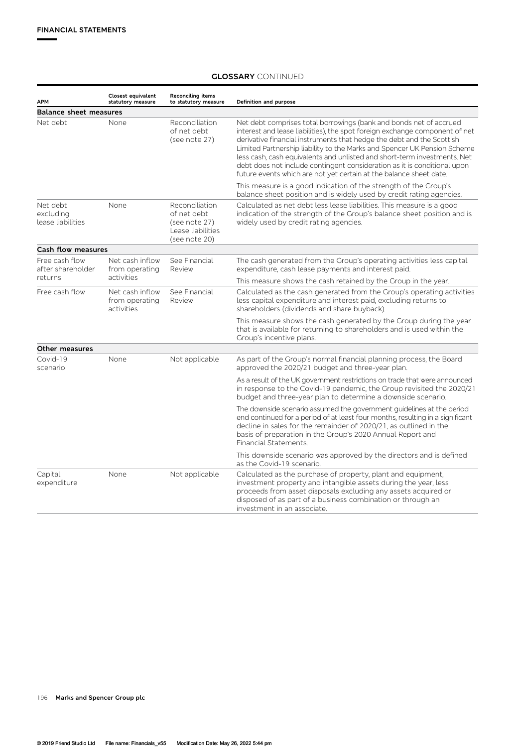## GLOSSARY CONTINUED

| APM | Closest equivalent statutory measure | Reconciling items to statutory measure | Definition and purpose |
|---|---|---|---|
| **Balance sheet measures** | | | |
| Net debt | None | Reconciliation of net debt (see note 27) | Net debt comprises total borrowings (bank and bonds net of accrued interest and lease liabilities), the spot foreign exchange component of net derivative financial instruments that hedge the debt and the Scottish Limited Partnership liability to the Marks and Spencer UK Pension Scheme less cash, cash equivalents and unlisted and short-term investments. Net debt does not include contingent consideration as it is conditional upon future events which are not yet certain at the balance sheet date.<br><br>This measure is a good indication of the strength of the Group's balance sheet position and is widely used by credit rating agencies. |
| Net debt excluding lease liabilities | None | Reconciliation of net debt (see note 27) Lease liabilities (see note 20) | Calculated as net debt less lease liabilities. This measure is a good indication of the strength of the Group's balance sheet position and is widely used by credit rating agencies. |
| **Cash flow measures** | | | |
| Free cash flow after shareholder returns | Net cash inflow from operating activities | See Financial Review | The cash generated from the Group's operating activities less capital expenditure, cash lease payments and interest paid.<br><br>This measure shows the cash retained by the Group in the year. |
| Free cash flow | Net cash inflow from operating activities | See Financial Review | Calculated as the cash generated from the Group's operating activities less capital expenditure and interest paid, excluding returns to shareholders (dividends and share buyback).<br><br>This measure shows the cash generated by the Group during the year that is available for returning to shareholders and is used within the Group's incentive plans. |
| **Other measures** | | | |
| Covid-19 scenario | None | Not applicable | As part of the Group's normal financial planning process, the Board approved the 2020/21 budget and three-year plan.<br><br>As a result of the UK government restrictions on trade that were announced in response to the Covid-19 pandemic, the Group revisited the 2020/21 budget and three-year plan to determine a downside scenario.<br><br>The downside scenario assumed the government guidelines at the period end continued for a period of at least four months, resulting in a significant decline in sales for the remainder of 2020/21, as outlined in the basis of preparation in the Group's 2020 Annual Report and Financial Statements.<br><br>This downside scenario was approved by the directors and is defined as the Covid-19 scenario. |
| Capital expenditure | None | Not applicable | Calculated as the purchase of property, plant and equipment, investment property and intangible assets during the year, less proceeds from asset disposals excluding any assets acquired or disposed of as part of a business combination or through an investment in an associate. |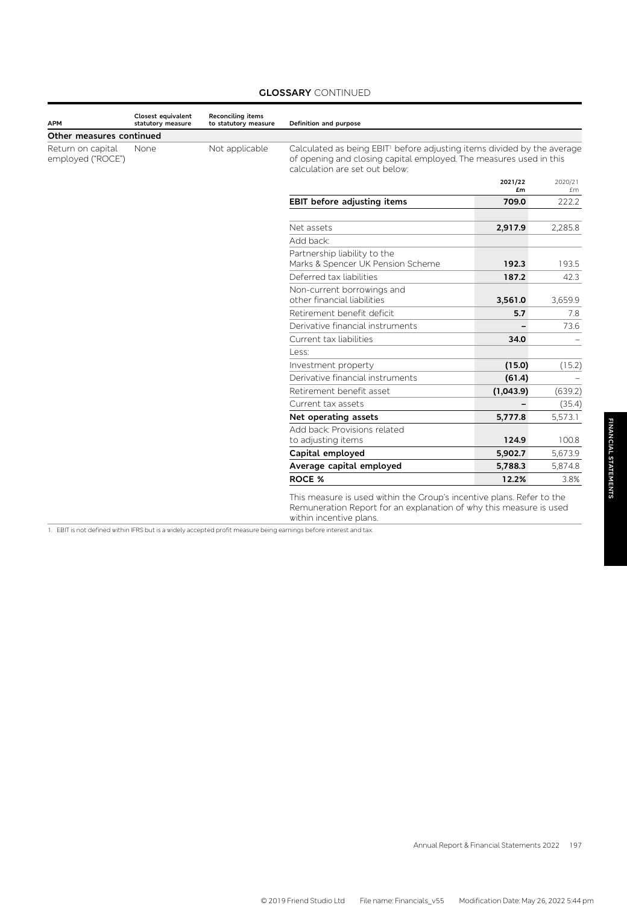## GLOSSARY CONTINUED

| APM | Closest equivalent statutory measure | Reconciling items to statutory measure | Definition and purpose |
|---|---|---|---|
| **Other measures continued** | | | |
| Return on capital employed ("ROCE") | None | Not applicable | Calculated as being EBIT[1] before adjusting items divided by the average of opening and closing capital employed. The measures used in this calculation are set out below: |

| | 2021/22 £m | 2020/21 £m |
|---|---|---|
| **EBIT before adjusting items** | **709.0** | 222.2 |
| Net assets | **2,917.9** | 2,285.8 |
| Add back: | | |
| Partnership liability to the Marks & Spencer UK Pension Scheme | **192.3** | 193.5 |
| Deferred tax liabilities | **187.2** | 42.3 |
| Non-current borrowings and other financial liabilities | **3,561.0** | 3,659.9 |
| Retirement benefit deficit | **5.7** | 7.8 |
| Derivative financial instruments | **–** | 73.6 |
| Current tax liabilities | **34.0** | – |
| Less: | | |
| Investment property | **(15.0)** | (15.2) |
| Derivative financial instruments | **(61.4)** | – |
| Retirement benefit asset | **(1,043.9)** | (639.2) |
| Current tax assets | **–** | (35.4) |
| **Net operating assets** | **5,777.8** | 5,573.1 |
| Add back: Provisions related to adjusting items | **124.9** | 100.8 |
| **Capital employed** | **5,902.7** | 5,673.9 |
| **Average capital employed** | **5,788.3** | 5,874.8 |
| **ROCE %** | **12.2%** | 3.8% |

This measure is used within the Group's incentive plans. Refer to the Remuneration Report for an explanation of why this measure is used within incentive plans.

1. EBIT is not defined within IFRS but is a widely accepted profit measure being earnings before interest and tax.